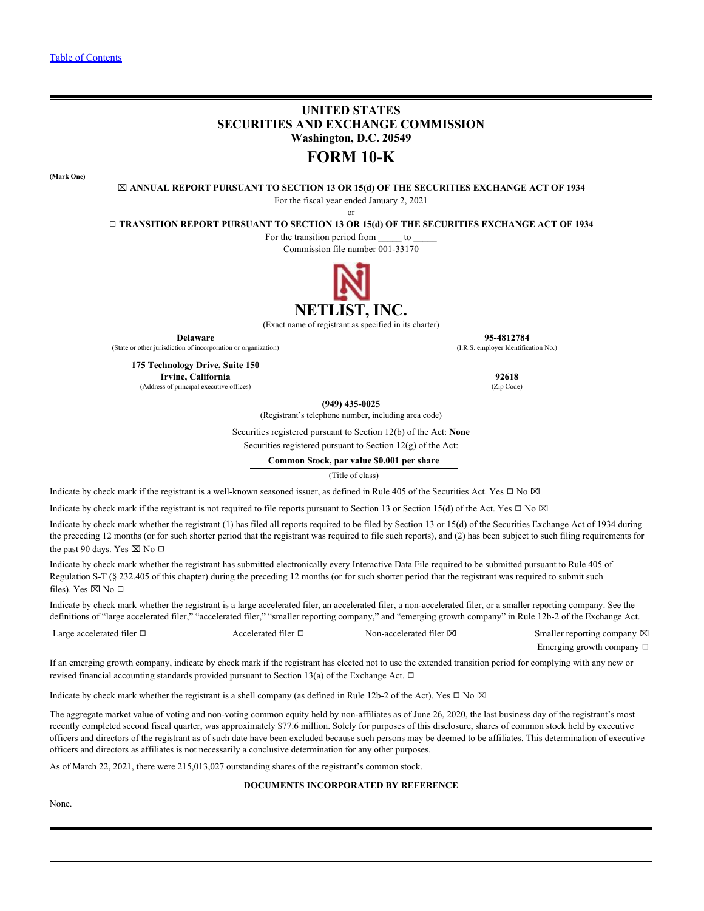[Table of Contents](#)

# UNITED STATES
# SECURITIES AND EXCHANGE COMMISSION
**Washington, D.C. 20549**

# FORM 10-K

**(Mark One)**

☒ **ANNUAL REPORT PURSUANT TO SECTION 13 OR 15(d) OF THE SECURITIES EXCHANGE ACT OF 1934**

For the fiscal year ended January 2, 2021

or

☐ **TRANSITION REPORT PURSUANT TO SECTION 13 OR 15(d) OF THE SECURITIES EXCHANGE ACT OF 1934**

For the transition period from _____ to _____

Commission file number 001-33170

# NETLIST, INC.

(Exact name of registrant as specified in its charter)

| **Delaware** | **95-4812784** |
|---|---|
| (State or other jurisdiction of incorporation or organization) | (I.R.S. employer Identification No.) |
| **175 Technology Drive, Suite 150** **Irvine, California** | **92618** |
| (Address of principal executive offices) | (Zip Code) |

**(949) 435-0025**

(Registrant's telephone number, including area code)

Securities registered pursuant to Section 12(b) of the Act: **None**

Securities registered pursuant to Section 12(g) of the Act:

**Common Stock, par value $0.001 per share**

(Title of class)

Indicate by check mark if the registrant is a well-known seasoned issuer, as defined in Rule 405 of the Securities Act. Yes ☐ No ☒

Indicate by check mark if the registrant is not required to file reports pursuant to Section 13 or Section 15(d) of the Act. Yes ☐ No ☒

Indicate by check mark whether the registrant (1) has filed all reports required to be filed by Section 13 or 15(d) of the Securities Exchange Act of 1934 during the preceding 12 months (or for such shorter period that the registrant was required to file such reports), and (2) has been subject to such filing requirements for the past 90 days. Yes ☒ No ☐

Indicate by check mark whether the registrant has submitted electronically every Interactive Data File required to be submitted pursuant to Rule 405 of Regulation S-T (§ 232.405 of this chapter) during the preceding 12 months (or for such shorter period that the registrant was required to submit such files). Yes ☒ No ☐

Indicate by check mark whether the registrant is a large accelerated filer, an accelerated filer, a non-accelerated filer, or a smaller reporting company. See the definitions of "large accelerated filer," "accelerated filer," "smaller reporting company," and "emerging growth company" in Rule 12b-2 of the Exchange Act.

| Large accelerated filer ☐ | Accelerated filer ☐ | Non-accelerated filer ☒ | Smaller reporting company ☒ |
|---|---|---|---|
| | | | Emerging growth company ☐ |

If an emerging growth company, indicate by check mark if the registrant has elected not to use the extended transition period for complying with any new or revised financial accounting standards provided pursuant to Section 13(a) of the Exchange Act. ☐

Indicate by check mark whether the registrant is a shell company (as defined in Rule 12b-2 of the Act). Yes ☐ No ☒

The aggregate market value of voting and non-voting common equity held by non-affiliates as of June 26, 2020, the last business day of the registrant's most recently completed second fiscal quarter, was approximately $77.6 million. Solely for purposes of this disclosure, shares of common stock held by executive officers and directors of the registrant as of such date have been excluded because such persons may be deemed to be affiliates. This determination of executive officers and directors as affiliates is not necessarily a conclusive determination for any other purposes.

As of March 22, 2021, there were 215,013,027 outstanding shares of the registrant's common stock.

**DOCUMENTS INCORPORATED BY REFERENCE**

None.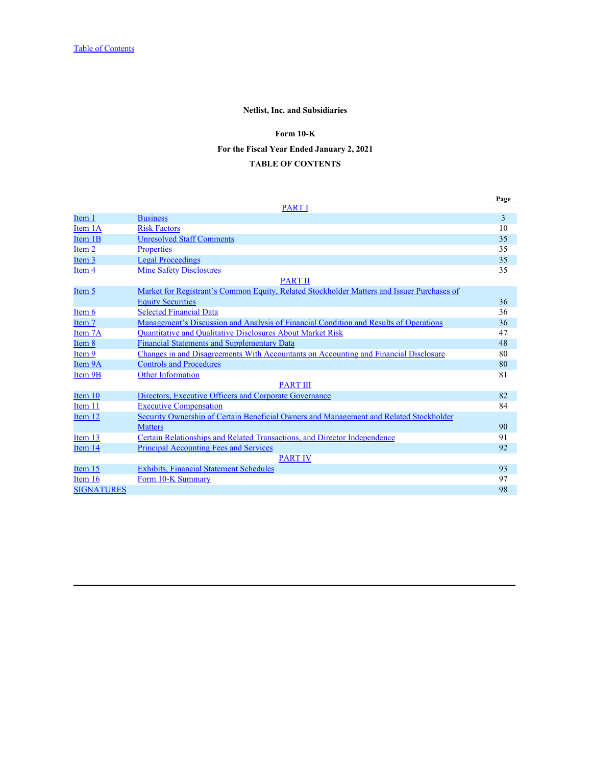[Table of Contents](#)

**Netlist, Inc. and Subsidiaries**

**Form 10-K**

**For the Fiscal Year Ended January 2, 2021**

**TABLE OF CONTENTS**

| | | Page |
|---|---|---|
| | PART I | |
| Item 1 | Business | 3 |
| Item 1A | Risk Factors | 10 |
| Item 1B | Unresolved Staff Comments | 35 |
| Item 2 | Properties | 35 |
| Item 3 | Legal Proceedings | 35 |
| Item 4 | Mine Safety Disclosures | 35 |
| | PART II | |
| Item 5 | Market for Registrant's Common Equity, Related Stockholder Matters and Issuer Purchases of Equity Securities | 36 |
| Item 6 | Selected Financial Data | 36 |
| Item 7 | Management's Discussion and Analysis of Financial Condition and Results of Operations | 36 |
| Item 7A | Quantitative and Qualitative Disclosures About Market Risk | 47 |
| Item 8 | Financial Statements and Supplementary Data | 48 |
| Item 9 | Changes in and Disagreements With Accountants on Accounting and Financial Disclosure | 80 |
| Item 9A | Controls and Procedures | 80 |
| Item 9B | Other Information | 81 |
| | PART III | |
| Item 10 | Directors, Executive Officers and Corporate Governance | 82 |
| Item 11 | Executive Compensation | 84 |
| Item 12 | Security Ownership of Certain Beneficial Owners and Management and Related Stockholder Matters | 90 |
| Item 13 | Certain Relationships and Related Transactions, and Director Independence | 91 |
| Item 14 | Principal Accounting Fees and Services | 92 |
| | PART IV | |
| Item 15 | Exhibits, Financial Statement Schedules | 93 |
| Item 16 | Form 10-K Summary | 97 |
| SIGNATURES | | 98 |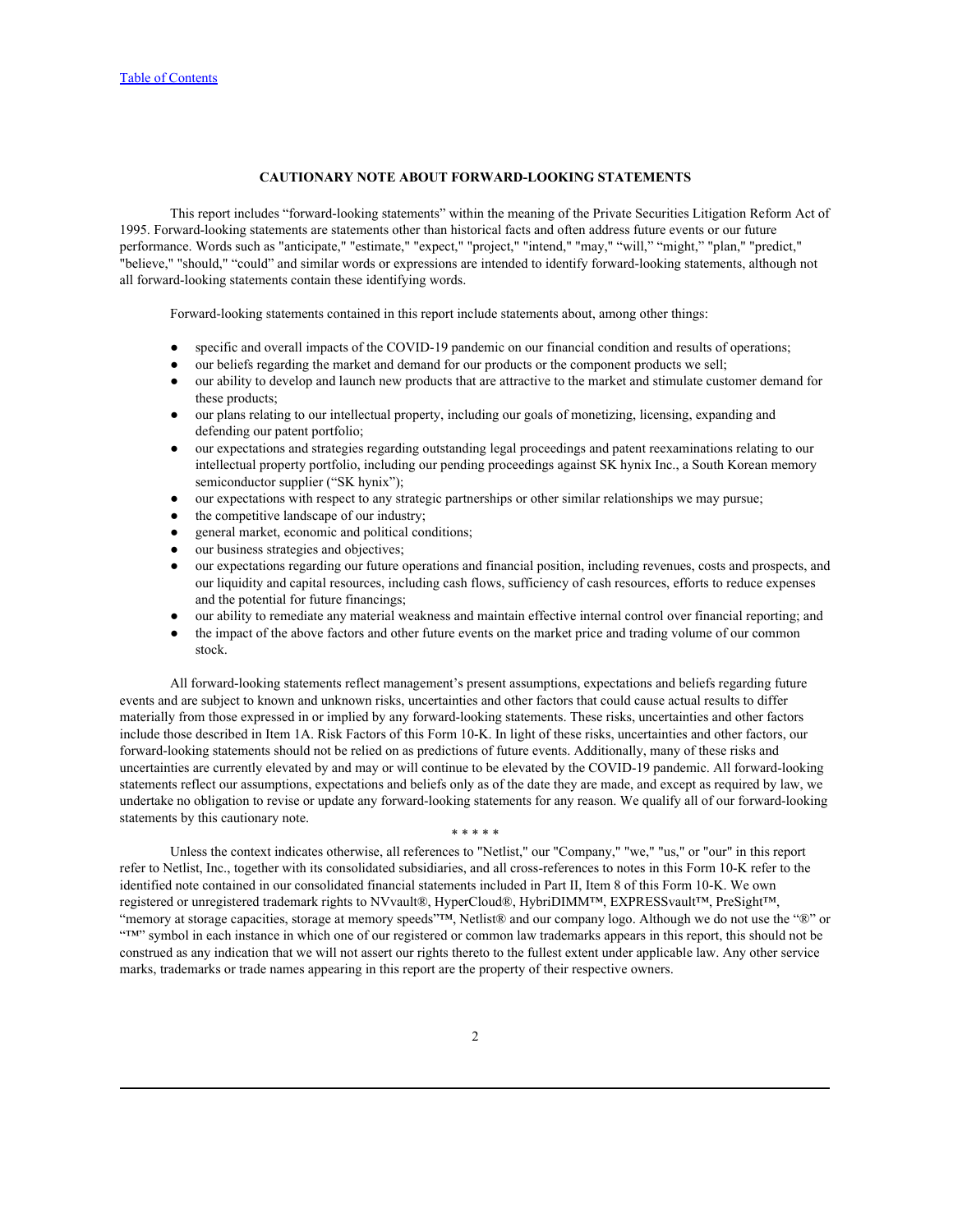## CAUTIONARY NOTE ABOUT FORWARD-LOOKING STATEMENTS

This report includes "forward-looking statements" within the meaning of the Private Securities Litigation Reform Act of 1995. Forward-looking statements are statements other than historical facts and often address future events or our future performance. Words such as "anticipate," "estimate," "expect," "project," "intend," "may," "will," "might," "plan," "predict," "believe," "should," "could" and similar words or expressions are intended to identify forward-looking statements, although not all forward-looking statements contain these identifying words.

Forward-looking statements contained in this report include statements about, among other things:

- specific and overall impacts of the COVID-19 pandemic on our financial condition and results of operations;
- our beliefs regarding the market and demand for our products or the component products we sell;
- our ability to develop and launch new products that are attractive to the market and stimulate customer demand for these products;
- our plans relating to our intellectual property, including our goals of monetizing, licensing, expanding and defending our patent portfolio;
- our expectations and strategies regarding outstanding legal proceedings and patent reexaminations relating to our intellectual property portfolio, including our pending proceedings against SK hynix Inc., a South Korean memory semiconductor supplier ("SK hynix");
- our expectations with respect to any strategic partnerships or other similar relationships we may pursue;
- the competitive landscape of our industry;
- general market, economic and political conditions;
- our business strategies and objectives;
- our expectations regarding our future operations and financial position, including revenues, costs and prospects, and our liquidity and capital resources, including cash flows, sufficiency of cash resources, efforts to reduce expenses and the potential for future financings;
- our ability to remediate any material weakness and maintain effective internal control over financial reporting; and
- the impact of the above factors and other future events on the market price and trading volume of our common stock.

All forward-looking statements reflect management's present assumptions, expectations and beliefs regarding future events and are subject to known and unknown risks, uncertainties and other factors that could cause actual results to differ materially from those expressed in or implied by any forward-looking statements. These risks, uncertainties and other factors include those described in Item 1A. Risk Factors of this Form 10-K. In light of these risks, uncertainties and other factors, our forward-looking statements should not be relied on as predictions of future events. Additionally, many of these risks and uncertainties are currently elevated by and may or will continue to be elevated by the COVID-19 pandemic. All forward-looking statements reflect our assumptions, expectations and beliefs only as of the date they are made, and except as required by law, we undertake no obligation to revise or update any forward-looking statements for any reason. We qualify all of our forward-looking statements by this cautionary note.

\* \* \* \* \*

Unless the context indicates otherwise, all references to "Netlist," our "Company," "we," "us," or "our" in this report refer to Netlist, Inc., together with its consolidated subsidiaries, and all cross-references to notes in this Form 10-K refer to the identified note contained in our consolidated financial statements included in Part II, Item 8 of this Form 10-K. We own registered or unregistered trademark rights to NVvault®, HyperCloud®, HybriDIMM™, EXPRESSvault™, PreSight™, "memory at storage capacities, storage at memory speeds"™, Netlist® and our company logo. Although we do not use the "®" or "™" symbol in each instance in which one of our registered or common law trademarks appears in this report, this should not be construed as any indication that we will not assert our rights thereto to the fullest extent under applicable law. Any other service marks, trademarks or trade names appearing in this report are the property of their respective owners.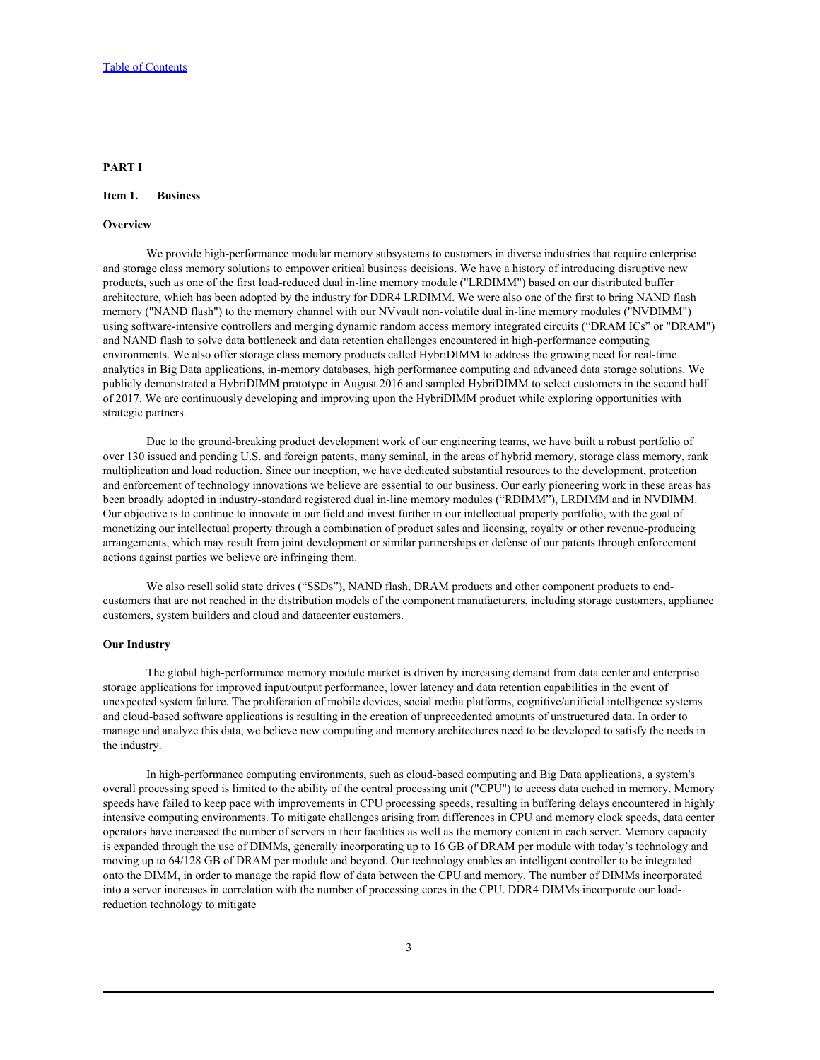# PART I

## Item 1. Business

### Overview

We provide high-performance modular memory subsystems to customers in diverse industries that require enterprise and storage class memory solutions to empower critical business decisions. We have a history of introducing disruptive new products, such as one of the first load-reduced dual in-line memory module ("LRDIMM") based on our distributed buffer architecture, which has been adopted by the industry for DDR4 LRDIMM. We were also one of the first to bring NAND flash memory ("NAND flash") to the memory channel with our NVvault non-volatile dual in-line memory modules ("NVDIMM") using software-intensive controllers and merging dynamic random access memory integrated circuits ("DRAM ICs" or "DRAM") and NAND flash to solve data bottleneck and data retention challenges encountered in high-performance computing environments. We also offer storage class memory products called HybriDIMM to address the growing need for real-time analytics in Big Data applications, in-memory databases, high performance computing and advanced data storage solutions. We publicly demonstrated a HybriDIMM prototype in August 2016 and sampled HybriDIMM to select customers in the second half of 2017. We are continuously developing and improving upon the HybriDIMM product while exploring opportunities with strategic partners.

Due to the ground-breaking product development work of our engineering teams, we have built a robust portfolio of over 130 issued and pending U.S. and foreign patents, many seminal, in the areas of hybrid memory, storage class memory, rank multiplication and load reduction. Since our inception, we have dedicated substantial resources to the development, protection and enforcement of technology innovations we believe are essential to our business. Our early pioneering work in these areas has been broadly adopted in industry-standard registered dual in-line memory modules ("RDIMM"), LRDIMM and in NVDIMM. Our objective is to continue to innovate in our field and invest further in our intellectual property portfolio, with the goal of monetizing our intellectual property through a combination of product sales and licensing, royalty or other revenue-producing arrangements, which may result from joint development or similar partnerships or defense of our patents through enforcement actions against parties we believe are infringing them.

We also resell solid state drives ("SSDs"), NAND flash, DRAM products and other component products to end-customers that are not reached in the distribution models of the component manufacturers, including storage customers, appliance customers, system builders and cloud and datacenter customers.

### Our Industry

The global high-performance memory module market is driven by increasing demand from data center and enterprise storage applications for improved input/output performance, lower latency and data retention capabilities in the event of unexpected system failure. The proliferation of mobile devices, social media platforms, cognitive/artificial intelligence systems and cloud-based software applications is resulting in the creation of unprecedented amounts of unstructured data. In order to manage and analyze this data, we believe new computing and memory architectures need to be developed to satisfy the needs in the industry.

In high-performance computing environments, such as cloud-based computing and Big Data applications, a system's overall processing speed is limited to the ability of the central processing unit ("CPU") to access data cached in memory. Memory speeds have failed to keep pace with improvements in CPU processing speeds, resulting in buffering delays encountered in highly intensive computing environments. To mitigate challenges arising from differences in CPU and memory clock speeds, data center operators have increased the number of servers in their facilities as well as the memory content in each server. Memory capacity is expanded through the use of DIMMs, generally incorporating up to 16 GB of DRAM per module with today's technology and moving up to 64/128 GB of DRAM per module and beyond. Our technology enables an intelligent controller to be integrated onto the DIMM, in order to manage the rapid flow of data between the CPU and memory. The number of DIMMs incorporated into a server increases in correlation with the number of processing cores in the CPU. DDR4 DIMMs incorporate our load-reduction technology to mitigate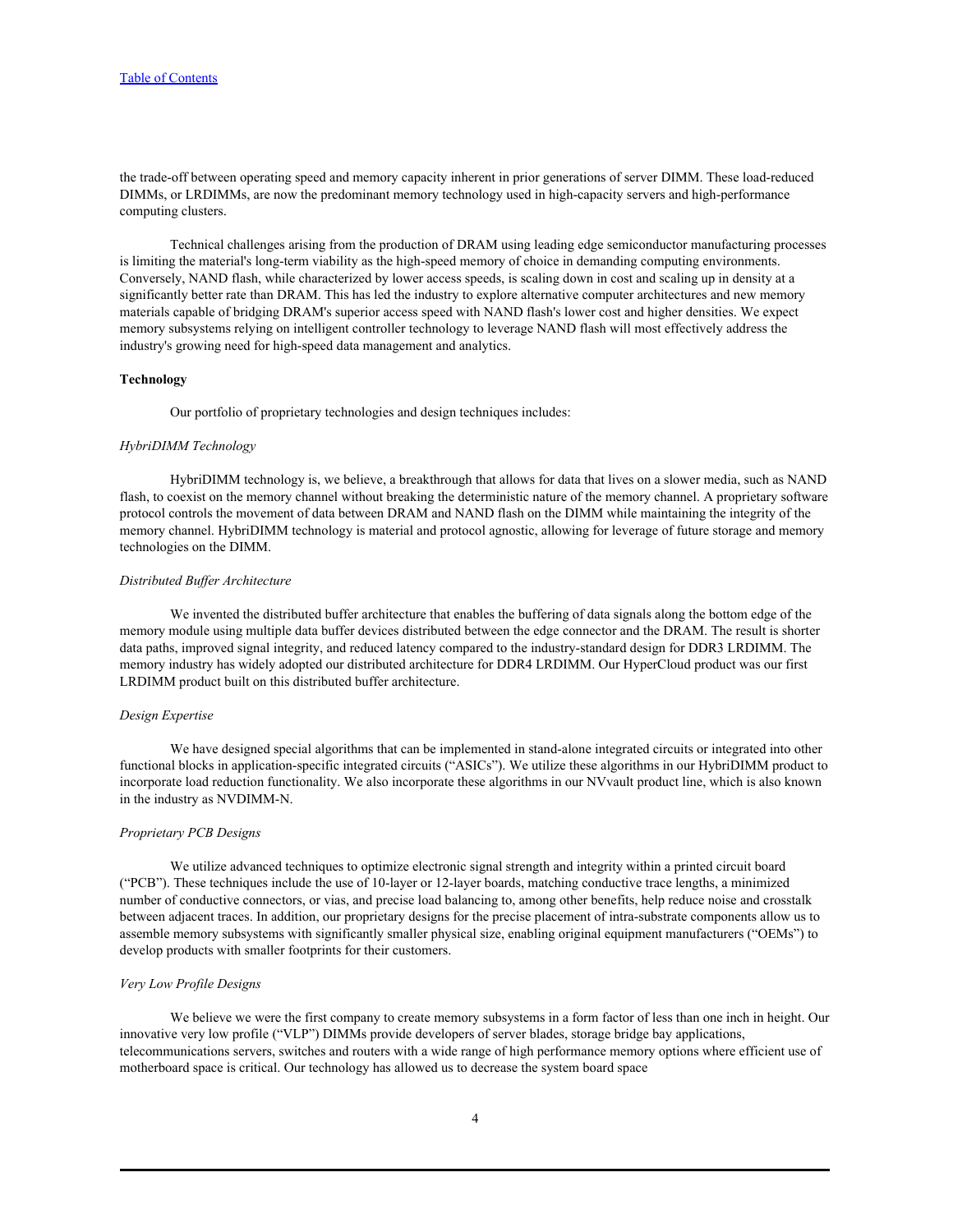the trade-off between operating speed and memory capacity inherent in prior generations of server DIMM. These load-reduced DIMMs, or LRDIMMs, are now the predominant memory technology used in high-capacity servers and high-performance computing clusters.

Technical challenges arising from the production of DRAM using leading edge semiconductor manufacturing processes is limiting the material's long-term viability as the high-speed memory of choice in demanding computing environments. Conversely, NAND flash, while characterized by lower access speeds, is scaling down in cost and scaling up in density at a significantly better rate than DRAM. This has led the industry to explore alternative computer architectures and new memory materials capable of bridging DRAM's superior access speed with NAND flash's lower cost and higher densities. We expect memory subsystems relying on intelligent controller technology to leverage NAND flash will most effectively address the industry's growing need for high-speed data management and analytics.

**Technology**

Our portfolio of proprietary technologies and design techniques includes:

*HybriDIMM Technology*

HybriDIMM technology is, we believe, a breakthrough that allows for data that lives on a slower media, such as NAND flash, to coexist on the memory channel without breaking the deterministic nature of the memory channel. A proprietary software protocol controls the movement of data between DRAM and NAND flash on the DIMM while maintaining the integrity of the memory channel. HybriDIMM technology is material and protocol agnostic, allowing for leverage of future storage and memory technologies on the DIMM.

*Distributed Buffer Architecture*

We invented the distributed buffer architecture that enables the buffering of data signals along the bottom edge of the memory module using multiple data buffer devices distributed between the edge connector and the DRAM. The result is shorter data paths, improved signal integrity, and reduced latency compared to the industry-standard design for DDR3 LRDIMM. The memory industry has widely adopted our distributed architecture for DDR4 LRDIMM. Our HyperCloud product was our first LRDIMM product built on this distributed buffer architecture.

*Design Expertise*

We have designed special algorithms that can be implemented in stand-alone integrated circuits or integrated into other functional blocks in application-specific integrated circuits ("ASICs"). We utilize these algorithms in our HybriDIMM product to incorporate load reduction functionality. We also incorporate these algorithms in our NVvault product line, which is also known in the industry as NVDIMM-N.

*Proprietary PCB Designs*

We utilize advanced techniques to optimize electronic signal strength and integrity within a printed circuit board ("PCB"). These techniques include the use of 10-layer or 12-layer boards, matching conductive trace lengths, a minimized number of conductive connectors, or vias, and precise load balancing to, among other benefits, help reduce noise and crosstalk between adjacent traces. In addition, our proprietary designs for the precise placement of intra-substrate components allow us to assemble memory subsystems with significantly smaller physical size, enabling original equipment manufacturers ("OEMs") to develop products with smaller footprints for their customers.

*Very Low Profile Designs*

We believe we were the first company to create memory subsystems in a form factor of less than one inch in height. Our innovative very low profile ("VLP") DIMMs provide developers of server blades, storage bridge bay applications, telecommunications servers, switches and routers with a wide range of high performance memory options where efficient use of motherboard space is critical. Our technology has allowed us to decrease the system board space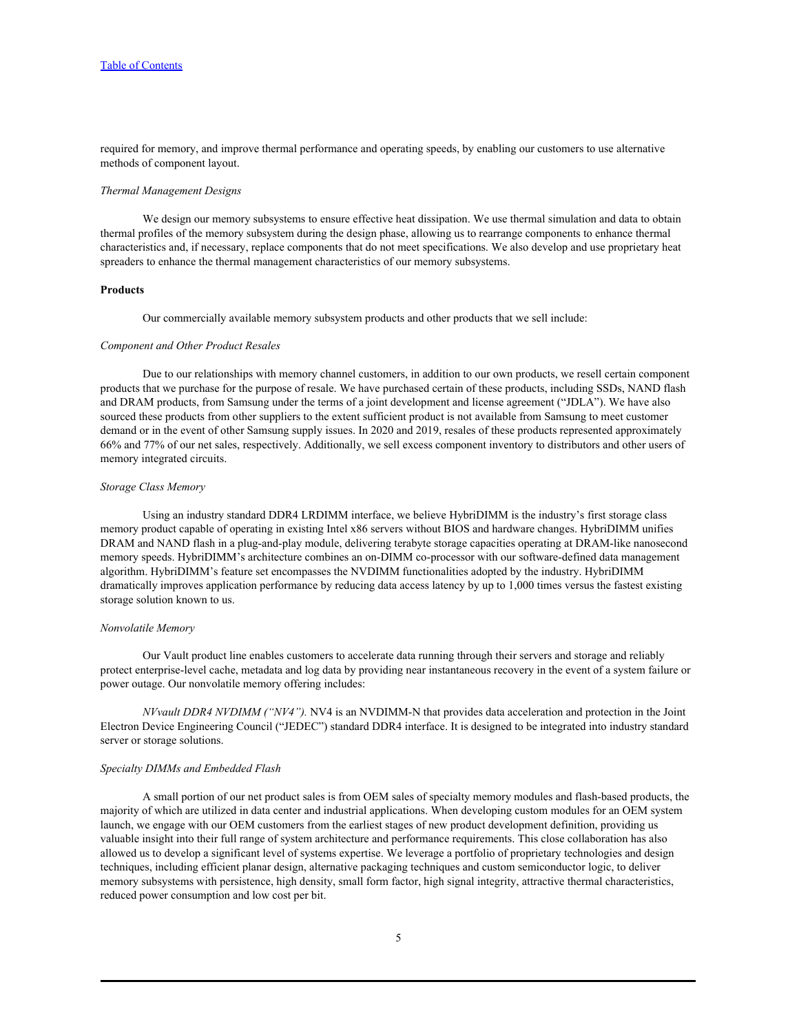required for memory, and improve thermal performance and operating speeds, by enabling our customers to use alternative methods of component layout.

*Thermal Management Designs*

We design our memory subsystems to ensure effective heat dissipation. We use thermal simulation and data to obtain thermal profiles of the memory subsystem during the design phase, allowing us to rearrange components to enhance thermal characteristics and, if necessary, replace components that do not meet specifications. We also develop and use proprietary heat spreaders to enhance the thermal management characteristics of our memory subsystems.

**Products**

Our commercially available memory subsystem products and other products that we sell include:

*Component and Other Product Resales*

Due to our relationships with memory channel customers, in addition to our own products, we resell certain component products that we purchase for the purpose of resale. We have purchased certain of these products, including SSDs, NAND flash and DRAM products, from Samsung under the terms of a joint development and license agreement ("JDLA"). We have also sourced these products from other suppliers to the extent sufficient product is not available from Samsung to meet customer demand or in the event of other Samsung supply issues. In 2020 and 2019, resales of these products represented approximately 66% and 77% of our net sales, respectively. Additionally, we sell excess component inventory to distributors and other users of memory integrated circuits.

*Storage Class Memory*

Using an industry standard DDR4 LRDIMM interface, we believe HybriDIMM is the industry's first storage class memory product capable of operating in existing Intel x86 servers without BIOS and hardware changes. HybriDIMM unifies DRAM and NAND flash in a plug-and-play module, delivering terabyte storage capacities operating at DRAM-like nanosecond memory speeds. HybriDIMM's architecture combines an on-DIMM co-processor with our software-defined data management algorithm. HybriDIMM's feature set encompasses the NVDIMM functionalities adopted by the industry. HybriDIMM dramatically improves application performance by reducing data access latency by up to 1,000 times versus the fastest existing storage solution known to us.

*Nonvolatile Memory*

Our Vault product line enables customers to accelerate data running through their servers and storage and reliably protect enterprise-level cache, metadata and log data by providing near instantaneous recovery in the event of a system failure or power outage. Our nonvolatile memory offering includes:

*NVvault DDR4 NVDIMM ("NV4").* NV4 is an NVDIMM-N that provides data acceleration and protection in the Joint Electron Device Engineering Council ("JEDEC") standard DDR4 interface. It is designed to be integrated into industry standard server or storage solutions.

*Specialty DIMMs and Embedded Flash*

A small portion of our net product sales is from OEM sales of specialty memory modules and flash-based products, the majority of which are utilized in data center and industrial applications. When developing custom modules for an OEM system launch, we engage with our OEM customers from the earliest stages of new product development definition, providing us valuable insight into their full range of system architecture and performance requirements. This close collaboration has also allowed us to develop a significant level of systems expertise. We leverage a portfolio of proprietary technologies and design techniques, including efficient planar design, alternative packaging techniques and custom semiconductor logic, to deliver memory subsystems with persistence, high density, small form factor, high signal integrity, attractive thermal characteristics, reduced power consumption and low cost per bit.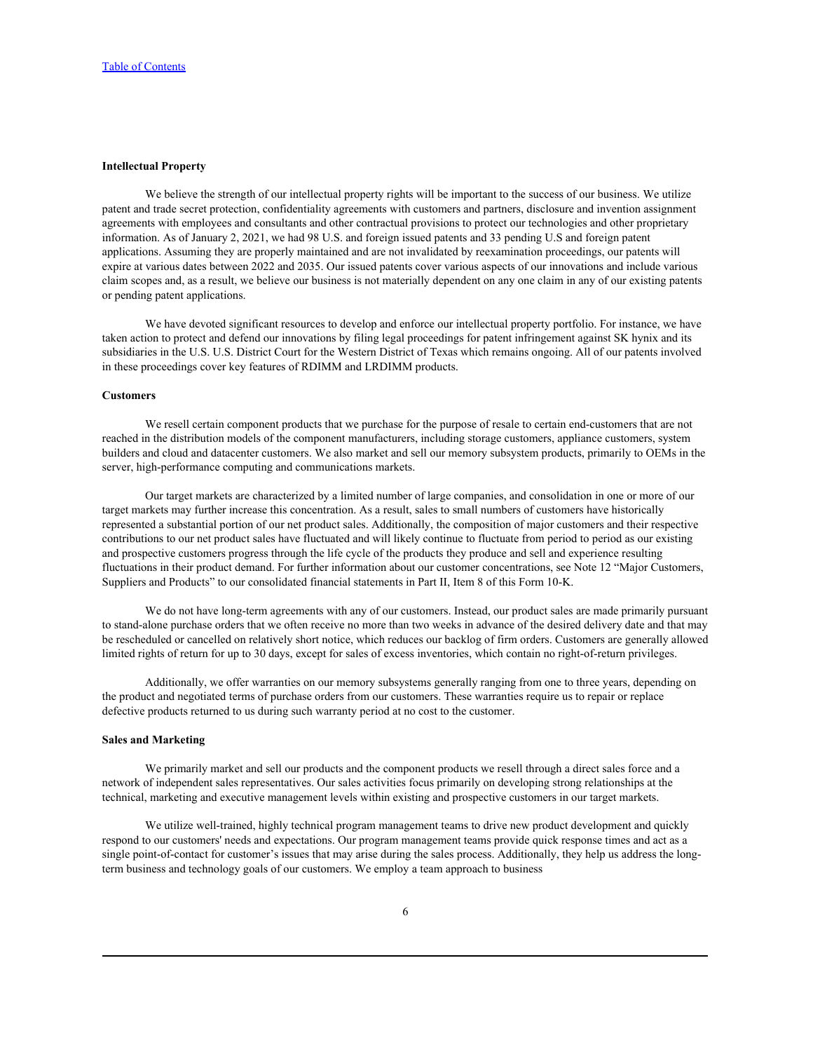**Intellectual Property**

We believe the strength of our intellectual property rights will be important to the success of our business. We utilize patent and trade secret protection, confidentiality agreements with customers and partners, disclosure and invention assignment agreements with employees and consultants and other contractual provisions to protect our technologies and other proprietary information. As of January 2, 2021, we had 98 U.S. and foreign issued patents and 33 pending U.S and foreign patent applications. Assuming they are properly maintained and are not invalidated by reexamination proceedings, our patents will expire at various dates between 2022 and 2035. Our issued patents cover various aspects of our innovations and include various claim scopes and, as a result, we believe our business is not materially dependent on any one claim in any of our existing patents or pending patent applications.

We have devoted significant resources to develop and enforce our intellectual property portfolio. For instance, we have taken action to protect and defend our innovations by filing legal proceedings for patent infringement against SK hynix and its subsidiaries in the U.S. U.S. District Court for the Western District of Texas which remains ongoing. All of our patents involved in these proceedings cover key features of RDIMM and LRDIMM products.

**Customers**

We resell certain component products that we purchase for the purpose of resale to certain end-customers that are not reached in the distribution models of the component manufacturers, including storage customers, appliance customers, system builders and cloud and datacenter customers. We also market and sell our memory subsystem products, primarily to OEMs in the server, high-performance computing and communications markets.

Our target markets are characterized by a limited number of large companies, and consolidation in one or more of our target markets may further increase this concentration. As a result, sales to small numbers of customers have historically represented a substantial portion of our net product sales. Additionally, the composition of major customers and their respective contributions to our net product sales have fluctuated and will likely continue to fluctuate from period to period as our existing and prospective customers progress through the life cycle of the products they produce and sell and experience resulting fluctuations in their product demand. For further information about our customer concentrations, see Note 12 "Major Customers, Suppliers and Products" to our consolidated financial statements in Part II, Item 8 of this Form 10-K.

We do not have long-term agreements with any of our customers. Instead, our product sales are made primarily pursuant to stand-alone purchase orders that we often receive no more than two weeks in advance of the desired delivery date and that may be rescheduled or cancelled on relatively short notice, which reduces our backlog of firm orders. Customers are generally allowed limited rights of return for up to 30 days, except for sales of excess inventories, which contain no right-of-return privileges.

Additionally, we offer warranties on our memory subsystems generally ranging from one to three years, depending on the product and negotiated terms of purchase orders from our customers. These warranties require us to repair or replace defective products returned to us during such warranty period at no cost to the customer.

**Sales and Marketing**

We primarily market and sell our products and the component products we resell through a direct sales force and a network of independent sales representatives. Our sales activities focus primarily on developing strong relationships at the technical, marketing and executive management levels within existing and prospective customers in our target markets.

We utilize well-trained, highly technical program management teams to drive new product development and quickly respond to our customers' needs and expectations. Our program management teams provide quick response times and act as a single point-of-contact for customer's issues that may arise during the sales process. Additionally, they help us address the long-term business and technology goals of our customers. We employ a team approach to business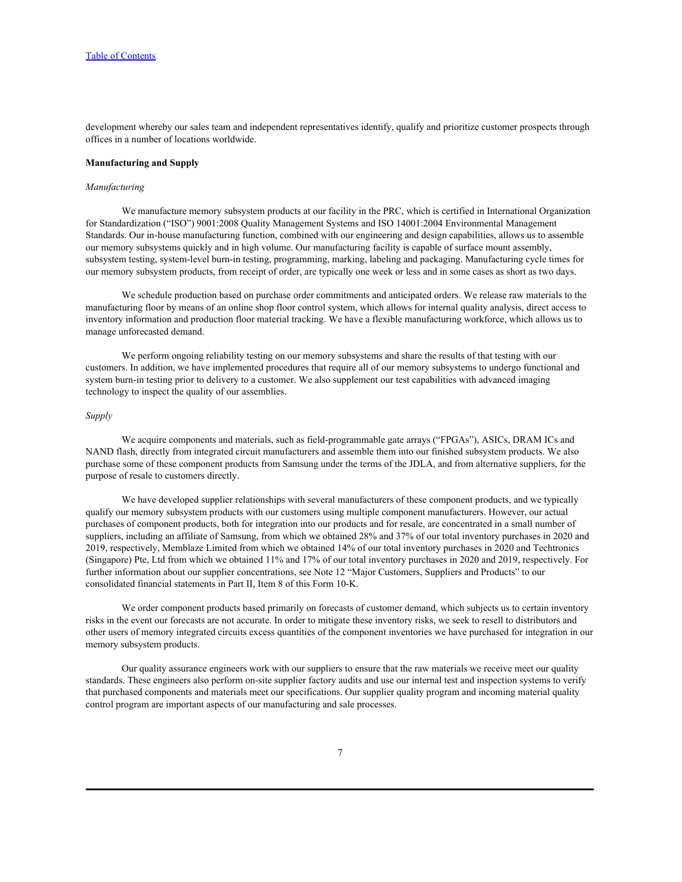development whereby our sales team and independent representatives identify, qualify and prioritize customer prospects through offices in a number of locations worldwide.

**Manufacturing and Supply**

*Manufacturing*

We manufacture memory subsystem products at our facility in the PRC, which is certified in International Organization for Standardization ("ISO") 9001:2008 Quality Management Systems and ISO 14001:2004 Environmental Management Standards. Our in-house manufacturing function, combined with our engineering and design capabilities, allows us to assemble our memory subsystems quickly and in high volume. Our manufacturing facility is capable of surface mount assembly, subsystem testing, system-level burn-in testing, programming, marking, labeling and packaging. Manufacturing cycle times for our memory subsystem products, from receipt of order, are typically one week or less and in some cases as short as two days.

We schedule production based on purchase order commitments and anticipated orders. We release raw materials to the manufacturing floor by means of an online shop floor control system, which allows for internal quality analysis, direct access to inventory information and production floor material tracking. We have a flexible manufacturing workforce, which allows us to manage unforecasted demand.

We perform ongoing reliability testing on our memory subsystems and share the results of that testing with our customers. In addition, we have implemented procedures that require all of our memory subsystems to undergo functional and system burn-in testing prior to delivery to a customer. We also supplement our test capabilities with advanced imaging technology to inspect the quality of our assemblies.

*Supply*

We acquire components and materials, such as field-programmable gate arrays ("FPGAs"), ASICs, DRAM ICs and NAND flash, directly from integrated circuit manufacturers and assemble them into our finished subsystem products. We also purchase some of these component products from Samsung under the terms of the JDLA, and from alternative suppliers, for the purpose of resale to customers directly.

We have developed supplier relationships with several manufacturers of these component products, and we typically qualify our memory subsystem products with our customers using multiple component manufacturers. However, our actual purchases of component products, both for integration into our products and for resale, are concentrated in a small number of suppliers, including an affiliate of Samsung, from which we obtained 28% and 37% of our total inventory purchases in 2020 and 2019, respectively, Memblaze Limited from which we obtained 14% of our total inventory purchases in 2020 and Techtronics (Singapore) Pte, Ltd from which we obtained 11% and 17% of our total inventory purchases in 2020 and 2019, respectively. For further information about our supplier concentrations, see Note 12 "Major Customers, Suppliers and Products" to our consolidated financial statements in Part II, Item 8 of this Form 10-K.

We order component products based primarily on forecasts of customer demand, which subjects us to certain inventory risks in the event our forecasts are not accurate. In order to mitigate these inventory risks, we seek to resell to distributors and other users of memory integrated circuits excess quantities of the component inventories we have purchased for integration in our memory subsystem products.

Our quality assurance engineers work with our suppliers to ensure that the raw materials we receive meet our quality standards. These engineers also perform on-site supplier factory audits and use our internal test and inspection systems to verify that purchased components and materials meet our specifications. Our supplier quality program and incoming material quality control program are important aspects of our manufacturing and sale processes.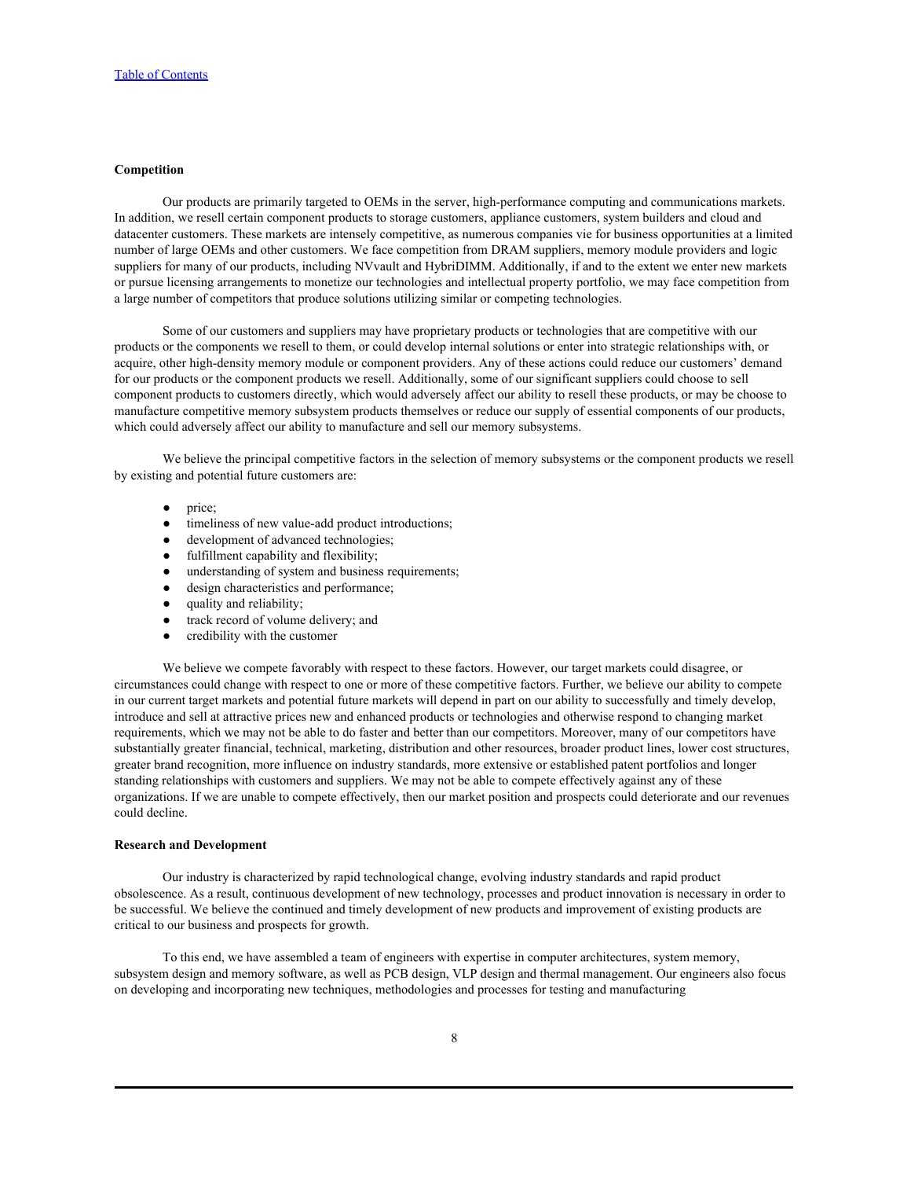**Competition**

Our products are primarily targeted to OEMs in the server, high-performance computing and communications markets. In addition, we resell certain component products to storage customers, appliance customers, system builders and cloud and datacenter customers. These markets are intensely competitive, as numerous companies vie for business opportunities at a limited number of large OEMs and other customers. We face competition from DRAM suppliers, memory module providers and logic suppliers for many of our products, including NVvault and HybriDIMM. Additionally, if and to the extent we enter new markets or pursue licensing arrangements to monetize our technologies and intellectual property portfolio, we may face competition from a large number of competitors that produce solutions utilizing similar or competing technologies.

Some of our customers and suppliers may have proprietary products or technologies that are competitive with our products or the components we resell to them, or could develop internal solutions or enter into strategic relationships with, or acquire, other high-density memory module or component providers. Any of these actions could reduce our customers' demand for our products or the component products we resell. Additionally, some of our significant suppliers could choose to sell component products to customers directly, which would adversely affect our ability to resell these products, or may be choose to manufacture competitive memory subsystem products themselves or reduce our supply of essential components of our products, which could adversely affect our ability to manufacture and sell our memory subsystems.

We believe the principal competitive factors in the selection of memory subsystems or the component products we resell by existing and potential future customers are:

- price;
- timeliness of new value-add product introductions;
- development of advanced technologies;
- fulfillment capability and flexibility;
- understanding of system and business requirements;
- design characteristics and performance;
- quality and reliability;
- track record of volume delivery; and
- credibility with the customer

We believe we compete favorably with respect to these factors. However, our target markets could disagree, or circumstances could change with respect to one or more of these competitive factors. Further, we believe our ability to compete in our current target markets and potential future markets will depend in part on our ability to successfully and timely develop, introduce and sell at attractive prices new and enhanced products or technologies and otherwise respond to changing market requirements, which we may not be able to do faster and better than our competitors. Moreover, many of our competitors have substantially greater financial, technical, marketing, distribution and other resources, broader product lines, lower cost structures, greater brand recognition, more influence on industry standards, more extensive or established patent portfolios and longer standing relationships with customers and suppliers. We may not be able to compete effectively against any of these organizations. If we are unable to compete effectively, then our market position and prospects could deteriorate and our revenues could decline.

**Research and Development**

Our industry is characterized by rapid technological change, evolving industry standards and rapid product obsolescence. As a result, continuous development of new technology, processes and product innovation is necessary in order to be successful. We believe the continued and timely development of new products and improvement of existing products are critical to our business and prospects for growth.

To this end, we have assembled a team of engineers with expertise in computer architectures, system memory, subsystem design and memory software, as well as PCB design, VLP design and thermal management. Our engineers also focus on developing and incorporating new techniques, methodologies and processes for testing and manufacturing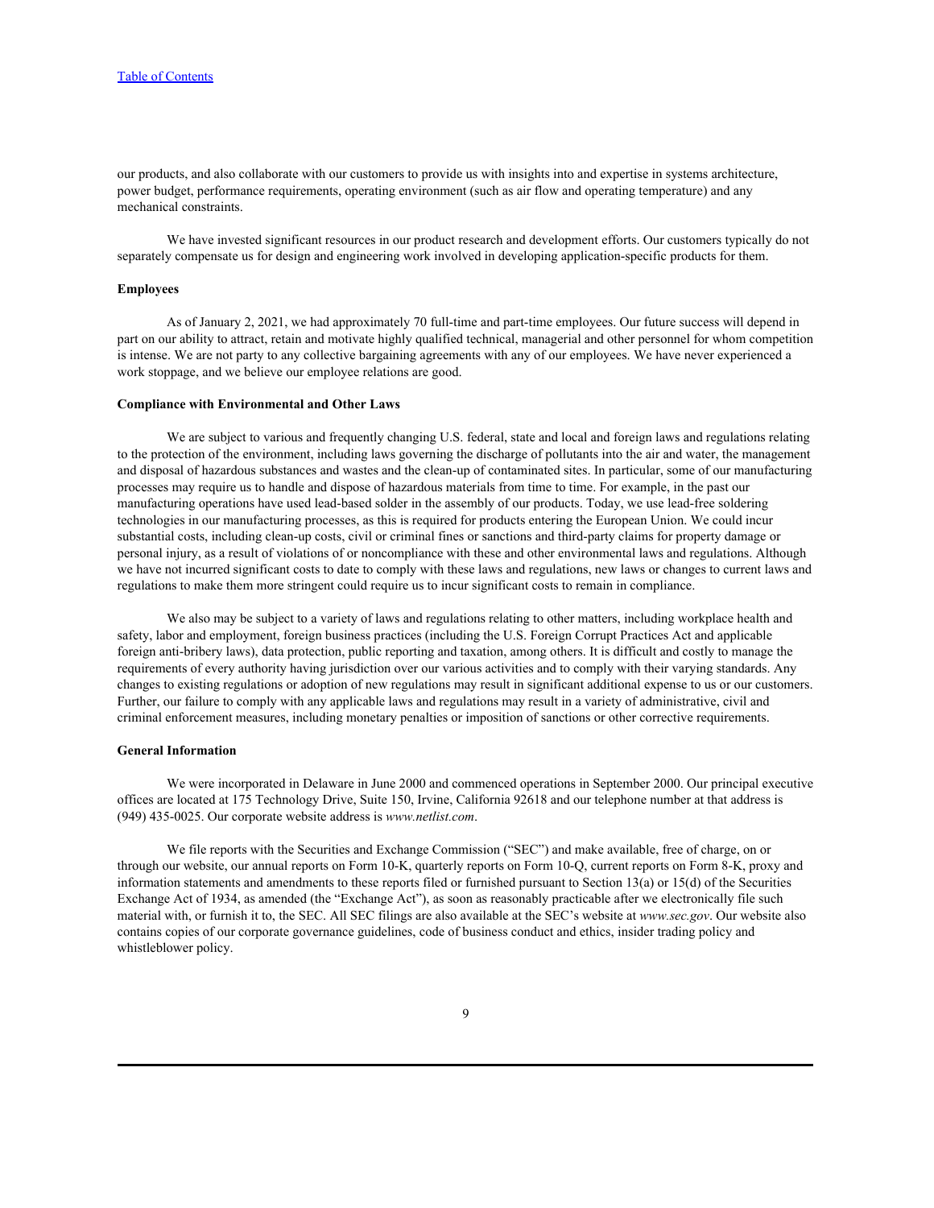our products, and also collaborate with our customers to provide us with insights into and expertise in systems architecture, power budget, performance requirements, operating environment (such as air flow and operating temperature) and any mechanical constraints.

We have invested significant resources in our product research and development efforts. Our customers typically do not separately compensate us for design and engineering work involved in developing application-specific products for them.

### Employees

As of January 2, 2021, we had approximately 70 full-time and part-time employees. Our future success will depend in part on our ability to attract, retain and motivate highly qualified technical, managerial and other personnel for whom competition is intense. We are not party to any collective bargaining agreements with any of our employees. We have never experienced a work stoppage, and we believe our employee relations are good.

### Compliance with Environmental and Other Laws

We are subject to various and frequently changing U.S. federal, state and local and foreign laws and regulations relating to the protection of the environment, including laws governing the discharge of pollutants into the air and water, the management and disposal of hazardous substances and wastes and the clean-up of contaminated sites. In particular, some of our manufacturing processes may require us to handle and dispose of hazardous materials from time to time. For example, in the past our manufacturing operations have used lead-based solder in the assembly of our products. Today, we use lead-free soldering technologies in our manufacturing processes, as this is required for products entering the European Union. We could incur substantial costs, including clean-up costs, civil or criminal fines or sanctions and third-party claims for property damage or personal injury, as a result of violations of or noncompliance with these and other environmental laws and regulations. Although we have not incurred significant costs to date to comply with these laws and regulations, new laws or changes to current laws and regulations to make them more stringent could require us to incur significant costs to remain in compliance.

We also may be subject to a variety of laws and regulations relating to other matters, including workplace health and safety, labor and employment, foreign business practices (including the U.S. Foreign Corrupt Practices Act and applicable foreign anti-bribery laws), data protection, public reporting and taxation, among others. It is difficult and costly to manage the requirements of every authority having jurisdiction over our various activities and to comply with their varying standards. Any changes to existing regulations or adoption of new regulations may result in significant additional expense to us or our customers. Further, our failure to comply with any applicable laws and regulations may result in a variety of administrative, civil and criminal enforcement measures, including monetary penalties or imposition of sanctions or other corrective requirements.

### General Information

We were incorporated in Delaware in June 2000 and commenced operations in September 2000. Our principal executive offices are located at 175 Technology Drive, Suite 150, Irvine, California 92618 and our telephone number at that address is (949) 435-0025. Our corporate website address is *www.netlist.com*.

We file reports with the Securities and Exchange Commission ("SEC") and make available, free of charge, on or through our website, our annual reports on Form 10-K, quarterly reports on Form 10-Q, current reports on Form 8-K, proxy and information statements and amendments to these reports filed or furnished pursuant to Section 13(a) or 15(d) of the Securities Exchange Act of 1934, as amended (the "Exchange Act"), as soon as reasonably practicable after we electronically file such material with, or furnish it to, the SEC. All SEC filings are also available at the SEC's website at *www.sec.gov*. Our website also contains copies of our corporate governance guidelines, code of business conduct and ethics, insider trading policy and whistleblower policy.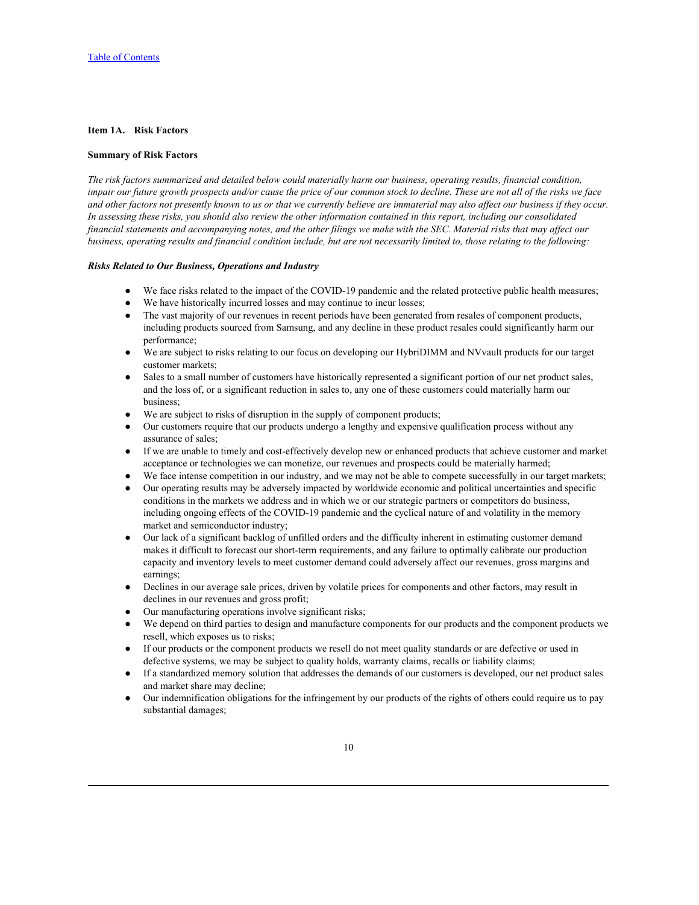### Item 1A. Risk Factors

**Summary of Risk Factors**

*The risk factors summarized and detailed below could materially harm our business, operating results, financial condition, impair our future growth prospects and/or cause the price of our common stock to decline. These are not all of the risks we face and other factors not presently known to us or that we currently believe are immaterial may also affect our business if they occur. In assessing these risks, you should also review the other information contained in this report, including our consolidated financial statements and accompanying notes, and the other filings we make with the SEC. Material risks that may affect our business, operating results and financial condition include, but are not necessarily limited to, those relating to the following:*

***Risks Related to Our Business, Operations and Industry***

- We face risks related to the impact of the COVID-19 pandemic and the related protective public health measures;
- We have historically incurred losses and may continue to incur losses;
- The vast majority of our revenues in recent periods have been generated from resales of component products, including products sourced from Samsung, and any decline in these product resales could significantly harm our performance;
- We are subject to risks relating to our focus on developing our HybriDIMM and NVvault products for our target customer markets;
- Sales to a small number of customers have historically represented a significant portion of our net product sales, and the loss of, or a significant reduction in sales to, any one of these customers could materially harm our business;
- We are subject to risks of disruption in the supply of component products;
- Our customers require that our products undergo a lengthy and expensive qualification process without any assurance of sales;
- If we are unable to timely and cost-effectively develop new or enhanced products that achieve customer and market acceptance or technologies we can monetize, our revenues and prospects could be materially harmed;
- We face intense competition in our industry, and we may not be able to compete successfully in our target markets;
- Our operating results may be adversely impacted by worldwide economic and political uncertainties and specific conditions in the markets we address and in which we or our strategic partners or competitors do business, including ongoing effects of the COVID-19 pandemic and the cyclical nature of and volatility in the memory market and semiconductor industry;
- Our lack of a significant backlog of unfilled orders and the difficulty inherent in estimating customer demand makes it difficult to forecast our short-term requirements, and any failure to optimally calibrate our production capacity and inventory levels to meet customer demand could adversely affect our revenues, gross margins and earnings;
- Declines in our average sale prices, driven by volatile prices for components and other factors, may result in declines in our revenues and gross profit;
- Our manufacturing operations involve significant risks;
- We depend on third parties to design and manufacture components for our products and the component products we resell, which exposes us to risks;
- If our products or the component products we resell do not meet quality standards or are defective or used in defective systems, we may be subject to quality holds, warranty claims, recalls or liability claims;
- If a standardized memory solution that addresses the demands of our customers is developed, our net product sales and market share may decline;
- Our indemnification obligations for the infringement by our products of the rights of others could require us to pay substantial damages;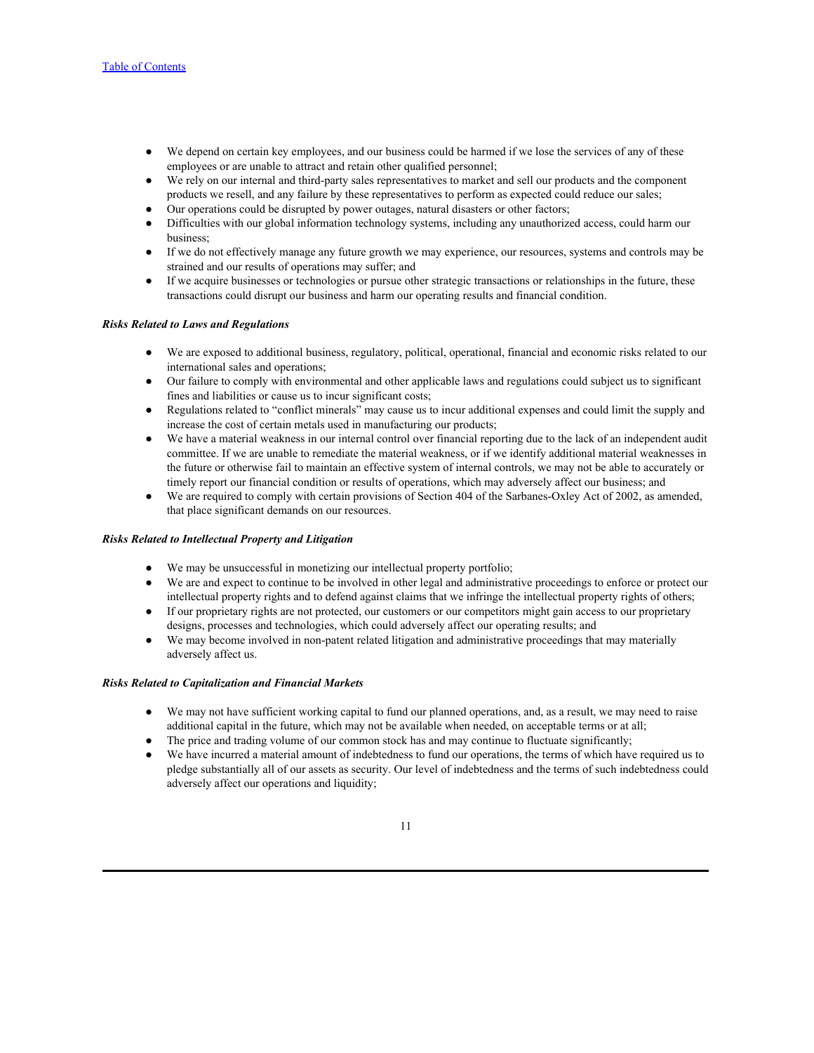- We depend on certain key employees, and our business could be harmed if we lose the services of any of these employees or are unable to attract and retain other qualified personnel;
- We rely on our internal and third-party sales representatives to market and sell our products and the component products we resell, and any failure by these representatives to perform as expected could reduce our sales;
- Our operations could be disrupted by power outages, natural disasters or other factors;
- Difficulties with our global information technology systems, including any unauthorized access, could harm our business;
- If we do not effectively manage any future growth we may experience, our resources, systems and controls may be strained and our results of operations may suffer; and
- If we acquire businesses or technologies or pursue other strategic transactions or relationships in the future, these transactions could disrupt our business and harm our operating results and financial condition.

***Risks Related to Laws and Regulations***

- We are exposed to additional business, regulatory, political, operational, financial and economic risks related to our international sales and operations;
- Our failure to comply with environmental and other applicable laws and regulations could subject us to significant fines and liabilities or cause us to incur significant costs;
- Regulations related to "conflict minerals" may cause us to incur additional expenses and could limit the supply and increase the cost of certain metals used in manufacturing our products;
- We have a material weakness in our internal control over financial reporting due to the lack of an independent audit committee. If we are unable to remediate the material weakness, or if we identify additional material weaknesses in the future or otherwise fail to maintain an effective system of internal controls, we may not be able to accurately or timely report our financial condition or results of operations, which may adversely affect our business; and
- We are required to comply with certain provisions of Section 404 of the Sarbanes-Oxley Act of 2002, as amended, that place significant demands on our resources.

***Risks Related to Intellectual Property and Litigation***

- We may be unsuccessful in monetizing our intellectual property portfolio;
- We are and expect to continue to be involved in other legal and administrative proceedings to enforce or protect our intellectual property rights and to defend against claims that we infringe the intellectual property rights of others;
- If our proprietary rights are not protected, our customers or our competitors might gain access to our proprietary designs, processes and technologies, which could adversely affect our operating results; and
- We may become involved in non-patent related litigation and administrative proceedings that may materially adversely affect us.

***Risks Related to Capitalization and Financial Markets***

- We may not have sufficient working capital to fund our planned operations, and, as a result, we may need to raise additional capital in the future, which may not be available when needed, on acceptable terms or at all;
- The price and trading volume of our common stock has and may continue to fluctuate significantly;
- We have incurred a material amount of indebtedness to fund our operations, the terms of which have required us to pledge substantially all of our assets as security. Our level of indebtedness and the terms of such indebtedness could adversely affect our operations and liquidity;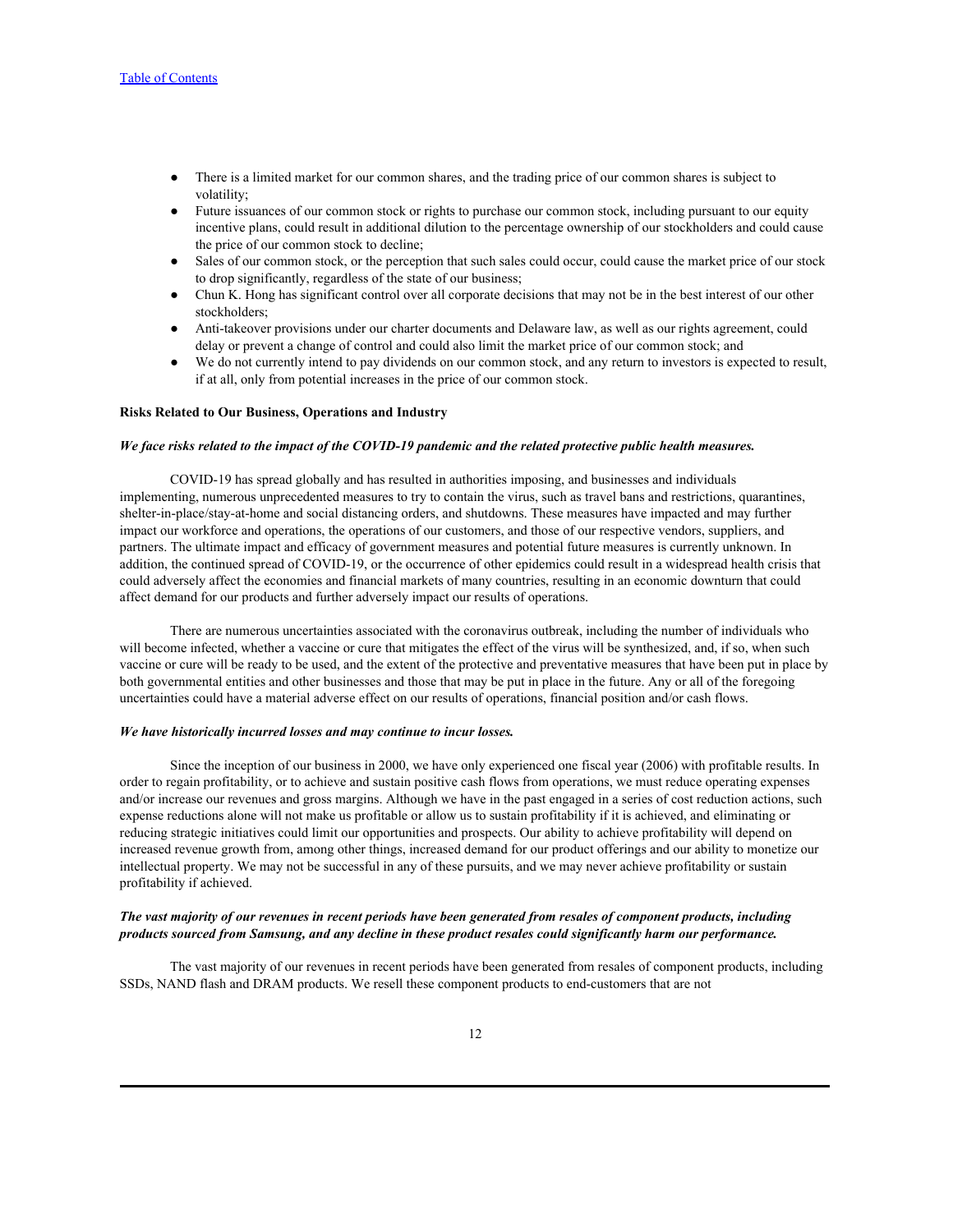- There is a limited market for our common shares, and the trading price of our common shares is subject to volatility;
- Future issuances of our common stock or rights to purchase our common stock, including pursuant to our equity incentive plans, could result in additional dilution to the percentage ownership of our stockholders and could cause the price of our common stock to decline;
- Sales of our common stock, or the perception that such sales could occur, could cause the market price of our stock to drop significantly, regardless of the state of our business;
- Chun K. Hong has significant control over all corporate decisions that may not be in the best interest of our other stockholders;
- Anti-takeover provisions under our charter documents and Delaware law, as well as our rights agreement, could delay or prevent a change of control and could also limit the market price of our common stock; and
- We do not currently intend to pay dividends on our common stock, and any return to investors is expected to result, if at all, only from potential increases in the price of our common stock.

**Risks Related to Our Business, Operations and Industry**

***We face risks related to the impact of the COVID-19 pandemic and the related protective public health measures.***

COVID-19 has spread globally and has resulted in authorities imposing, and businesses and individuals implementing, numerous unprecedented measures to try to contain the virus, such as travel bans and restrictions, quarantines, shelter-in-place/stay-at-home and social distancing orders, and shutdowns. These measures have impacted and may further impact our workforce and operations, the operations of our customers, and those of our respective vendors, suppliers, and partners. The ultimate impact and efficacy of government measures and potential future measures is currently unknown. In addition, the continued spread of COVID-19, or the occurrence of other epidemics could result in a widespread health crisis that could adversely affect the economies and financial markets of many countries, resulting in an economic downturn that could affect demand for our products and further adversely impact our results of operations.

There are numerous uncertainties associated with the coronavirus outbreak, including the number of individuals who will become infected, whether a vaccine or cure that mitigates the effect of the virus will be synthesized, and, if so, when such vaccine or cure will be ready to be used, and the extent of the protective and preventative measures that have been put in place by both governmental entities and other businesses and those that may be put in place in the future. Any or all of the foregoing uncertainties could have a material adverse effect on our results of operations, financial position and/or cash flows.

***We have historically incurred losses and may continue to incur losses.***

Since the inception of our business in 2000, we have only experienced one fiscal year (2006) with profitable results. In order to regain profitability, or to achieve and sustain positive cash flows from operations, we must reduce operating expenses and/or increase our revenues and gross margins. Although we have in the past engaged in a series of cost reduction actions, such expense reductions alone will not make us profitable or allow us to sustain profitability if it is achieved, and eliminating or reducing strategic initiatives could limit our opportunities and prospects. Our ability to achieve profitability will depend on increased revenue growth from, among other things, increased demand for our product offerings and our ability to monetize our intellectual property. We may not be successful in any of these pursuits, and we may never achieve profitability or sustain profitability if achieved.

***The vast majority of our revenues in recent periods have been generated from resales of component products, including products sourced from Samsung, and any decline in these product resales could significantly harm our performance.***

The vast majority of our revenues in recent periods have been generated from resales of component products, including SSDs, NAND flash and DRAM products. We resell these component products to end-customers that are not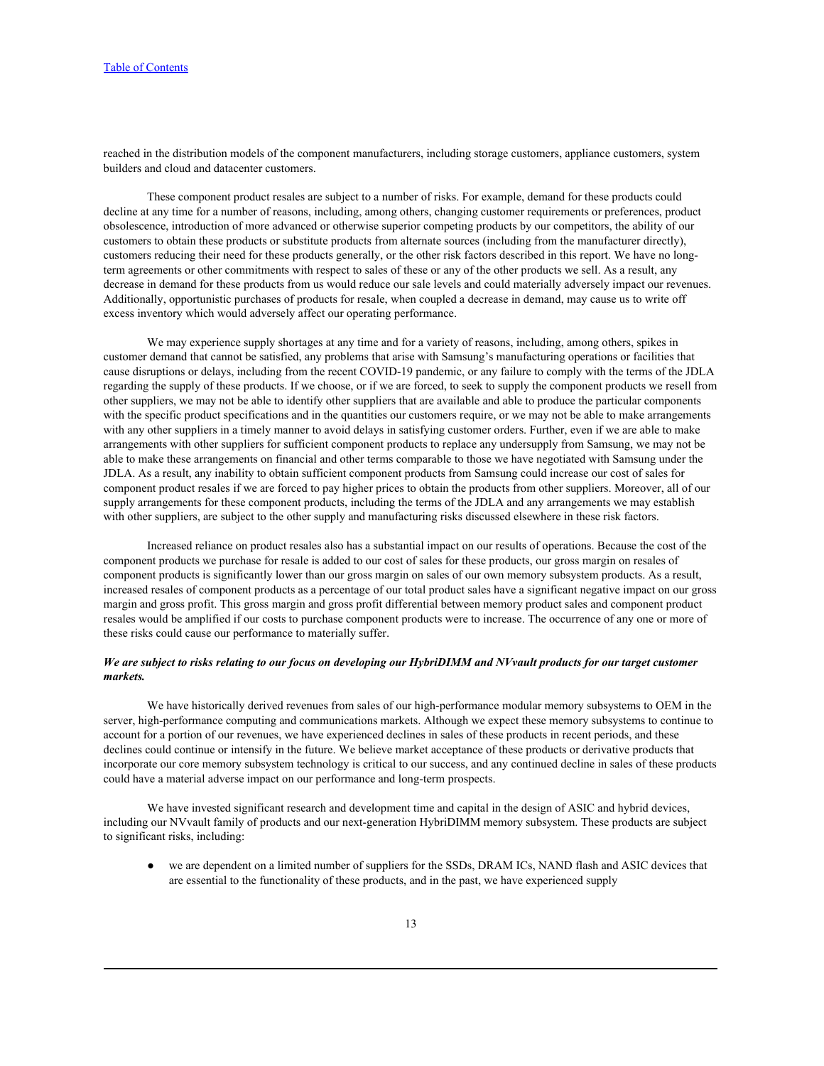reached in the distribution models of the component manufacturers, including storage customers, appliance customers, system builders and cloud and datacenter customers.

These component product resales are subject to a number of risks. For example, demand for these products could decline at any time for a number of reasons, including, among others, changing customer requirements or preferences, product obsolescence, introduction of more advanced or otherwise superior competing products by our competitors, the ability of our customers to obtain these products or substitute products from alternate sources (including from the manufacturer directly), customers reducing their need for these products generally, or the other risk factors described in this report. We have no long-term agreements or other commitments with respect to sales of these or any of the other products we sell. As a result, any decrease in demand for these products from us would reduce our sale levels and could materially adversely impact our revenues. Additionally, opportunistic purchases of products for resale, when coupled a decrease in demand, may cause us to write off excess inventory which would adversely affect our operating performance.

We may experience supply shortages at any time and for a variety of reasons, including, among others, spikes in customer demand that cannot be satisfied, any problems that arise with Samsung's manufacturing operations or facilities that cause disruptions or delays, including from the recent COVID-19 pandemic, or any failure to comply with the terms of the JDLA regarding the supply of these products. If we choose, or if we are forced, to seek to supply the component products we resell from other suppliers, we may not be able to identify other suppliers that are available and able to produce the particular components with the specific product specifications and in the quantities our customers require, or we may not be able to make arrangements with any other suppliers in a timely manner to avoid delays in satisfying customer orders. Further, even if we are able to make arrangements with other suppliers for sufficient component products to replace any undersupply from Samsung, we may not be able to make these arrangements on financial and other terms comparable to those we have negotiated with Samsung under the JDLA. As a result, any inability to obtain sufficient component products from Samsung could increase our cost of sales for component product resales if we are forced to pay higher prices to obtain the products from other suppliers. Moreover, all of our supply arrangements for these component products, including the terms of the JDLA and any arrangements we may establish with other suppliers, are subject to the other supply and manufacturing risks discussed elsewhere in these risk factors.

Increased reliance on product resales also has a substantial impact on our results of operations. Because the cost of the component products we purchase for resale is added to our cost of sales for these products, our gross margin on resales of component products is significantly lower than our gross margin on sales of our own memory subsystem products. As a result, increased resales of component products as a percentage of our total product sales have a significant negative impact on our gross margin and gross profit. This gross margin and gross profit differential between memory product sales and component product resales would be amplified if our costs to purchase component products were to increase. The occurrence of any one or more of these risks could cause our performance to materially suffer.

***We are subject to risks relating to our focus on developing our HybriDIMM and NVvault products for our target customer markets.***

We have historically derived revenues from sales of our high-performance modular memory subsystems to OEM in the server, high-performance computing and communications markets. Although we expect these memory subsystems to continue to account for a portion of our revenues, we have experienced declines in sales of these products in recent periods, and these declines could continue or intensify in the future. We believe market acceptance of these products or derivative products that incorporate our core memory subsystem technology is critical to our success, and any continued decline in sales of these products could have a material adverse impact on our performance and long-term prospects.

We have invested significant research and development time and capital in the design of ASIC and hybrid devices, including our NVvault family of products and our next-generation HybriDIMM memory subsystem. These products are subject to significant risks, including:

- we are dependent on a limited number of suppliers for the SSDs, DRAM ICs, NAND flash and ASIC devices that are essential to the functionality of these products, and in the past, we have experienced supply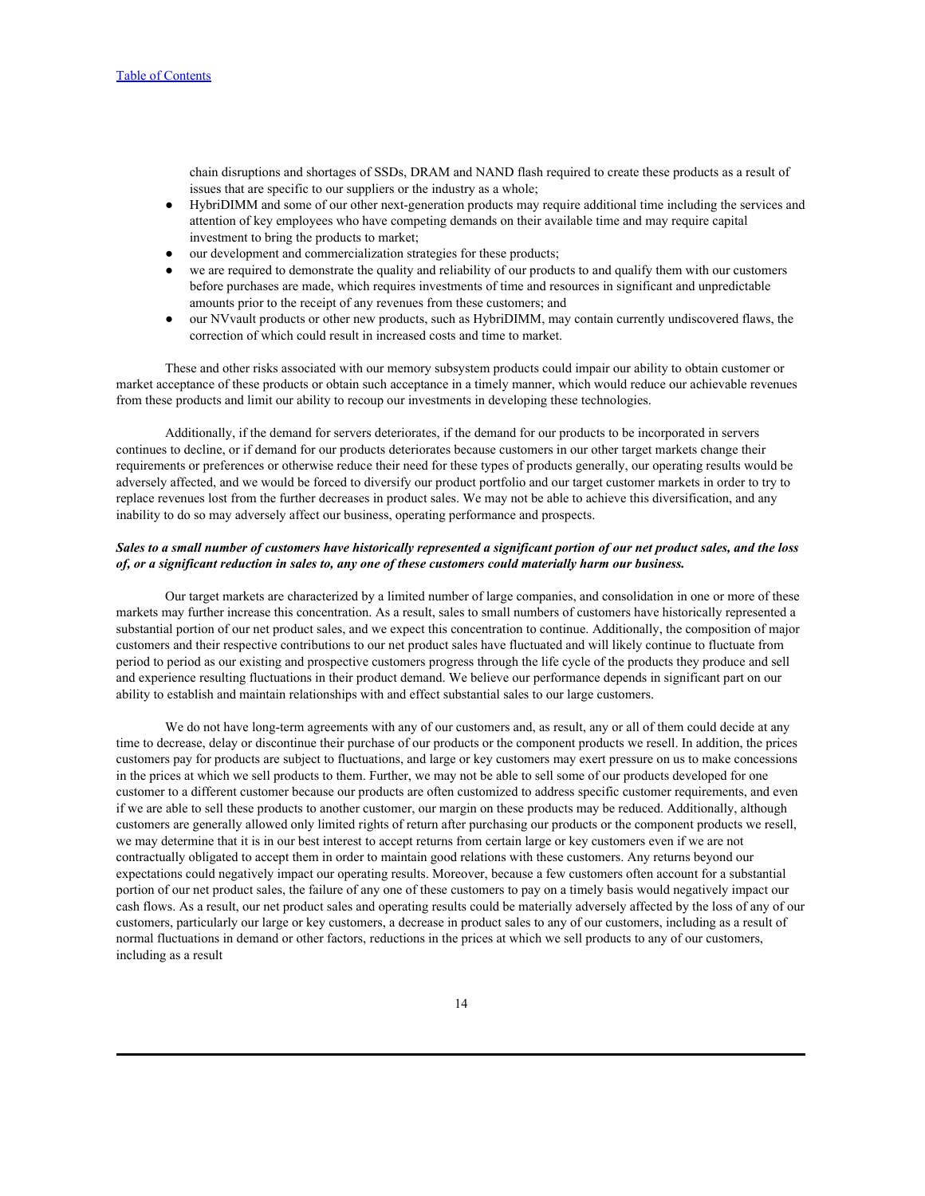chain disruptions and shortages of SSDs, DRAM and NAND flash required to create these products as a result of issues that are specific to our suppliers or the industry as a whole;

- HybriDIMM and some of our other next-generation products may require additional time including the services and attention of key employees who have competing demands on their available time and may require capital investment to bring the products to market;
- our development and commercialization strategies for these products;
- we are required to demonstrate the quality and reliability of our products to and qualify them with our customers before purchases are made, which requires investments of time and resources in significant and unpredictable amounts prior to the receipt of any revenues from these customers; and
- our NVvault products or other new products, such as HybriDIMM, may contain currently undiscovered flaws, the correction of which could result in increased costs and time to market.

These and other risks associated with our memory subsystem products could impair our ability to obtain customer or market acceptance of these products or obtain such acceptance in a timely manner, which would reduce our achievable revenues from these products and limit our ability to recoup our investments in developing these technologies.

Additionally, if the demand for servers deteriorates, if the demand for our products to be incorporated in servers continues to decline, or if demand for our products deteriorates because customers in our other target markets change their requirements or preferences or otherwise reduce their need for these types of products generally, our operating results would be adversely affected, and we would be forced to diversify our product portfolio and our target customer markets in order to try to replace revenues lost from the further decreases in product sales. We may not be able to achieve this diversification, and any inability to do so may adversely affect our business, operating performance and prospects.

***Sales to a small number of customers have historically represented a significant portion of our net product sales, and the loss of, or a significant reduction in sales to, any one of these customers could materially harm our business.***

Our target markets are characterized by a limited number of large companies, and consolidation in one or more of these markets may further increase this concentration. As a result, sales to small numbers of customers have historically represented a substantial portion of our net product sales, and we expect this concentration to continue. Additionally, the composition of major customers and their respective contributions to our net product sales have fluctuated and will likely continue to fluctuate from period to period as our existing and prospective customers progress through the life cycle of the products they produce and sell and experience resulting fluctuations in their product demand. We believe our performance depends in significant part on our ability to establish and maintain relationships with and effect substantial sales to our large customers.

We do not have long-term agreements with any of our customers and, as result, any or all of them could decide at any time to decrease, delay or discontinue their purchase of our products or the component products we resell. In addition, the prices customers pay for products are subject to fluctuations, and large or key customers may exert pressure on us to make concessions in the prices at which we sell products to them. Further, we may not be able to sell some of our products developed for one customer to a different customer because our products are often customized to address specific customer requirements, and even if we are able to sell these products to another customer, our margin on these products may be reduced. Additionally, although customers are generally allowed only limited rights of return after purchasing our products or the component products we resell, we may determine that it is in our best interest to accept returns from certain large or key customers even if we are not contractually obligated to accept them in order to maintain good relations with these customers. Any returns beyond our expectations could negatively impact our operating results. Moreover, because a few customers often account for a substantial portion of our net product sales, the failure of any one of these customers to pay on a timely basis would negatively impact our cash flows. As a result, our net product sales and operating results could be materially adversely affected by the loss of any of our customers, particularly our large or key customers, a decrease in product sales to any of our customers, including as a result of normal fluctuations in demand or other factors, reductions in the prices at which we sell products to any of our customers, including as a result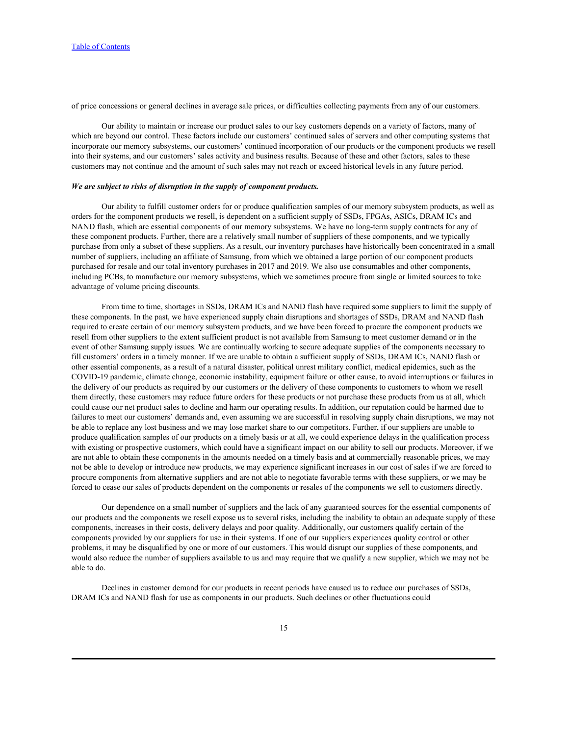of price concessions or general declines in average sale prices, or difficulties collecting payments from any of our customers.

Our ability to maintain or increase our product sales to our key customers depends on a variety of factors, many of which are beyond our control. These factors include our customers' continued sales of servers and other computing systems that incorporate our memory subsystems, our customers' continued incorporation of our products or the component products we resell into their systems, and our customers' sales activity and business results. Because of these and other factors, sales to these customers may not continue and the amount of such sales may not reach or exceed historical levels in any future period.

***We are subject to risks of disruption in the supply of component products.***

Our ability to fulfill customer orders for or produce qualification samples of our memory subsystem products, as well as orders for the component products we resell, is dependent on a sufficient supply of SSDs, FPGAs, ASICs, DRAM ICs and NAND flash, which are essential components of our memory subsystems. We have no long-term supply contracts for any of these component products. Further, there are a relatively small number of suppliers of these components, and we typically purchase from only a subset of these suppliers. As a result, our inventory purchases have historically been concentrated in a small number of suppliers, including an affiliate of Samsung, from which we obtained a large portion of our component products purchased for resale and our total inventory purchases in 2017 and 2019. We also use consumables and other components, including PCBs, to manufacture our memory subsystems, which we sometimes procure from single or limited sources to take advantage of volume pricing discounts.

From time to time, shortages in SSDs, DRAM ICs and NAND flash have required some suppliers to limit the supply of these components. In the past, we have experienced supply chain disruptions and shortages of SSDs, DRAM and NAND flash required to create certain of our memory subsystem products, and we have been forced to procure the component products we resell from other suppliers to the extent sufficient product is not available from Samsung to meet customer demand or in the event of other Samsung supply issues. We are continually working to secure adequate supplies of the components necessary to fill customers' orders in a timely manner. If we are unable to obtain a sufficient supply of SSDs, DRAM ICs, NAND flash or other essential components, as a result of a natural disaster, political unrest military conflict, medical epidemics, such as the COVID-19 pandemic, climate change, economic instability, equipment failure or other cause, to avoid interruptions or failures in the delivery of our products as required by our customers or the delivery of these components to customers to whom we resell them directly, these customers may reduce future orders for these products or not purchase these products from us at all, which could cause our net product sales to decline and harm our operating results. In addition, our reputation could be harmed due to failures to meet our customers' demands and, even assuming we are successful in resolving supply chain disruptions, we may not be able to replace any lost business and we may lose market share to our competitors. Further, if our suppliers are unable to produce qualification samples of our products on a timely basis or at all, we could experience delays in the qualification process with existing or prospective customers, which could have a significant impact on our ability to sell our products. Moreover, if we are not able to obtain these components in the amounts needed on a timely basis and at commercially reasonable prices, we may not be able to develop or introduce new products, we may experience significant increases in our cost of sales if we are forced to procure components from alternative suppliers and are not able to negotiate favorable terms with these suppliers, or we may be forced to cease our sales of products dependent on the components or resales of the components we sell to customers directly.

Our dependence on a small number of suppliers and the lack of any guaranteed sources for the essential components of our products and the components we resell expose us to several risks, including the inability to obtain an adequate supply of these components, increases in their costs, delivery delays and poor quality. Additionally, our customers qualify certain of the components provided by our suppliers for use in their systems. If one of our suppliers experiences quality control or other problems, it may be disqualified by one or more of our customers. This would disrupt our supplies of these components, and would also reduce the number of suppliers available to us and may require that we qualify a new supplier, which we may not be able to do.

Declines in customer demand for our products in recent periods have caused us to reduce our purchases of SSDs, DRAM ICs and NAND flash for use as components in our products. Such declines or other fluctuations could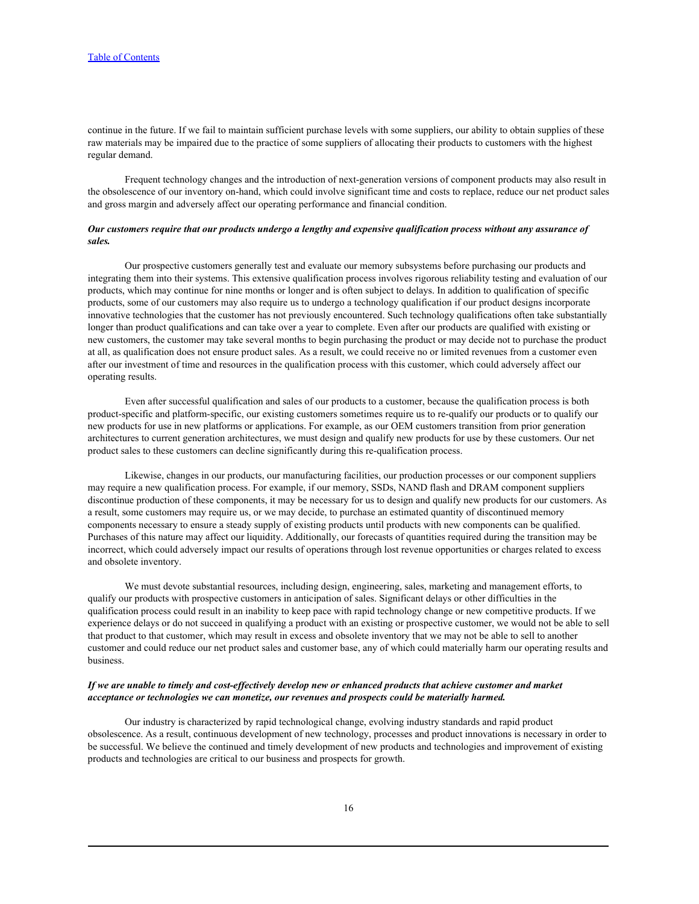continue in the future. If we fail to maintain sufficient purchase levels with some suppliers, our ability to obtain supplies of these raw materials may be impaired due to the practice of some suppliers of allocating their products to customers with the highest regular demand.

Frequent technology changes and the introduction of next-generation versions of component products may also result in the obsolescence of our inventory on-hand, which could involve significant time and costs to replace, reduce our net product sales and gross margin and adversely affect our operating performance and financial condition.

***Our customers require that our products undergo a lengthy and expensive qualification process without any assurance of sales.***

Our prospective customers generally test and evaluate our memory subsystems before purchasing our products and integrating them into their systems. This extensive qualification process involves rigorous reliability testing and evaluation of our products, which may continue for nine months or longer and is often subject to delays. In addition to qualification of specific products, some of our customers may also require us to undergo a technology qualification if our product designs incorporate innovative technologies that the customer has not previously encountered. Such technology qualifications often take substantially longer than product qualifications and can take over a year to complete. Even after our products are qualified with existing or new customers, the customer may take several months to begin purchasing the product or may decide not to purchase the product at all, as qualification does not ensure product sales. As a result, we could receive no or limited revenues from a customer even after our investment of time and resources in the qualification process with this customer, which could adversely affect our operating results.

Even after successful qualification and sales of our products to a customer, because the qualification process is both product-specific and platform-specific, our existing customers sometimes require us to re-qualify our products or to qualify our new products for use in new platforms or applications. For example, as our OEM customers transition from prior generation architectures to current generation architectures, we must design and qualify new products for use by these customers. Our net product sales to these customers can decline significantly during this re-qualification process.

Likewise, changes in our products, our manufacturing facilities, our production processes or our component suppliers may require a new qualification process. For example, if our memory, SSDs, NAND flash and DRAM component suppliers discontinue production of these components, it may be necessary for us to design and qualify new products for our customers. As a result, some customers may require us, or we may decide, to purchase an estimated quantity of discontinued memory components necessary to ensure a steady supply of existing products until products with new components can be qualified. Purchases of this nature may affect our liquidity. Additionally, our forecasts of quantities required during the transition may be incorrect, which could adversely impact our results of operations through lost revenue opportunities or charges related to excess and obsolete inventory.

We must devote substantial resources, including design, engineering, sales, marketing and management efforts, to qualify our products with prospective customers in anticipation of sales. Significant delays or other difficulties in the qualification process could result in an inability to keep pace with rapid technology change or new competitive products. If we experience delays or do not succeed in qualifying a product with an existing or prospective customer, we would not be able to sell that product to that customer, which may result in excess and obsolete inventory that we may not be able to sell to another customer and could reduce our net product sales and customer base, any of which could materially harm our operating results and business.

***If we are unable to timely and cost-effectively develop new or enhanced products that achieve customer and market acceptance or technologies we can monetize, our revenues and prospects could be materially harmed.***

Our industry is characterized by rapid technological change, evolving industry standards and rapid product obsolescence. As a result, continuous development of new technology, processes and product innovations is necessary in order to be successful. We believe the continued and timely development of new products and technologies and improvement of existing products and technologies are critical to our business and prospects for growth.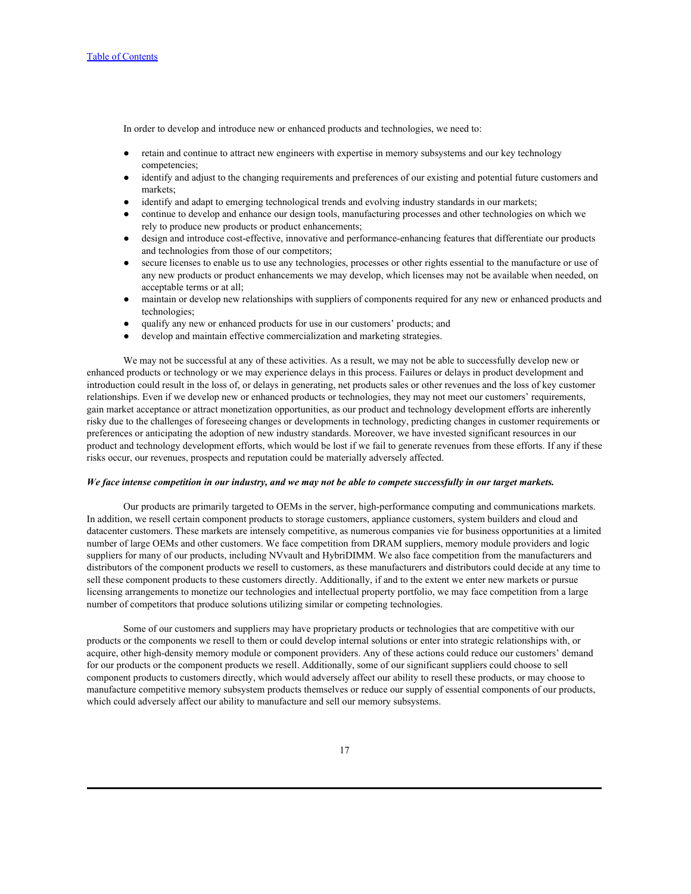In order to develop and introduce new or enhanced products and technologies, we need to:

- retain and continue to attract new engineers with expertise in memory subsystems and our key technology competencies;
- identify and adjust to the changing requirements and preferences of our existing and potential future customers and markets;
- identify and adapt to emerging technological trends and evolving industry standards in our markets;
- continue to develop and enhance our design tools, manufacturing processes and other technologies on which we rely to produce new products or product enhancements;
- design and introduce cost-effective, innovative and performance-enhancing features that differentiate our products and technologies from those of our competitors;
- secure licenses to enable us to use any technologies, processes or other rights essential to the manufacture or use of any new products or product enhancements we may develop, which licenses may not be available when needed, on acceptable terms or at all;
- maintain or develop new relationships with suppliers of components required for any new or enhanced products and technologies;
- qualify any new or enhanced products for use in our customers' products; and
- develop and maintain effective commercialization and marketing strategies.

We may not be successful at any of these activities. As a result, we may not be able to successfully develop new or enhanced products or technology or we may experience delays in this process. Failures or delays in product development and introduction could result in the loss of, or delays in generating, net products sales or other revenues and the loss of key customer relationships. Even if we develop new or enhanced products or technologies, they may not meet our customers' requirements, gain market acceptance or attract monetization opportunities, as our product and technology development efforts are inherently risky due to the challenges of foreseeing changes or developments in technology, predicting changes in customer requirements or preferences or anticipating the adoption of new industry standards. Moreover, we have invested significant resources in our product and technology development efforts, which would be lost if we fail to generate revenues from these efforts. If any if these risks occur, our revenues, prospects and reputation could be materially adversely affected.

***We face intense competition in our industry, and we may not be able to compete successfully in our target markets.***

Our products are primarily targeted to OEMs in the server, high-performance computing and communications markets. In addition, we resell certain component products to storage customers, appliance customers, system builders and cloud and datacenter customers. These markets are intensely competitive, as numerous companies vie for business opportunities at a limited number of large OEMs and other customers. We face competition from DRAM suppliers, memory module providers and logic suppliers for many of our products, including NVvault and HybriDIMM. We also face competition from the manufacturers and distributors of the component products we resell to customers, as these manufacturers and distributors could decide at any time to sell these component products to these customers directly. Additionally, if and to the extent we enter new markets or pursue licensing arrangements to monetize our technologies and intellectual property portfolio, we may face competition from a large number of competitors that produce solutions utilizing similar or competing technologies.

Some of our customers and suppliers may have proprietary products or technologies that are competitive with our products or the components we resell to them or could develop internal solutions or enter into strategic relationships with, or acquire, other high-density memory module or component providers. Any of these actions could reduce our customers' demand for our products or the component products we resell. Additionally, some of our significant suppliers could choose to sell component products to customers directly, which would adversely affect our ability to resell these products, or may choose to manufacture competitive memory subsystem products themselves or reduce our supply of essential components of our products, which could adversely affect our ability to manufacture and sell our memory subsystems.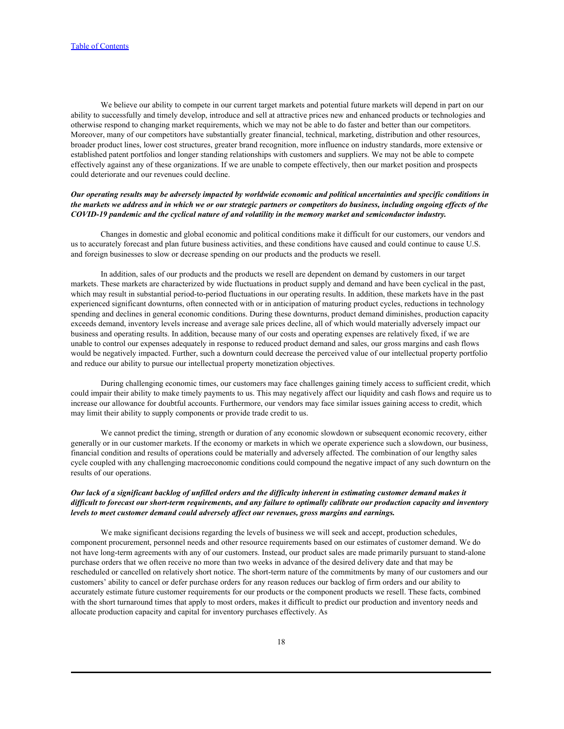We believe our ability to compete in our current target markets and potential future markets will depend in part on our ability to successfully and timely develop, introduce and sell at attractive prices new and enhanced products or technologies and otherwise respond to changing market requirements, which we may not be able to do faster and better than our competitors. Moreover, many of our competitors have substantially greater financial, technical, marketing, distribution and other resources, broader product lines, lower cost structures, greater brand recognition, more influence on industry standards, more extensive or established patent portfolios and longer standing relationships with customers and suppliers. We may not be able to compete effectively against any of these organizations. If we are unable to compete effectively, then our market position and prospects could deteriorate and our revenues could decline.

***Our operating results may be adversely impacted by worldwide economic and political uncertainties and specific conditions in the markets we address and in which we or our strategic partners or competitors do business, including ongoing effects of the COVID-19 pandemic and the cyclical nature of and volatility in the memory market and semiconductor industry.***

Changes in domestic and global economic and political conditions make it difficult for our customers, our vendors and us to accurately forecast and plan future business activities, and these conditions have caused and could continue to cause U.S. and foreign businesses to slow or decrease spending on our products and the products we resell.

In addition, sales of our products and the products we resell are dependent on demand by customers in our target markets. These markets are characterized by wide fluctuations in product supply and demand and have been cyclical in the past, which may result in substantial period-to-period fluctuations in our operating results. In addition, these markets have in the past experienced significant downturns, often connected with or in anticipation of maturing product cycles, reductions in technology spending and declines in general economic conditions. During these downturns, product demand diminishes, production capacity exceeds demand, inventory levels increase and average sale prices decline, all of which would materially adversely impact our business and operating results. In addition, because many of our costs and operating expenses are relatively fixed, if we are unable to control our expenses adequately in response to reduced product demand and sales, our gross margins and cash flows would be negatively impacted. Further, such a downturn could decrease the perceived value of our intellectual property portfolio and reduce our ability to pursue our intellectual property monetization objectives.

During challenging economic times, our customers may face challenges gaining timely access to sufficient credit, which could impair their ability to make timely payments to us. This may negatively affect our liquidity and cash flows and require us to increase our allowance for doubtful accounts. Furthermore, our vendors may face similar issues gaining access to credit, which may limit their ability to supply components or provide trade credit to us.

We cannot predict the timing, strength or duration of any economic slowdown or subsequent economic recovery, either generally or in our customer markets. If the economy or markets in which we operate experience such a slowdown, our business, financial condition and results of operations could be materially and adversely affected. The combination of our lengthy sales cycle coupled with any challenging macroeconomic conditions could compound the negative impact of any such downturn on the results of our operations.

***Our lack of a significant backlog of unfilled orders and the difficulty inherent in estimating customer demand makes it difficult to forecast our short-term requirements, and any failure to optimally calibrate our production capacity and inventory levels to meet customer demand could adversely affect our revenues, gross margins and earnings.***

We make significant decisions regarding the levels of business we will seek and accept, production schedules, component procurement, personnel needs and other resource requirements based on our estimates of customer demand. We do not have long-term agreements with any of our customers. Instead, our product sales are made primarily pursuant to stand-alone purchase orders that we often receive no more than two weeks in advance of the desired delivery date and that may be rescheduled or cancelled on relatively short notice. The short-term nature of the commitments by many of our customers and our customers' ability to cancel or defer purchase orders for any reason reduces our backlog of firm orders and our ability to accurately estimate future customer requirements for our products or the component products we resell. These facts, combined with the short turnaround times that apply to most orders, makes it difficult to predict our production and inventory needs and allocate production capacity and capital for inventory purchases effectively. As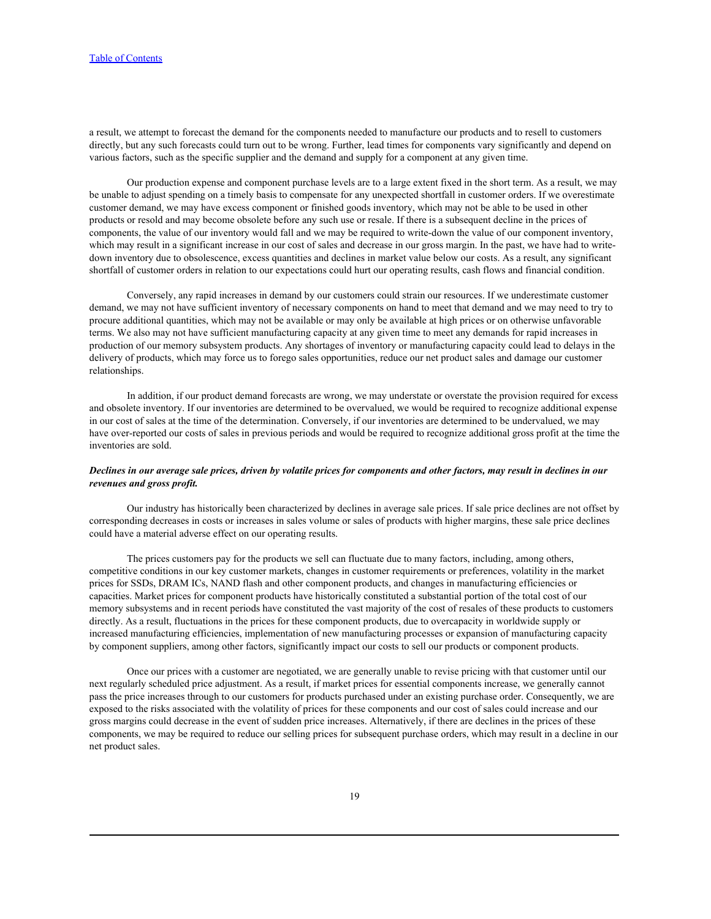a result, we attempt to forecast the demand for the components needed to manufacture our products and to resell to customers directly, but any such forecasts could turn out to be wrong. Further, lead times for components vary significantly and depend on various factors, such as the specific supplier and the demand and supply for a component at any given time.

Our production expense and component purchase levels are to a large extent fixed in the short term. As a result, we may be unable to adjust spending on a timely basis to compensate for any unexpected shortfall in customer orders. If we overestimate customer demand, we may have excess component or finished goods inventory, which may not be able to be used in other products or resold and may become obsolete before any such use or resale. If there is a subsequent decline in the prices of components, the value of our inventory would fall and we may be required to write-down the value of our component inventory, which may result in a significant increase in our cost of sales and decrease in our gross margin. In the past, we have had to write-down inventory due to obsolescence, excess quantities and declines in market value below our costs. As a result, any significant shortfall of customer orders in relation to our expectations could hurt our operating results, cash flows and financial condition.

Conversely, any rapid increases in demand by our customers could strain our resources. If we underestimate customer demand, we may not have sufficient inventory of necessary components on hand to meet that demand and we may need to try to procure additional quantities, which may not be available or may only be available at high prices or on otherwise unfavorable terms. We also may not have sufficient manufacturing capacity at any given time to meet any demands for rapid increases in production of our memory subsystem products. Any shortages of inventory or manufacturing capacity could lead to delays in the delivery of products, which may force us to forego sales opportunities, reduce our net product sales and damage our customer relationships.

In addition, if our product demand forecasts are wrong, we may understate or overstate the provision required for excess and obsolete inventory. If our inventories are determined to be overvalued, we would be required to recognize additional expense in our cost of sales at the time of the determination. Conversely, if our inventories are determined to be undervalued, we may have over-reported our costs of sales in previous periods and would be required to recognize additional gross profit at the time the inventories are sold.

***Declines in our average sale prices, driven by volatile prices for components and other factors, may result in declines in our revenues and gross profit.***

Our industry has historically been characterized by declines in average sale prices. If sale price declines are not offset by corresponding decreases in costs or increases in sales volume or sales of products with higher margins, these sale price declines could have a material adverse effect on our operating results.

The prices customers pay for the products we sell can fluctuate due to many factors, including, among others, competitive conditions in our key customer markets, changes in customer requirements or preferences, volatility in the market prices for SSDs, DRAM ICs, NAND flash and other component products, and changes in manufacturing efficiencies or capacities. Market prices for component products have historically constituted a substantial portion of the total cost of our memory subsystems and in recent periods have constituted the vast majority of the cost of resales of these products to customers directly. As a result, fluctuations in the prices for these component products, due to overcapacity in worldwide supply or increased manufacturing efficiencies, implementation of new manufacturing processes or expansion of manufacturing capacity by component suppliers, among other factors, significantly impact our costs to sell our products or component products.

Once our prices with a customer are negotiated, we are generally unable to revise pricing with that customer until our next regularly scheduled price adjustment. As a result, if market prices for essential components increase, we generally cannot pass the price increases through to our customers for products purchased under an existing purchase order. Consequently, we are exposed to the risks associated with the volatility of prices for these components and our cost of sales could increase and our gross margins could decrease in the event of sudden price increases. Alternatively, if there are declines in the prices of these components, we may be required to reduce our selling prices for subsequent purchase orders, which may result in a decline in our net product sales.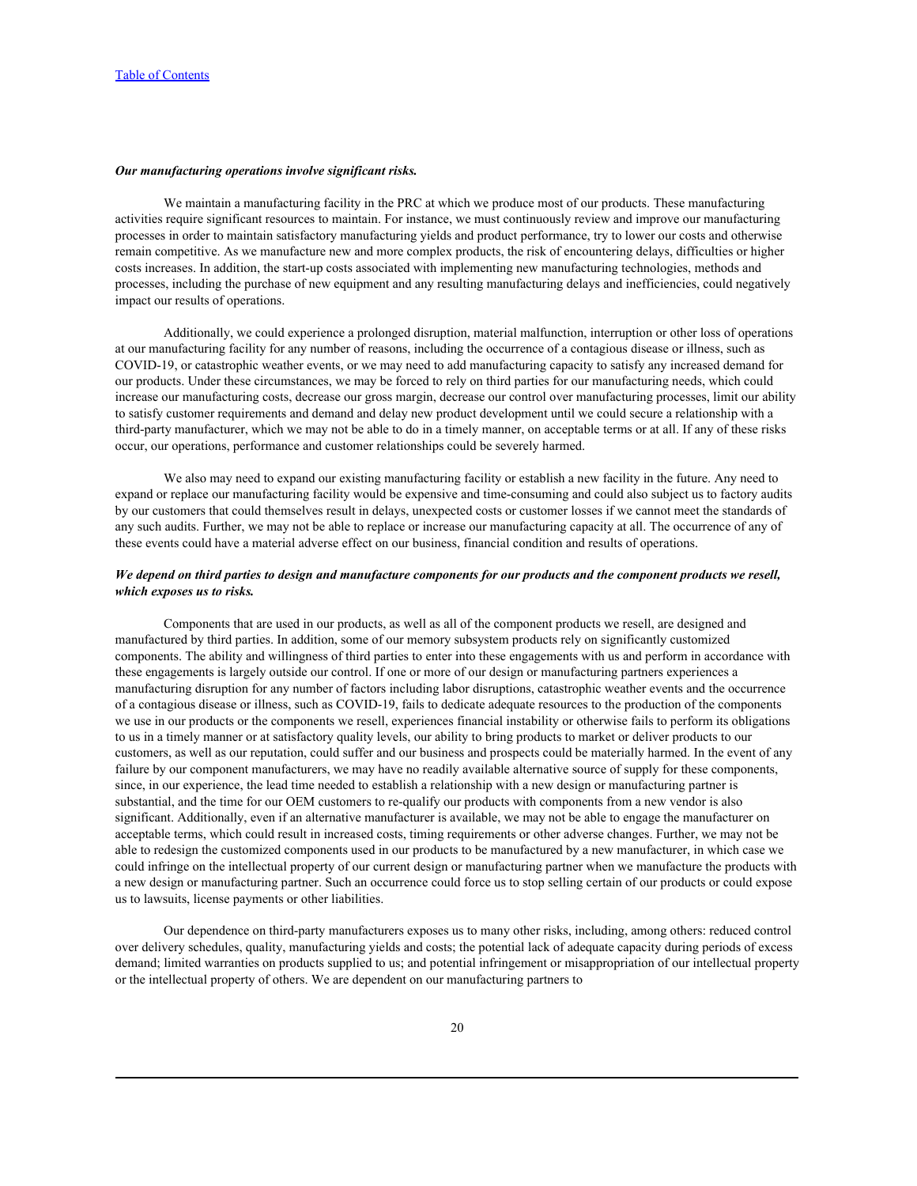***Our manufacturing operations involve significant risks.***

We maintain a manufacturing facility in the PRC at which we produce most of our products. These manufacturing activities require significant resources to maintain. For instance, we must continuously review and improve our manufacturing processes in order to maintain satisfactory manufacturing yields and product performance, try to lower our costs and otherwise remain competitive. As we manufacture new and more complex products, the risk of encountering delays, difficulties or higher costs increases. In addition, the start-up costs associated with implementing new manufacturing technologies, methods and processes, including the purchase of new equipment and any resulting manufacturing delays and inefficiencies, could negatively impact our results of operations.

Additionally, we could experience a prolonged disruption, material malfunction, interruption or other loss of operations at our manufacturing facility for any number of reasons, including the occurrence of a contagious disease or illness, such as COVID-19, or catastrophic weather events, or we may need to add manufacturing capacity to satisfy any increased demand for our products. Under these circumstances, we may be forced to rely on third parties for our manufacturing needs, which could increase our manufacturing costs, decrease our gross margin, decrease our control over manufacturing processes, limit our ability to satisfy customer requirements and demand and delay new product development until we could secure a relationship with a third-party manufacturer, which we may not be able to do in a timely manner, on acceptable terms or at all. If any of these risks occur, our operations, performance and customer relationships could be severely harmed.

We also may need to expand our existing manufacturing facility or establish a new facility in the future. Any need to expand or replace our manufacturing facility would be expensive and time-consuming and could also subject us to factory audits by our customers that could themselves result in delays, unexpected costs or customer losses if we cannot meet the standards of any such audits. Further, we may not be able to replace or increase our manufacturing capacity at all. The occurrence of any of these events could have a material adverse effect on our business, financial condition and results of operations.

***We depend on third parties to design and manufacture components for our products and the component products we resell, which exposes us to risks.***

Components that are used in our products, as well as all of the component products we resell, are designed and manufactured by third parties. In addition, some of our memory subsystem products rely on significantly customized components. The ability and willingness of third parties to enter into these engagements with us and perform in accordance with these engagements is largely outside our control. If one or more of our design or manufacturing partners experiences a manufacturing disruption for any number of factors including labor disruptions, catastrophic weather events and the occurrence of a contagious disease or illness, such as COVID-19, fails to dedicate adequate resources to the production of the components we use in our products or the components we resell, experiences financial instability or otherwise fails to perform its obligations to us in a timely manner or at satisfactory quality levels, our ability to bring products to market or deliver products to our customers, as well as our reputation, could suffer and our business and prospects could be materially harmed. In the event of any failure by our component manufacturers, we may have no readily available alternative source of supply for these components, since, in our experience, the lead time needed to establish a relationship with a new design or manufacturing partner is substantial, and the time for our OEM customers to re-qualify our products with components from a new vendor is also significant. Additionally, even if an alternative manufacturer is available, we may not be able to engage the manufacturer on acceptable terms, which could result in increased costs, timing requirements or other adverse changes. Further, we may not be able to redesign the customized components used in our products to be manufactured by a new manufacturer, in which case we could infringe on the intellectual property of our current design or manufacturing partner when we manufacture the products with a new design or manufacturing partner. Such an occurrence could force us to stop selling certain of our products or could expose us to lawsuits, license payments or other liabilities.

Our dependence on third-party manufacturers exposes us to many other risks, including, among others: reduced control over delivery schedules, quality, manufacturing yields and costs; the potential lack of adequate capacity during periods of excess demand; limited warranties on products supplied to us; and potential infringement or misappropriation of our intellectual property or the intellectual property of others. We are dependent on our manufacturing partners to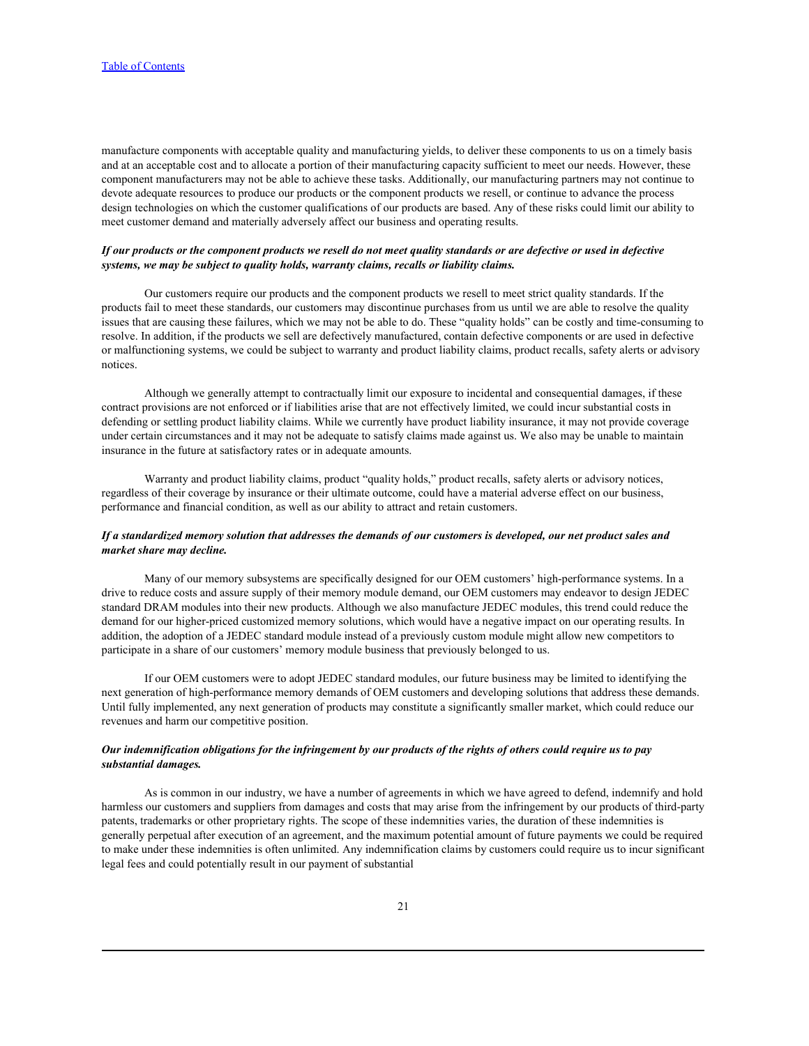manufacture components with acceptable quality and manufacturing yields, to deliver these components to us on a timely basis and at an acceptable cost and to allocate a portion of their manufacturing capacity sufficient to meet our needs. However, these component manufacturers may not be able to achieve these tasks. Additionally, our manufacturing partners may not continue to devote adequate resources to produce our products or the component products we resell, or continue to advance the process design technologies on which the customer qualifications of our products are based. Any of these risks could limit our ability to meet customer demand and materially adversely affect our business and operating results.

***If our products or the component products we resell do not meet quality standards or are defective or used in defective systems, we may be subject to quality holds, warranty claims, recalls or liability claims.***

Our customers require our products and the component products we resell to meet strict quality standards. If the products fail to meet these standards, our customers may discontinue purchases from us until we are able to resolve the quality issues that are causing these failures, which we may not be able to do. These "quality holds" can be costly and time-consuming to resolve. In addition, if the products we sell are defectively manufactured, contain defective components or are used in defective or malfunctioning systems, we could be subject to warranty and product liability claims, product recalls, safety alerts or advisory notices.

Although we generally attempt to contractually limit our exposure to incidental and consequential damages, if these contract provisions are not enforced or if liabilities arise that are not effectively limited, we could incur substantial costs in defending or settling product liability claims. While we currently have product liability insurance, it may not provide coverage under certain circumstances and it may not be adequate to satisfy claims made against us. We also may be unable to maintain insurance in the future at satisfactory rates or in adequate amounts.

Warranty and product liability claims, product "quality holds," product recalls, safety alerts or advisory notices, regardless of their coverage by insurance or their ultimate outcome, could have a material adverse effect on our business, performance and financial condition, as well as our ability to attract and retain customers.

***If a standardized memory solution that addresses the demands of our customers is developed, our net product sales and market share may decline.***

Many of our memory subsystems are specifically designed for our OEM customers' high-performance systems. In a drive to reduce costs and assure supply of their memory module demand, our OEM customers may endeavor to design JEDEC standard DRAM modules into their new products. Although we also manufacture JEDEC modules, this trend could reduce the demand for our higher-priced customized memory solutions, which would have a negative impact on our operating results. In addition, the adoption of a JEDEC standard module instead of a previously custom module might allow new competitors to participate in a share of our customers' memory module business that previously belonged to us.

If our OEM customers were to adopt JEDEC standard modules, our future business may be limited to identifying the next generation of high-performance memory demands of OEM customers and developing solutions that address these demands. Until fully implemented, any next generation of products may constitute a significantly smaller market, which could reduce our revenues and harm our competitive position.

***Our indemnification obligations for the infringement by our products of the rights of others could require us to pay substantial damages.***

As is common in our industry, we have a number of agreements in which we have agreed to defend, indemnify and hold harmless our customers and suppliers from damages and costs that may arise from the infringement by our products of third-party patents, trademarks or other proprietary rights. The scope of these indemnities varies, the duration of these indemnities is generally perpetual after execution of an agreement, and the maximum potential amount of future payments we could be required to make under these indemnities is often unlimited. Any indemnification claims by customers could require us to incur significant legal fees and could potentially result in our payment of substantial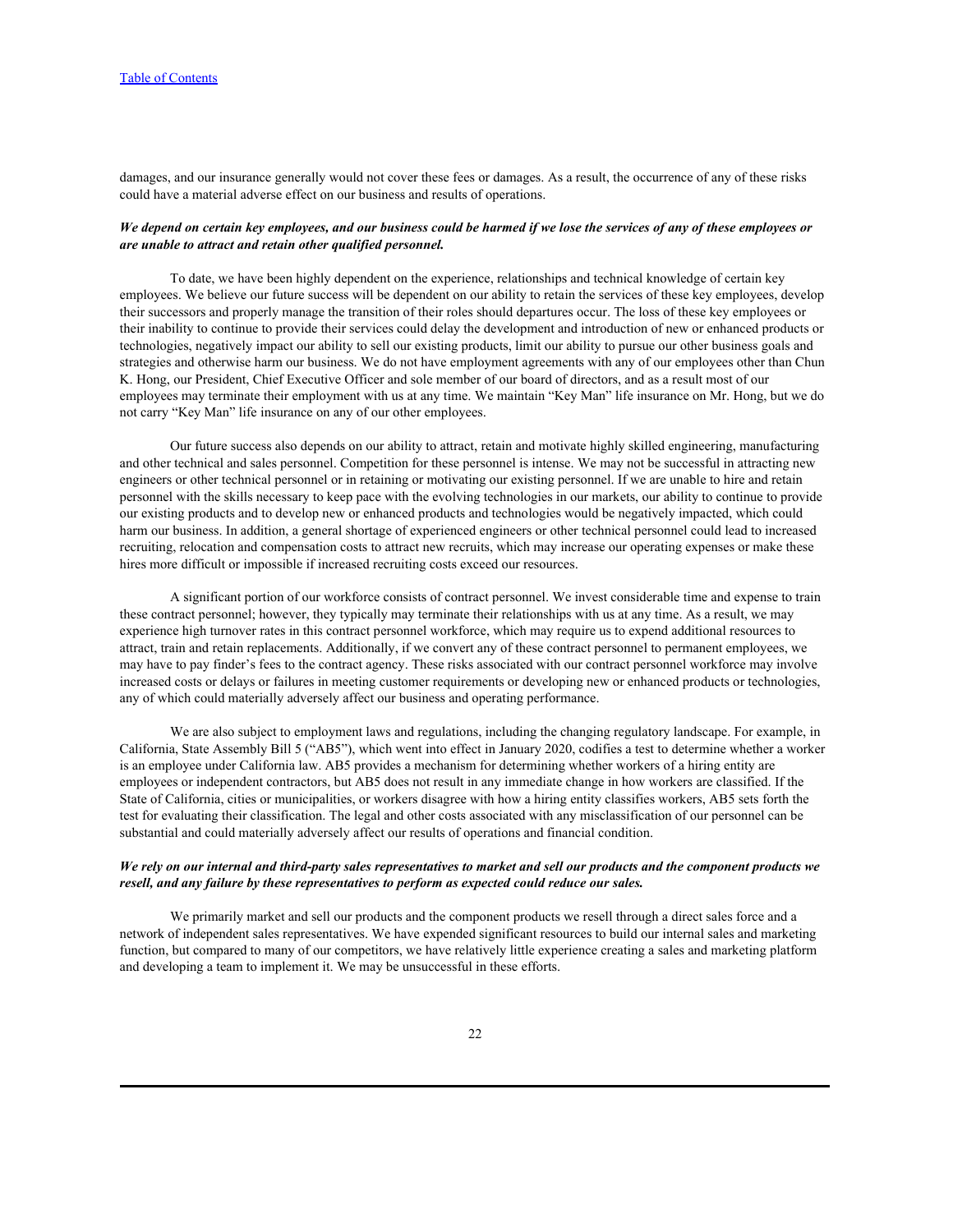damages, and our insurance generally would not cover these fees or damages. As a result, the occurrence of any of these risks could have a material adverse effect on our business and results of operations.

***We depend on certain key employees, and our business could be harmed if we lose the services of any of these employees or are unable to attract and retain other qualified personnel.***

To date, we have been highly dependent on the experience, relationships and technical knowledge of certain key employees. We believe our future success will be dependent on our ability to retain the services of these key employees, develop their successors and properly manage the transition of their roles should departures occur. The loss of these key employees or their inability to continue to provide their services could delay the development and introduction of new or enhanced products or technologies, negatively impact our ability to sell our existing products, limit our ability to pursue our other business goals and strategies and otherwise harm our business. We do not have employment agreements with any of our employees other than Chun K. Hong, our President, Chief Executive Officer and sole member of our board of directors, and as a result most of our employees may terminate their employment with us at any time. We maintain "Key Man" life insurance on Mr. Hong, but we do not carry "Key Man" life insurance on any of our other employees.

Our future success also depends on our ability to attract, retain and motivate highly skilled engineering, manufacturing and other technical and sales personnel. Competition for these personnel is intense. We may not be successful in attracting new engineers or other technical personnel or in retaining or motivating our existing personnel. If we are unable to hire and retain personnel with the skills necessary to keep pace with the evolving technologies in our markets, our ability to continue to provide our existing products and to develop new or enhanced products and technologies would be negatively impacted, which could harm our business. In addition, a general shortage of experienced engineers or other technical personnel could lead to increased recruiting, relocation and compensation costs to attract new recruits, which may increase our operating expenses or make these hires more difficult or impossible if increased recruiting costs exceed our resources.

A significant portion of our workforce consists of contract personnel. We invest considerable time and expense to train these contract personnel; however, they typically may terminate their relationships with us at any time. As a result, we may experience high turnover rates in this contract personnel workforce, which may require us to expend additional resources to attract, train and retain replacements. Additionally, if we convert any of these contract personnel to permanent employees, we may have to pay finder's fees to the contract agency. These risks associated with our contract personnel workforce may involve increased costs or delays or failures in meeting customer requirements or developing new or enhanced products or technologies, any of which could materially adversely affect our business and operating performance.

We are also subject to employment laws and regulations, including the changing regulatory landscape. For example, in California, State Assembly Bill 5 ("AB5"), which went into effect in January 2020, codifies a test to determine whether a worker is an employee under California law. AB5 provides a mechanism for determining whether workers of a hiring entity are employees or independent contractors, but AB5 does not result in any immediate change in how workers are classified. If the State of California, cities or municipalities, or workers disagree with how a hiring entity classifies workers, AB5 sets forth the test for evaluating their classification. The legal and other costs associated with any misclassification of our personnel can be substantial and could materially adversely affect our results of operations and financial condition.

***We rely on our internal and third-party sales representatives to market and sell our products and the component products we resell, and any failure by these representatives to perform as expected could reduce our sales.***

We primarily market and sell our products and the component products we resell through a direct sales force and a network of independent sales representatives. We have expended significant resources to build our internal sales and marketing function, but compared to many of our competitors, we have relatively little experience creating a sales and marketing platform and developing a team to implement it. We may be unsuccessful in these efforts.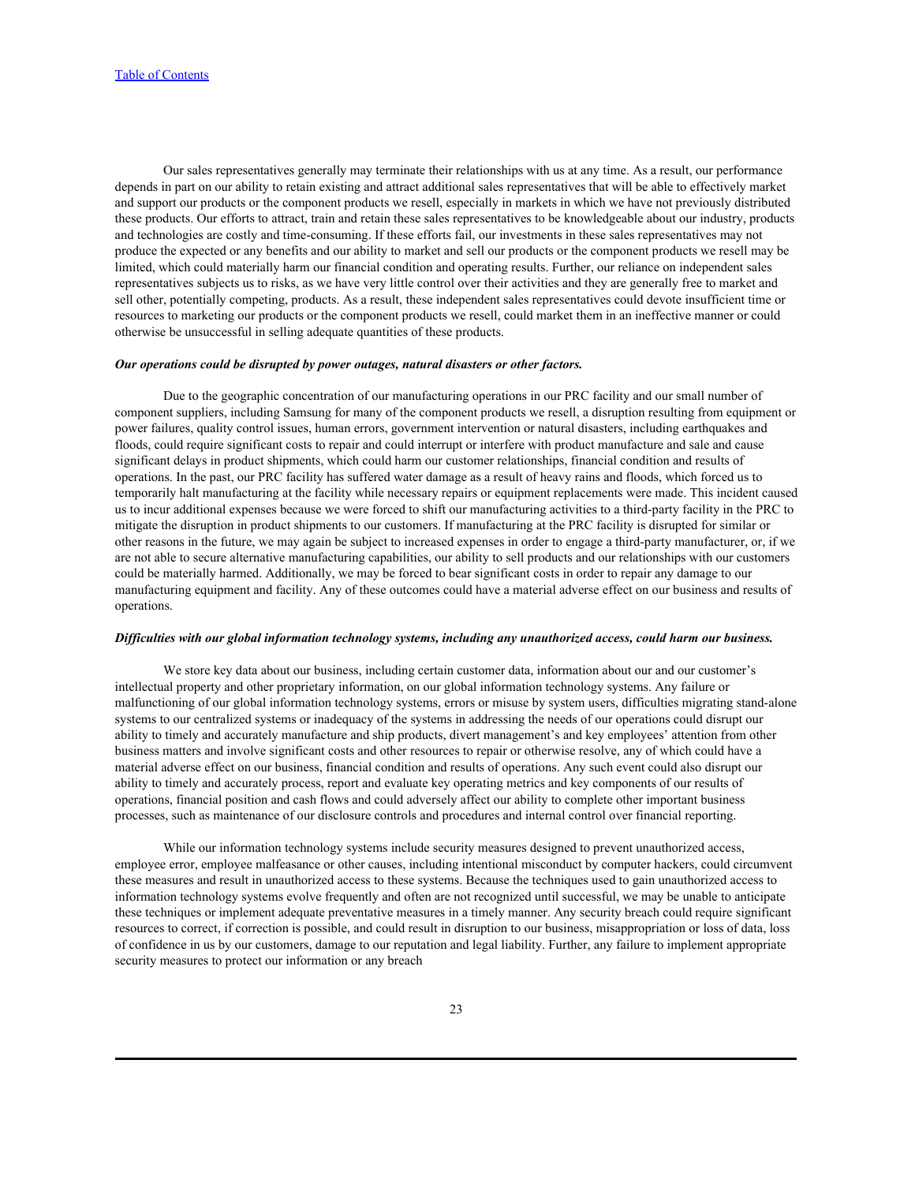Our sales representatives generally may terminate their relationships with us at any time. As a result, our performance depends in part on our ability to retain existing and attract additional sales representatives that will be able to effectively market and support our products or the component products we resell, especially in markets in which we have not previously distributed these products. Our efforts to attract, train and retain these sales representatives to be knowledgeable about our industry, products and technologies are costly and time-consuming. If these efforts fail, our investments in these sales representatives may not produce the expected or any benefits and our ability to market and sell our products or the component products we resell may be limited, which could materially harm our financial condition and operating results. Further, our reliance on independent sales representatives subjects us to risks, as we have very little control over their activities and they are generally free to market and sell other, potentially competing, products. As a result, these independent sales representatives could devote insufficient time or resources to marketing our products or the component products we resell, could market them in an ineffective manner or could otherwise be unsuccessful in selling adequate quantities of these products.

***Our operations could be disrupted by power outages, natural disasters or other factors.***

Due to the geographic concentration of our manufacturing operations in our PRC facility and our small number of component suppliers, including Samsung for many of the component products we resell, a disruption resulting from equipment or power failures, quality control issues, human errors, government intervention or natural disasters, including earthquakes and floods, could require significant costs to repair and could interrupt or interfere with product manufacture and sale and cause significant delays in product shipments, which could harm our customer relationships, financial condition and results of operations. In the past, our PRC facility has suffered water damage as a result of heavy rains and floods, which forced us to temporarily halt manufacturing at the facility while necessary repairs or equipment replacements were made. This incident caused us to incur additional expenses because we were forced to shift our manufacturing activities to a third-party facility in the PRC to mitigate the disruption in product shipments to our customers. If manufacturing at the PRC facility is disrupted for similar or other reasons in the future, we may again be subject to increased expenses in order to engage a third-party manufacturer, or, if we are not able to secure alternative manufacturing capabilities, our ability to sell products and our relationships with our customers could be materially harmed. Additionally, we may be forced to bear significant costs in order to repair any damage to our manufacturing equipment and facility. Any of these outcomes could have a material adverse effect on our business and results of operations.

***Difficulties with our global information technology systems, including any unauthorized access, could harm our business.***

We store key data about our business, including certain customer data, information about our and our customer's intellectual property and other proprietary information, on our global information technology systems. Any failure or malfunctioning of our global information technology systems, errors or misuse by system users, difficulties migrating stand-alone systems to our centralized systems or inadequacy of the systems in addressing the needs of our operations could disrupt our ability to timely and accurately manufacture and ship products, divert management's and key employees' attention from other business matters and involve significant costs and other resources to repair or otherwise resolve, any of which could have a material adverse effect on our business, financial condition and results of operations. Any such event could also disrupt our ability to timely and accurately process, report and evaluate key operating metrics and key components of our results of operations, financial position and cash flows and could adversely affect our ability to complete other important business processes, such as maintenance of our disclosure controls and procedures and internal control over financial reporting.

While our information technology systems include security measures designed to prevent unauthorized access, employee error, employee malfeasance or other causes, including intentional misconduct by computer hackers, could circumvent these measures and result in unauthorized access to these systems. Because the techniques used to gain unauthorized access to information technology systems evolve frequently and often are not recognized until successful, we may be unable to anticipate these techniques or implement adequate preventative measures in a timely manner. Any security breach could require significant resources to correct, if correction is possible, and could result in disruption to our business, misappropriation or loss of data, loss of confidence in us by our customers, damage to our reputation and legal liability. Further, any failure to implement appropriate security measures to protect our information or any breach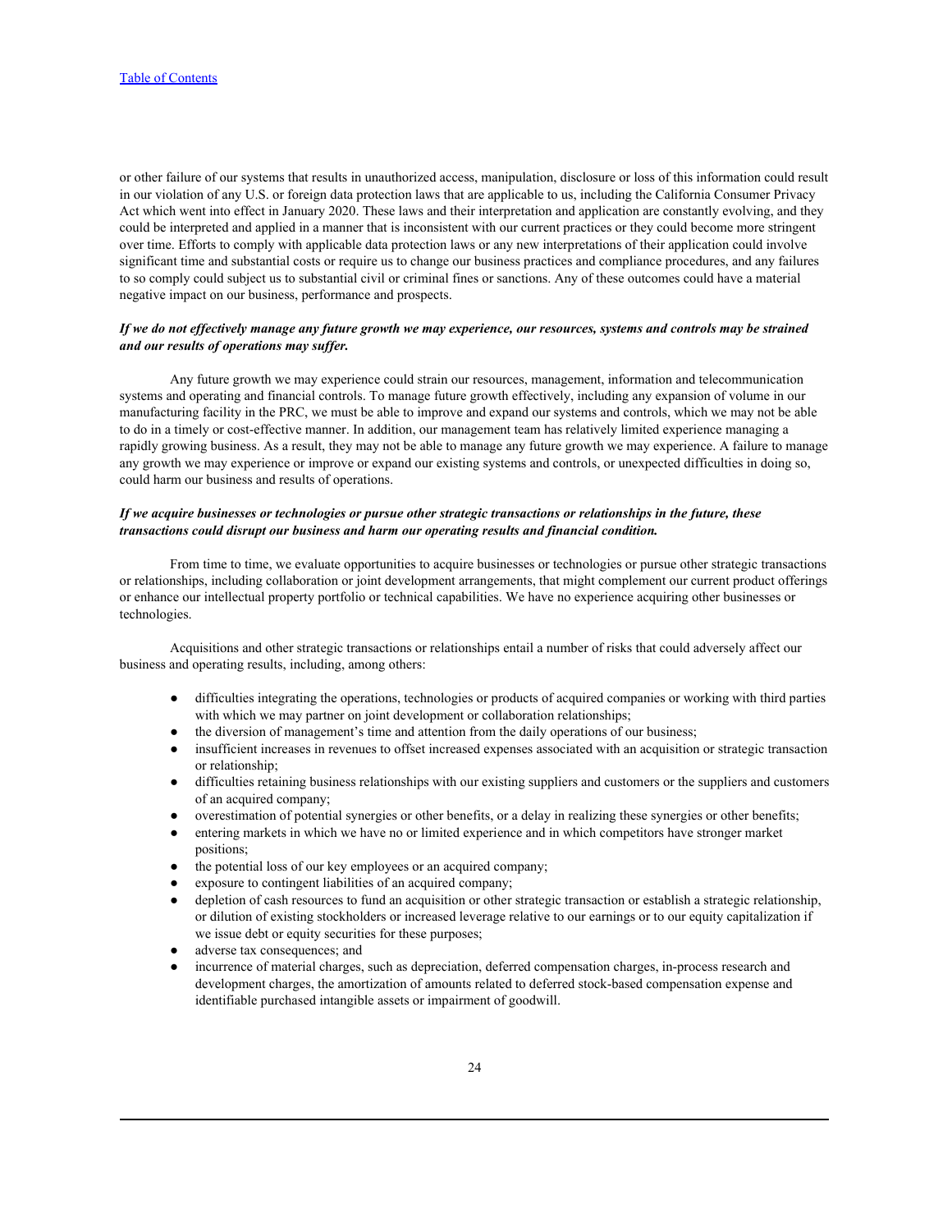or other failure of our systems that results in unauthorized access, manipulation, disclosure or loss of this information could result in our violation of any U.S. or foreign data protection laws that are applicable to us, including the California Consumer Privacy Act which went into effect in January 2020. These laws and their interpretation and application are constantly evolving, and they could be interpreted and applied in a manner that is inconsistent with our current practices or they could become more stringent over time. Efforts to comply with applicable data protection laws or any new interpretations of their application could involve significant time and substantial costs or require us to change our business practices and compliance procedures, and any failures to so comply could subject us to substantial civil or criminal fines or sanctions. Any of these outcomes could have a material negative impact on our business, performance and prospects.

***If we do not effectively manage any future growth we may experience, our resources, systems and controls may be strained and our results of operations may suffer.***

Any future growth we may experience could strain our resources, management, information and telecommunication systems and operating and financial controls. To manage future growth effectively, including any expansion of volume in our manufacturing facility in the PRC, we must be able to improve and expand our systems and controls, which we may not be able to do in a timely or cost-effective manner. In addition, our management team has relatively limited experience managing a rapidly growing business. As a result, they may not be able to manage any future growth we may experience. A failure to manage any growth we may experience or improve or expand our existing systems and controls, or unexpected difficulties in doing so, could harm our business and results of operations.

***If we acquire businesses or technologies or pursue other strategic transactions or relationships in the future, these transactions could disrupt our business and harm our operating results and financial condition.***

From time to time, we evaluate opportunities to acquire businesses or technologies or pursue other strategic transactions or relationships, including collaboration or joint development arrangements, that might complement our current product offerings or enhance our intellectual property portfolio or technical capabilities. We have no experience acquiring other businesses or technologies.

Acquisitions and other strategic transactions or relationships entail a number of risks that could adversely affect our business and operating results, including, among others:

- difficulties integrating the operations, technologies or products of acquired companies or working with third parties with which we may partner on joint development or collaboration relationships;
- the diversion of management's time and attention from the daily operations of our business;
- insufficient increases in revenues to offset increased expenses associated with an acquisition or strategic transaction or relationship;
- difficulties retaining business relationships with our existing suppliers and customers or the suppliers and customers of an acquired company;
- overestimation of potential synergies or other benefits, or a delay in realizing these synergies or other benefits;
- entering markets in which we have no or limited experience and in which competitors have stronger market positions;
- the potential loss of our key employees or an acquired company;
- exposure to contingent liabilities of an acquired company;
- depletion of cash resources to fund an acquisition or other strategic transaction or establish a strategic relationship, or dilution of existing stockholders or increased leverage relative to our earnings or to our equity capitalization if we issue debt or equity securities for these purposes;
- adverse tax consequences; and
- incurrence of material charges, such as depreciation, deferred compensation charges, in-process research and development charges, the amortization of amounts related to deferred stock-based compensation expense and identifiable purchased intangible assets or impairment of goodwill.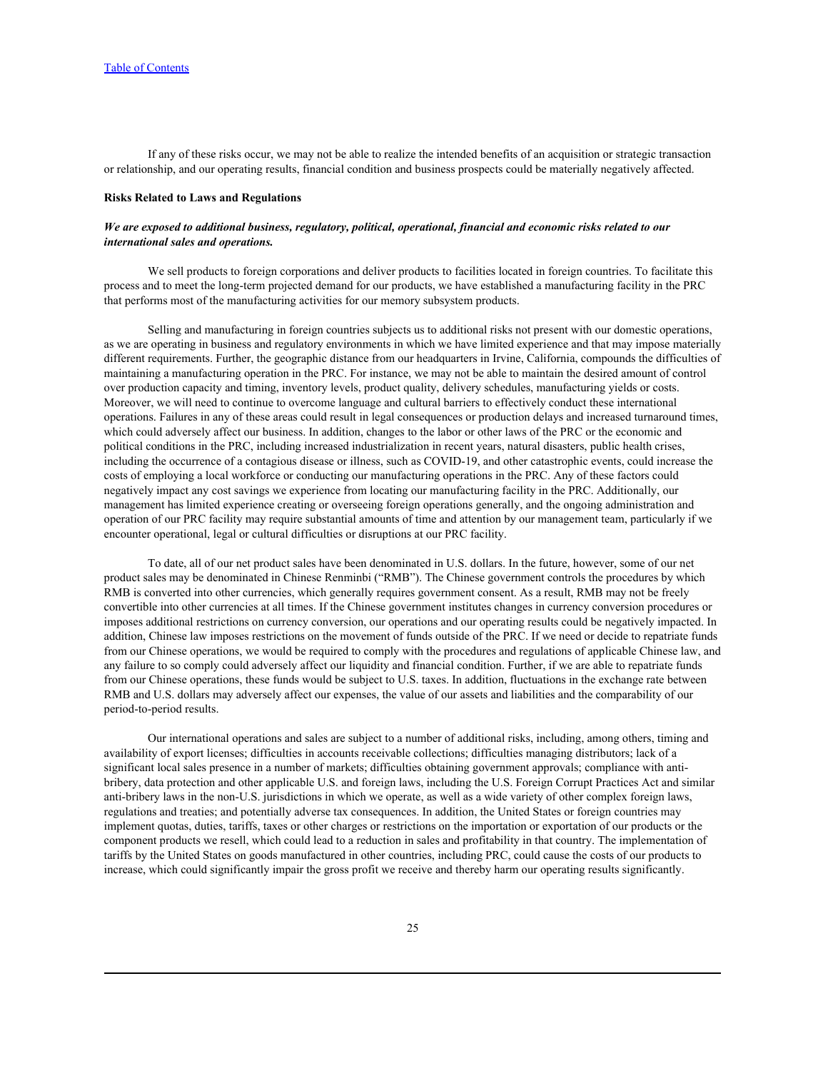If any of these risks occur, we may not be able to realize the intended benefits of an acquisition or strategic transaction or relationship, and our operating results, financial condition and business prospects could be materially negatively affected.

**Risks Related to Laws and Regulations**

***We are exposed to additional business, regulatory, political, operational, financial and economic risks related to our international sales and operations.***

We sell products to foreign corporations and deliver products to facilities located in foreign countries. To facilitate this process and to meet the long-term projected demand for our products, we have established a manufacturing facility in the PRC that performs most of the manufacturing activities for our memory subsystem products.

Selling and manufacturing in foreign countries subjects us to additional risks not present with our domestic operations, as we are operating in business and regulatory environments in which we have limited experience and that may impose materially different requirements. Further, the geographic distance from our headquarters in Irvine, California, compounds the difficulties of maintaining a manufacturing operation in the PRC. For instance, we may not be able to maintain the desired amount of control over production capacity and timing, inventory levels, product quality, delivery schedules, manufacturing yields or costs. Moreover, we will need to continue to overcome language and cultural barriers to effectively conduct these international operations. Failures in any of these areas could result in legal consequences or production delays and increased turnaround times, which could adversely affect our business. In addition, changes to the labor or other laws of the PRC or the economic and political conditions in the PRC, including increased industrialization in recent years, natural disasters, public health crises, including the occurrence of a contagious disease or illness, such as COVID-19, and other catastrophic events, could increase the costs of employing a local workforce or conducting our manufacturing operations in the PRC. Any of these factors could negatively impact any cost savings we experience from locating our manufacturing facility in the PRC. Additionally, our management has limited experience creating or overseeing foreign operations generally, and the ongoing administration and operation of our PRC facility may require substantial amounts of time and attention by our management team, particularly if we encounter operational, legal or cultural difficulties or disruptions at our PRC facility.

To date, all of our net product sales have been denominated in U.S. dollars. In the future, however, some of our net product sales may be denominated in Chinese Renminbi ("RMB"). The Chinese government controls the procedures by which RMB is converted into other currencies, which generally requires government consent. As a result, RMB may not be freely convertible into other currencies at all times. If the Chinese government institutes changes in currency conversion procedures or imposes additional restrictions on currency conversion, our operations and our operating results could be negatively impacted. In addition, Chinese law imposes restrictions on the movement of funds outside of the PRC. If we need or decide to repatriate funds from our Chinese operations, we would be required to comply with the procedures and regulations of applicable Chinese law, and any failure to so comply could adversely affect our liquidity and financial condition. Further, if we are able to repatriate funds from our Chinese operations, these funds would be subject to U.S. taxes. In addition, fluctuations in the exchange rate between RMB and U.S. dollars may adversely affect our expenses, the value of our assets and liabilities and the comparability of our period-to-period results.

Our international operations and sales are subject to a number of additional risks, including, among others, timing and availability of export licenses; difficulties in accounts receivable collections; difficulties managing distributors; lack of a significant local sales presence in a number of markets; difficulties obtaining government approvals; compliance with anti-bribery, data protection and other applicable U.S. and foreign laws, including the U.S. Foreign Corrupt Practices Act and similar anti-bribery laws in the non-U.S. jurisdictions in which we operate, as well as a wide variety of other complex foreign laws, regulations and treaties; and potentially adverse tax consequences. In addition, the United States or foreign countries may implement quotas, duties, tariffs, taxes or other charges or restrictions on the importation or exportation of our products or the component products we resell, which could lead to a reduction in sales and profitability in that country. The implementation of tariffs by the United States on goods manufactured in other countries, including PRC, could cause the costs of our products to increase, which could significantly impair the gross profit we receive and thereby harm our operating results significantly.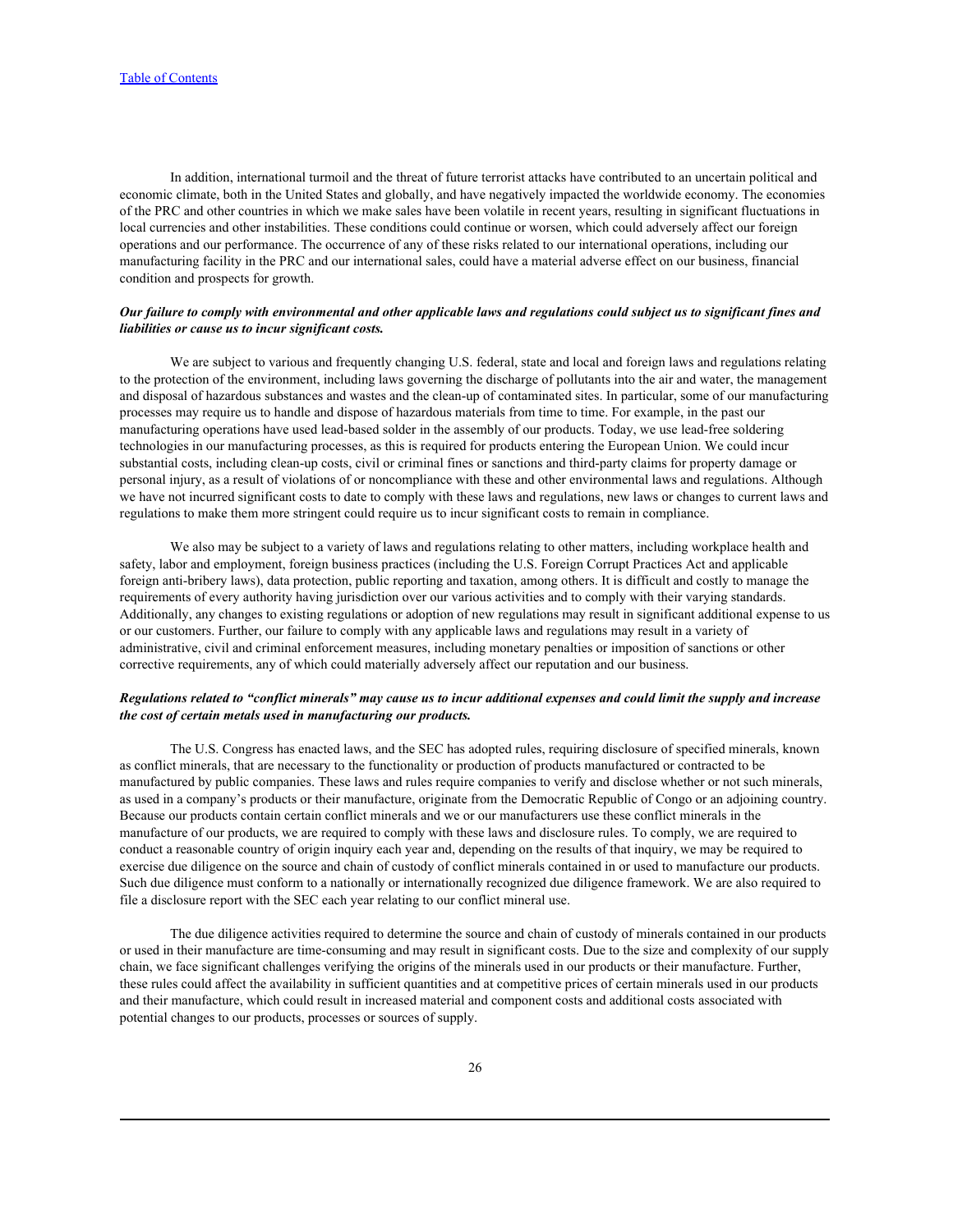In addition, international turmoil and the threat of future terrorist attacks have contributed to an uncertain political and economic climate, both in the United States and globally, and have negatively impacted the worldwide economy. The economies of the PRC and other countries in which we make sales have been volatile in recent years, resulting in significant fluctuations in local currencies and other instabilities. These conditions could continue or worsen, which could adversely affect our foreign operations and our performance. The occurrence of any of these risks related to our international operations, including our manufacturing facility in the PRC and our international sales, could have a material adverse effect on our business, financial condition and prospects for growth.

***Our failure to comply with environmental and other applicable laws and regulations could subject us to significant fines and liabilities or cause us to incur significant costs.***

We are subject to various and frequently changing U.S. federal, state and local and foreign laws and regulations relating to the protection of the environment, including laws governing the discharge of pollutants into the air and water, the management and disposal of hazardous substances and wastes and the clean-up of contaminated sites. In particular, some of our manufacturing processes may require us to handle and dispose of hazardous materials from time to time. For example, in the past our manufacturing operations have used lead-based solder in the assembly of our products. Today, we use lead-free soldering technologies in our manufacturing processes, as this is required for products entering the European Union. We could incur substantial costs, including clean-up costs, civil or criminal fines or sanctions and third-party claims for property damage or personal injury, as a result of violations of or noncompliance with these and other environmental laws and regulations. Although we have not incurred significant costs to date to comply with these laws and regulations, new laws or changes to current laws and regulations to make them more stringent could require us to incur significant costs to remain in compliance.

We also may be subject to a variety of laws and regulations relating to other matters, including workplace health and safety, labor and employment, foreign business practices (including the U.S. Foreign Corrupt Practices Act and applicable foreign anti-bribery laws), data protection, public reporting and taxation, among others. It is difficult and costly to manage the requirements of every authority having jurisdiction over our various activities and to comply with their varying standards. Additionally, any changes to existing regulations or adoption of new regulations may result in significant additional expense to us or our customers. Further, our failure to comply with any applicable laws and regulations may result in a variety of administrative, civil and criminal enforcement measures, including monetary penalties or imposition of sanctions or other corrective requirements, any of which could materially adversely affect our reputation and our business.

***Regulations related to "conflict minerals" may cause us to incur additional expenses and could limit the supply and increase the cost of certain metals used in manufacturing our products.***

The U.S. Congress has enacted laws, and the SEC has adopted rules, requiring disclosure of specified minerals, known as conflict minerals, that are necessary to the functionality or production of products manufactured or contracted to be manufactured by public companies. These laws and rules require companies to verify and disclose whether or not such minerals, as used in a company's products or their manufacture, originate from the Democratic Republic of Congo or an adjoining country. Because our products contain certain conflict minerals and we or our manufacturers use these conflict minerals in the manufacture of our products, we are required to comply with these laws and disclosure rules. To comply, we are required to conduct a reasonable country of origin inquiry each year and, depending on the results of that inquiry, we may be required to exercise due diligence on the source and chain of custody of conflict minerals contained in or used to manufacture our products. Such due diligence must conform to a nationally or internationally recognized due diligence framework. We are also required to file a disclosure report with the SEC each year relating to our conflict mineral use.

The due diligence activities required to determine the source and chain of custody of minerals contained in our products or used in their manufacture are time-consuming and may result in significant costs. Due to the size and complexity of our supply chain, we face significant challenges verifying the origins of the minerals used in our products or their manufacture. Further, these rules could affect the availability in sufficient quantities and at competitive prices of certain minerals used in our products and their manufacture, which could result in increased material and component costs and additional costs associated with potential changes to our products, processes or sources of supply.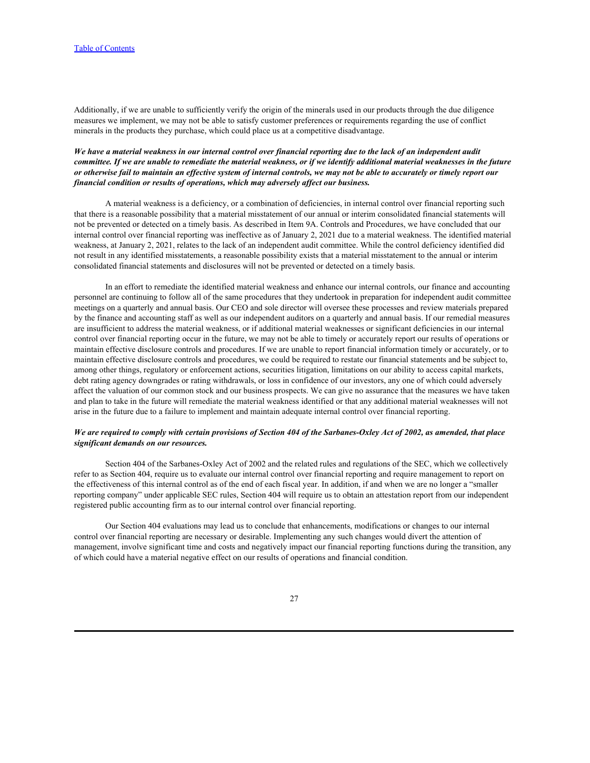Additionally, if we are unable to sufficiently verify the origin of the minerals used in our products through the due diligence measures we implement, we may not be able to satisfy customer preferences or requirements regarding the use of conflict minerals in the products they purchase, which could place us at a competitive disadvantage.

***We have a material weakness in our internal control over financial reporting due to the lack of an independent audit committee. If we are unable to remediate the material weakness, or if we identify additional material weaknesses in the future or otherwise fail to maintain an effective system of internal controls, we may not be able to accurately or timely report our financial condition or results of operations, which may adversely affect our business.***

A material weakness is a deficiency, or a combination of deficiencies, in internal control over financial reporting such that there is a reasonable possibility that a material misstatement of our annual or interim consolidated financial statements will not be prevented or detected on a timely basis. As described in Item 9A. Controls and Procedures, we have concluded that our internal control over financial reporting was ineffective as of January 2, 2021 due to a material weakness. The identified material weakness, at January 2, 2021, relates to the lack of an independent audit committee. While the control deficiency identified did not result in any identified misstatements, a reasonable possibility exists that a material misstatement to the annual or interim consolidated financial statements and disclosures will not be prevented or detected on a timely basis.

In an effort to remediate the identified material weakness and enhance our internal controls, our finance and accounting personnel are continuing to follow all of the same procedures that they undertook in preparation for independent audit committee meetings on a quarterly and annual basis. Our CEO and sole director will oversee these processes and review materials prepared by the finance and accounting staff as well as our independent auditors on a quarterly and annual basis. If our remedial measures are insufficient to address the material weakness, or if additional material weaknesses or significant deficiencies in our internal control over financial reporting occur in the future, we may not be able to timely or accurately report our results of operations or maintain effective disclosure controls and procedures. If we are unable to report financial information timely or accurately, or to maintain effective disclosure controls and procedures, we could be required to restate our financial statements and be subject to, among other things, regulatory or enforcement actions, securities litigation, limitations on our ability to access capital markets, debt rating agency downgrades or rating withdrawals, or loss in confidence of our investors, any one of which could adversely affect the valuation of our common stock and our business prospects. We can give no assurance that the measures we have taken and plan to take in the future will remediate the material weakness identified or that any additional material weaknesses will not arise in the future due to a failure to implement and maintain adequate internal control over financial reporting.

***We are required to comply with certain provisions of Section 404 of the Sarbanes-Oxley Act of 2002, as amended, that place significant demands on our resources.***

Section 404 of the Sarbanes-Oxley Act of 2002 and the related rules and regulations of the SEC, which we collectively refer to as Section 404, require us to evaluate our internal control over financial reporting and require management to report on the effectiveness of this internal control as of the end of each fiscal year. In addition, if and when we are no longer a "smaller reporting company" under applicable SEC rules, Section 404 will require us to obtain an attestation report from our independent registered public accounting firm as to our internal control over financial reporting.

Our Section 404 evaluations may lead us to conclude that enhancements, modifications or changes to our internal control over financial reporting are necessary or desirable. Implementing any such changes would divert the attention of management, involve significant time and costs and negatively impact our financial reporting functions during the transition, any of which could have a material negative effect on our results of operations and financial condition.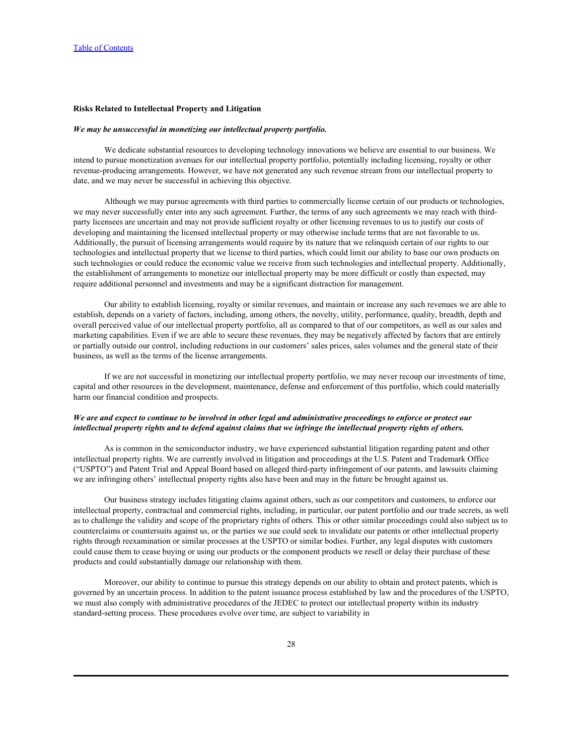### Risks Related to Intellectual Property and Litigation

***We may be unsuccessful in monetizing our intellectual property portfolio.***

We dedicate substantial resources to developing technology innovations we believe are essential to our business. We intend to pursue monetization avenues for our intellectual property portfolio, potentially including licensing, royalty or other revenue-producing arrangements. However, we have not generated any such revenue stream from our intellectual property to date, and we may never be successful in achieving this objective.

Although we may pursue agreements with third parties to commercially license certain of our products or technologies, we may never successfully enter into any such agreement. Further, the terms of any such agreements we may reach with third-party licensees are uncertain and may not provide sufficient royalty or other licensing revenues to us to justify our costs of developing and maintaining the licensed intellectual property or may otherwise include terms that are not favorable to us. Additionally, the pursuit of licensing arrangements would require by its nature that we relinquish certain of our rights to our technologies and intellectual property that we license to third parties, which could limit our ability to base our own products on such technologies or could reduce the economic value we receive from such technologies and intellectual property. Additionally, the establishment of arrangements to monetize our intellectual property may be more difficult or costly than expected, may require additional personnel and investments and may be a significant distraction for management.

Our ability to establish licensing, royalty or similar revenues, and maintain or increase any such revenues we are able to establish, depends on a variety of factors, including, among others, the novelty, utility, performance, quality, breadth, depth and overall perceived value of our intellectual property portfolio, all as compared to that of our competitors, as well as our sales and marketing capabilities. Even if we are able to secure these revenues, they may be negatively affected by factors that are entirely or partially outside our control, including reductions in our customers' sales prices, sales volumes and the general state of their business, as well as the terms of the license arrangements.

If we are not successful in monetizing our intellectual property portfolio, we may never recoup our investments of time, capital and other resources in the development, maintenance, defense and enforcement of this portfolio, which could materially harm our financial condition and prospects.

***We are and expect to continue to be involved in other legal and administrative proceedings to enforce or protect our intellectual property rights and to defend against claims that we infringe the intellectual property rights of others.***

As is common in the semiconductor industry, we have experienced substantial litigation regarding patent and other intellectual property rights. We are currently involved in litigation and proceedings at the U.S. Patent and Trademark Office ("USPTO") and Patent Trial and Appeal Board based on alleged third-party infringement of our patents, and lawsuits claiming we are infringing others' intellectual property rights also have been and may in the future be brought against us.

Our business strategy includes litigating claims against others, such as our competitors and customers, to enforce our intellectual property, contractual and commercial rights, including, in particular, our patent portfolio and our trade secrets, as well as to challenge the validity and scope of the proprietary rights of others. This or other similar proceedings could also subject us to counterclaims or countersuits against us, or the parties we sue could seek to invalidate our patents or other intellectual property rights through reexamination or similar processes at the USPTO or similar bodies. Further, any legal disputes with customers could cause them to cease buying or using our products or the component products we resell or delay their purchase of these products and could substantially damage our relationship with them.

Moreover, our ability to continue to pursue this strategy depends on our ability to obtain and protect patents, which is governed by an uncertain process. In addition to the patent issuance process established by law and the procedures of the USPTO, we must also comply with administrative procedures of the JEDEC to protect our intellectual property within its industry standard-setting process. These procedures evolve over time, are subject to variability in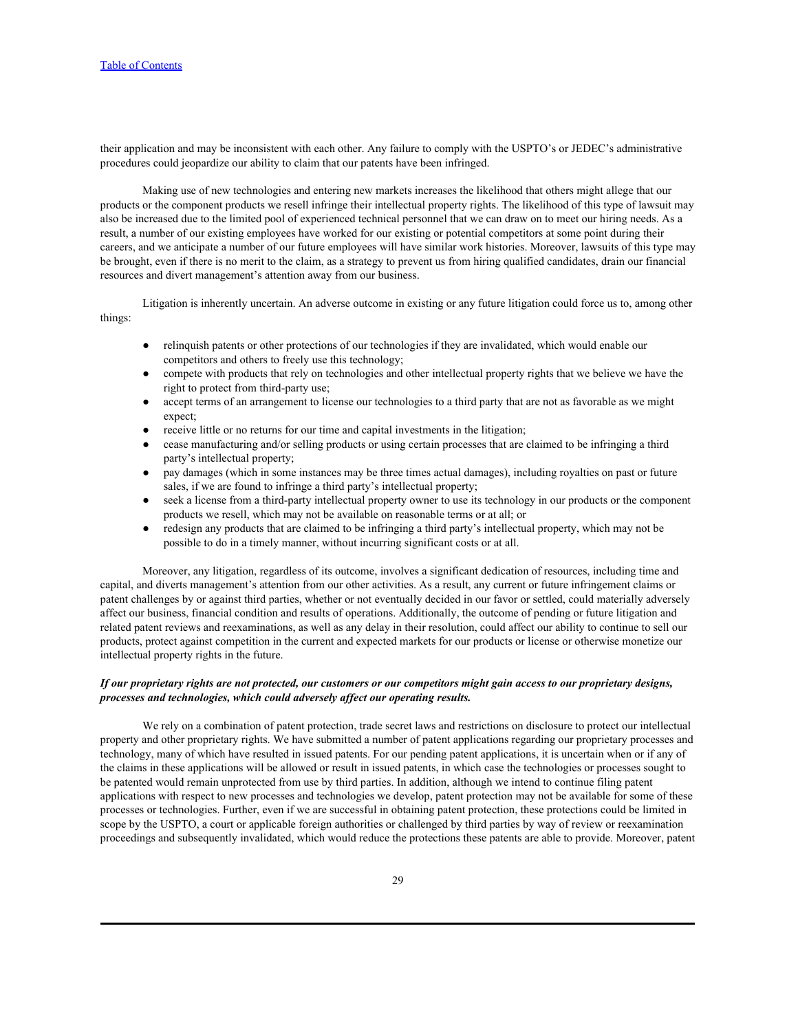their application and may be inconsistent with each other. Any failure to comply with the USPTO's or JEDEC's administrative procedures could jeopardize our ability to claim that our patents have been infringed.

Making use of new technologies and entering new markets increases the likelihood that others might allege that our products or the component products we resell infringe their intellectual property rights. The likelihood of this type of lawsuit may also be increased due to the limited pool of experienced technical personnel that we can draw on to meet our hiring needs. As a result, a number of our existing employees have worked for our existing or potential competitors at some point during their careers, and we anticipate a number of our future employees will have similar work histories. Moreover, lawsuits of this type may be brought, even if there is no merit to the claim, as a strategy to prevent us from hiring qualified candidates, drain our financial resources and divert management's attention away from our business.

Litigation is inherently uncertain. An adverse outcome in existing or any future litigation could force us to, among other things:

- relinquish patents or other protections of our technologies if they are invalidated, which would enable our competitors and others to freely use this technology;
- compete with products that rely on technologies and other intellectual property rights that we believe we have the right to protect from third-party use;
- accept terms of an arrangement to license our technologies to a third party that are not as favorable as we might expect;
- receive little or no returns for our time and capital investments in the litigation;
- cease manufacturing and/or selling products or using certain processes that are claimed to be infringing a third party's intellectual property;
- pay damages (which in some instances may be three times actual damages), including royalties on past or future sales, if we are found to infringe a third party's intellectual property;
- seek a license from a third-party intellectual property owner to use its technology in our products or the component products we resell, which may not be available on reasonable terms or at all; or
- redesign any products that are claimed to be infringing a third party's intellectual property, which may not be possible to do in a timely manner, without incurring significant costs or at all.

Moreover, any litigation, regardless of its outcome, involves a significant dedication of resources, including time and capital, and diverts management's attention from our other activities. As a result, any current or future infringement claims or patent challenges by or against third parties, whether or not eventually decided in our favor or settled, could materially adversely affect our business, financial condition and results of operations. Additionally, the outcome of pending or future litigation and related patent reviews and reexaminations, as well as any delay in their resolution, could affect our ability to continue to sell our products, protect against competition in the current and expected markets for our products or license or otherwise monetize our intellectual property rights in the future.

***If our proprietary rights are not protected, our customers or our competitors might gain access to our proprietary designs, processes and technologies, which could adversely affect our operating results.***

We rely on a combination of patent protection, trade secret laws and restrictions on disclosure to protect our intellectual property and other proprietary rights. We have submitted a number of patent applications regarding our proprietary processes and technology, many of which have resulted in issued patents. For our pending patent applications, it is uncertain when or if any of the claims in these applications will be allowed or result in issued patents, in which case the technologies or processes sought to be patented would remain unprotected from use by third parties. In addition, although we intend to continue filing patent applications with respect to new processes and technologies we develop, patent protection may not be available for some of these processes or technologies. Further, even if we are successful in obtaining patent protection, these protections could be limited in scope by the USPTO, a court or applicable foreign authorities or challenged by third parties by way of review or reexamination proceedings and subsequently invalidated, which would reduce the protections these patents are able to provide. Moreover, patent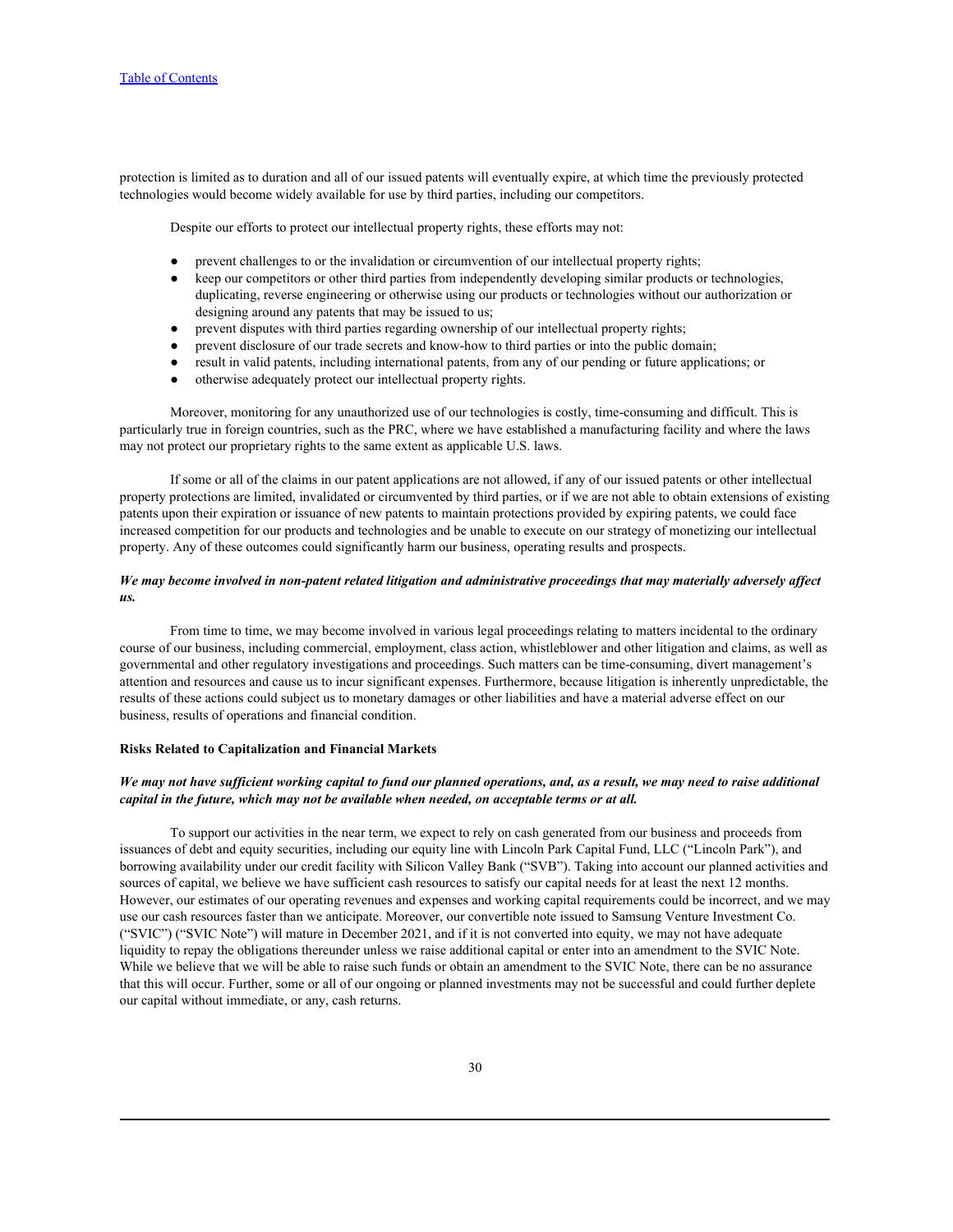protection is limited as to duration and all of our issued patents will eventually expire, at which time the previously protected technologies would become widely available for use by third parties, including our competitors.

Despite our efforts to protect our intellectual property rights, these efforts may not:

- prevent challenges to or the invalidation or circumvention of our intellectual property rights;
- keep our competitors or other third parties from independently developing similar products or technologies, duplicating, reverse engineering or otherwise using our products or technologies without our authorization or designing around any patents that may be issued to us;
- prevent disputes with third parties regarding ownership of our intellectual property rights;
- prevent disclosure of our trade secrets and know-how to third parties or into the public domain;
- result in valid patents, including international patents, from any of our pending or future applications; or
- otherwise adequately protect our intellectual property rights.

Moreover, monitoring for any unauthorized use of our technologies is costly, time-consuming and difficult. This is particularly true in foreign countries, such as the PRC, where we have established a manufacturing facility and where the laws may not protect our proprietary rights to the same extent as applicable U.S. laws.

If some or all of the claims in our patent applications are not allowed, if any of our issued patents or other intellectual property protections are limited, invalidated or circumvented by third parties, or if we are not able to obtain extensions of existing patents upon their expiration or issuance of new patents to maintain protections provided by expiring patents, we could face increased competition for our products and technologies and be unable to execute on our strategy of monetizing our intellectual property. Any of these outcomes could significantly harm our business, operating results and prospects.

***We may become involved in non-patent related litigation and administrative proceedings that may materially adversely affect us.***

From time to time, we may become involved in various legal proceedings relating to matters incidental to the ordinary course of our business, including commercial, employment, class action, whistleblower and other litigation and claims, as well as governmental and other regulatory investigations and proceedings. Such matters can be time-consuming, divert management's attention and resources and cause us to incur significant expenses. Furthermore, because litigation is inherently unpredictable, the results of these actions could subject us to monetary damages or other liabilities and have a material adverse effect on our business, results of operations and financial condition.

**Risks Related to Capitalization and Financial Markets**

***We may not have sufficient working capital to fund our planned operations, and, as a result, we may need to raise additional capital in the future, which may not be available when needed, on acceptable terms or at all.***

To support our activities in the near term, we expect to rely on cash generated from our business and proceeds from issuances of debt and equity securities, including our equity line with Lincoln Park Capital Fund, LLC ("Lincoln Park"), and borrowing availability under our credit facility with Silicon Valley Bank ("SVB"). Taking into account our planned activities and sources of capital, we believe we have sufficient cash resources to satisfy our capital needs for at least the next 12 months. However, our estimates of our operating revenues and expenses and working capital requirements could be incorrect, and we may use our cash resources faster than we anticipate. Moreover, our convertible note issued to Samsung Venture Investment Co. ("SVIC") ("SVIC Note") will mature in December 2021, and if it is not converted into equity, we may not have adequate liquidity to repay the obligations thereunder unless we raise additional capital or enter into an amendment to the SVIC Note. While we believe that we will be able to raise such funds or obtain an amendment to the SVIC Note, there can be no assurance that this will occur. Further, some or all of our ongoing or planned investments may not be successful and could further deplete our capital without immediate, or any, cash returns.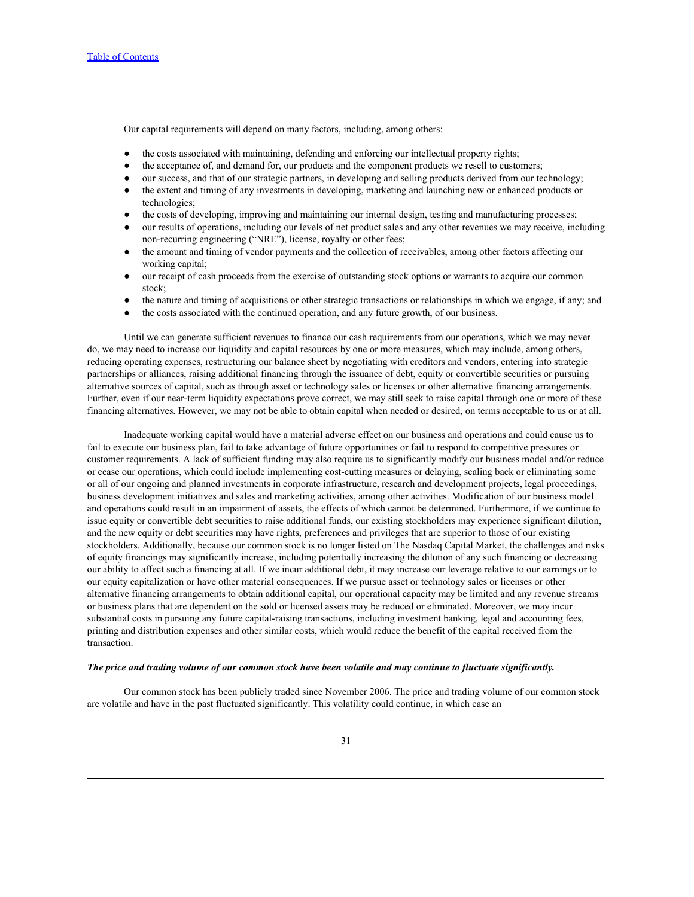Our capital requirements will depend on many factors, including, among others:

- the costs associated with maintaining, defending and enforcing our intellectual property rights;
- the acceptance of, and demand for, our products and the component products we resell to customers;
- our success, and that of our strategic partners, in developing and selling products derived from our technology;
- the extent and timing of any investments in developing, marketing and launching new or enhanced products or technologies;
- the costs of developing, improving and maintaining our internal design, testing and manufacturing processes;
- our results of operations, including our levels of net product sales and any other revenues we may receive, including non-recurring engineering ("NRE"), license, royalty or other fees;
- the amount and timing of vendor payments and the collection of receivables, among other factors affecting our working capital;
- our receipt of cash proceeds from the exercise of outstanding stock options or warrants to acquire our common stock;
- the nature and timing of acquisitions or other strategic transactions or relationships in which we engage, if any; and
- the costs associated with the continued operation, and any future growth, of our business.

Until we can generate sufficient revenues to finance our cash requirements from our operations, which we may never do, we may need to increase our liquidity and capital resources by one or more measures, which may include, among others, reducing operating expenses, restructuring our balance sheet by negotiating with creditors and vendors, entering into strategic partnerships or alliances, raising additional financing through the issuance of debt, equity or convertible securities or pursuing alternative sources of capital, such as through asset or technology sales or licenses or other alternative financing arrangements. Further, even if our near-term liquidity expectations prove correct, we may still seek to raise capital through one or more of these financing alternatives. However, we may not be able to obtain capital when needed or desired, on terms acceptable to us or at all.

Inadequate working capital would have a material adverse effect on our business and operations and could cause us to fail to execute our business plan, fail to take advantage of future opportunities or fail to respond to competitive pressures or customer requirements. A lack of sufficient funding may also require us to significantly modify our business model and/or reduce or cease our operations, which could include implementing cost-cutting measures or delaying, scaling back or eliminating some or all of our ongoing and planned investments in corporate infrastructure, research and development projects, legal proceedings, business development initiatives and sales and marketing activities, among other activities. Modification of our business model and operations could result in an impairment of assets, the effects of which cannot be determined. Furthermore, if we continue to issue equity or convertible debt securities to raise additional funds, our existing stockholders may experience significant dilution, and the new equity or debt securities may have rights, preferences and privileges that are superior to those of our existing stockholders. Additionally, because our common stock is no longer listed on The Nasdaq Capital Market, the challenges and risks of equity financings may significantly increase, including potentially increasing the dilution of any such financing or decreasing our ability to affect such a financing at all. If we incur additional debt, it may increase our leverage relative to our earnings or to our equity capitalization or have other material consequences. If we pursue asset or technology sales or licenses or other alternative financing arrangements to obtain additional capital, our operational capacity may be limited and any revenue streams or business plans that are dependent on the sold or licensed assets may be reduced or eliminated. Moreover, we may incur substantial costs in pursuing any future capital-raising transactions, including investment banking, legal and accounting fees, printing and distribution expenses and other similar costs, which would reduce the benefit of the capital received from the transaction.

***The price and trading volume of our common stock have been volatile and may continue to fluctuate significantly.***

Our common stock has been publicly traded since November 2006. The price and trading volume of our common stock are volatile and have in the past fluctuated significantly. This volatility could continue, in which case an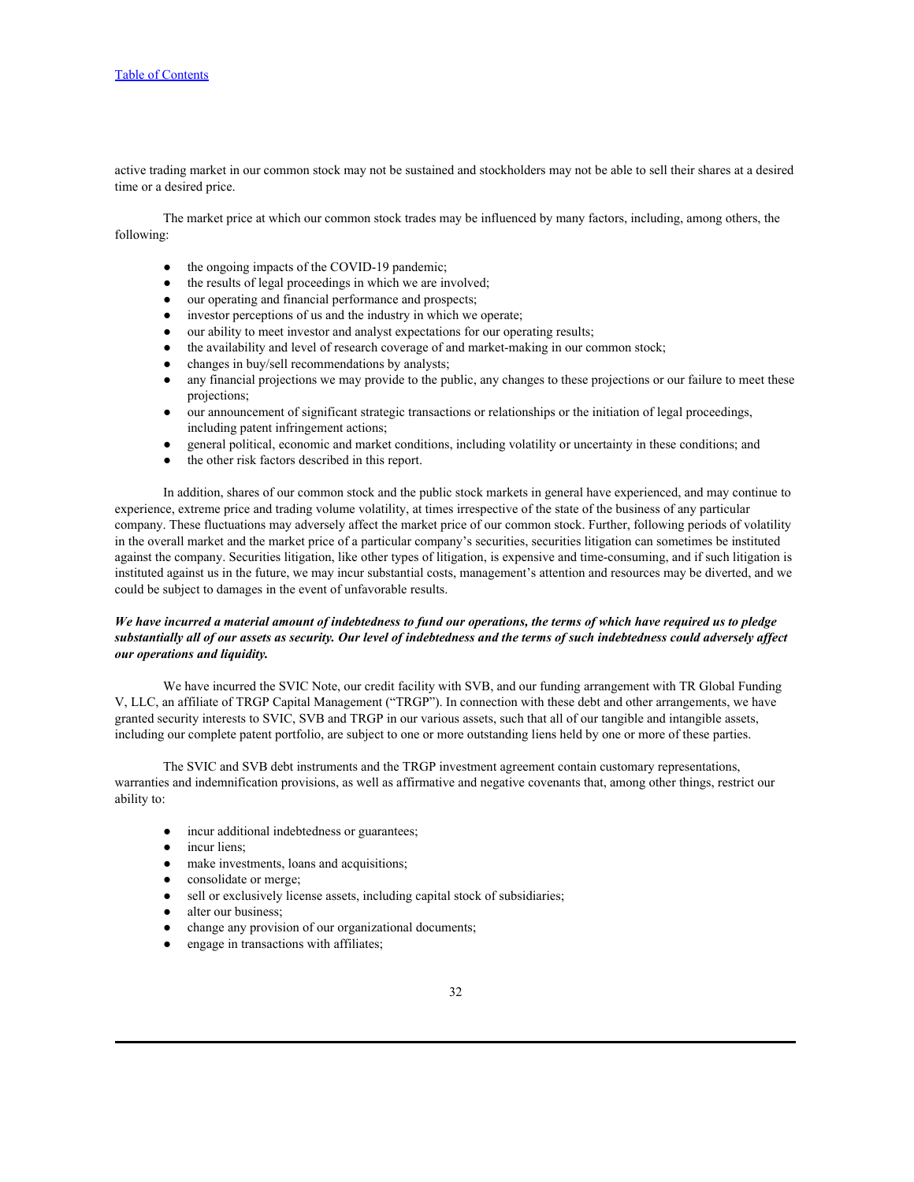active trading market in our common stock may not be sustained and stockholders may not be able to sell their shares at a desired time or a desired price.

The market price at which our common stock trades may be influenced by many factors, including, among others, the following:

- the ongoing impacts of the COVID-19 pandemic;
- the results of legal proceedings in which we are involved;
- our operating and financial performance and prospects;
- investor perceptions of us and the industry in which we operate;
- our ability to meet investor and analyst expectations for our operating results;
- the availability and level of research coverage of and market-making in our common stock;
- changes in buy/sell recommendations by analysts;
- any financial projections we may provide to the public, any changes to these projections or our failure to meet these projections;
- our announcement of significant strategic transactions or relationships or the initiation of legal proceedings, including patent infringement actions;
- general political, economic and market conditions, including volatility or uncertainty in these conditions; and
- the other risk factors described in this report.

In addition, shares of our common stock and the public stock markets in general have experienced, and may continue to experience, extreme price and trading volume volatility, at times irrespective of the state of the business of any particular company. These fluctuations may adversely affect the market price of our common stock. Further, following periods of volatility in the overall market and the market price of a particular company's securities, securities litigation can sometimes be instituted against the company. Securities litigation, like other types of litigation, is expensive and time-consuming, and if such litigation is instituted against us in the future, we may incur substantial costs, management's attention and resources may be diverted, and we could be subject to damages in the event of unfavorable results.

***We have incurred a material amount of indebtedness to fund our operations, the terms of which have required us to pledge substantially all of our assets as security. Our level of indebtedness and the terms of such indebtedness could adversely affect our operations and liquidity.***

We have incurred the SVIC Note, our credit facility with SVB, and our funding arrangement with TR Global Funding V, LLC, an affiliate of TRGP Capital Management ("TRGP"). In connection with these debt and other arrangements, we have granted security interests to SVIC, SVB and TRGP in our various assets, such that all of our tangible and intangible assets, including our complete patent portfolio, are subject to one or more outstanding liens held by one or more of these parties.

The SVIC and SVB debt instruments and the TRGP investment agreement contain customary representations, warranties and indemnification provisions, as well as affirmative and negative covenants that, among other things, restrict our ability to:

- incur additional indebtedness or guarantees;
- incur liens;
- make investments, loans and acquisitions;
- consolidate or merge;
- sell or exclusively license assets, including capital stock of subsidiaries;
- alter our business;
- change any provision of our organizational documents;
- engage in transactions with affiliates;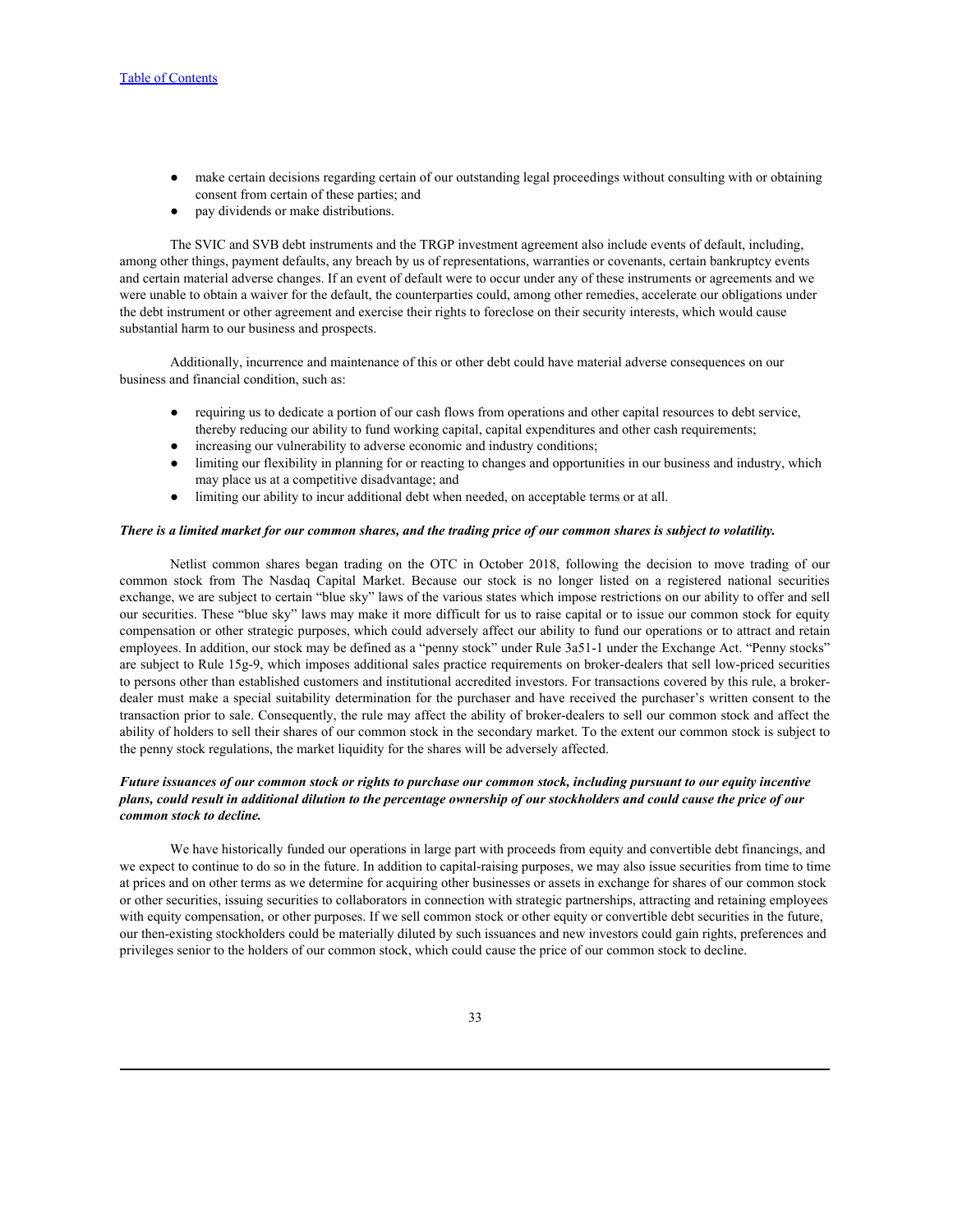- make certain decisions regarding certain of our outstanding legal proceedings without consulting with or obtaining consent from certain of these parties; and
- pay dividends or make distributions.

The SVIC and SVB debt instruments and the TRGP investment agreement also include events of default, including, among other things, payment defaults, any breach by us of representations, warranties or covenants, certain bankruptcy events and certain material adverse changes. If an event of default were to occur under any of these instruments or agreements and we were unable to obtain a waiver for the default, the counterparties could, among other remedies, accelerate our obligations under the debt instrument or other agreement and exercise their rights to foreclose on their security interests, which would cause substantial harm to our business and prospects.

Additionally, incurrence and maintenance of this or other debt could have material adverse consequences on our business and financial condition, such as:

- requiring us to dedicate a portion of our cash flows from operations and other capital resources to debt service, thereby reducing our ability to fund working capital, capital expenditures and other cash requirements;
- increasing our vulnerability to adverse economic and industry conditions;
- limiting our flexibility in planning for or reacting to changes and opportunities in our business and industry, which may place us at a competitive disadvantage; and
- limiting our ability to incur additional debt when needed, on acceptable terms or at all.

***There is a limited market for our common shares, and the trading price of our common shares is subject to volatility.***

Netlist common shares began trading on the OTC in October 2018, following the decision to move trading of our common stock from The Nasdaq Capital Market. Because our stock is no longer listed on a registered national securities exchange, we are subject to certain "blue sky" laws of the various states which impose restrictions on our ability to offer and sell our securities. These "blue sky" laws may make it more difficult for us to raise capital or to issue our common stock for equity compensation or other strategic purposes, which could adversely affect our ability to fund our operations or to attract and retain employees. In addition, our stock may be defined as a "penny stock" under Rule 3a51-1 under the Exchange Act. "Penny stocks" are subject to Rule 15g-9, which imposes additional sales practice requirements on broker-dealers that sell low-priced securities to persons other than established customers and institutional accredited investors. For transactions covered by this rule, a broker-dealer must make a special suitability determination for the purchaser and have received the purchaser's written consent to the transaction prior to sale. Consequently, the rule may affect the ability of broker-dealers to sell our common stock and affect the ability of holders to sell their shares of our common stock in the secondary market. To the extent our common stock is subject to the penny stock regulations, the market liquidity for the shares will be adversely affected.

***Future issuances of our common stock or rights to purchase our common stock, including pursuant to our equity incentive plans, could result in additional dilution to the percentage ownership of our stockholders and could cause the price of our common stock to decline.***

We have historically funded our operations in large part with proceeds from equity and convertible debt financings, and we expect to continue to do so in the future. In addition to capital-raising purposes, we may also issue securities from time to time at prices and on other terms as we determine for acquiring other businesses or assets in exchange for shares of our common stock or other securities, issuing securities to collaborators in connection with strategic partnerships, attracting and retaining employees with equity compensation, or other purposes. If we sell common stock or other equity or convertible debt securities in the future, our then-existing stockholders could be materially diluted by such issuances and new investors could gain rights, preferences and privileges senior to the holders of our common stock, which could cause the price of our common stock to decline.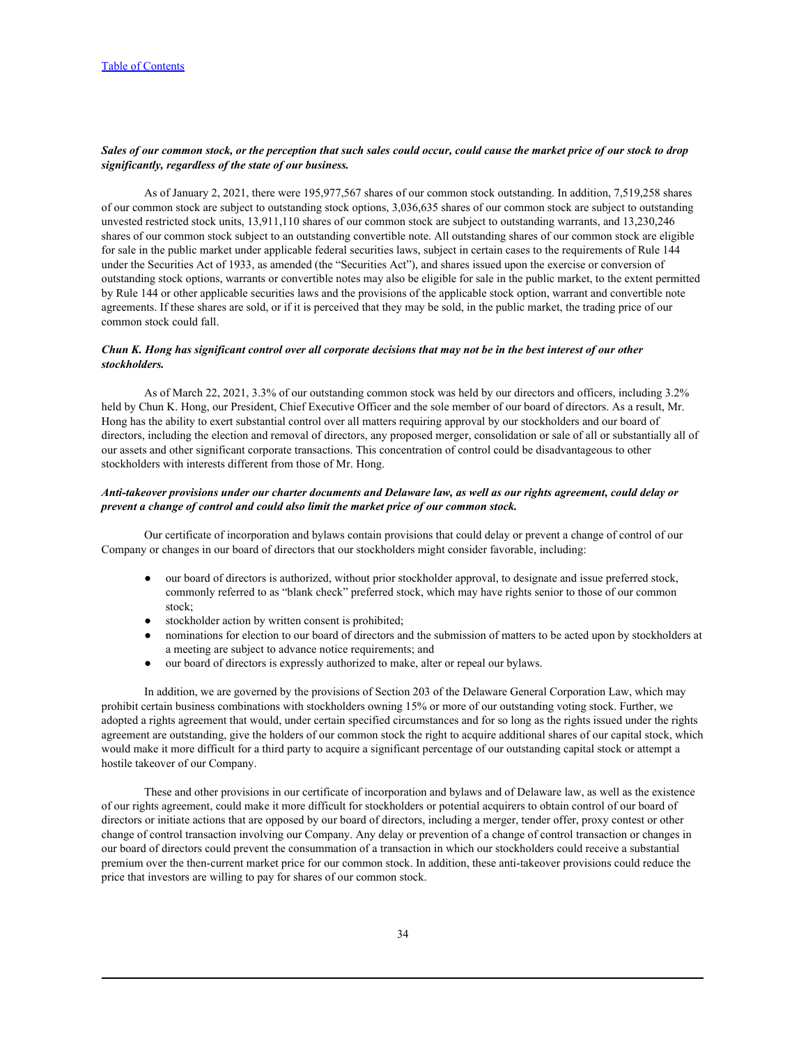***Sales of our common stock, or the perception that such sales could occur, could cause the market price of our stock to drop significantly, regardless of the state of our business.***

As of January 2, 2021, there were 195,977,567 shares of our common stock outstanding. In addition, 7,519,258 shares of our common stock are subject to outstanding stock options, 3,036,635 shares of our common stock are subject to outstanding unvested restricted stock units, 13,911,110 shares of our common stock are subject to outstanding warrants, and 13,230,246 shares of our common stock subject to an outstanding convertible note. All outstanding shares of our common stock are eligible for sale in the public market under applicable federal securities laws, subject in certain cases to the requirements of Rule 144 under the Securities Act of 1933, as amended (the "Securities Act"), and shares issued upon the exercise or conversion of outstanding stock options, warrants or convertible notes may also be eligible for sale in the public market, to the extent permitted by Rule 144 or other applicable securities laws and the provisions of the applicable stock option, warrant and convertible note agreements. If these shares are sold, or if it is perceived that they may be sold, in the public market, the trading price of our common stock could fall.

***Chun K. Hong has significant control over all corporate decisions that may not be in the best interest of our other stockholders.***

As of March 22, 2021, 3.3% of our outstanding common stock was held by our directors and officers, including 3.2% held by Chun K. Hong, our President, Chief Executive Officer and the sole member of our board of directors. As a result, Mr. Hong has the ability to exert substantial control over all matters requiring approval by our stockholders and our board of directors, including the election and removal of directors, any proposed merger, consolidation or sale of all or substantially all of our assets and other significant corporate transactions. This concentration of control could be disadvantageous to other stockholders with interests different from those of Mr. Hong.

***Anti-takeover provisions under our charter documents and Delaware law, as well as our rights agreement, could delay or prevent a change of control and could also limit the market price of our common stock.***

Our certificate of incorporation and bylaws contain provisions that could delay or prevent a change of control of our Company or changes in our board of directors that our stockholders might consider favorable, including:

- our board of directors is authorized, without prior stockholder approval, to designate and issue preferred stock, commonly referred to as "blank check" preferred stock, which may have rights senior to those of our common stock;
- stockholder action by written consent is prohibited;
- nominations for election to our board of directors and the submission of matters to be acted upon by stockholders at a meeting are subject to advance notice requirements; and
- our board of directors is expressly authorized to make, alter or repeal our bylaws.

In addition, we are governed by the provisions of Section 203 of the Delaware General Corporation Law, which may prohibit certain business combinations with stockholders owning 15% or more of our outstanding voting stock. Further, we adopted a rights agreement that would, under certain specified circumstances and for so long as the rights issued under the rights agreement are outstanding, give the holders of our common stock the right to acquire additional shares of our capital stock, which would make it more difficult for a third party to acquire a significant percentage of our outstanding capital stock or attempt a hostile takeover of our Company.

These and other provisions in our certificate of incorporation and bylaws and of Delaware law, as well as the existence of our rights agreement, could make it more difficult for stockholders or potential acquirers to obtain control of our board of directors or initiate actions that are opposed by our board of directors, including a merger, tender offer, proxy contest or other change of control transaction involving our Company. Any delay or prevention of a change of control transaction or changes in our board of directors could prevent the consummation of a transaction in which our stockholders could receive a substantial premium over the then-current market price for our common stock. In addition, these anti-takeover provisions could reduce the price that investors are willing to pay for shares of our common stock.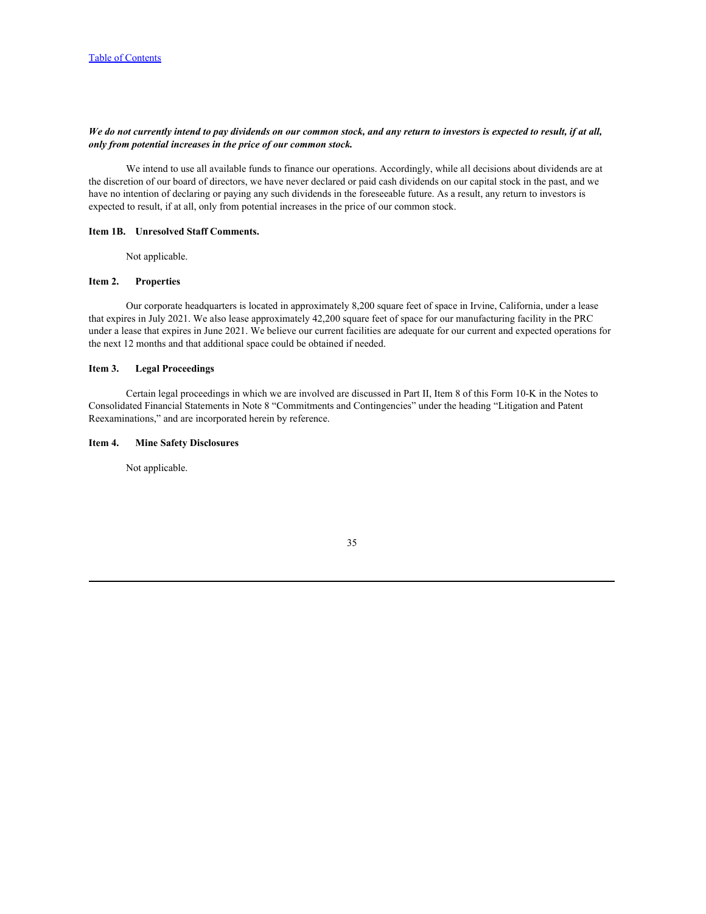***We do not currently intend to pay dividends on our common stock, and any return to investors is expected to result, if at all, only from potential increases in the price of our common stock.***

We intend to use all available funds to finance our operations. Accordingly, while all decisions about dividends are at the discretion of our board of directors, we have never declared or paid cash dividends on our capital stock in the past, and we have no intention of declaring or paying any such dividends in the foreseeable future. As a result, any return to investors is expected to result, if at all, only from potential increases in the price of our common stock.

### Item 1B. Unresolved Staff Comments.

Not applicable.

### Item 2. Properties

Our corporate headquarters is located in approximately 8,200 square feet of space in Irvine, California, under a lease that expires in July 2021. We also lease approximately 42,200 square feet of space for our manufacturing facility in the PRC under a lease that expires in June 2021. We believe our current facilities are adequate for our current and expected operations for the next 12 months and that additional space could be obtained if needed.

### Item 3. Legal Proceedings

Certain legal proceedings in which we are involved are discussed in Part II, Item 8 of this Form 10-K in the Notes to Consolidated Financial Statements in Note 8 "Commitments and Contingencies" under the heading "Litigation and Patent Reexaminations," and are incorporated herein by reference.

### Item 4. Mine Safety Disclosures

Not applicable.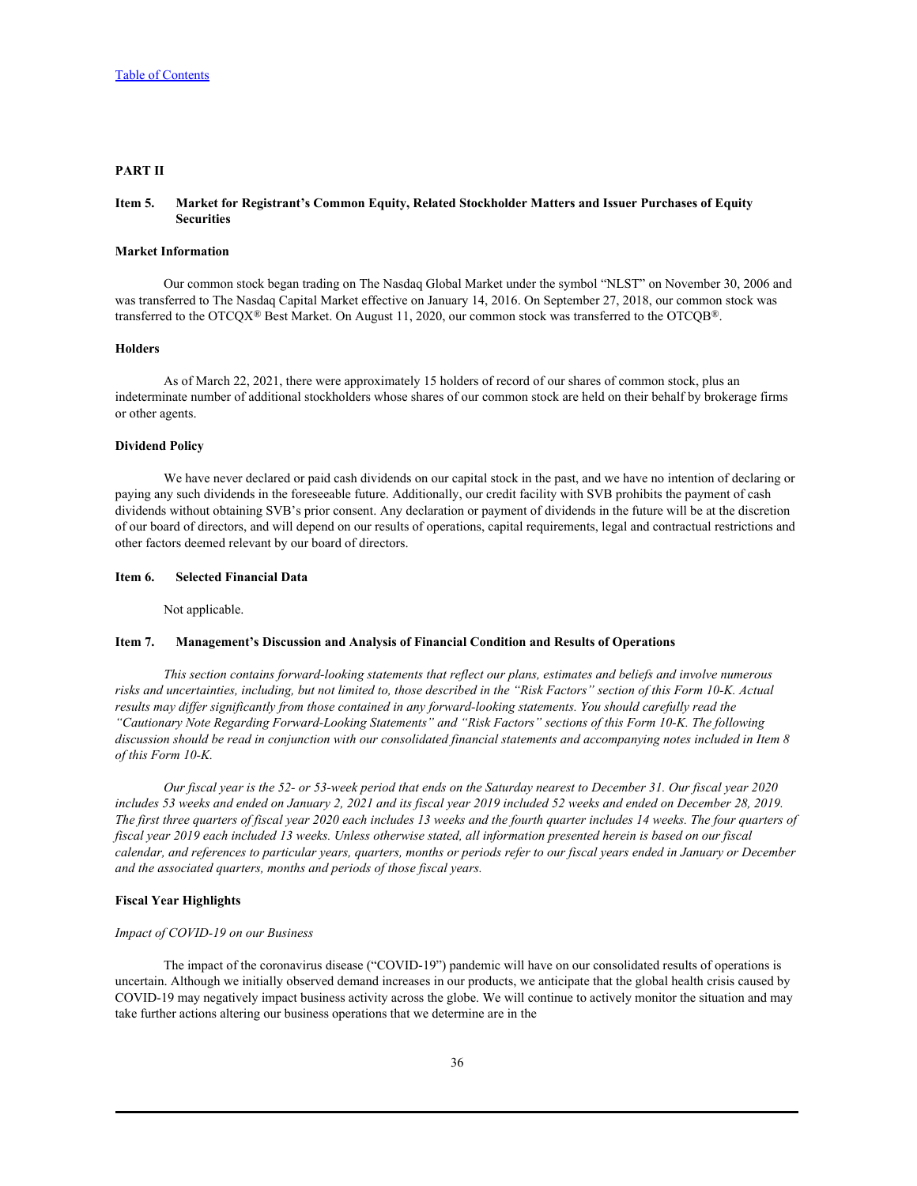# PART II

## Item 5. Market for Registrant's Common Equity, Related Stockholder Matters and Issuer Purchases of Equity Securities

### Market Information

Our common stock began trading on The Nasdaq Global Market under the symbol "NLST" on November 30, 2006 and was transferred to The Nasdaq Capital Market effective on January 14, 2016. On September 27, 2018, our common stock was transferred to the OTCQX® Best Market. On August 11, 2020, our common stock was transferred to the OTCQB®.

### Holders

As of March 22, 2021, there were approximately 15 holders of record of our shares of common stock, plus an indeterminate number of additional stockholders whose shares of our common stock are held on their behalf by brokerage firms or other agents.

### Dividend Policy

We have never declared or paid cash dividends on our capital stock in the past, and we have no intention of declaring or paying any such dividends in the foreseeable future. Additionally, our credit facility with SVB prohibits the payment of cash dividends without obtaining SVB's prior consent. Any declaration or payment of dividends in the future will be at the discretion of our board of directors, and will depend on our results of operations, capital requirements, legal and contractual restrictions and other factors deemed relevant by our board of directors.

## Item 6. Selected Financial Data

Not applicable.

## Item 7. Management's Discussion and Analysis of Financial Condition and Results of Operations

*This section contains forward-looking statements that reflect our plans, estimates and beliefs and involve numerous risks and uncertainties, including, but not limited to, those described in the "Risk Factors" section of this Form 10-K. Actual results may differ significantly from those contained in any forward-looking statements. You should carefully read the "Cautionary Note Regarding Forward-Looking Statements" and "Risk Factors" sections of this Form 10-K. The following discussion should be read in conjunction with our consolidated financial statements and accompanying notes included in Item 8 of this Form 10-K.*

*Our fiscal year is the 52- or 53-week period that ends on the Saturday nearest to December 31. Our fiscal year 2020 includes 53 weeks and ended on January 2, 2021 and its fiscal year 2019 included 52 weeks and ended on December 28, 2019. The first three quarters of fiscal year 2020 each includes 13 weeks and the fourth quarter includes 14 weeks. The four quarters of fiscal year 2019 each included 13 weeks. Unless otherwise stated, all information presented herein is based on our fiscal calendar, and references to particular years, quarters, months or periods refer to our fiscal years ended in January or December and the associated quarters, months and periods of those fiscal years.*

### Fiscal Year Highlights

*Impact of COVID-19 on our Business*

The impact of the coronavirus disease ("COVID-19") pandemic will have on our consolidated results of operations is uncertain. Although we initially observed demand increases in our products, we anticipate that the global health crisis caused by COVID-19 may negatively impact business activity across the globe. We will continue to actively monitor the situation and may take further actions altering our business operations that we determine are in the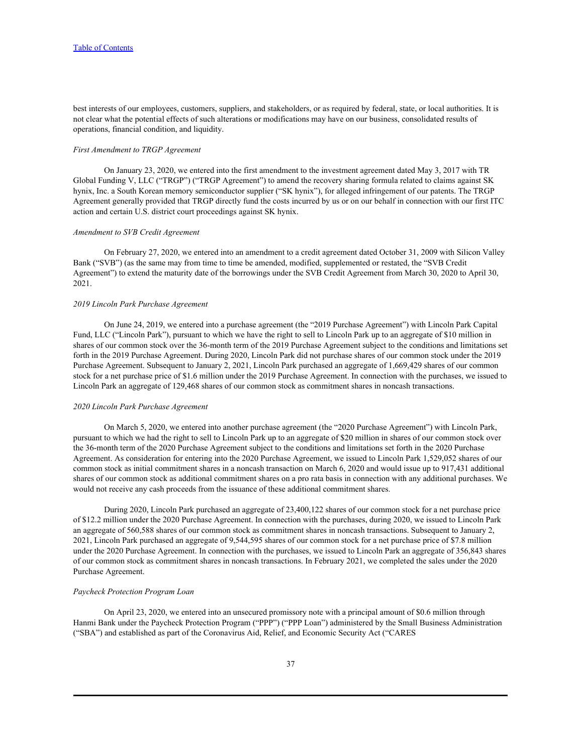best interests of our employees, customers, suppliers, and stakeholders, or as required by federal, state, or local authorities. It is not clear what the potential effects of such alterations or modifications may have on our business, consolidated results of operations, financial condition, and liquidity.

*First Amendment to TRGP Agreement*

On January 23, 2020, we entered into the first amendment to the investment agreement dated May 3, 2017 with TR Global Funding V, LLC ("TRGP") ("TRGP Agreement") to amend the recovery sharing formula related to claims against SK hynix, Inc. a South Korean memory semiconductor supplier ("SK hynix"), for alleged infringement of our patents. The TRGP Agreement generally provided that TRGP directly fund the costs incurred by us or on our behalf in connection with our first ITC action and certain U.S. district court proceedings against SK hynix.

*Amendment to SVB Credit Agreement*

On February 27, 2020, we entered into an amendment to a credit agreement dated October 31, 2009 with Silicon Valley Bank ("SVB") (as the same may from time to time be amended, modified, supplemented or restated, the "SVB Credit Agreement") to extend the maturity date of the borrowings under the SVB Credit Agreement from March 30, 2020 to April 30, 2021.

*2019 Lincoln Park Purchase Agreement*

On June 24, 2019, we entered into a purchase agreement (the "2019 Purchase Agreement") with Lincoln Park Capital Fund, LLC ("Lincoln Park"), pursuant to which we have the right to sell to Lincoln Park up to an aggregate of $10 million in shares of our common stock over the 36-month term of the 2019 Purchase Agreement subject to the conditions and limitations set forth in the 2019 Purchase Agreement. During 2020, Lincoln Park did not purchase shares of our common stock under the 2019 Purchase Agreement. Subsequent to January 2, 2021, Lincoln Park purchased an aggregate of 1,669,429 shares of our common stock for a net purchase price of $1.6 million under the 2019 Purchase Agreement. In connection with the purchases, we issued to Lincoln Park an aggregate of 129,468 shares of our common stock as commitment shares in noncash transactions.

*2020 Lincoln Park Purchase Agreement*

On March 5, 2020, we entered into another purchase agreement (the "2020 Purchase Agreement") with Lincoln Park, pursuant to which we had the right to sell to Lincoln Park up to an aggregate of $20 million in shares of our common stock over the 36-month term of the 2020 Purchase Agreement subject to the conditions and limitations set forth in the 2020 Purchase Agreement. As consideration for entering into the 2020 Purchase Agreement, we issued to Lincoln Park 1,529,052 shares of our common stock as initial commitment shares in a noncash transaction on March 6, 2020 and would issue up to 917,431 additional shares of our common stock as additional commitment shares on a pro rata basis in connection with any additional purchases. We would not receive any cash proceeds from the issuance of these additional commitment shares.

During 2020, Lincoln Park purchased an aggregate of 23,400,122 shares of our common stock for a net purchase price of $12.2 million under the 2020 Purchase Agreement. In connection with the purchases, during 2020, we issued to Lincoln Park an aggregate of 560,588 shares of our common stock as commitment shares in noncash transactions. Subsequent to January 2, 2021, Lincoln Park purchased an aggregate of 9,544,595 shares of our common stock for a net purchase price of $7.8 million under the 2020 Purchase Agreement. In connection with the purchases, we issued to Lincoln Park an aggregate of 356,843 shares of our common stock as commitment shares in noncash transactions. In February 2021, we completed the sales under the 2020 Purchase Agreement.

*Paycheck Protection Program Loan*

On April 23, 2020, we entered into an unsecured promissory note with a principal amount of $0.6 million through Hanmi Bank under the Paycheck Protection Program ("PPP") ("PPP Loan") administered by the Small Business Administration ("SBA") and established as part of the Coronavirus Aid, Relief, and Economic Security Act ("CARES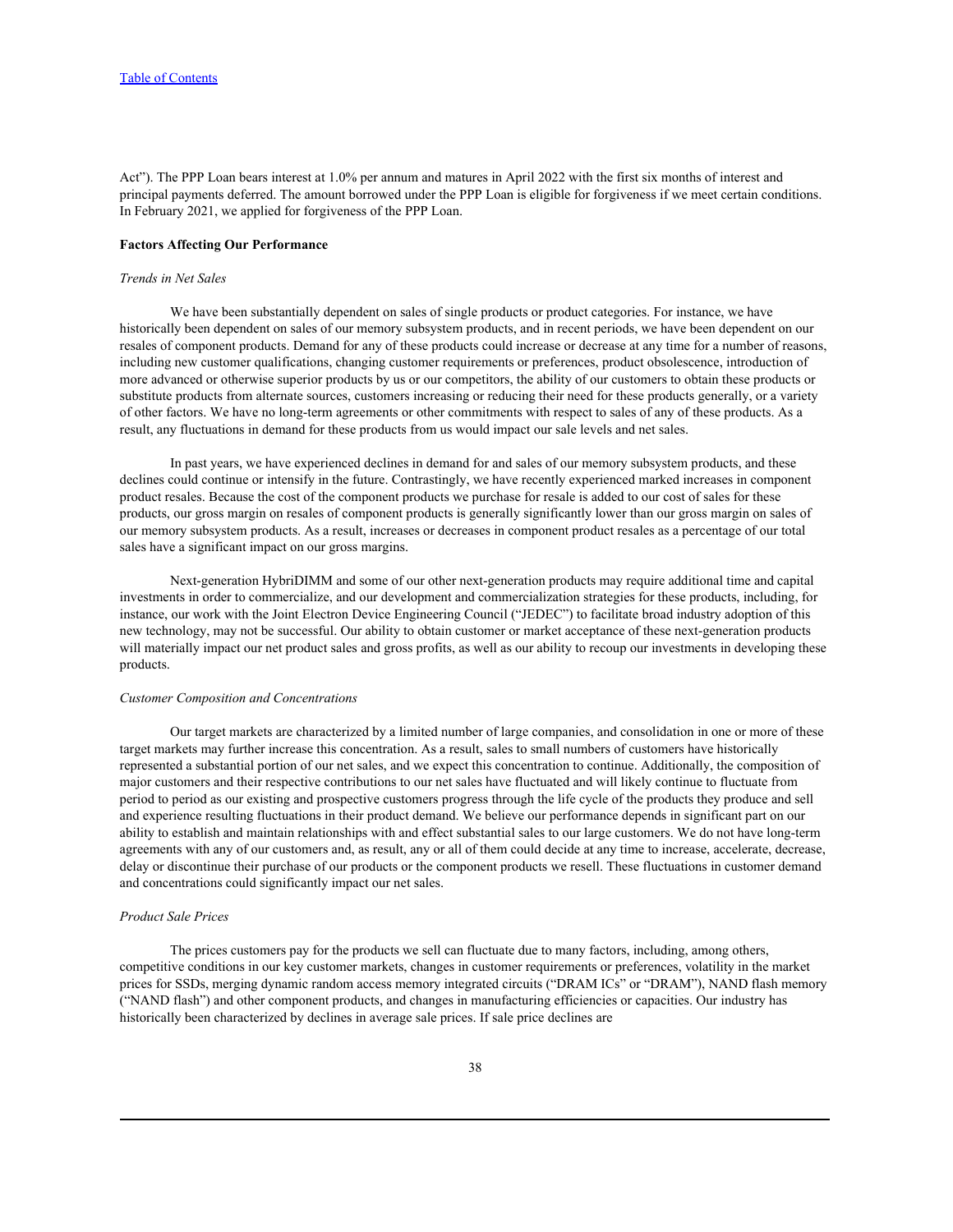Act"). The PPP Loan bears interest at 1.0% per annum and matures in April 2022 with the first six months of interest and principal payments deferred. The amount borrowed under the PPP Loan is eligible for forgiveness if we meet certain conditions. In February 2021, we applied for forgiveness of the PPP Loan.

**Factors Affecting Our Performance**

*Trends in Net Sales*

We have been substantially dependent on sales of single products or product categories. For instance, we have historically been dependent on sales of our memory subsystem products, and in recent periods, we have been dependent on our resales of component products. Demand for any of these products could increase or decrease at any time for a number of reasons, including new customer qualifications, changing customer requirements or preferences, product obsolescence, introduction of more advanced or otherwise superior products by us or our competitors, the ability of our customers to obtain these products or substitute products from alternate sources, customers increasing or reducing their need for these products generally, or a variety of other factors. We have no long-term agreements or other commitments with respect to sales of any of these products. As a result, any fluctuations in demand for these products from us would impact our sale levels and net sales.

In past years, we have experienced declines in demand for and sales of our memory subsystem products, and these declines could continue or intensify in the future. Contrastingly, we have recently experienced marked increases in component product resales. Because the cost of the component products we purchase for resale is added to our cost of sales for these products, our gross margin on resales of component products is generally significantly lower than our gross margin on sales of our memory subsystem products. As a result, increases or decreases in component product resales as a percentage of our total sales have a significant impact on our gross margins.

Next-generation HybriDIMM and some of our other next-generation products may require additional time and capital investments in order to commercialize, and our development and commercialization strategies for these products, including, for instance, our work with the Joint Electron Device Engineering Council ("JEDEC") to facilitate broad industry adoption of this new technology, may not be successful. Our ability to obtain customer or market acceptance of these next-generation products will materially impact our net product sales and gross profits, as well as our ability to recoup our investments in developing these products.

*Customer Composition and Concentrations*

Our target markets are characterized by a limited number of large companies, and consolidation in one or more of these target markets may further increase this concentration. As a result, sales to small numbers of customers have historically represented a substantial portion of our net sales, and we expect this concentration to continue. Additionally, the composition of major customers and their respective contributions to our net sales have fluctuated and will likely continue to fluctuate from period to period as our existing and prospective customers progress through the life cycle of the products they produce and sell and experience resulting fluctuations in their product demand. We believe our performance depends in significant part on our ability to establish and maintain relationships with and effect substantial sales to our large customers. We do not have long-term agreements with any of our customers and, as result, any or all of them could decide at any time to increase, accelerate, decrease, delay or discontinue their purchase of our products or the component products we resell. These fluctuations in customer demand and concentrations could significantly impact our net sales.

*Product Sale Prices*

The prices customers pay for the products we sell can fluctuate due to many factors, including, among others, competitive conditions in our key customer markets, changes in customer requirements or preferences, volatility in the market prices for SSDs, merging dynamic random access memory integrated circuits ("DRAM ICs" or "DRAM"), NAND flash memory ("NAND flash") and other component products, and changes in manufacturing efficiencies or capacities. Our industry has historically been characterized by declines in average sale prices. If sale price declines are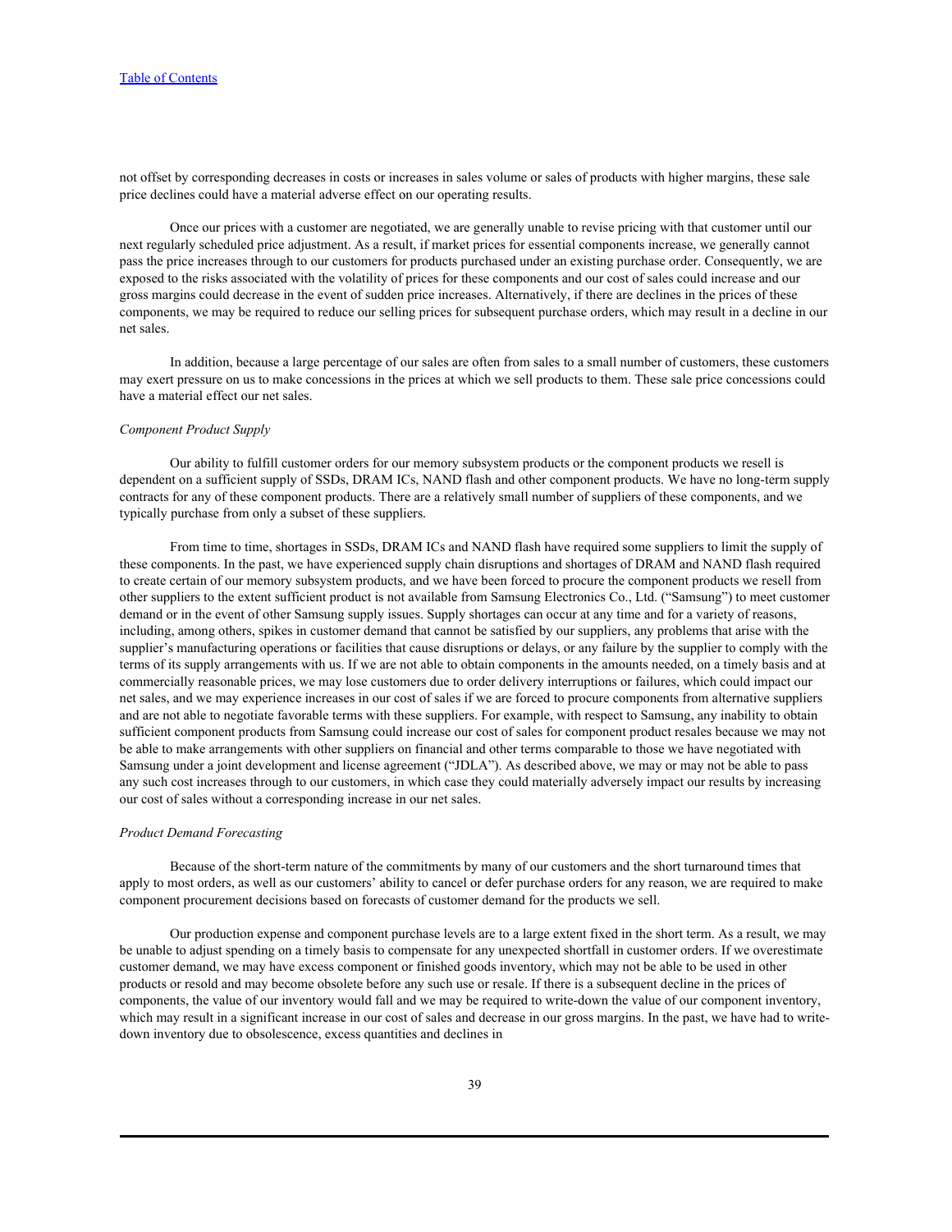not offset by corresponding decreases in costs or increases in sales volume or sales of products with higher margins, these sale price declines could have a material adverse effect on our operating results.

Once our prices with a customer are negotiated, we are generally unable to revise pricing with that customer until our next regularly scheduled price adjustment. As a result, if market prices for essential components increase, we generally cannot pass the price increases through to our customers for products purchased under an existing purchase order. Consequently, we are exposed to the risks associated with the volatility of prices for these components and our cost of sales could increase and our gross margins could decrease in the event of sudden price increases. Alternatively, if there are declines in the prices of these components, we may be required to reduce our selling prices for subsequent purchase orders, which may result in a decline in our net sales.

In addition, because a large percentage of our sales are often from sales to a small number of customers, these customers may exert pressure on us to make concessions in the prices at which we sell products to them. These sale price concessions could have a material effect our net sales.

*Component Product Supply*

Our ability to fulfill customer orders for our memory subsystem products or the component products we resell is dependent on a sufficient supply of SSDs, DRAM ICs, NAND flash and other component products. We have no long-term supply contracts for any of these component products. There are a relatively small number of suppliers of these components, and we typically purchase from only a subset of these suppliers.

From time to time, shortages in SSDs, DRAM ICs and NAND flash have required some suppliers to limit the supply of these components. In the past, we have experienced supply chain disruptions and shortages of DRAM and NAND flash required to create certain of our memory subsystem products, and we have been forced to procure the component products we resell from other suppliers to the extent sufficient product is not available from Samsung Electronics Co., Ltd. ("Samsung") to meet customer demand or in the event of other Samsung supply issues. Supply shortages can occur at any time and for a variety of reasons, including, among others, spikes in customer demand that cannot be satisfied by our suppliers, any problems that arise with the supplier's manufacturing operations or facilities that cause disruptions or delays, or any failure by the supplier to comply with the terms of its supply arrangements with us. If we are not able to obtain components in the amounts needed, on a timely basis and at commercially reasonable prices, we may lose customers due to order delivery interruptions or failures, which could impact our net sales, and we may experience increases in our cost of sales if we are forced to procure components from alternative suppliers and are not able to negotiate favorable terms with these suppliers. For example, with respect to Samsung, any inability to obtain sufficient component products from Samsung could increase our cost of sales for component product resales because we may not be able to make arrangements with other suppliers on financial and other terms comparable to those we have negotiated with Samsung under a joint development and license agreement ("JDLA"). As described above, we may or may not be able to pass any such cost increases through to our customers, in which case they could materially adversely impact our results by increasing our cost of sales without a corresponding increase in our net sales.

*Product Demand Forecasting*

Because of the short-term nature of the commitments by many of our customers and the short turnaround times that apply to most orders, as well as our customers' ability to cancel or defer purchase orders for any reason, we are required to make component procurement decisions based on forecasts of customer demand for the products we sell.

Our production expense and component purchase levels are to a large extent fixed in the short term. As a result, we may be unable to adjust spending on a timely basis to compensate for any unexpected shortfall in customer orders. If we overestimate customer demand, we may have excess component or finished goods inventory, which may not be able to be used in other products or resold and may become obsolete before any such use or resale. If there is a subsequent decline in the prices of components, the value of our inventory would fall and we may be required to write-down the value of our component inventory, which may result in a significant increase in our cost of sales and decrease in our gross margins. In the past, we have had to write-down inventory due to obsolescence, excess quantities and declines in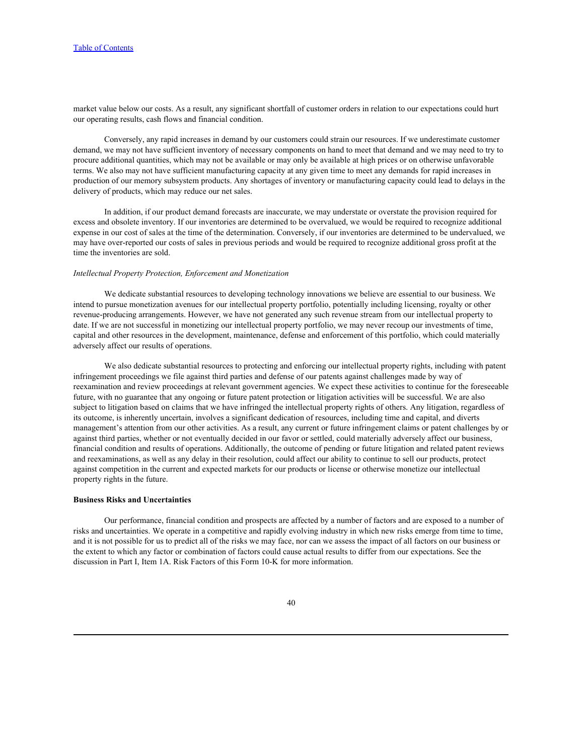market value below our costs. As a result, any significant shortfall of customer orders in relation to our expectations could hurt our operating results, cash flows and financial condition.

Conversely, any rapid increases in demand by our customers could strain our resources. If we underestimate customer demand, we may not have sufficient inventory of necessary components on hand to meet that demand and we may need to try to procure additional quantities, which may not be available or may only be available at high prices or on otherwise unfavorable terms. We also may not have sufficient manufacturing capacity at any given time to meet any demands for rapid increases in production of our memory subsystem products. Any shortages of inventory or manufacturing capacity could lead to delays in the delivery of products, which may reduce our net sales.

In addition, if our product demand forecasts are inaccurate, we may understate or overstate the provision required for excess and obsolete inventory. If our inventories are determined to be overvalued, we would be required to recognize additional expense in our cost of sales at the time of the determination. Conversely, if our inventories are determined to be undervalued, we may have over-reported our costs of sales in previous periods and would be required to recognize additional gross profit at the time the inventories are sold.

*Intellectual Property Protection, Enforcement and Monetization*

We dedicate substantial resources to developing technology innovations we believe are essential to our business. We intend to pursue monetization avenues for our intellectual property portfolio, potentially including licensing, royalty or other revenue-producing arrangements. However, we have not generated any such revenue stream from our intellectual property to date. If we are not successful in monetizing our intellectual property portfolio, we may never recoup our investments of time, capital and other resources in the development, maintenance, defense and enforcement of this portfolio, which could materially adversely affect our results of operations.

We also dedicate substantial resources to protecting and enforcing our intellectual property rights, including with patent infringement proceedings we file against third parties and defense of our patents against challenges made by way of reexamination and review proceedings at relevant government agencies. We expect these activities to continue for the foreseeable future, with no guarantee that any ongoing or future patent protection or litigation activities will be successful. We are also subject to litigation based on claims that we have infringed the intellectual property rights of others. Any litigation, regardless of its outcome, is inherently uncertain, involves a significant dedication of resources, including time and capital, and diverts management's attention from our other activities. As a result, any current or future infringement claims or patent challenges by or against third parties, whether or not eventually decided in our favor or settled, could materially adversely affect our business, financial condition and results of operations. Additionally, the outcome of pending or future litigation and related patent reviews and reexaminations, as well as any delay in their resolution, could affect our ability to continue to sell our products, protect against competition in the current and expected markets for our products or license or otherwise monetize our intellectual property rights in the future.

**Business Risks and Uncertainties**

Our performance, financial condition and prospects are affected by a number of factors and are exposed to a number of risks and uncertainties. We operate in a competitive and rapidly evolving industry in which new risks emerge from time to time, and it is not possible for us to predict all of the risks we may face, nor can we assess the impact of all factors on our business or the extent to which any factor or combination of factors could cause actual results to differ from our expectations. See the discussion in Part I, Item 1A. Risk Factors of this Form 10-K for more information.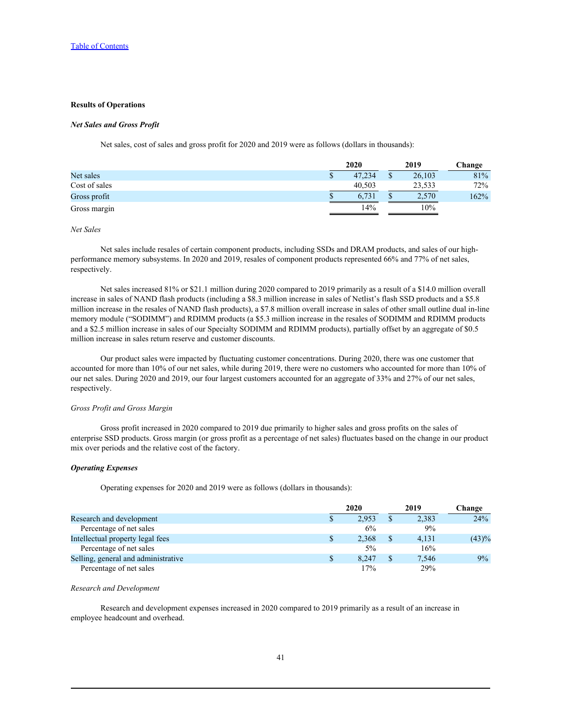## Results of Operations

### *Net Sales and Gross Profit*

Net sales, cost of sales and gross profit for 2020 and 2019 were as follows (dollars in thousands):

| | 2020 | 2019 | Change |
|---|---|---|---|
| Net sales | $ 47,234 | $ 26,103 | 81% |
| Cost of sales | 40,503 | 23,533 | 72% |
| Gross profit | $ 6,731 | $ 2,570 | 162% |
| Gross margin | 14% | 10% | |

*Net Sales*

Net sales include resales of certain component products, including SSDs and DRAM products, and sales of our high-performance memory subsystems. In 2020 and 2019, resales of component products represented 66% and 77% of net sales, respectively.

Net sales increased 81% or $21.1 million during 2020 compared to 2019 primarily as a result of a $14.0 million overall increase in sales of NAND flash products (including a $8.3 million increase in sales of Netlist's flash SSD products and a $5.8 million increase in the resales of NAND flash products), a $7.8 million overall increase in sales of other small outline dual in-line memory module ("SODIMM") and RDIMM products (a $5.3 million increase in the resales of SODIMM and RDIMM products and a $2.5 million increase in sales of our Specialty SODIMM and RDIMM products), partially offset by an aggregate of $0.5 million increase in sales return reserve and customer discounts.

Our product sales were impacted by fluctuating customer concentrations. During 2020, there was one customer that accounted for more than 10% of our net sales, while during 2019, there were no customers who accounted for more than 10% of our net sales. During 2020 and 2019, our four largest customers accounted for an aggregate of 33% and 27% of our net sales, respectively.

*Gross Profit and Gross Margin*

Gross profit increased in 2020 compared to 2019 due primarily to higher sales and gross profits on the sales of enterprise SSD products. Gross margin (or gross profit as a percentage of net sales) fluctuates based on the change in our product mix over periods and the relative cost of the factory.

### *Operating Expenses*

Operating expenses for 2020 and 2019 were as follows (dollars in thousands):

| | 2020 | 2019 | Change |
|---|---|---|---|
| Research and development | $ 2,953 | $ 2,383 | 24% |
| Percentage of net sales | 6% | 9% | |
| Intellectual property legal fees | $ 2,368 | $ 4,131 | (43)% |
| Percentage of net sales | 5% | 16% | |
| Selling, general and administrative | $ 8,247 | $ 7,546 | 9% |
| Percentage of net sales | 17% | 29% | |

*Research and Development*

Research and development expenses increased in 2020 compared to 2019 primarily as a result of an increase in employee headcount and overhead.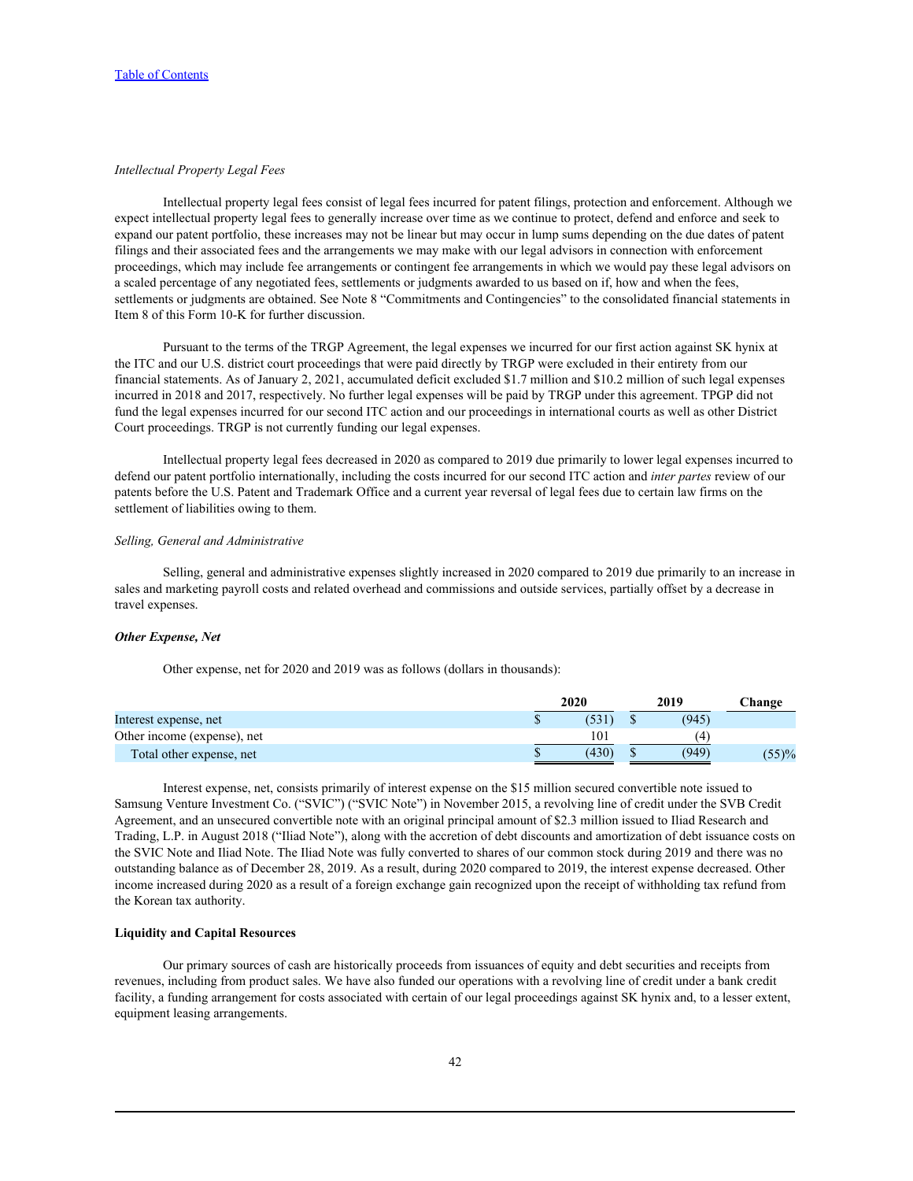*Intellectual Property Legal Fees*

Intellectual property legal fees consist of legal fees incurred for patent filings, protection and enforcement. Although we expect intellectual property legal fees to generally increase over time as we continue to protect, defend and enforce and seek to expand our patent portfolio, these increases may not be linear but may occur in lump sums depending on the due dates of patent filings and their associated fees and the arrangements we may make with our legal advisors in connection with enforcement proceedings, which may include fee arrangements or contingent fee arrangements in which we would pay these legal advisors on a scaled percentage of any negotiated fees, settlements or judgments awarded to us based on if, how and when the fees, settlements or judgments are obtained. See Note 8 "Commitments and Contingencies" to the consolidated financial statements in Item 8 of this Form 10-K for further discussion.

Pursuant to the terms of the TRGP Agreement, the legal expenses we incurred for our first action against SK hynix at the ITC and our U.S. district court proceedings that were paid directly by TRGP were excluded in their entirety from our financial statements. As of January 2, 2021, accumulated deficit excluded $1.7 million and $10.2 million of such legal expenses incurred in 2018 and 2017, respectively. No further legal expenses will be paid by TRGP under this agreement. TPGP did not fund the legal expenses incurred for our second ITC action and our proceedings in international courts as well as other District Court proceedings. TRGP is not currently funding our legal expenses.

Intellectual property legal fees decreased in 2020 as compared to 2019 due primarily to lower legal expenses incurred to defend our patent portfolio internationally, including the costs incurred for our second ITC action and *inter partes* review of our patents before the U.S. Patent and Trademark Office and a current year reversal of legal fees due to certain law firms on the settlement of liabilities owing to them.

*Selling, General and Administrative*

Selling, general and administrative expenses slightly increased in 2020 compared to 2019 due primarily to an increase in sales and marketing payroll costs and related overhead and commissions and outside services, partially offset by a decrease in travel expenses.

***Other Expense, Net***

Other expense, net for 2020 and 2019 was as follows (dollars in thousands):

| | 2020 | 2019 | Change |
|---|---|---|---|
| Interest expense, net | $ (531) | $ (945) | |
| Other income (expense), net | 101 | (4) | |
| Total other expense, net | $ (430) | $ (949) | (55)% |

Interest expense, net, consists primarily of interest expense on the $15 million secured convertible note issued to Samsung Venture Investment Co. ("SVIC") ("SVIC Note") in November 2015, a revolving line of credit under the SVB Credit Agreement, and an unsecured convertible note with an original principal amount of $2.3 million issued to Iliad Research and Trading, L.P. in August 2018 ("Iliad Note"), along with the accretion of debt discounts and amortization of debt issuance costs on the SVIC Note and Iliad Note. The Iliad Note was fully converted to shares of our common stock during 2019 and there was no outstanding balance as of December 28, 2019. As a result, during 2020 compared to 2019, the interest expense decreased. Other income increased during 2020 as a result of a foreign exchange gain recognized upon the receipt of withholding tax refund from the Korean tax authority.

**Liquidity and Capital Resources**

Our primary sources of cash are historically proceeds from issuances of equity and debt securities and receipts from revenues, including from product sales. We have also funded our operations with a revolving line of credit under a bank credit facility, a funding arrangement for costs associated with certain of our legal proceedings against SK hynix and, to a lesser extent, equipment leasing arrangements.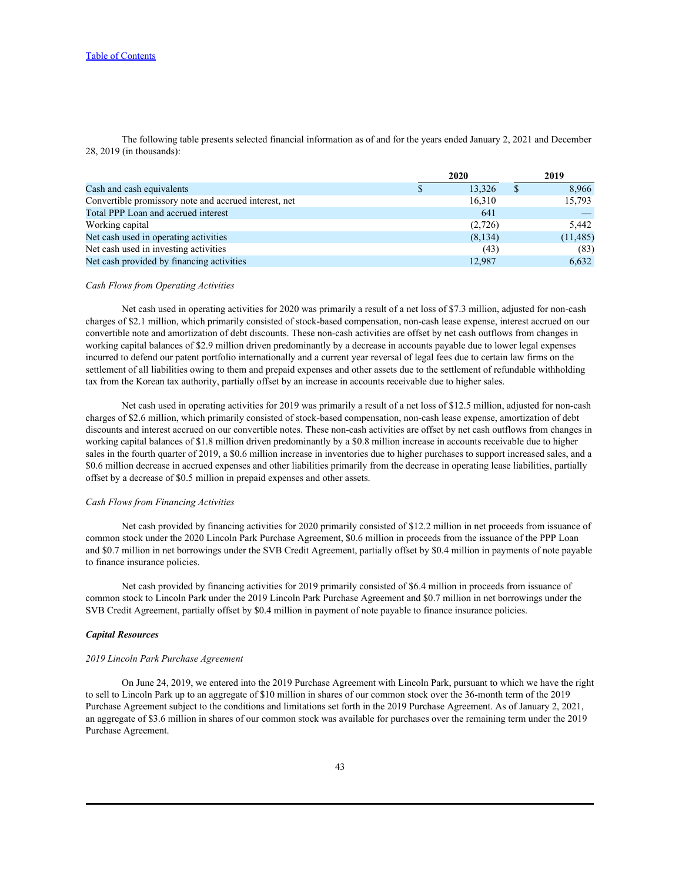The following table presents selected financial information as of and for the years ended January 2, 2021 and December 28, 2019 (in thousands):

| | 2020 | 2019 |
|---|---|---|
| Cash and cash equivalents | $ 13,326 | $ 8,966 |
| Convertible promissory note and accrued interest, net | 16,310 | 15,793 |
| Total PPP Loan and accrued interest | 641 | — |
| Working capital | (2,726) | 5,442 |
| Net cash used in operating activities | (8,134) | (11,485) |
| Net cash used in investing activities | (43) | (83) |
| Net cash provided by financing activities | 12,987 | 6,632 |

*Cash Flows from Operating Activities*

Net cash used in operating activities for 2020 was primarily a result of a net loss of $7.3 million, adjusted for non-cash charges of $2.1 million, which primarily consisted of stock-based compensation, non-cash lease expense, interest accrued on our convertible note and amortization of debt discounts. These non-cash activities are offset by net cash outflows from changes in working capital balances of $2.9 million driven predominantly by a decrease in accounts payable due to lower legal expenses incurred to defend our patent portfolio internationally and a current year reversal of legal fees due to certain law firms on the settlement of all liabilities owing to them and prepaid expenses and other assets due to the settlement of refundable withholding tax from the Korean tax authority, partially offset by an increase in accounts receivable due to higher sales.

Net cash used in operating activities for 2019 was primarily a result of a net loss of $12.5 million, adjusted for non-cash charges of $2.6 million, which primarily consisted of stock-based compensation, non-cash lease expense, amortization of debt discounts and interest accrued on our convertible notes. These non-cash activities are offset by net cash outflows from changes in working capital balances of $1.8 million driven predominantly by a $0.8 million increase in accounts receivable due to higher sales in the fourth quarter of 2019, a $0.6 million increase in inventories due to higher purchases to support increased sales, and a $0.6 million decrease in accrued expenses and other liabilities primarily from the decrease in operating lease liabilities, partially offset by a decrease of $0.5 million in prepaid expenses and other assets.

*Cash Flows from Financing Activities*

Net cash provided by financing activities for 2020 primarily consisted of $12.2 million in net proceeds from issuance of common stock under the 2020 Lincoln Park Purchase Agreement, $0.6 million in proceeds from the issuance of the PPP Loan and $0.7 million in net borrowings under the SVB Credit Agreement, partially offset by $0.4 million in payments of note payable to finance insurance policies.

Net cash provided by financing activities for 2019 primarily consisted of $6.4 million in proceeds from issuance of common stock to Lincoln Park under the 2019 Lincoln Park Purchase Agreement and $0.7 million in net borrowings under the SVB Credit Agreement, partially offset by $0.4 million in payment of note payable to finance insurance policies.

***Capital Resources***

*2019 Lincoln Park Purchase Agreement*

On June 24, 2019, we entered into the 2019 Purchase Agreement with Lincoln Park, pursuant to which we have the right to sell to Lincoln Park up to an aggregate of $10 million in shares of our common stock over the 36-month term of the 2019 Purchase Agreement subject to the conditions and limitations set forth in the 2019 Purchase Agreement. As of January 2, 2021, an aggregate of $3.6 million in shares of our common stock was available for purchases over the remaining term under the 2019 Purchase Agreement.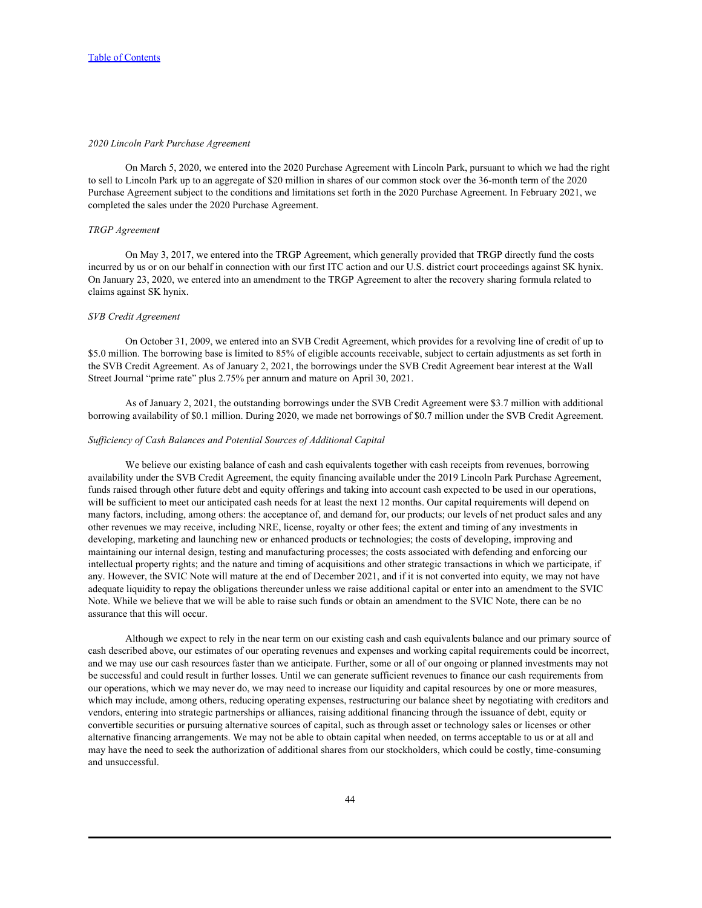*2020 Lincoln Park Purchase Agreement*

On March 5, 2020, we entered into the 2020 Purchase Agreement with Lincoln Park, pursuant to which we had the right to sell to Lincoln Park up to an aggregate of $20 million in shares of our common stock over the 36-month term of the 2020 Purchase Agreement subject to the conditions and limitations set forth in the 2020 Purchase Agreement. In February 2021, we completed the sales under the 2020 Purchase Agreement.

*TRGP Agreement*

On May 3, 2017, we entered into the TRGP Agreement, which generally provided that TRGP directly fund the costs incurred by us or on our behalf in connection with our first ITC action and our U.S. district court proceedings against SK hynix. On January 23, 2020, we entered into an amendment to the TRGP Agreement to alter the recovery sharing formula related to claims against SK hynix.

*SVB Credit Agreement*

On October 31, 2009, we entered into an SVB Credit Agreement, which provides for a revolving line of credit of up to $5.0 million. The borrowing base is limited to 85% of eligible accounts receivable, subject to certain adjustments as set forth in the SVB Credit Agreement. As of January 2, 2021, the borrowings under the SVB Credit Agreement bear interest at the Wall Street Journal "prime rate" plus 2.75% per annum and mature on April 30, 2021.

As of January 2, 2021, the outstanding borrowings under the SVB Credit Agreement were $3.7 million with additional borrowing availability of $0.1 million. During 2020, we made net borrowings of $0.7 million under the SVB Credit Agreement.

*Sufficiency of Cash Balances and Potential Sources of Additional Capital*

We believe our existing balance of cash and cash equivalents together with cash receipts from revenues, borrowing availability under the SVB Credit Agreement, the equity financing available under the 2019 Lincoln Park Purchase Agreement, funds raised through other future debt and equity offerings and taking into account cash expected to be used in our operations, will be sufficient to meet our anticipated cash needs for at least the next 12 months. Our capital requirements will depend on many factors, including, among others: the acceptance of, and demand for, our products; our levels of net product sales and any other revenues we may receive, including NRE, license, royalty or other fees; the extent and timing of any investments in developing, marketing and launching new or enhanced products or technologies; the costs of developing, improving and maintaining our internal design, testing and manufacturing processes; the costs associated with defending and enforcing our intellectual property rights; and the nature and timing of acquisitions and other strategic transactions in which we participate, if any. However, the SVIC Note will mature at the end of December 2021, and if it is not converted into equity, we may not have adequate liquidity to repay the obligations thereunder unless we raise additional capital or enter into an amendment to the SVIC Note. While we believe that we will be able to raise such funds or obtain an amendment to the SVIC Note, there can be no assurance that this will occur.

Although we expect to rely in the near term on our existing cash and cash equivalents balance and our primary source of cash described above, our estimates of our operating revenues and expenses and working capital requirements could be incorrect, and we may use our cash resources faster than we anticipate. Further, some or all of our ongoing or planned investments may not be successful and could result in further losses. Until we can generate sufficient revenues to finance our cash requirements from our operations, which we may never do, we may need to increase our liquidity and capital resources by one or more measures, which may include, among others, reducing operating expenses, restructuring our balance sheet by negotiating with creditors and vendors, entering into strategic partnerships or alliances, raising additional financing through the issuance of debt, equity or convertible securities or pursuing alternative sources of capital, such as through asset or technology sales or licenses or other alternative financing arrangements. We may not be able to obtain capital when needed, on terms acceptable to us or at all and may have the need to seek the authorization of additional shares from our stockholders, which could be costly, time-consuming and unsuccessful.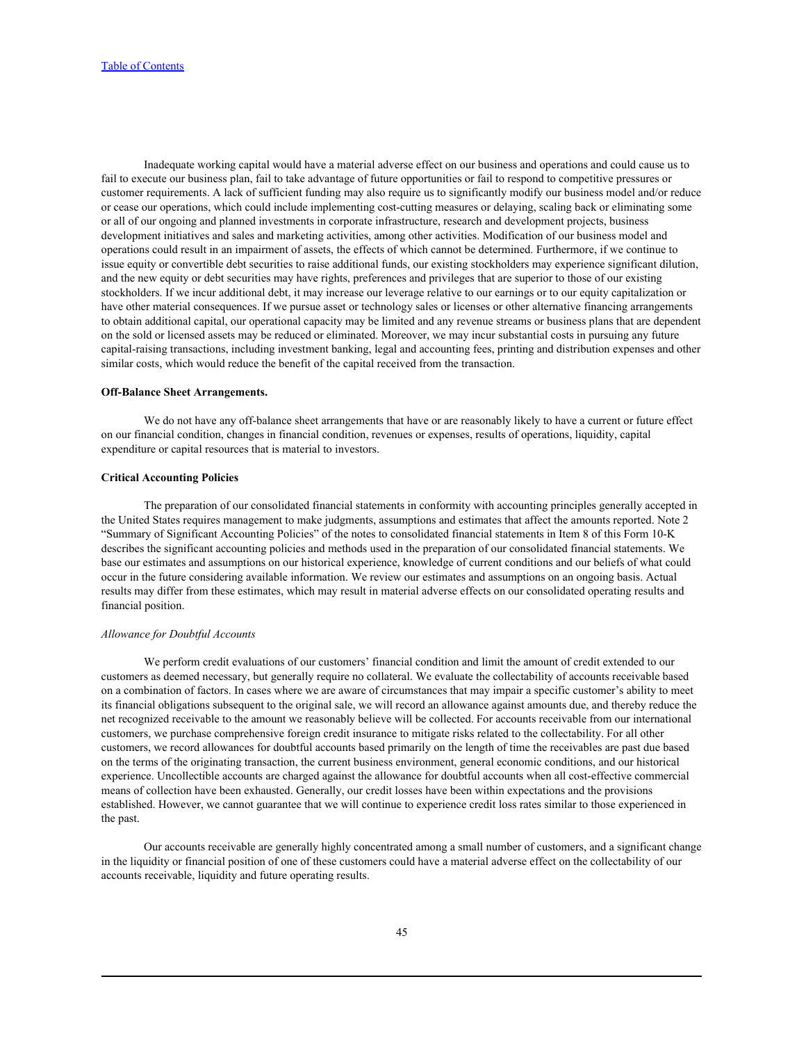Inadequate working capital would have a material adverse effect on our business and operations and could cause us to fail to execute our business plan, fail to take advantage of future opportunities or fail to respond to competitive pressures or customer requirements. A lack of sufficient funding may also require us to significantly modify our business model and/or reduce or cease our operations, which could include implementing cost-cutting measures or delaying, scaling back or eliminating some or all of our ongoing and planned investments in corporate infrastructure, research and development projects, business development initiatives and sales and marketing activities, among other activities. Modification of our business model and operations could result in an impairment of assets, the effects of which cannot be determined. Furthermore, if we continue to issue equity or convertible debt securities to raise additional funds, our existing stockholders may experience significant dilution, and the new equity or debt securities may have rights, preferences and privileges that are superior to those of our existing stockholders. If we incur additional debt, it may increase our leverage relative to our earnings or to our equity capitalization or have other material consequences. If we pursue asset or technology sales or licenses or other alternative financing arrangements to obtain additional capital, our operational capacity may be limited and any revenue streams or business plans that are dependent on the sold or licensed assets may be reduced or eliminated. Moreover, we may incur substantial costs in pursuing any future capital-raising transactions, including investment banking, legal and accounting fees, printing and distribution expenses and other similar costs, which would reduce the benefit of the capital received from the transaction.

**Off-Balance Sheet Arrangements.**

We do not have any off-balance sheet arrangements that have or are reasonably likely to have a current or future effect on our financial condition, changes in financial condition, revenues or expenses, results of operations, liquidity, capital expenditure or capital resources that is material to investors.

**Critical Accounting Policies**

The preparation of our consolidated financial statements in conformity with accounting principles generally accepted in the United States requires management to make judgments, assumptions and estimates that affect the amounts reported. Note 2 "Summary of Significant Accounting Policies" of the notes to consolidated financial statements in Item 8 of this Form 10-K describes the significant accounting policies and methods used in the preparation of our consolidated financial statements. We base our estimates and assumptions on our historical experience, knowledge of current conditions and our beliefs of what could occur in the future considering available information. We review our estimates and assumptions on an ongoing basis. Actual results may differ from these estimates, which may result in material adverse effects on our consolidated operating results and financial position.

*Allowance for Doubtful Accounts*

We perform credit evaluations of our customers' financial condition and limit the amount of credit extended to our customers as deemed necessary, but generally require no collateral. We evaluate the collectability of accounts receivable based on a combination of factors. In cases where we are aware of circumstances that may impair a specific customer's ability to meet its financial obligations subsequent to the original sale, we will record an allowance against amounts due, and thereby reduce the net recognized receivable to the amount we reasonably believe will be collected. For accounts receivable from our international customers, we purchase comprehensive foreign credit insurance to mitigate risks related to the collectability. For all other customers, we record allowances for doubtful accounts based primarily on the length of time the receivables are past due based on the terms of the originating transaction, the current business environment, general economic conditions, and our historical experience. Uncollectible accounts are charged against the allowance for doubtful accounts when all cost-effective commercial means of collection have been exhausted. Generally, our credit losses have been within expectations and the provisions established. However, we cannot guarantee that we will continue to experience credit loss rates similar to those experienced in the past.

Our accounts receivable are generally highly concentrated among a small number of customers, and a significant change in the liquidity or financial position of one of these customers could have a material adverse effect on the collectability of our accounts receivable, liquidity and future operating results.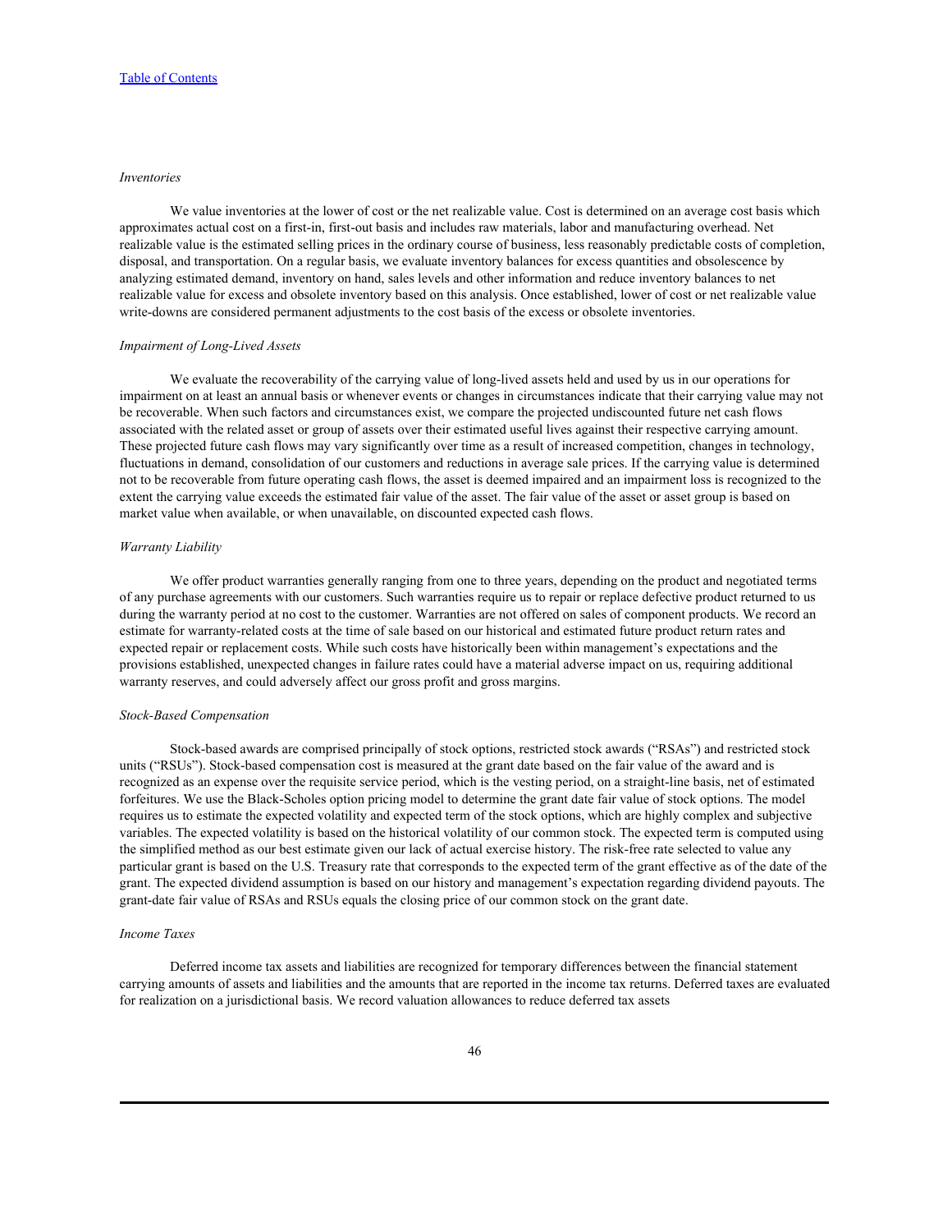*Inventories*

We value inventories at the lower of cost or the net realizable value. Cost is determined on an average cost basis which approximates actual cost on a first-in, first-out basis and includes raw materials, labor and manufacturing overhead. Net realizable value is the estimated selling prices in the ordinary course of business, less reasonably predictable costs of completion, disposal, and transportation. On a regular basis, we evaluate inventory balances for excess quantities and obsolescence by analyzing estimated demand, inventory on hand, sales levels and other information and reduce inventory balances to net realizable value for excess and obsolete inventory based on this analysis. Once established, lower of cost or net realizable value write-downs are considered permanent adjustments to the cost basis of the excess or obsolete inventories.

*Impairment of Long-Lived Assets*

We evaluate the recoverability of the carrying value of long-lived assets held and used by us in our operations for impairment on at least an annual basis or whenever events or changes in circumstances indicate that their carrying value may not be recoverable. When such factors and circumstances exist, we compare the projected undiscounted future net cash flows associated with the related asset or group of assets over their estimated useful lives against their respective carrying amount. These projected future cash flows may vary significantly over time as a result of increased competition, changes in technology, fluctuations in demand, consolidation of our customers and reductions in average sale prices. If the carrying value is determined not to be recoverable from future operating cash flows, the asset is deemed impaired and an impairment loss is recognized to the extent the carrying value exceeds the estimated fair value of the asset. The fair value of the asset or asset group is based on market value when available, or when unavailable, on discounted expected cash flows.

*Warranty Liability*

We offer product warranties generally ranging from one to three years, depending on the product and negotiated terms of any purchase agreements with our customers. Such warranties require us to repair or replace defective product returned to us during the warranty period at no cost to the customer. Warranties are not offered on sales of component products. We record an estimate for warranty-related costs at the time of sale based on our historical and estimated future product return rates and expected repair or replacement costs. While such costs have historically been within management's expectations and the provisions established, unexpected changes in failure rates could have a material adverse impact on us, requiring additional warranty reserves, and could adversely affect our gross profit and gross margins.

*Stock-Based Compensation*

Stock-based awards are comprised principally of stock options, restricted stock awards ("RSAs") and restricted stock units ("RSUs"). Stock-based compensation cost is measured at the grant date based on the fair value of the award and is recognized as an expense over the requisite service period, which is the vesting period, on a straight-line basis, net of estimated forfeitures. We use the Black-Scholes option pricing model to determine the grant date fair value of stock options. The model requires us to estimate the expected volatility and expected term of the stock options, which are highly complex and subjective variables. The expected volatility is based on the historical volatility of our common stock. The expected term is computed using the simplified method as our best estimate given our lack of actual exercise history. The risk-free rate selected to value any particular grant is based on the U.S. Treasury rate that corresponds to the expected term of the grant effective as of the date of the grant. The expected dividend assumption is based on our history and management's expectation regarding dividend payouts. The grant-date fair value of RSAs and RSUs equals the closing price of our common stock on the grant date.

*Income Taxes*

Deferred income tax assets and liabilities are recognized for temporary differences between the financial statement carrying amounts of assets and liabilities and the amounts that are reported in the income tax returns. Deferred taxes are evaluated for realization on a jurisdictional basis. We record valuation allowances to reduce deferred tax assets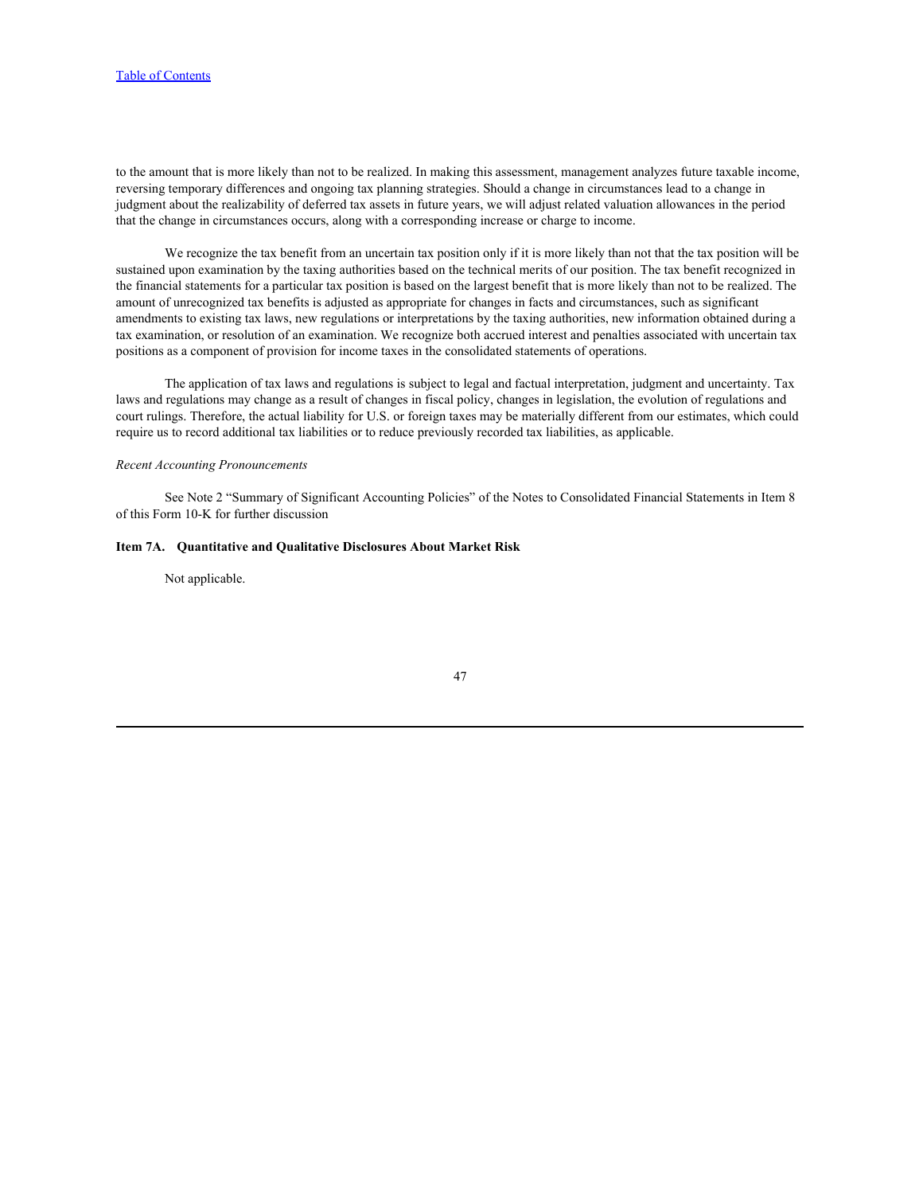to the amount that is more likely than not to be realized. In making this assessment, management analyzes future taxable income, reversing temporary differences and ongoing tax planning strategies. Should a change in circumstances lead to a change in judgment about the realizability of deferred tax assets in future years, we will adjust related valuation allowances in the period that the change in circumstances occurs, along with a corresponding increase or charge to income.

We recognize the tax benefit from an uncertain tax position only if it is more likely than not that the tax position will be sustained upon examination by the taxing authorities based on the technical merits of our position. The tax benefit recognized in the financial statements for a particular tax position is based on the largest benefit that is more likely than not to be realized. The amount of unrecognized tax benefits is adjusted as appropriate for changes in facts and circumstances, such as significant amendments to existing tax laws, new regulations or interpretations by the taxing authorities, new information obtained during a tax examination, or resolution of an examination. We recognize both accrued interest and penalties associated with uncertain tax positions as a component of provision for income taxes in the consolidated statements of operations.

The application of tax laws and regulations is subject to legal and factual interpretation, judgment and uncertainty. Tax laws and regulations may change as a result of changes in fiscal policy, changes in legislation, the evolution of regulations and court rulings. Therefore, the actual liability for U.S. or foreign taxes may be materially different from our estimates, which could require us to record additional tax liabilities or to reduce previously recorded tax liabilities, as applicable.

*Recent Accounting Pronouncements*

See Note 2 "Summary of Significant Accounting Policies" of the Notes to Consolidated Financial Statements in Item 8 of this Form 10-K for further discussion

## Item 7A. Quantitative and Qualitative Disclosures About Market Risk

Not applicable.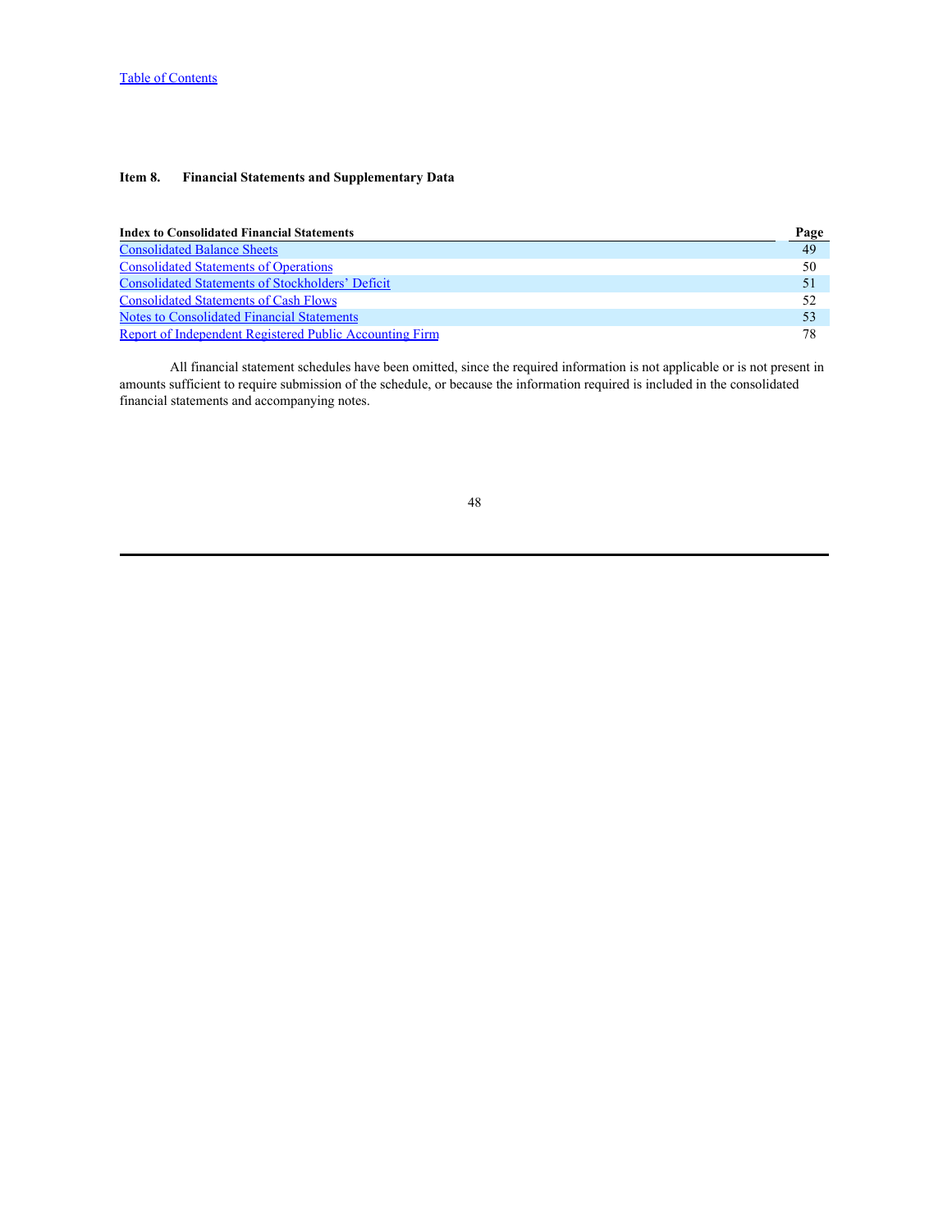## Item 8. Financial Statements and Supplementary Data

| Index to Consolidated Financial Statements | Page |
| --- | --- |
| Consolidated Balance Sheets | 49 |
| Consolidated Statements of Operations | 50 |
| Consolidated Statements of Stockholders' Deficit | 51 |
| Consolidated Statements of Cash Flows | 52 |
| Notes to Consolidated Financial Statements | 53 |
| Report of Independent Registered Public Accounting Firm | 78 |

All financial statement schedules have been omitted, since the required information is not applicable or is not present in amounts sufficient to require submission of the schedule, or because the information required is included in the consolidated financial statements and accompanying notes.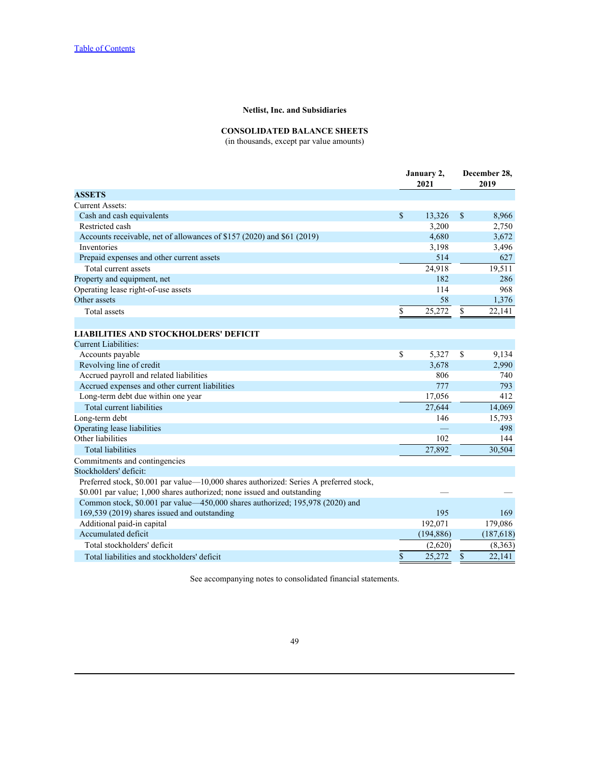Table of Contents

**Netlist, Inc. and Subsidiaries**

**CONSOLIDATED BALANCE SHEETS**
(in thousands, except par value amounts)

| | January 2, 2021 | December 28, 2019 |
|---|---|---|
| **ASSETS** | | |
| Current Assets: | | |
| Cash and cash equivalents | $ 13,326 | $ 8,966 |
| Restricted cash | 3,200 | 2,750 |
| Accounts receivable, net of allowances of $157 (2020) and $61 (2019) | 4,680 | 3,672 |
| Inventories | 3,198 | 3,496 |
| Prepaid expenses and other current assets | 514 | 627 |
| Total current assets | 24,918 | 19,511 |
| Property and equipment, net | 182 | 286 |
| Operating lease right-of-use assets | 114 | 968 |
| Other assets | 58 | 1,376 |
| Total assets | $ 25,272 | $ 22,141 |
| | | |
| **LIABILITIES AND STOCKHOLDERS' DEFICIT** | | |
| Current Liabilities: | | |
| Accounts payable | $ 5,327 | $ 9,134 |
| Revolving line of credit | 3,678 | 2,990 |
| Accrued payroll and related liabilities | 806 | 740 |
| Accrued expenses and other current liabilities | 777 | 793 |
| Long-term debt due within one year | 17,056 | 412 |
| Total current liabilities | 27,644 | 14,069 |
| Long-term debt | 146 | 15,793 |
| Operating lease liabilities | — | 498 |
| Other liabilities | 102 | 144 |
| Total liabilities | 27,892 | 30,504 |
| Commitments and contingencies | | |
| Stockholders' deficit: | | |
| Preferred stock, $0.001 par value—10,000 shares authorized: Series A preferred stock, $0.001 par value; 1,000 shares authorized; none issued and outstanding | — | — |
| Common stock, $0.001 par value—450,000 shares authorized; 195,978 (2020) and 169,539 (2019) shares issued and outstanding | 195 | 169 |
| Additional paid-in capital | 192,071 | 179,086 |
| Accumulated deficit | (194,886) | (187,618) |
| Total stockholders' deficit | (2,620) | (8,363) |
| Total liabilities and stockholders' deficit | $ 25,272 | $ 22,141 |

See accompanying notes to consolidated financial statements.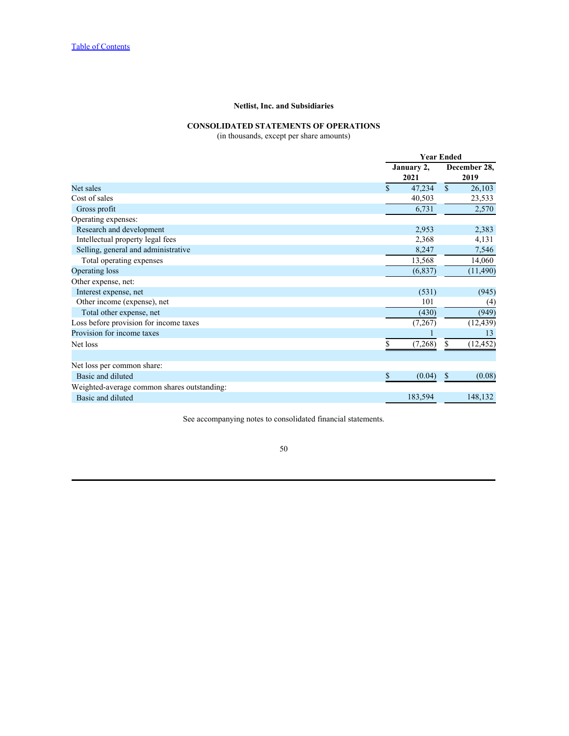Table of Contents

**Netlist, Inc. and Subsidiaries**

**CONSOLIDATED STATEMENTS OF OPERATIONS**

(in thousands, except per share amounts)

| | Year Ended | |
|---|---|---|
| | January 2, 2021 | December 28, 2019 |
| Net sales | $ 47,234 | $ 26,103 |
| Cost of sales | 40,503 | 23,533 |
| Gross profit | 6,731 | 2,570 |
| Operating expenses: | | |
| Research and development | 2,953 | 2,383 |
| Intellectual property legal fees | 2,368 | 4,131 |
| Selling, general and administrative | 8,247 | 7,546 |
| Total operating expenses | 13,568 | 14,060 |
| Operating loss | (6,837) | (11,490) |
| Other expense, net: | | |
| Interest expense, net | (531) | (945) |
| Other income (expense), net | 101 | (4) |
| Total other expense, net | (430) | (949) |
| Loss before provision for income taxes | (7,267) | (12,439) |
| Provision for income taxes | 1 | 13 |
| Net loss | $ (7,268) | $ (12,452) |
| | | |
| Net loss per common share: | | |
| Basic and diluted | $ (0.04) | $ (0.08) |
| Weighted-average common shares outstanding: | | |
| Basic and diluted | 183,594 | 148,132 |

See accompanying notes to consolidated financial statements.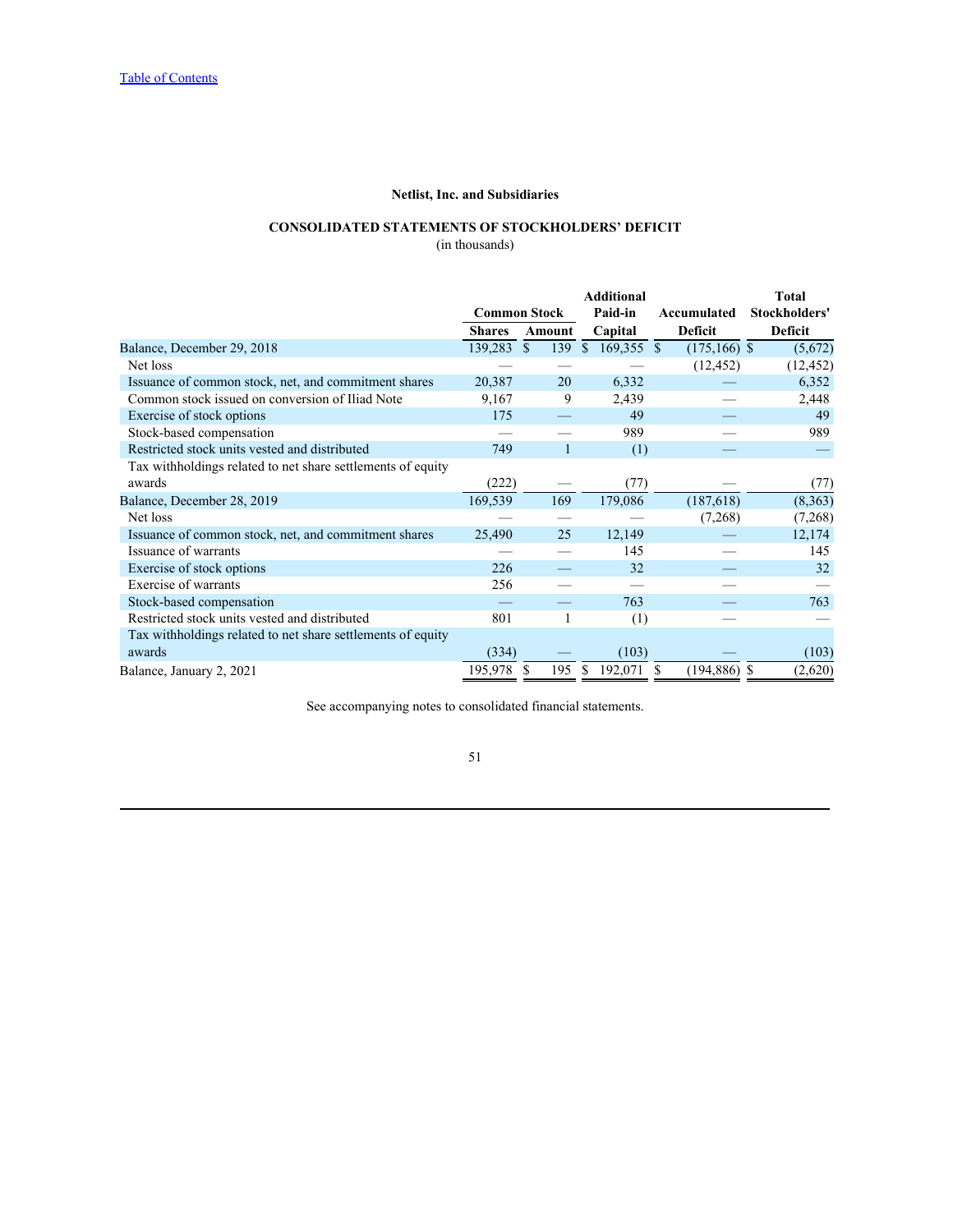[Table of Contents](#)

## Netlist, Inc. and Subsidiaries

## CONSOLIDATED STATEMENTS OF STOCKHOLDERS' DEFICIT

(in thousands)

| | Common Stock | | Additional Paid-in | Accumulated | Total Stockholders' |
|---|---|---|---|---|---|
| | Shares | Amount | Capital | Deficit | Deficit |
| Balance, December 29, 2018 | 139,283 | $ 139 | $ 169,355 | $ (175,166) | $ (5,672) |
| Net loss | — | — | — | (12,452) | (12,452) |
| Issuance of common stock, net, and commitment shares | 20,387 | 20 | 6,332 | — | 6,352 |
| Common stock issued on conversion of Iliad Note | 9,167 | 9 | 2,439 | — | 2,448 |
| Exercise of stock options | 175 | — | 49 | — | 49 |
| Stock-based compensation | — | — | 989 | — | 989 |
| Restricted stock units vested and distributed | 749 | 1 | (1) | — | — |
| Tax withholdings related to net share settlements of equity awards | (222) | — | (77) | — | (77) |
| Balance, December 28, 2019 | 169,539 | 169 | 179,086 | (187,618) | (8,363) |
| Net loss | — | — | — | (7,268) | (7,268) |
| Issuance of common stock, net, and commitment shares | 25,490 | 25 | 12,149 | — | 12,174 |
| Issuance of warrants | — | — | 145 | — | 145 |
| Exercise of stock options | 226 | — | 32 | — | 32 |
| Exercise of warrants | 256 | — | — | — | — |
| Stock-based compensation | — | — | 763 | — | 763 |
| Restricted stock units vested and distributed | 801 | 1 | (1) | — | — |
| Tax withholdings related to net share settlements of equity awards | (334) | — | (103) | — | (103) |
| Balance, January 2, 2021 | 195,978 | $ 195 | $ 192,071 | $ (194,886) | $ (2,620) |

See accompanying notes to consolidated financial statements.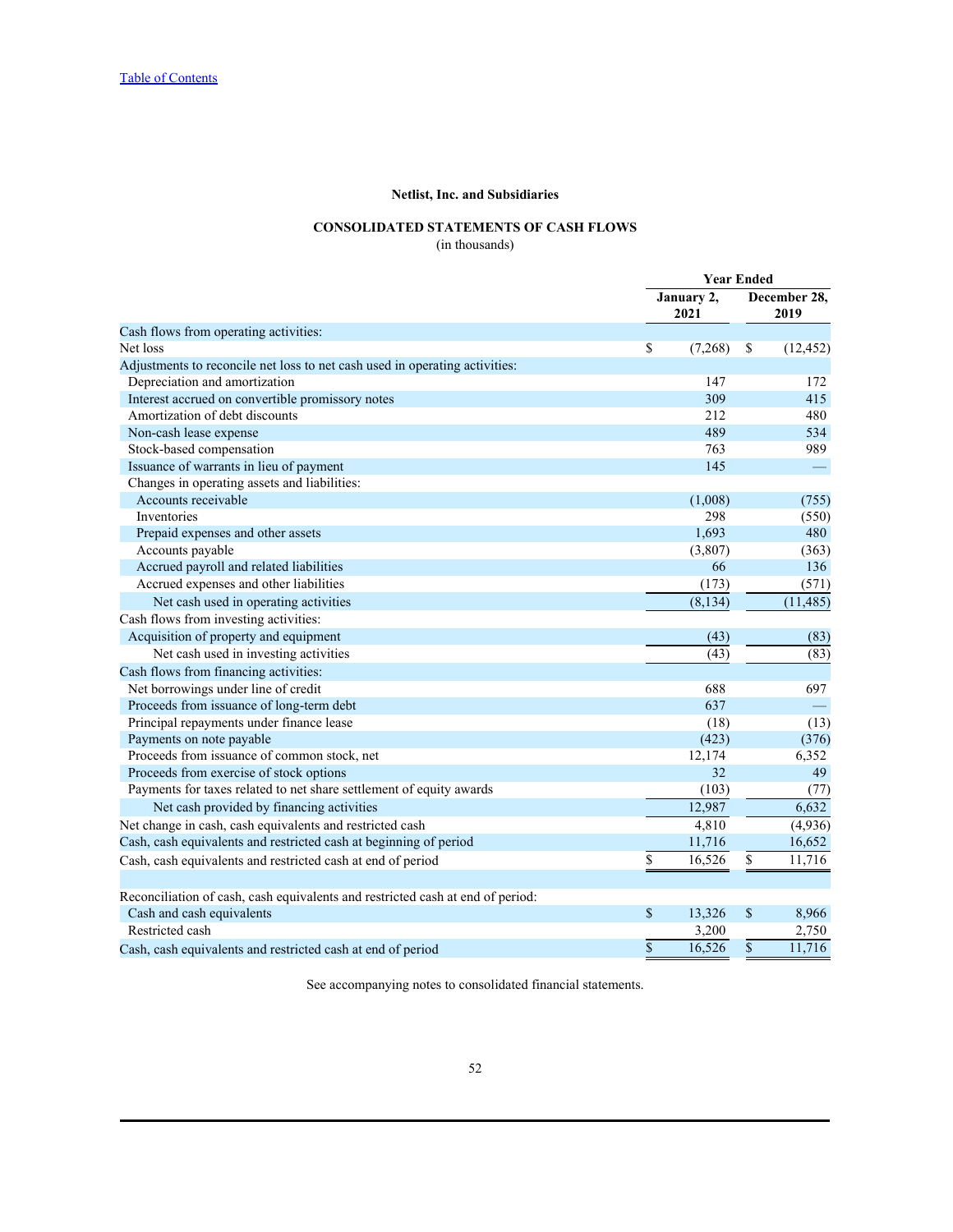Table of Contents

**Netlist, Inc. and Subsidiaries**

**CONSOLIDATED STATEMENTS OF CASH FLOWS**
(in thousands)

| | Year Ended | |
|---|---|---|
| | **January 2, 2021** | **December 28, 2019** |
| Cash flows from operating activities: | | |
| Net loss | $ (7,268) | $ (12,452) |
| Adjustments to reconcile net loss to net cash used in operating activities: | | |
| Depreciation and amortization | 147 | 172 |
| Interest accrued on convertible promissory notes | 309 | 415 |
| Amortization of debt discounts | 212 | 480 |
| Non-cash lease expense | 489 | 534 |
| Stock-based compensation | 763 | 989 |
| Issuance of warrants in lieu of payment | 145 | — |
| Changes in operating assets and liabilities: | | |
| Accounts receivable | (1,008) | (755) |
| Inventories | 298 | (550) |
| Prepaid expenses and other assets | 1,693 | 480 |
| Accounts payable | (3,807) | (363) |
| Accrued payroll and related liabilities | 66 | 136 |
| Accrued expenses and other liabilities | (173) | (571) |
| Net cash used in operating activities | (8,134) | (11,485) |
| Cash flows from investing activities: | | |
| Acquisition of property and equipment | (43) | (83) |
| Net cash used in investing activities | (43) | (83) |
| Cash flows from financing activities: | | |
| Net borrowings under line of credit | 688 | 697 |
| Proceeds from issuance of long-term debt | 637 | — |
| Principal repayments under finance lease | (18) | (13) |
| Payments on note payable | (423) | (376) |
| Proceeds from issuance of common stock, net | 12,174 | 6,352 |
| Proceeds from exercise of stock options | 32 | 49 |
| Payments for taxes related to net share settlement of equity awards | (103) | (77) |
| Net cash provided by financing activities | 12,987 | 6,632 |
| Net change in cash, cash equivalents and restricted cash | 4,810 | (4,936) |
| Cash, cash equivalents and restricted cash at beginning of period | 11,716 | 16,652 |
| Cash, cash equivalents and restricted cash at end of period | $ 16,526 | $ 11,716 |
| | | |
| Reconciliation of cash, cash equivalents and restricted cash at end of period: | | |
| Cash and cash equivalents | $ 13,326 | $ 8,966 |
| Restricted cash | 3,200 | 2,750 |
| Cash, cash equivalents and restricted cash at end of period | $ 16,526 | $ 11,716 |

See accompanying notes to consolidated financial statements.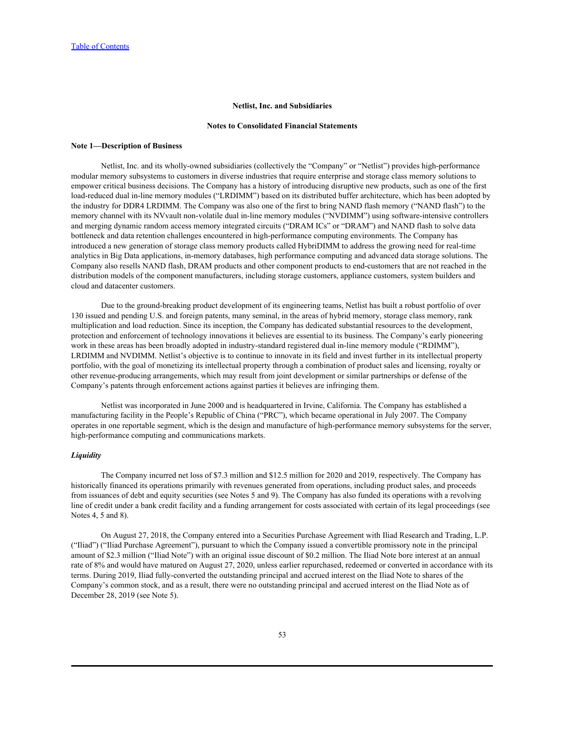**Netlist, Inc. and Subsidiaries**

**Notes to Consolidated Financial Statements**

**Note 1—Description of Business**

Netlist, Inc. and its wholly-owned subsidiaries (collectively the "Company" or "Netlist") provides high-performance modular memory subsystems to customers in diverse industries that require enterprise and storage class memory solutions to empower critical business decisions. The Company has a history of introducing disruptive new products, such as one of the first load-reduced dual in-line memory modules ("LRDIMM") based on its distributed buffer architecture, which has been adopted by the industry for DDR4 LRDIMM. The Company was also one of the first to bring NAND flash memory ("NAND flash") to the memory channel with its NVvault non-volatile dual in-line memory modules ("NVDIMM") using software-intensive controllers and merging dynamic random access memory integrated circuits ("DRAM ICs" or "DRAM") and NAND flash to solve data bottleneck and data retention challenges encountered in high-performance computing environments. The Company has introduced a new generation of storage class memory products called HybriDIMM to address the growing need for real-time analytics in Big Data applications, in-memory databases, high performance computing and advanced data storage solutions. The Company also resells NAND flash, DRAM products and other component products to end-customers that are not reached in the distribution models of the component manufacturers, including storage customers, appliance customers, system builders and cloud and datacenter customers.

Due to the ground-breaking product development of its engineering teams, Netlist has built a robust portfolio of over 130 issued and pending U.S. and foreign patents, many seminal, in the areas of hybrid memory, storage class memory, rank multiplication and load reduction. Since its inception, the Company has dedicated substantial resources to the development, protection and enforcement of technology innovations it believes are essential to its business. The Company's early pioneering work in these areas has been broadly adopted in industry-standard registered dual in-line memory module ("RDIMM"), LRDIMM and NVDIMM. Netlist's objective is to continue to innovate in its field and invest further in its intellectual property portfolio, with the goal of monetizing its intellectual property through a combination of product sales and licensing, royalty or other revenue-producing arrangements, which may result from joint development or similar partnerships or defense of the Company's patents through enforcement actions against parties it believes are infringing them.

Netlist was incorporated in June 2000 and is headquartered in Irvine, California. The Company has established a manufacturing facility in the People's Republic of China ("PRC"), which became operational in July 2007. The Company operates in one reportable segment, which is the design and manufacture of high-performance memory subsystems for the server, high-performance computing and communications markets.

***Liquidity***

The Company incurred net loss of $7.3 million and $12.5 million for 2020 and 2019, respectively. The Company has historically financed its operations primarily with revenues generated from operations, including product sales, and proceeds from issuances of debt and equity securities (see Notes 5 and 9). The Company has also funded its operations with a revolving line of credit under a bank credit facility and a funding arrangement for costs associated with certain of its legal proceedings (see Notes 4, 5 and 8).

On August 27, 2018, the Company entered into a Securities Purchase Agreement with Iliad Research and Trading, L.P. ("Iliad") ("Iliad Purchase Agreement"), pursuant to which the Company issued a convertible promissory note in the principal amount of $2.3 million ("Iliad Note") with an original issue discount of $0.2 million. The Iliad Note bore interest at an annual rate of 8% and would have matured on August 27, 2020, unless earlier repurchased, redeemed or converted in accordance with its terms. During 2019, Iliad fully-converted the outstanding principal and accrued interest on the Iliad Note to shares of the Company's common stock, and as a result, there were no outstanding principal and accrued interest on the Iliad Note as of December 28, 2019 (see Note 5).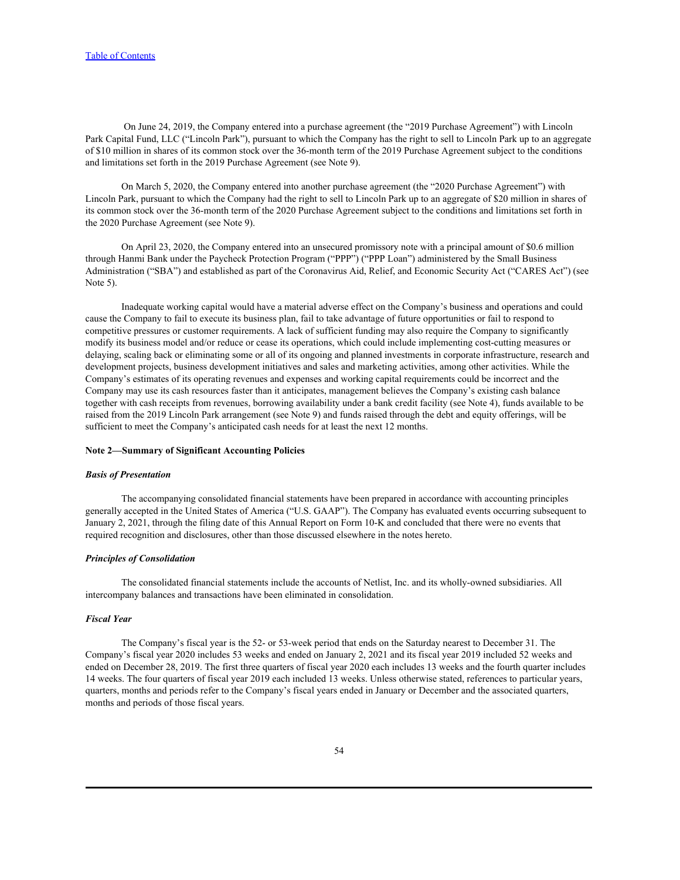On June 24, 2019, the Company entered into a purchase agreement (the "2019 Purchase Agreement") with Lincoln Park Capital Fund, LLC ("Lincoln Park"), pursuant to which the Company has the right to sell to Lincoln Park up to an aggregate of $10 million in shares of its common stock over the 36-month term of the 2019 Purchase Agreement subject to the conditions and limitations set forth in the 2019 Purchase Agreement (see Note 9).

On March 5, 2020, the Company entered into another purchase agreement (the "2020 Purchase Agreement") with Lincoln Park, pursuant to which the Company had the right to sell to Lincoln Park up to an aggregate of $20 million in shares of its common stock over the 36-month term of the 2020 Purchase Agreement subject to the conditions and limitations set forth in the 2020 Purchase Agreement (see Note 9).

On April 23, 2020, the Company entered into an unsecured promissory note with a principal amount of $0.6 million through Hanmi Bank under the Paycheck Protection Program ("PPP") ("PPP Loan") administered by the Small Business Administration ("SBA") and established as part of the Coronavirus Aid, Relief, and Economic Security Act ("CARES Act") (see Note 5).

Inadequate working capital would have a material adverse effect on the Company's business and operations and could cause the Company to fail to execute its business plan, fail to take advantage of future opportunities or fail to respond to competitive pressures or customer requirements. A lack of sufficient funding may also require the Company to significantly modify its business model and/or reduce or cease its operations, which could include implementing cost-cutting measures or delaying, scaling back or eliminating some or all of its ongoing and planned investments in corporate infrastructure, research and development projects, business development initiatives and sales and marketing activities, among other activities. While the Company's estimates of its operating revenues and expenses and working capital requirements could be incorrect and the Company may use its cash resources faster than it anticipates, management believes the Company's existing cash balance together with cash receipts from revenues, borrowing availability under a bank credit facility (see Note 4), funds available to be raised from the 2019 Lincoln Park arrangement (see Note 9) and funds raised through the debt and equity offerings, will be sufficient to meet the Company's anticipated cash needs for at least the next 12 months.

**Note 2—Summary of Significant Accounting Policies**

***Basis of Presentation***

The accompanying consolidated financial statements have been prepared in accordance with accounting principles generally accepted in the United States of America ("U.S. GAAP"). The Company has evaluated events occurring subsequent to January 2, 2021, through the filing date of this Annual Report on Form 10-K and concluded that there were no events that required recognition and disclosures, other than those discussed elsewhere in the notes hereto.

***Principles of Consolidation***

The consolidated financial statements include the accounts of Netlist, Inc. and its wholly-owned subsidiaries. All intercompany balances and transactions have been eliminated in consolidation.

***Fiscal Year***

The Company's fiscal year is the 52- or 53-week period that ends on the Saturday nearest to December 31. The Company's fiscal year 2020 includes 53 weeks and ended on January 2, 2021 and its fiscal year 2019 included 52 weeks and ended on December 28, 2019. The first three quarters of fiscal year 2020 each includes 13 weeks and the fourth quarter includes 14 weeks. The four quarters of fiscal year 2019 each included 13 weeks. Unless otherwise stated, references to particular years, quarters, months and periods refer to the Company's fiscal years ended in January or December and the associated quarters, months and periods of those fiscal years.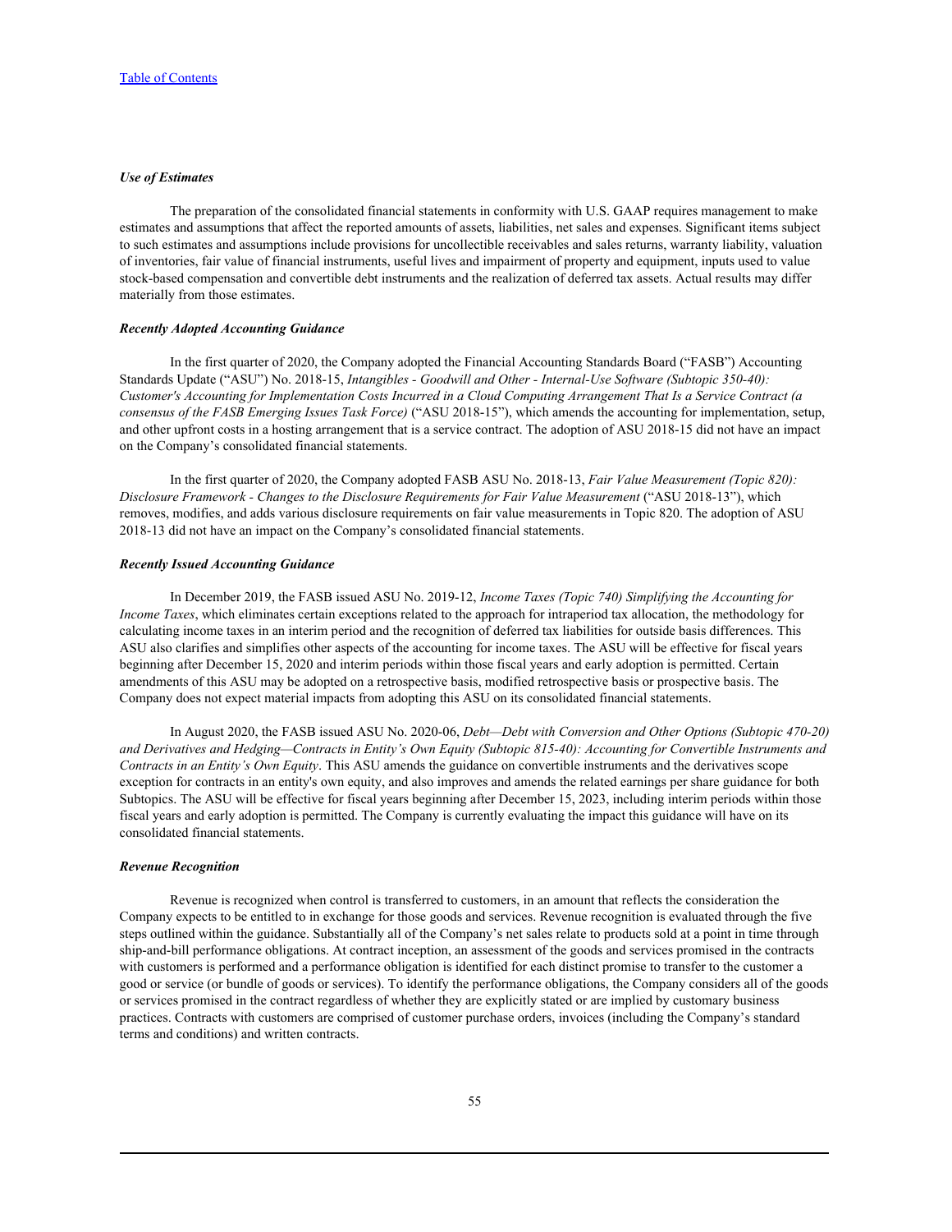***Use of Estimates***

The preparation of the consolidated financial statements in conformity with U.S. GAAP requires management to make estimates and assumptions that affect the reported amounts of assets, liabilities, net sales and expenses. Significant items subject to such estimates and assumptions include provisions for uncollectible receivables and sales returns, warranty liability, valuation of inventories, fair value of financial instruments, useful lives and impairment of property and equipment, inputs used to value stock-based compensation and convertible debt instruments and the realization of deferred tax assets. Actual results may differ materially from those estimates.

***Recently Adopted Accounting Guidance***

In the first quarter of 2020, the Company adopted the Financial Accounting Standards Board ("FASB") Accounting Standards Update ("ASU") No. 2018-15, *Intangibles - Goodwill and Other - Internal-Use Software (Subtopic 350-40): Customer's Accounting for Implementation Costs Incurred in a Cloud Computing Arrangement That Is a Service Contract (a consensus of the FASB Emerging Issues Task Force)* ("ASU 2018-15"), which amends the accounting for implementation, setup, and other upfront costs in a hosting arrangement that is a service contract. The adoption of ASU 2018-15 did not have an impact on the Company's consolidated financial statements.

In the first quarter of 2020, the Company adopted FASB ASU No. 2018-13, *Fair Value Measurement (Topic 820): Disclosure Framework - Changes to the Disclosure Requirements for Fair Value Measurement* ("ASU 2018-13"), which removes, modifies, and adds various disclosure requirements on fair value measurements in Topic 820. The adoption of ASU 2018-13 did not have an impact on the Company's consolidated financial statements.

***Recently Issued Accounting Guidance***

In December 2019, the FASB issued ASU No. 2019-12, *Income Taxes (Topic 740) Simplifying the Accounting for Income Taxes*, which eliminates certain exceptions related to the approach for intraperiod tax allocation, the methodology for calculating income taxes in an interim period and the recognition of deferred tax liabilities for outside basis differences. This ASU also clarifies and simplifies other aspects of the accounting for income taxes. The ASU will be effective for fiscal years beginning after December 15, 2020 and interim periods within those fiscal years and early adoption is permitted. Certain amendments of this ASU may be adopted on a retrospective basis, modified retrospective basis or prospective basis. The Company does not expect material impacts from adopting this ASU on its consolidated financial statements.

In August 2020, the FASB issued ASU No. 2020-06, *Debt—Debt with Conversion and Other Options (Subtopic 470-20) and Derivatives and Hedging—Contracts in Entity's Own Equity (Subtopic 815-40): Accounting for Convertible Instruments and Contracts in an Entity's Own Equity*. This ASU amends the guidance on convertible instruments and the derivatives scope exception for contracts in an entity's own equity, and also improves and amends the related earnings per share guidance for both Subtopics. The ASU will be effective for fiscal years beginning after December 15, 2023, including interim periods within those fiscal years and early adoption is permitted. The Company is currently evaluating the impact this guidance will have on its consolidated financial statements.

***Revenue Recognition***

Revenue is recognized when control is transferred to customers, in an amount that reflects the consideration the Company expects to be entitled to in exchange for those goods and services. Revenue recognition is evaluated through the five steps outlined within the guidance. Substantially all of the Company's net sales relate to products sold at a point in time through ship-and-bill performance obligations. At contract inception, an assessment of the goods and services promised in the contracts with customers is performed and a performance obligation is identified for each distinct promise to transfer to the customer a good or service (or bundle of goods or services). To identify the performance obligations, the Company considers all of the goods or services promised in the contract regardless of whether they are explicitly stated or are implied by customary business practices. Contracts with customers are comprised of customer purchase orders, invoices (including the Company's standard terms and conditions) and written contracts.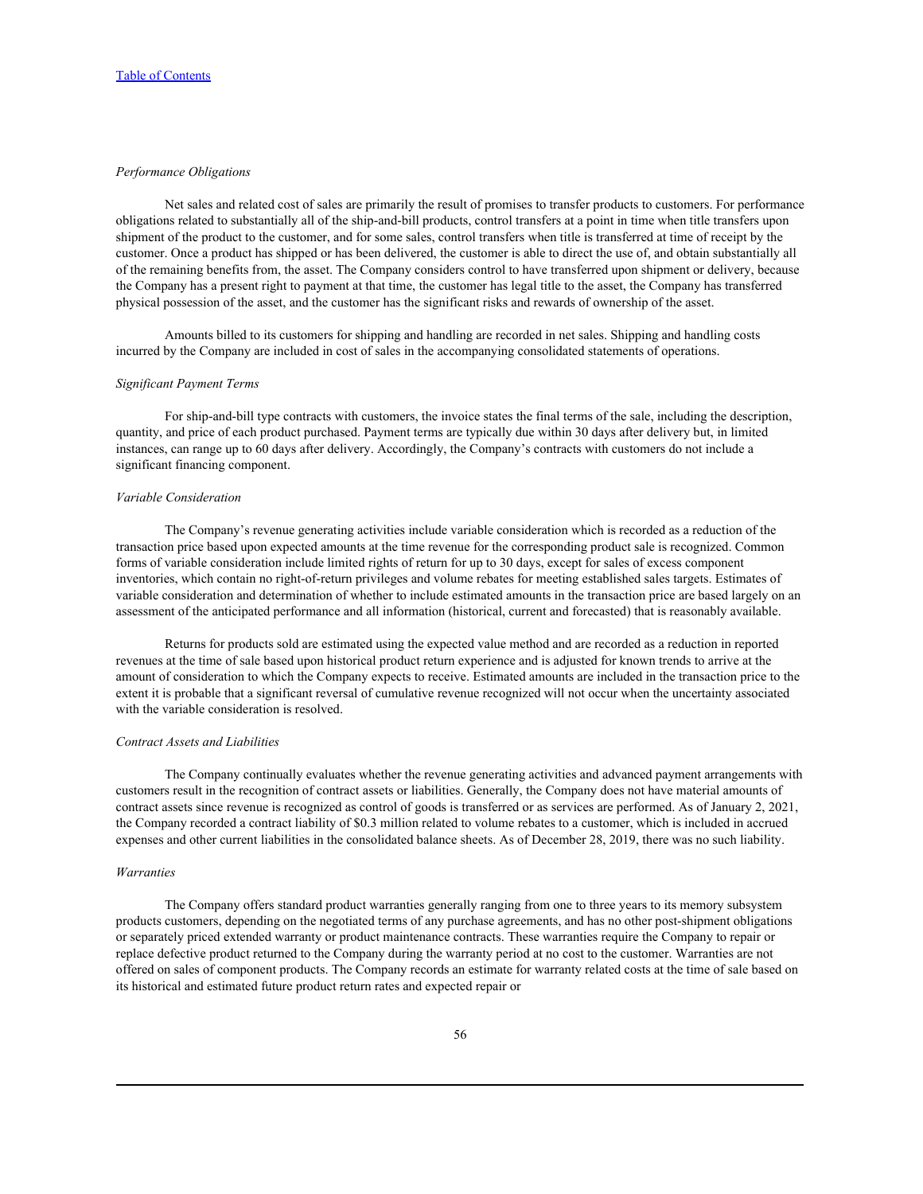*Performance Obligations*

Net sales and related cost of sales are primarily the result of promises to transfer products to customers. For performance obligations related to substantially all of the ship-and-bill products, control transfers at a point in time when title transfers upon shipment of the product to the customer, and for some sales, control transfers when title is transferred at time of receipt by the customer. Once a product has shipped or has been delivered, the customer is able to direct the use of, and obtain substantially all of the remaining benefits from, the asset. The Company considers control to have transferred upon shipment or delivery, because the Company has a present right to payment at that time, the customer has legal title to the asset, the Company has transferred physical possession of the asset, and the customer has the significant risks and rewards of ownership of the asset.

Amounts billed to its customers for shipping and handling are recorded in net sales. Shipping and handling costs incurred by the Company are included in cost of sales in the accompanying consolidated statements of operations.

*Significant Payment Terms*

For ship-and-bill type contracts with customers, the invoice states the final terms of the sale, including the description, quantity, and price of each product purchased. Payment terms are typically due within 30 days after delivery but, in limited instances, can range up to 60 days after delivery. Accordingly, the Company's contracts with customers do not include a significant financing component.

*Variable Consideration*

The Company's revenue generating activities include variable consideration which is recorded as a reduction of the transaction price based upon expected amounts at the time revenue for the corresponding product sale is recognized. Common forms of variable consideration include limited rights of return for up to 30 days, except for sales of excess component inventories, which contain no right-of-return privileges and volume rebates for meeting established sales targets. Estimates of variable consideration and determination of whether to include estimated amounts in the transaction price are based largely on an assessment of the anticipated performance and all information (historical, current and forecasted) that is reasonably available.

Returns for products sold are estimated using the expected value method and are recorded as a reduction in reported revenues at the time of sale based upon historical product return experience and is adjusted for known trends to arrive at the amount of consideration to which the Company expects to receive. Estimated amounts are included in the transaction price to the extent it is probable that a significant reversal of cumulative revenue recognized will not occur when the uncertainty associated with the variable consideration is resolved.

*Contract Assets and Liabilities*

The Company continually evaluates whether the revenue generating activities and advanced payment arrangements with customers result in the recognition of contract assets or liabilities. Generally, the Company does not have material amounts of contract assets since revenue is recognized as control of goods is transferred or as services are performed. As of January 2, 2021, the Company recorded a contract liability of $0.3 million related to volume rebates to a customer, which is included in accrued expenses and other current liabilities in the consolidated balance sheets. As of December 28, 2019, there was no such liability.

*Warranties*

The Company offers standard product warranties generally ranging from one to three years to its memory subsystem products customers, depending on the negotiated terms of any purchase agreements, and has no other post-shipment obligations or separately priced extended warranty or product maintenance contracts. These warranties require the Company to repair or replace defective product returned to the Company during the warranty period at no cost to the customer. Warranties are not offered on sales of component products. The Company records an estimate for warranty related costs at the time of sale based on its historical and estimated future product return rates and expected repair or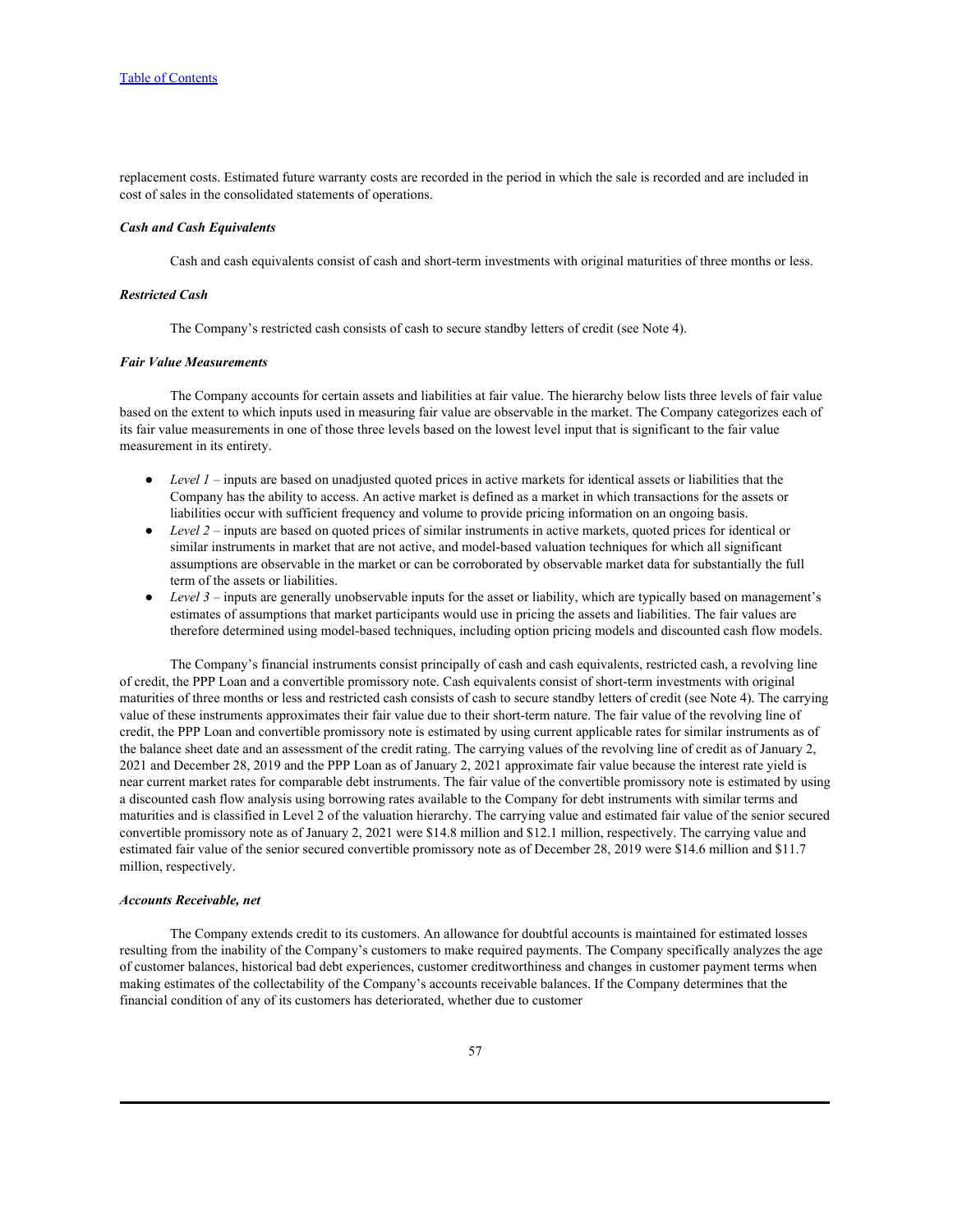replacement costs. Estimated future warranty costs are recorded in the period in which the sale is recorded and are included in cost of sales in the consolidated statements of operations.

***Cash and Cash Equivalents***

Cash and cash equivalents consist of cash and short-term investments with original maturities of three months or less.

***Restricted Cash***

The Company's restricted cash consists of cash to secure standby letters of credit (see Note 4).

***Fair Value Measurements***

The Company accounts for certain assets and liabilities at fair value. The hierarchy below lists three levels of fair value based on the extent to which inputs used in measuring fair value are observable in the market. The Company categorizes each of its fair value measurements in one of those three levels based on the lowest level input that is significant to the fair value measurement in its entirety.

- *Level 1* – inputs are based on unadjusted quoted prices in active markets for identical assets or liabilities that the Company has the ability to access. An active market is defined as a market in which transactions for the assets or liabilities occur with sufficient frequency and volume to provide pricing information on an ongoing basis.
- *Level 2* – inputs are based on quoted prices of similar instruments in active markets, quoted prices for identical or similar instruments in market that are not active, and model-based valuation techniques for which all significant assumptions are observable in the market or can be corroborated by observable market data for substantially the full term of the assets or liabilities.
- *Level 3* – inputs are generally unobservable inputs for the asset or liability, which are typically based on management's estimates of assumptions that market participants would use in pricing the assets and liabilities. The fair values are therefore determined using model-based techniques, including option pricing models and discounted cash flow models.

The Company's financial instruments consist principally of cash and cash equivalents, restricted cash, a revolving line of credit, the PPP Loan and a convertible promissory note. Cash equivalents consist of short-term investments with original maturities of three months or less and restricted cash consists of cash to secure standby letters of credit (see Note 4). The carrying value of these instruments approximates their fair value due to their short-term nature. The fair value of the revolving line of credit, the PPP Loan and convertible promissory note is estimated by using current applicable rates for similar instruments as of the balance sheet date and an assessment of the credit rating. The carrying values of the revolving line of credit as of January 2, 2021 and December 28, 2019 and the PPP Loan as of January 2, 2021 approximate fair value because the interest rate yield is near current market rates for comparable debt instruments. The fair value of the convertible promissory note is estimated by using a discounted cash flow analysis using borrowing rates available to the Company for debt instruments with similar terms and maturities and is classified in Level 2 of the valuation hierarchy. The carrying value and estimated fair value of the senior secured convertible promissory note as of January 2, 2021 were $14.8 million and $12.1 million, respectively. The carrying value and estimated fair value of the senior secured convertible promissory note as of December 28, 2019 were $14.6 million and $11.7 million, respectively.

***Accounts Receivable, net***

The Company extends credit to its customers. An allowance for doubtful accounts is maintained for estimated losses resulting from the inability of the Company's customers to make required payments. The Company specifically analyzes the age of customer balances, historical bad debt experiences, customer creditworthiness and changes in customer payment terms when making estimates of the collectability of the Company's accounts receivable balances. If the Company determines that the financial condition of any of its customers has deteriorated, whether due to customer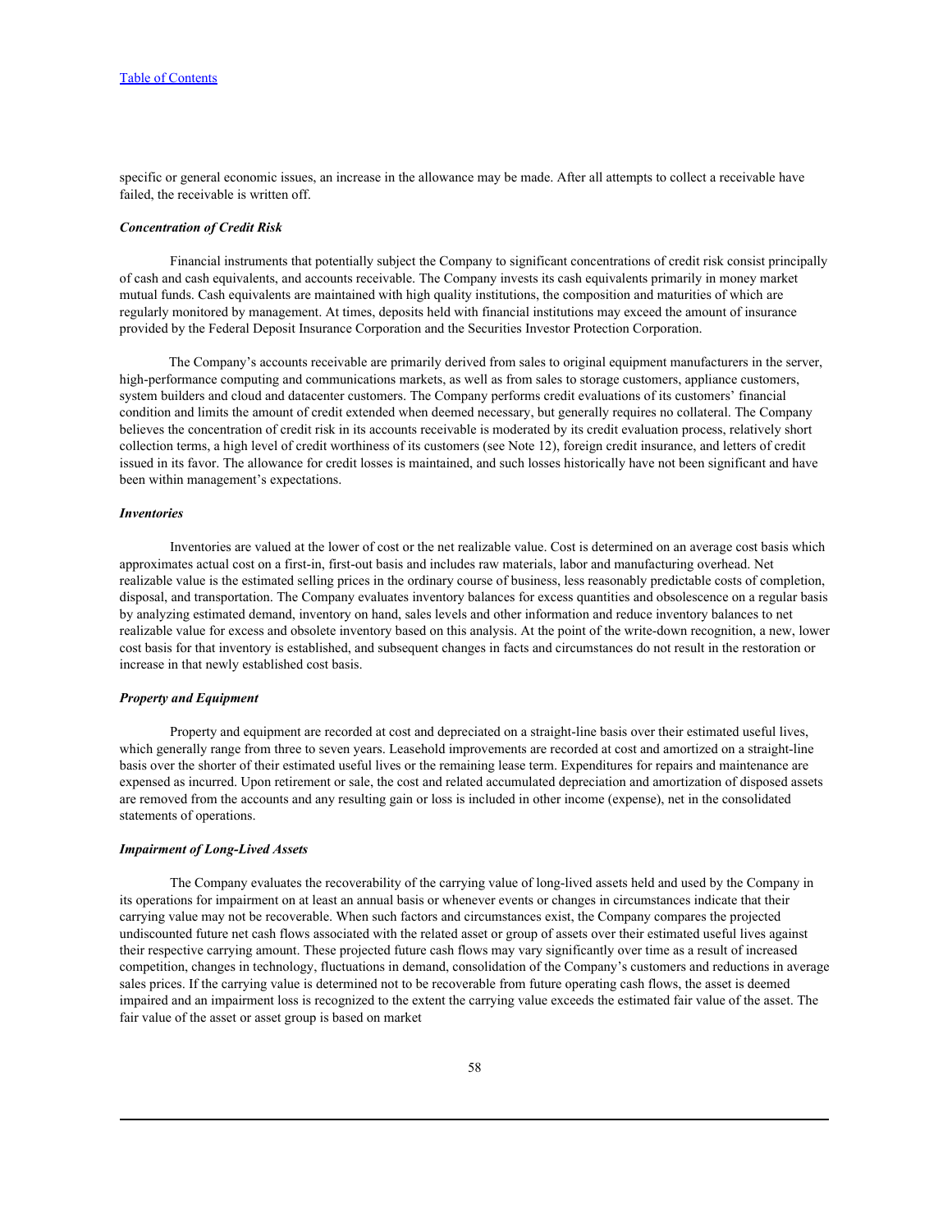specific or general economic issues, an increase in the allowance may be made. After all attempts to collect a receivable have failed, the receivable is written off.

***Concentration of Credit Risk***

Financial instruments that potentially subject the Company to significant concentrations of credit risk consist principally of cash and cash equivalents, and accounts receivable. The Company invests its cash equivalents primarily in money market mutual funds. Cash equivalents are maintained with high quality institutions, the composition and maturities of which are regularly monitored by management. At times, deposits held with financial institutions may exceed the amount of insurance provided by the Federal Deposit Insurance Corporation and the Securities Investor Protection Corporation.

The Company's accounts receivable are primarily derived from sales to original equipment manufacturers in the server, high-performance computing and communications markets, as well as from sales to storage customers, appliance customers, system builders and cloud and datacenter customers. The Company performs credit evaluations of its customers' financial condition and limits the amount of credit extended when deemed necessary, but generally requires no collateral. The Company believes the concentration of credit risk in its accounts receivable is moderated by its credit evaluation process, relatively short collection terms, a high level of credit worthiness of its customers (see Note 12), foreign credit insurance, and letters of credit issued in its favor. The allowance for credit losses is maintained, and such losses historically have not been significant and have been within management's expectations.

***Inventories***

Inventories are valued at the lower of cost or the net realizable value. Cost is determined on an average cost basis which approximates actual cost on a first-in, first-out basis and includes raw materials, labor and manufacturing overhead. Net realizable value is the estimated selling prices in the ordinary course of business, less reasonably predictable costs of completion, disposal, and transportation. The Company evaluates inventory balances for excess quantities and obsolescence on a regular basis by analyzing estimated demand, inventory on hand, sales levels and other information and reduce inventory balances to net realizable value for excess and obsolete inventory based on this analysis. At the point of the write-down recognition, a new, lower cost basis for that inventory is established, and subsequent changes in facts and circumstances do not result in the restoration or increase in that newly established cost basis.

***Property and Equipment***

Property and equipment are recorded at cost and depreciated on a straight-line basis over their estimated useful lives, which generally range from three to seven years. Leasehold improvements are recorded at cost and amortized on a straight-line basis over the shorter of their estimated useful lives or the remaining lease term. Expenditures for repairs and maintenance are expensed as incurred. Upon retirement or sale, the cost and related accumulated depreciation and amortization of disposed assets are removed from the accounts and any resulting gain or loss is included in other income (expense), net in the consolidated statements of operations.

***Impairment of Long-Lived Assets***

The Company evaluates the recoverability of the carrying value of long-lived assets held and used by the Company in its operations for impairment on at least an annual basis or whenever events or changes in circumstances indicate that their carrying value may not be recoverable. When such factors and circumstances exist, the Company compares the projected undiscounted future net cash flows associated with the related asset or group of assets over their estimated useful lives against their respective carrying amount. These projected future cash flows may vary significantly over time as a result of increased competition, changes in technology, fluctuations in demand, consolidation of the Company's customers and reductions in average sales prices. If the carrying value is determined not to be recoverable from future operating cash flows, the asset is deemed impaired and an impairment loss is recognized to the extent the carrying value exceeds the estimated fair value of the asset. The fair value of the asset or asset group is based on market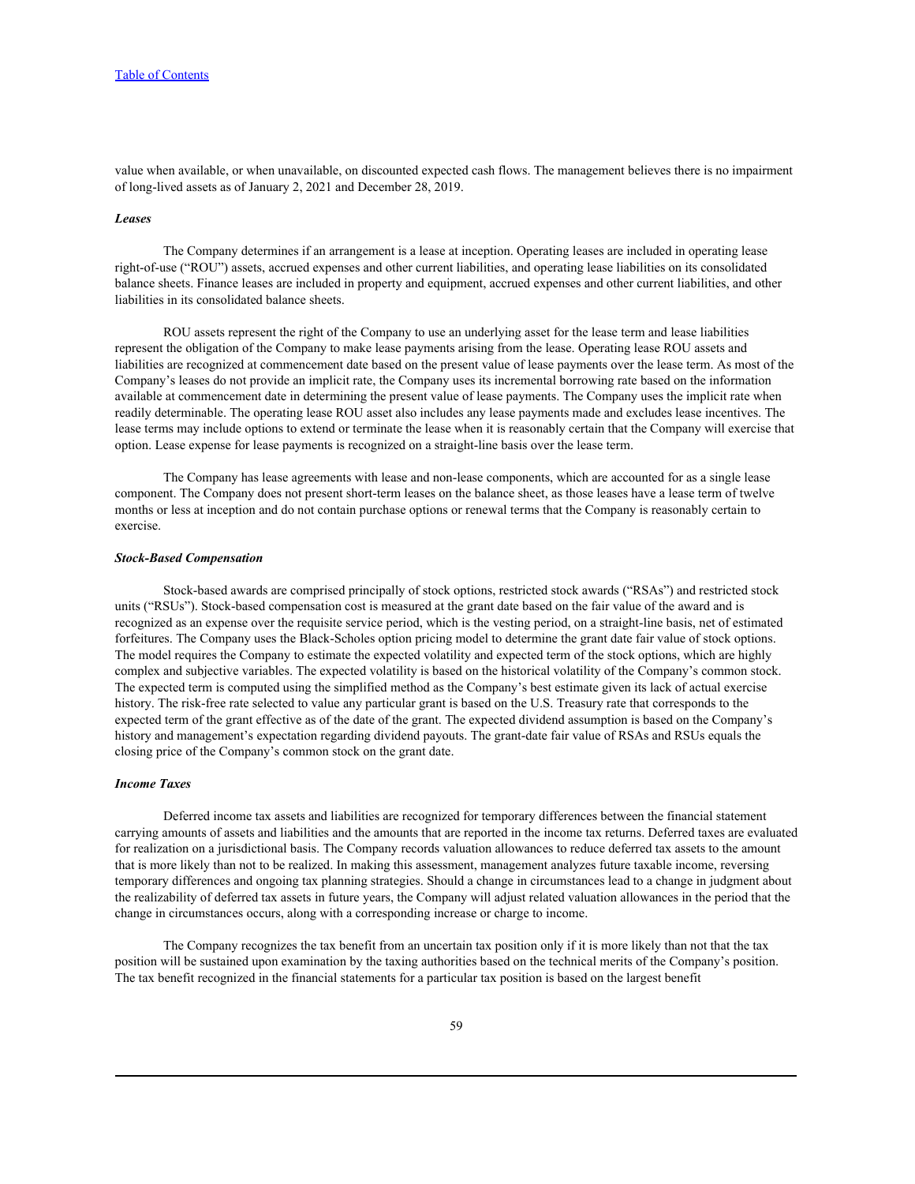value when available, or when unavailable, on discounted expected cash flows. The management believes there is no impairment of long-lived assets as of January 2, 2021 and December 28, 2019.

***Leases***

The Company determines if an arrangement is a lease at inception. Operating leases are included in operating lease right-of-use ("ROU") assets, accrued expenses and other current liabilities, and operating lease liabilities on its consolidated balance sheets. Finance leases are included in property and equipment, accrued expenses and other current liabilities, and other liabilities in its consolidated balance sheets.

ROU assets represent the right of the Company to use an underlying asset for the lease term and lease liabilities represent the obligation of the Company to make lease payments arising from the lease. Operating lease ROU assets and liabilities are recognized at commencement date based on the present value of lease payments over the lease term. As most of the Company's leases do not provide an implicit rate, the Company uses its incremental borrowing rate based on the information available at commencement date in determining the present value of lease payments. The Company uses the implicit rate when readily determinable. The operating lease ROU asset also includes any lease payments made and excludes lease incentives. The lease terms may include options to extend or terminate the lease when it is reasonably certain that the Company will exercise that option. Lease expense for lease payments is recognized on a straight-line basis over the lease term.

The Company has lease agreements with lease and non-lease components, which are accounted for as a single lease component. The Company does not present short-term leases on the balance sheet, as those leases have a lease term of twelve months or less at inception and do not contain purchase options or renewal terms that the Company is reasonably certain to exercise.

***Stock-Based Compensation***

Stock-based awards are comprised principally of stock options, restricted stock awards ("RSAs") and restricted stock units ("RSUs"). Stock-based compensation cost is measured at the grant date based on the fair value of the award and is recognized as an expense over the requisite service period, which is the vesting period, on a straight-line basis, net of estimated forfeitures. The Company uses the Black-Scholes option pricing model to determine the grant date fair value of stock options. The model requires the Company to estimate the expected volatility and expected term of the stock options, which are highly complex and subjective variables. The expected volatility is based on the historical volatility of the Company's common stock. The expected term is computed using the simplified method as the Company's best estimate given its lack of actual exercise history. The risk-free rate selected to value any particular grant is based on the U.S. Treasury rate that corresponds to the expected term of the grant effective as of the date of the grant. The expected dividend assumption is based on the Company's history and management's expectation regarding dividend payouts. The grant-date fair value of RSAs and RSUs equals the closing price of the Company's common stock on the grant date.

***Income Taxes***

Deferred income tax assets and liabilities are recognized for temporary differences between the financial statement carrying amounts of assets and liabilities and the amounts that are reported in the income tax returns. Deferred taxes are evaluated for realization on a jurisdictional basis. The Company records valuation allowances to reduce deferred tax assets to the amount that is more likely than not to be realized. In making this assessment, management analyzes future taxable income, reversing temporary differences and ongoing tax planning strategies. Should a change in circumstances lead to a change in judgment about the realizability of deferred tax assets in future years, the Company will adjust related valuation allowances in the period that the change in circumstances occurs, along with a corresponding increase or charge to income.

The Company recognizes the tax benefit from an uncertain tax position only if it is more likely than not that the tax position will be sustained upon examination by the taxing authorities based on the technical merits of the Company's position. The tax benefit recognized in the financial statements for a particular tax position is based on the largest benefit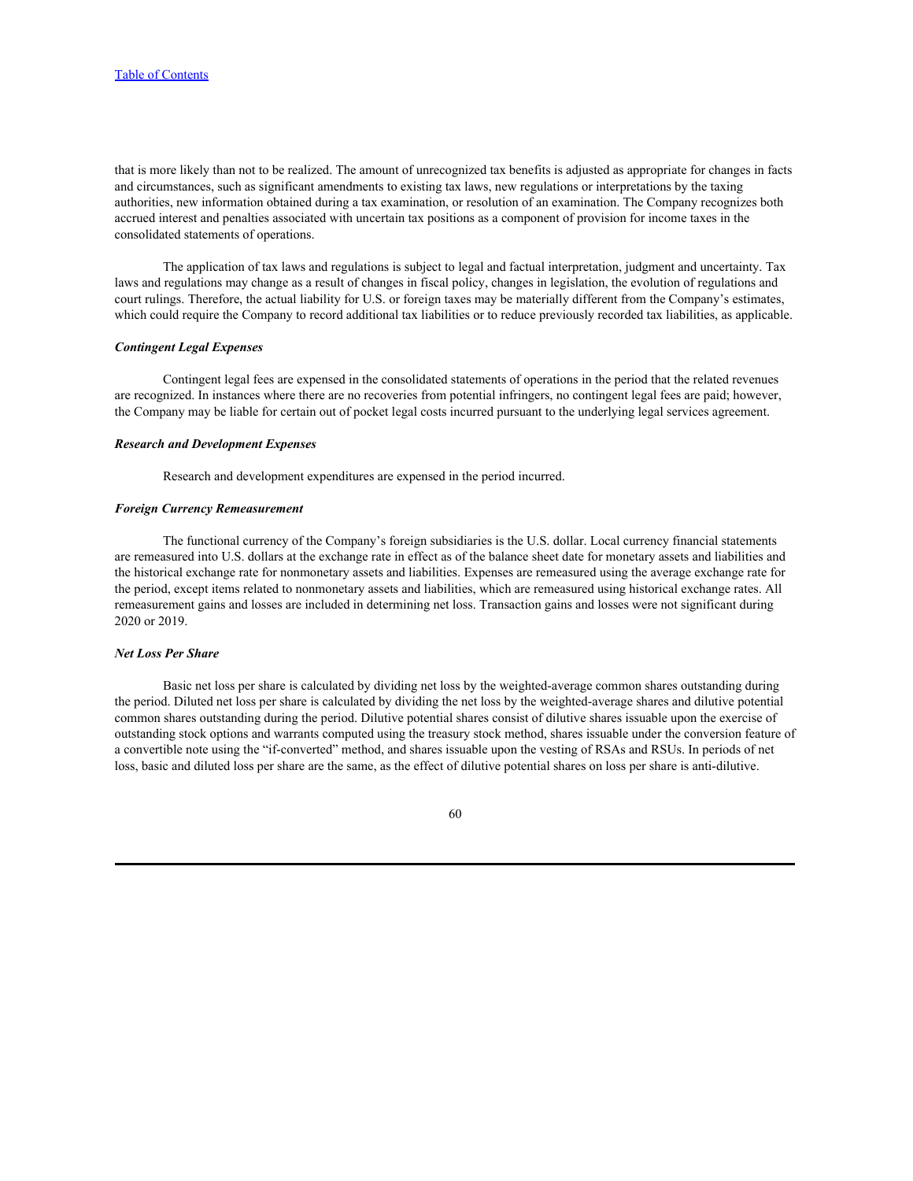that is more likely than not to be realized. The amount of unrecognized tax benefits is adjusted as appropriate for changes in facts and circumstances, such as significant amendments to existing tax laws, new regulations or interpretations by the taxing authorities, new information obtained during a tax examination, or resolution of an examination. The Company recognizes both accrued interest and penalties associated with uncertain tax positions as a component of provision for income taxes in the consolidated statements of operations.

The application of tax laws and regulations is subject to legal and factual interpretation, judgment and uncertainty. Tax laws and regulations may change as a result of changes in fiscal policy, changes in legislation, the evolution of regulations and court rulings. Therefore, the actual liability for U.S. or foreign taxes may be materially different from the Company's estimates, which could require the Company to record additional tax liabilities or to reduce previously recorded tax liabilities, as applicable.

***Contingent Legal Expenses***

Contingent legal fees are expensed in the consolidated statements of operations in the period that the related revenues are recognized. In instances where there are no recoveries from potential infringers, no contingent legal fees are paid; however, the Company may be liable for certain out of pocket legal costs incurred pursuant to the underlying legal services agreement.

***Research and Development Expenses***

Research and development expenditures are expensed in the period incurred.

***Foreign Currency Remeasurement***

The functional currency of the Company's foreign subsidiaries is the U.S. dollar. Local currency financial statements are remeasured into U.S. dollars at the exchange rate in effect as of the balance sheet date for monetary assets and liabilities and the historical exchange rate for nonmonetary assets and liabilities. Expenses are remeasured using the average exchange rate for the period, except items related to nonmonetary assets and liabilities, which are remeasured using historical exchange rates. All remeasurement gains and losses are included in determining net loss. Transaction gains and losses were not significant during 2020 or 2019.

***Net Loss Per Share***

Basic net loss per share is calculated by dividing net loss by the weighted-average common shares outstanding during the period. Diluted net loss per share is calculated by dividing the net loss by the weighted-average shares and dilutive potential common shares outstanding during the period. Dilutive potential shares consist of dilutive shares issuable upon the exercise of outstanding stock options and warrants computed using the treasury stock method, shares issuable under the conversion feature of a convertible note using the "if-converted" method, and shares issuable upon the vesting of RSAs and RSUs. In periods of net loss, basic and diluted loss per share are the same, as the effect of dilutive potential shares on loss per share is anti-dilutive.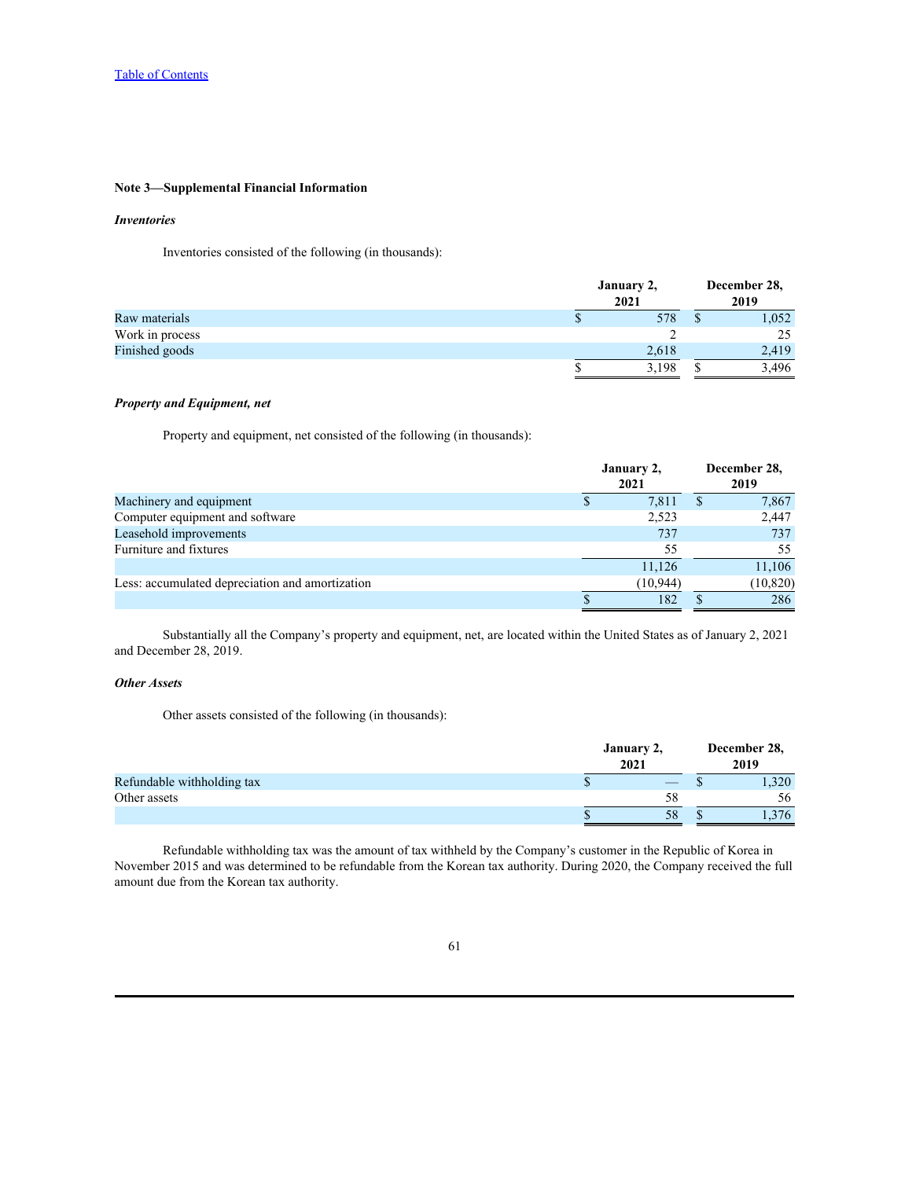[Table of Contents](#)

**Note 3—Supplemental Financial Information**

***Inventories***

Inventories consisted of the following (in thousands):

| | January 2, 2021 | December 28, 2019 |
|---|---|---|
| Raw materials | $ 578 | $ 1,052 |
| Work in process | 2 | 25 |
| Finished goods | 2,618 | 2,419 |
| | $ 3,198 | $ 3,496 |

***Property and Equipment, net***

Property and equipment, net consisted of the following (in thousands):

| | January 2, 2021 | December 28, 2019 |
|---|---|---|
| Machinery and equipment | $ 7,811 | $ 7,867 |
| Computer equipment and software | 2,523 | 2,447 |
| Leasehold improvements | 737 | 737 |
| Furniture and fixtures | 55 | 55 |
| | 11,126 | 11,106 |
| Less: accumulated depreciation and amortization | (10,944) | (10,820) |
| | $ 182 | $ 286 |

Substantially all the Company's property and equipment, net, are located within the United States as of January 2, 2021 and December 28, 2019.

***Other Assets***

Other assets consisted of the following (in thousands):

| | January 2, 2021 | December 28, 2019 |
|---|---|---|
| Refundable withholding tax | $ — | $ 1,320 |
| Other assets | 58 | 56 |
| | $ 58 | $ 1,376 |

Refundable withholding tax was the amount of tax withheld by the Company's customer in the Republic of Korea in November 2015 and was determined to be refundable from the Korean tax authority. During 2020, the Company received the full amount due from the Korean tax authority.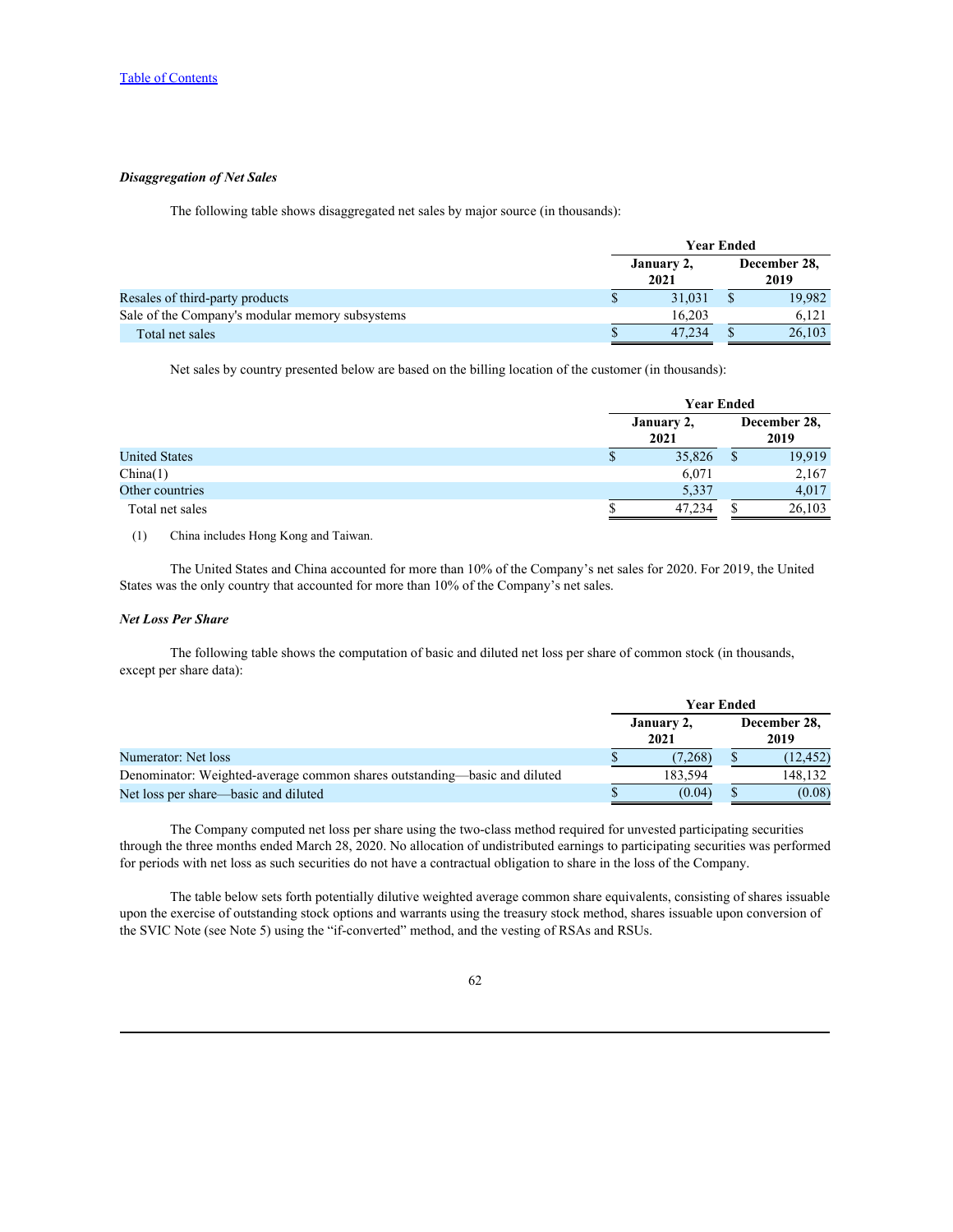*Disaggregation of Net Sales*

The following table shows disaggregated net sales by major source (in thousands):

| | Year Ended | |
|---|---|---|
| | January 2, 2021 | December 28, 2019 |
| Resales of third-party products | $ 31,031 | $ 19,982 |
| Sale of the Company's modular memory subsystems | 16,203 | 6,121 |
| Total net sales | $ 47,234 | $ 26,103 |

Net sales by country presented below are based on the billing location of the customer (in thousands):

| | Year Ended | |
|---|---|---|
| | January 2, 2021 | December 28, 2019 |
| United States | $ 35,826 | $ 19,919 |
| China(1) | 6,071 | 2,167 |
| Other countries | 5,337 | 4,017 |
| Total net sales | $ 47,234 | $ 26,103 |

(1) China includes Hong Kong and Taiwan.

The United States and China accounted for more than 10% of the Company's net sales for 2020. For 2019, the United States was the only country that accounted for more than 10% of the Company's net sales.

*Net Loss Per Share*

The following table shows the computation of basic and diluted net loss per share of common stock (in thousands, except per share data):

| | Year Ended | |
|---|---|---|
| | January 2, 2021 | December 28, 2019 |
| Numerator: Net loss | $ (7,268) | $ (12,452) |
| Denominator: Weighted-average common shares outstanding—basic and diluted | 183,594 | 148,132 |
| Net loss per share—basic and diluted | $ (0.04) | $ (0.08) |

The Company computed net loss per share using the two-class method required for unvested participating securities through the three months ended March 28, 2020. No allocation of undistributed earnings to participating securities was performed for periods with net loss as such securities do not have a contractual obligation to share in the loss of the Company.

The table below sets forth potentially dilutive weighted average common share equivalents, consisting of shares issuable upon the exercise of outstanding stock options and warrants using the treasury stock method, shares issuable upon conversion of the SVIC Note (see Note 5) using the "if-converted" method, and the vesting of RSAs and RSUs.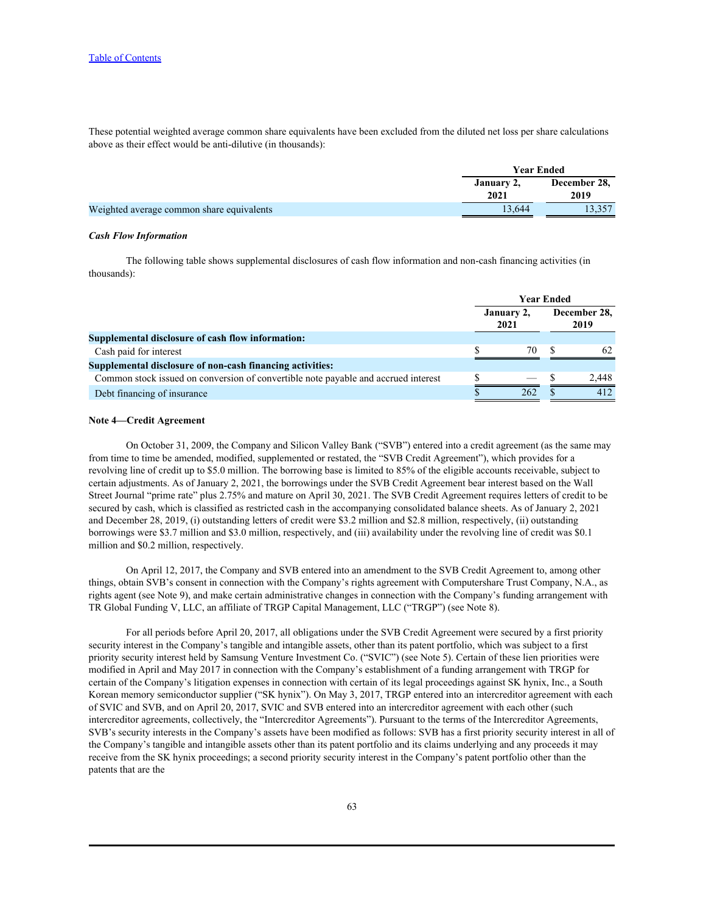[Table of Contents](#)

These potential weighted average common share equivalents have been excluded from the diluted net loss per share calculations above as their effect would be anti-dilutive (in thousands):

| | Year Ended | |
|---|---|---|
| | January 2, 2021 | December 28, 2019 |
| Weighted average common share equivalents | 13,644 | 13,357 |

***Cash Flow Information***

The following table shows supplemental disclosures of cash flow information and non-cash financing activities (in thousands):

| | Year Ended | |
|---|---|---|
| | January 2, 2021 | December 28, 2019 |
| **Supplemental disclosure of cash flow information:** | | |
| Cash paid for interest | $ 70 | $ 62 |
| **Supplemental disclosure of non-cash financing activities:** | | |
| Common stock issued on conversion of convertible note payable and accrued interest | $ — | $ 2,448 |
| Debt financing of insurance | $ 262 | $ 412 |

**Note 4—Credit Agreement**

On October 31, 2009, the Company and Silicon Valley Bank ("SVB") entered into a credit agreement (as the same may from time to time be amended, modified, supplemented or restated, the "SVB Credit Agreement"), which provides for a revolving line of credit up to $5.0 million. The borrowing base is limited to 85% of the eligible accounts receivable, subject to certain adjustments. As of January 2, 2021, the borrowings under the SVB Credit Agreement bear interest based on the Wall Street Journal "prime rate" plus 2.75% and mature on April 30, 2021. The SVB Credit Agreement requires letters of credit to be secured by cash, which is classified as restricted cash in the accompanying consolidated balance sheets. As of January 2, 2021 and December 28, 2019, (i) outstanding letters of credit were $3.2 million and $2.8 million, respectively, (ii) outstanding borrowings were $3.7 million and $3.0 million, respectively, and (iii) availability under the revolving line of credit was $0.1 million and $0.2 million, respectively.

On April 12, 2017, the Company and SVB entered into an amendment to the SVB Credit Agreement to, among other things, obtain SVB's consent in connection with the Company's rights agreement with Computershare Trust Company, N.A., as rights agent (see Note 9), and make certain administrative changes in connection with the Company's funding arrangement with TR Global Funding V, LLC, an affiliate of TRGP Capital Management, LLC ("TRGP") (see Note 8).

For all periods before April 20, 2017, all obligations under the SVB Credit Agreement were secured by a first priority security interest in the Company's tangible and intangible assets, other than its patent portfolio, which was subject to a first priority security interest held by Samsung Venture Investment Co. ("SVIC") (see Note 5). Certain of these lien priorities were modified in April and May 2017 in connection with the Company's establishment of a funding arrangement with TRGP for certain of the Company's litigation expenses in connection with certain of its legal proceedings against SK hynix, Inc., a South Korean memory semiconductor supplier ("SK hynix"). On May 3, 2017, TRGP entered into an intercreditor agreement with each of SVIC and SVB, and on April 20, 2017, SVIC and SVB entered into an intercreditor agreement with each other (such intercreditor agreements, collectively, the "Intercreditor Agreements"). Pursuant to the terms of the Intercreditor Agreements, SVB's security interests in the Company's assets have been modified as follows: SVB has a first priority security interest in all of the Company's tangible and intangible assets other than its patent portfolio and its claims underlying and any proceeds it may receive from the SK hynix proceedings; a second priority security interest in the Company's patent portfolio other than the patents that are the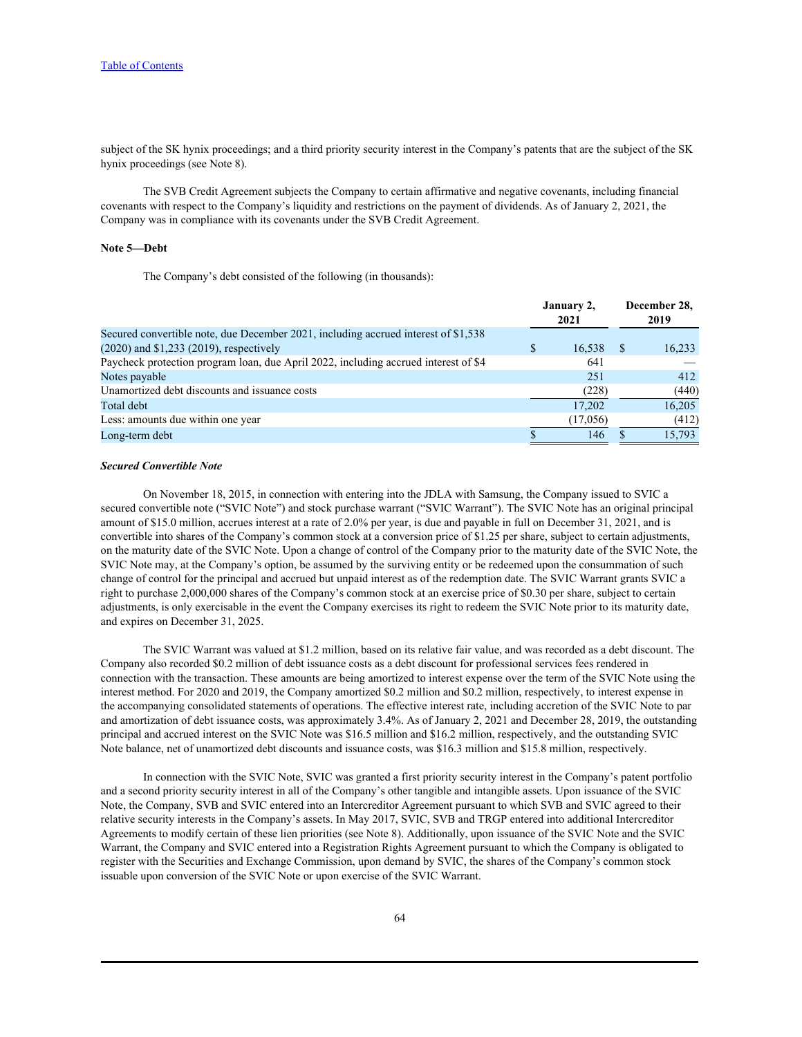subject of the SK hynix proceedings; and a third priority security interest in the Company's patents that are the subject of the SK hynix proceedings (see Note 8).

The SVB Credit Agreement subjects the Company to certain affirmative and negative covenants, including financial covenants with respect to the Company's liquidity and restrictions on the payment of dividends. As of January 2, 2021, the Company was in compliance with its covenants under the SVB Credit Agreement.

**Note 5—Debt**

The Company's debt consisted of the following (in thousands):

| | January 2, 2021 | December 28, 2019 |
|---|---|---|
| Secured convertible note, due December 2021, including accrued interest of $1,538 (2020) and $1,233 (2019), respectively | $ 16,538 | $ 16,233 |
| Paycheck protection program loan, due April 2022, including accrued interest of $4 | 641 | — |
| Notes payable | 251 | 412 |
| Unamortized debt discounts and issuance costs | (228) | (440) |
| Total debt | 17,202 | 16,205 |
| Less: amounts due within one year | (17,056) | (412) |
| Long-term debt | $ 146 | $ 15,793 |

***Secured Convertible Note***

On November 18, 2015, in connection with entering into the JDLA with Samsung, the Company issued to SVIC a secured convertible note ("SVIC Note") and stock purchase warrant ("SVIC Warrant"). The SVIC Note has an original principal amount of $15.0 million, accrues interest at a rate of 2.0% per year, is due and payable in full on December 31, 2021, and is convertible into shares of the Company's common stock at a conversion price of $1.25 per share, subject to certain adjustments, on the maturity date of the SVIC Note. Upon a change of control of the Company prior to the maturity date of the SVIC Note, the SVIC Note may, at the Company's option, be assumed by the surviving entity or be redeemed upon the consummation of such change of control for the principal and accrued but unpaid interest as of the redemption date. The SVIC Warrant grants SVIC a right to purchase 2,000,000 shares of the Company's common stock at an exercise price of $0.30 per share, subject to certain adjustments, is only exercisable in the event the Company exercises its right to redeem the SVIC Note prior to its maturity date, and expires on December 31, 2025.

The SVIC Warrant was valued at $1.2 million, based on its relative fair value, and was recorded as a debt discount. The Company also recorded $0.2 million of debt issuance costs as a debt discount for professional services fees rendered in connection with the transaction. These amounts are being amortized to interest expense over the term of the SVIC Note using the interest method. For 2020 and 2019, the Company amortized $0.2 million and $0.2 million, respectively, to interest expense in the accompanying consolidated statements of operations. The effective interest rate, including accretion of the SVIC Note to par and amortization of debt issuance costs, was approximately 3.4%. As of January 2, 2021 and December 28, 2019, the outstanding principal and accrued interest on the SVIC Note was $16.5 million and $16.2 million, respectively, and the outstanding SVIC Note balance, net of unamortized debt discounts and issuance costs, was $16.3 million and $15.8 million, respectively.

In connection with the SVIC Note, SVIC was granted a first priority security interest in the Company's patent portfolio and a second priority security interest in all of the Company's other tangible and intangible assets. Upon issuance of the SVIC Note, the Company, SVB and SVIC entered into an Intercreditor Agreement pursuant to which SVB and SVIC agreed to their relative security interests in the Company's assets. In May 2017, SVIC, SVB and TRGP entered into additional Intercreditor Agreements to modify certain of these lien priorities (see Note 8). Additionally, upon issuance of the SVIC Note and the SVIC Warrant, the Company and SVIC entered into a Registration Rights Agreement pursuant to which the Company is obligated to register with the Securities and Exchange Commission, upon demand by SVIC, the shares of the Company's common stock issuable upon conversion of the SVIC Note or upon exercise of the SVIC Warrant.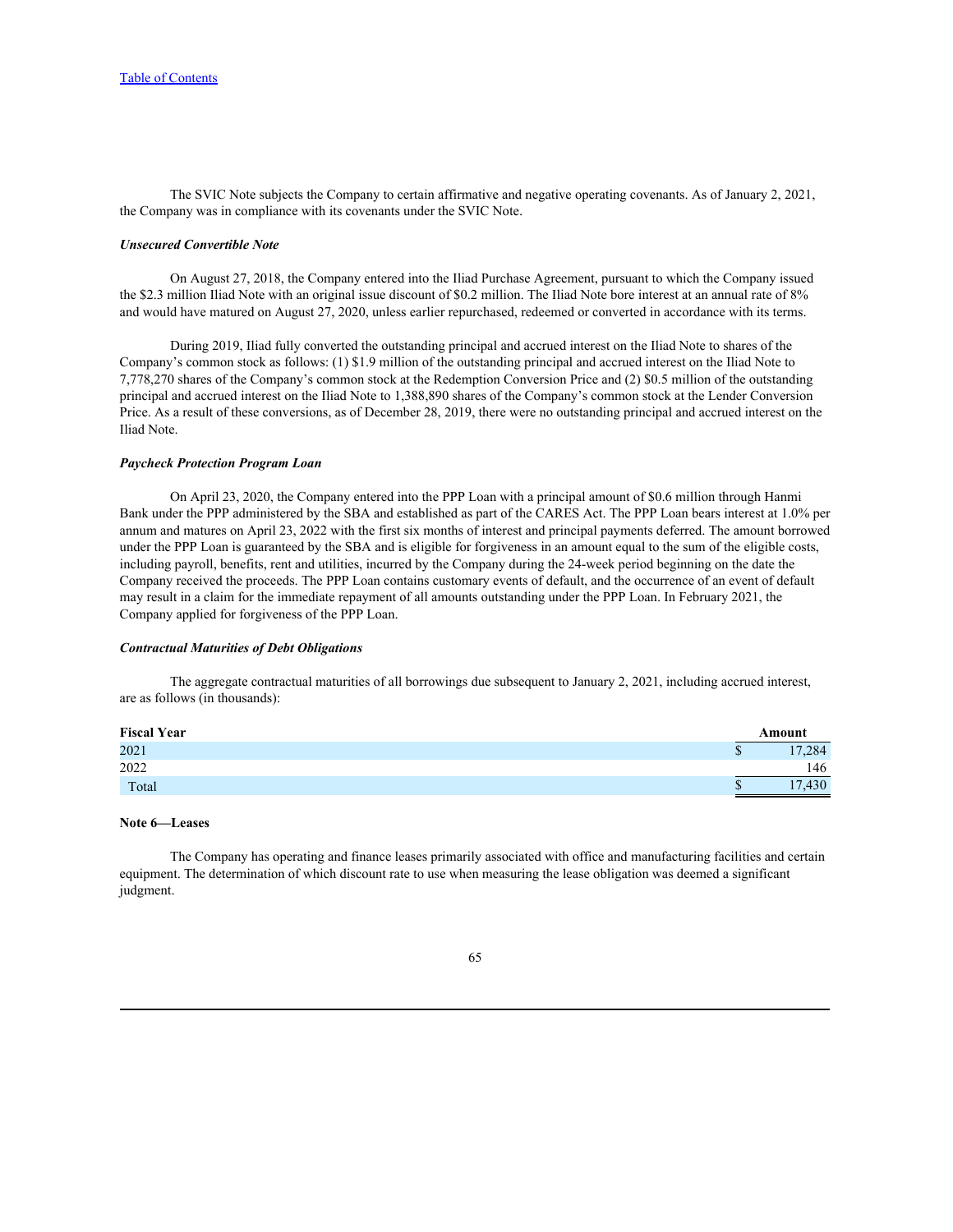The SVIC Note subjects the Company to certain affirmative and negative operating covenants. As of January 2, 2021, the Company was in compliance with its covenants under the SVIC Note.

***Unsecured Convertible Note***

On August 27, 2018, the Company entered into the Iliad Purchase Agreement, pursuant to which the Company issued the $2.3 million Iliad Note with an original issue discount of $0.2 million. The Iliad Note bore interest at an annual rate of 8% and would have matured on August 27, 2020, unless earlier repurchased, redeemed or converted in accordance with its terms.

During 2019, Iliad fully converted the outstanding principal and accrued interest on the Iliad Note to shares of the Company's common stock as follows: (1) $1.9 million of the outstanding principal and accrued interest on the Iliad Note to 7,778,270 shares of the Company's common stock at the Redemption Conversion Price and (2) $0.5 million of the outstanding principal and accrued interest on the Iliad Note to 1,388,890 shares of the Company's common stock at the Lender Conversion Price. As a result of these conversions, as of December 28, 2019, there were no outstanding principal and accrued interest on the Iliad Note.

***Paycheck Protection Program Loan***

On April 23, 2020, the Company entered into the PPP Loan with a principal amount of $0.6 million through Hanmi Bank under the PPP administered by the SBA and established as part of the CARES Act. The PPP Loan bears interest at 1.0% per annum and matures on April 23, 2022 with the first six months of interest and principal payments deferred. The amount borrowed under the PPP Loan is guaranteed by the SBA and is eligible for forgiveness in an amount equal to the sum of the eligible costs, including payroll, benefits, rent and utilities, incurred by the Company during the 24-week period beginning on the date the Company received the proceeds. The PPP Loan contains customary events of default, and the occurrence of an event of default may result in a claim for the immediate repayment of all amounts outstanding under the PPP Loan. In February 2021, the Company applied for forgiveness of the PPP Loan.

***Contractual Maturities of Debt Obligations***

The aggregate contractual maturities of all borrowings due subsequent to January 2, 2021, including accrued interest, are as follows (in thousands):

| **Fiscal Year** | **Amount** |
|---|---|
| 2021 | $ 17,284 |
| 2022 | 146 |
| Total | $ 17,430 |

**Note 6—Leases**

The Company has operating and finance leases primarily associated with office and manufacturing facilities and certain equipment. The determination of which discount rate to use when measuring the lease obligation was deemed a significant judgment.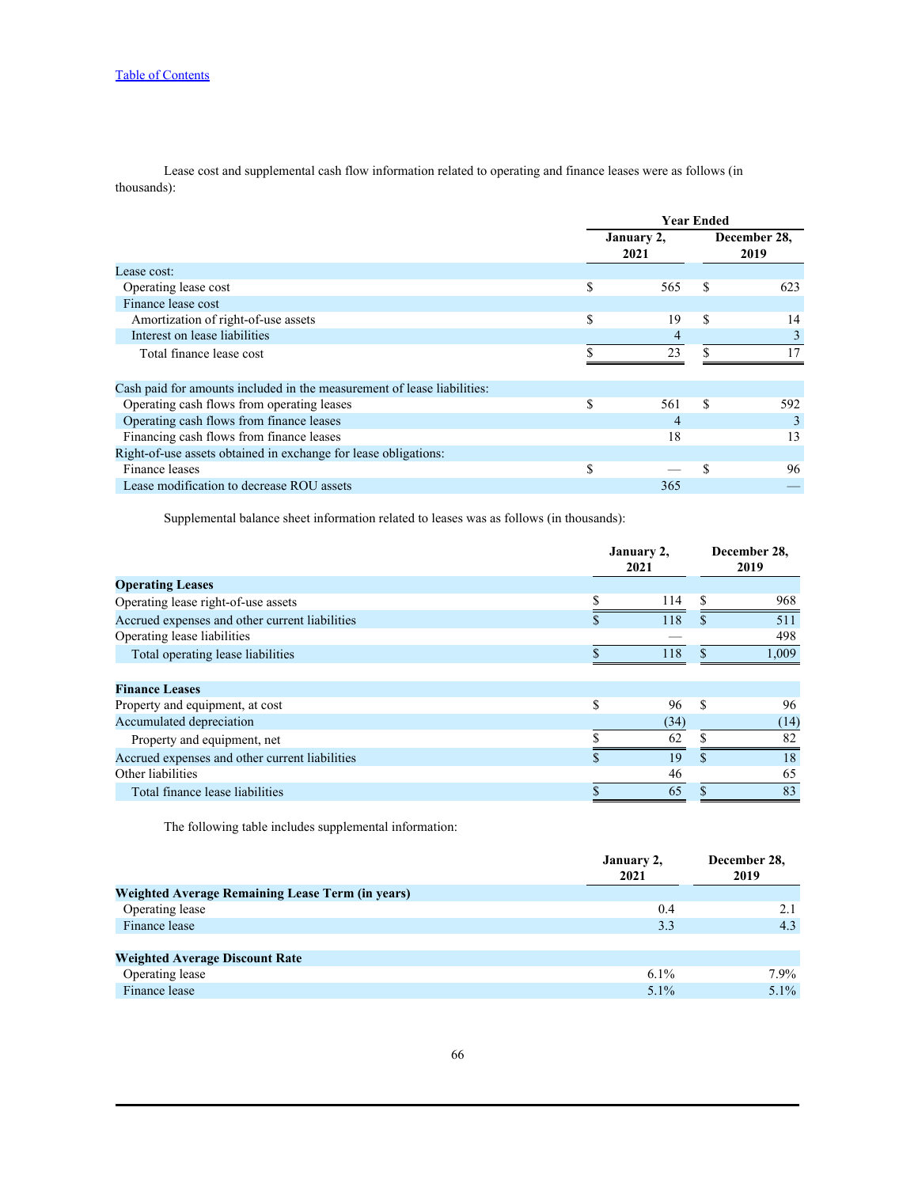Lease cost and supplemental cash flow information related to operating and finance leases were as follows (in thousands):

| | Year Ended | |
|---|---|---|
| | January 2, 2021 | December 28, 2019 |
| Lease cost: | | |
| Operating lease cost | $ 565 | $ 623 |
| Finance lease cost | | |
| Amortization of right-of-use assets | $ 19 | $ 14 |
| Interest on lease liabilities | 4 | 3 |
| Total finance lease cost | $ 23 | $ 17 |
| | | |
| Cash paid for amounts included in the measurement of lease liabilities: | | |
| Operating cash flows from operating leases | $ 561 | $ 592 |
| Operating cash flows from finance leases | 4 | 3 |
| Financing cash flows from finance leases | 18 | 13 |
| Right-of-use assets obtained in exchange for lease obligations: | | |
| Finance leases | $ — | $ 96 |
| Lease modification to decrease ROU assets | 365 | — |

Supplemental balance sheet information related to leases was as follows (in thousands):

| | January 2, 2021 | December 28, 2019 |
|---|---|---|
| **Operating Leases** | | |
| Operating lease right-of-use assets | $ 114 | $ 968 |
| Accrued expenses and other current liabilities | $ 118 | $ 511 |
| Operating lease liabilities | — | 498 |
| Total operating lease liabilities | $ 118 | $ 1,009 |
| | | |
| **Finance Leases** | | |
| Property and equipment, at cost | $ 96 | $ 96 |
| Accumulated depreciation | (34) | (14) |
| Property and equipment, net | $ 62 | $ 82 |
| Accrued expenses and other current liabilities | $ 19 | $ 18 |
| Other liabilities | 46 | 65 |
| Total finance lease liabilities | $ 65 | $ 83 |

The following table includes supplemental information:

| | January 2, 2021 | December 28, 2019 |
|---|---|---|
| **Weighted Average Remaining Lease Term (in years)** | | |
| Operating lease | 0.4 | 2.1 |
| Finance lease | 3.3 | 4.3 |
| | | |
| **Weighted Average Discount Rate** | | |
| Operating lease | 6.1% | 7.9% |
| Finance lease | 5.1% | 5.1% |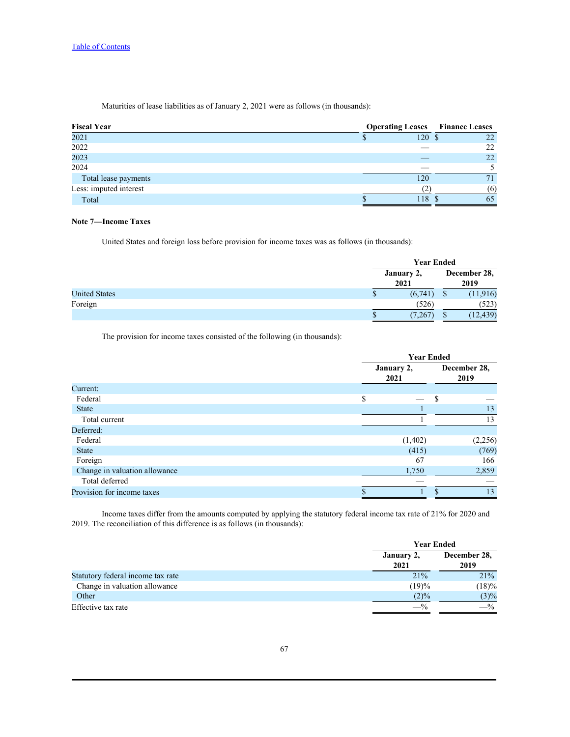Maturities of lease liabilities as of January 2, 2021 were as follows (in thousands):

| Fiscal Year | Operating Leases | Finance Leases |
|---|---|---|
| 2021 | $ 120 | $ 22 |
| 2022 | — | 22 |
| 2023 | — | 22 |
| 2024 | — | 5 |
| Total lease payments | 120 | 71 |
| Less: imputed interest | (2) | (6) |
| Total | $ 118 | $ 65 |

**Note 7—Income Taxes**

United States and foreign loss before provision for income taxes was as follows (in thousands):

| | Year Ended | |
|---|---|---|
| | January 2, 2021 | December 28, 2019 |
| United States | $ (6,741) | $ (11,916) |
| Foreign | (526) | (523) |
| | $ (7,267) | $ (12,439) |

The provision for income taxes consisted of the following (in thousands):

| | Year Ended | |
|---|---|---|
| | January 2, 2021 | December 28, 2019 |
| Current: | | |
| Federal | $ — | $ — |
| State | 1 | 13 |
| Total current | 1 | 13 |
| Deferred: | | |
| Federal | (1,402) | (2,256) |
| State | (415) | (769) |
| Foreign | 67 | 166 |
| Change in valuation allowance | 1,750 | 2,859 |
| Total deferred | — | — |
| Provision for income taxes | $ 1 | $ 13 |

Income taxes differ from the amounts computed by applying the statutory federal income tax rate of 21% for 2020 and 2019. The reconciliation of this difference is as follows (in thousands):

| | Year Ended | |
|---|---|---|
| | January 2, 2021 | December 28, 2019 |
| Statutory federal income tax rate | 21% | 21% |
| Change in valuation allowance | (19)% | (18)% |
| Other | (2)% | (3)% |
| Effective tax rate | —% | —% |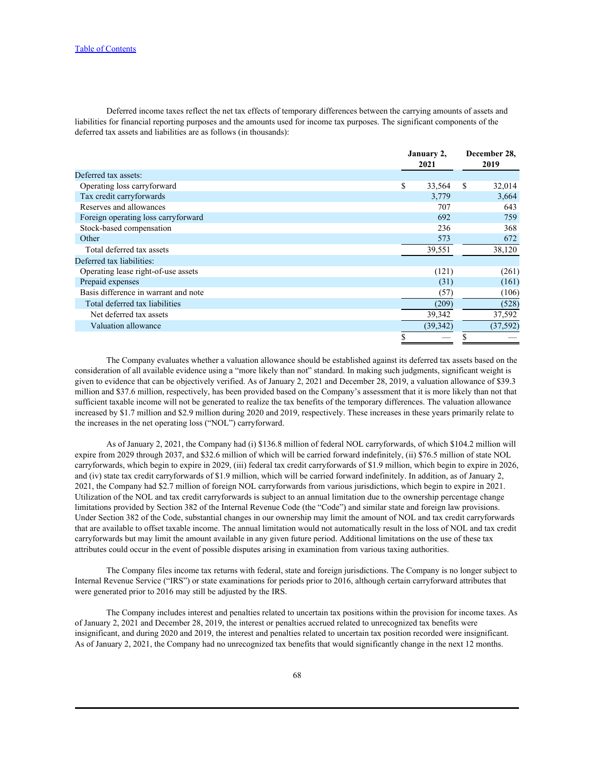Deferred income taxes reflect the net tax effects of temporary differences between the carrying amounts of assets and liabilities for financial reporting purposes and the amounts used for income tax purposes. The significant components of the deferred tax assets and liabilities are as follows (in thousands):

| | January 2, 2021 | December 28, 2019 |
|---|---|---|
| Deferred tax assets: | | |
| Operating loss carryforward | $ 33,564 | $ 32,014 |
| Tax credit carryforwards | 3,779 | 3,664 |
| Reserves and allowances | 707 | 643 |
| Foreign operating loss carryforward | 692 | 759 |
| Stock-based compensation | 236 | 368 |
| Other | 573 | 672 |
| Total deferred tax assets | 39,551 | 38,120 |
| Deferred tax liabilities: | | |
| Operating lease right-of-use assets | (121) | (261) |
| Prepaid expenses | (31) | (161) |
| Basis difference in warrant and note | (57) | (106) |
| Total deferred tax liabilities | (209) | (528) |
| Net deferred tax assets | 39,342 | 37,592 |
| Valuation allowance | (39,342) | (37,592) |
| | $ — | $ — |

The Company evaluates whether a valuation allowance should be established against its deferred tax assets based on the consideration of all available evidence using a "more likely than not" standard. In making such judgments, significant weight is given to evidence that can be objectively verified. As of January 2, 2021 and December 28, 2019, a valuation allowance of $39.3 million and $37.6 million, respectively, has been provided based on the Company's assessment that it is more likely than not that sufficient taxable income will not be generated to realize the tax benefits of the temporary differences. The valuation allowance increased by $1.7 million and $2.9 million during 2020 and 2019, respectively. These increases in these years primarily relate to the increases in the net operating loss ("NOL") carryforward.

As of January 2, 2021, the Company had (i) $136.8 million of federal NOL carryforwards, of which $104.2 million will expire from 2029 through 2037, and $32.6 million of which will be carried forward indefinitely, (ii) $76.5 million of state NOL carryforwards, which begin to expire in 2029, (iii) federal tax credit carryforwards of $1.9 million, which begin to expire in 2026, and (iv) state tax credit carryforwards of $1.9 million, which will be carried forward indefinitely. In addition, as of January 2, 2021, the Company had $2.7 million of foreign NOL carryforwards from various jurisdictions, which begin to expire in 2021. Utilization of the NOL and tax credit carryforwards is subject to an annual limitation due to the ownership percentage change limitations provided by Section 382 of the Internal Revenue Code (the "Code") and similar state and foreign law provisions. Under Section 382 of the Code, substantial changes in our ownership may limit the amount of NOL and tax credit carryforwards that are available to offset taxable income. The annual limitation would not automatically result in the loss of NOL and tax credit carryforwards but may limit the amount available in any given future period. Additional limitations on the use of these tax attributes could occur in the event of possible disputes arising in examination from various taxing authorities.

The Company files income tax returns with federal, state and foreign jurisdictions. The Company is no longer subject to Internal Revenue Service ("IRS") or state examinations for periods prior to 2016, although certain carryforward attributes that were generated prior to 2016 may still be adjusted by the IRS.

The Company includes interest and penalties related to uncertain tax positions within the provision for income taxes. As of January 2, 2021 and December 28, 2019, the interest or penalties accrued related to unrecognized tax benefits were insignificant, and during 2020 and 2019, the interest and penalties related to uncertain tax position recorded were insignificant. As of January 2, 2021, the Company had no unrecognized tax benefits that would significantly change in the next 12 months.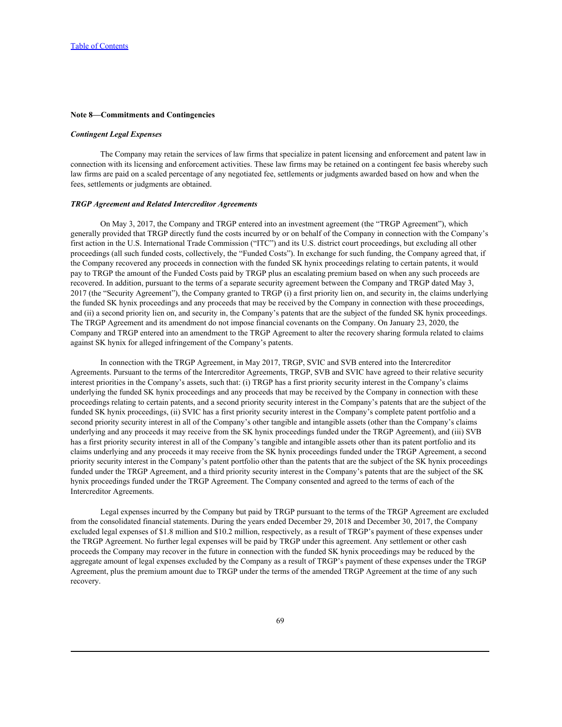### Note 8—Commitments and Contingencies

#### *Contingent Legal Expenses*

The Company may retain the services of law firms that specialize in patent licensing and enforcement and patent law in connection with its licensing and enforcement activities. These law firms may be retained on a contingent fee basis whereby such law firms are paid on a scaled percentage of any negotiated fee, settlements or judgments awarded based on how and when the fees, settlements or judgments are obtained.

#### *TRGP Agreement and Related Intercreditor Agreements*

On May 3, 2017, the Company and TRGP entered into an investment agreement (the "TRGP Agreement"), which generally provided that TRGP directly fund the costs incurred by or on behalf of the Company in connection with the Company's first action in the U.S. International Trade Commission ("ITC") and its U.S. district court proceedings, but excluding all other proceedings (all such funded costs, collectively, the "Funded Costs"). In exchange for such funding, the Company agreed that, if the Company recovered any proceeds in connection with the funded SK hynix proceedings relating to certain patents, it would pay to TRGP the amount of the Funded Costs paid by TRGP plus an escalating premium based on when any such proceeds are recovered. In addition, pursuant to the terms of a separate security agreement between the Company and TRGP dated May 3, 2017 (the "Security Agreement"), the Company granted to TRGP (i) a first priority lien on, and security in, the claims underlying the funded SK hynix proceedings and any proceeds that may be received by the Company in connection with these proceedings, and (ii) a second priority lien on, and security in, the Company's patents that are the subject of the funded SK hynix proceedings. The TRGP Agreement and its amendment do not impose financial covenants on the Company. On January 23, 2020, the Company and TRGP entered into an amendment to the TRGP Agreement to alter the recovery sharing formula related to claims against SK hynix for alleged infringement of the Company's patents.

In connection with the TRGP Agreement, in May 2017, TRGP, SVIC and SVB entered into the Intercreditor Agreements. Pursuant to the terms of the Intercreditor Agreements, TRGP, SVB and SVIC have agreed to their relative security interest priorities in the Company's assets, such that: (i) TRGP has a first priority security interest in the Company's claims underlying the funded SK hynix proceedings and any proceeds that may be received by the Company in connection with these proceedings relating to certain patents, and a second priority security interest in the Company's patents that are the subject of the funded SK hynix proceedings, (ii) SVIC has a first priority security interest in the Company's complete patent portfolio and a second priority security interest in all of the Company's other tangible and intangible assets (other than the Company's claims underlying and any proceeds it may receive from the SK hynix proceedings funded under the TRGP Agreement), and (iii) SVB has a first priority security interest in all of the Company's tangible and intangible assets other than its patent portfolio and its claims underlying and any proceeds it may receive from the SK hynix proceedings funded under the TRGP Agreement, a second priority security interest in the Company's patent portfolio other than the patents that are the subject of the SK hynix proceedings funded under the TRGP Agreement, and a third priority security interest in the Company's patents that are the subject of the SK hynix proceedings funded under the TRGP Agreement. The Company consented and agreed to the terms of each of the Intercreditor Agreements.

Legal expenses incurred by the Company but paid by TRGP pursuant to the terms of the TRGP Agreement are excluded from the consolidated financial statements. During the years ended December 29, 2018 and December 30, 2017, the Company excluded legal expenses of $1.8 million and $10.2 million, respectively, as a result of TRGP's payment of these expenses under the TRGP Agreement. No further legal expenses will be paid by TRGP under this agreement. Any settlement or other cash proceeds the Company may recover in the future in connection with the funded SK hynix proceedings may be reduced by the aggregate amount of legal expenses excluded by the Company as a result of TRGP's payment of these expenses under the TRGP Agreement, plus the premium amount due to TRGP under the terms of the amended TRGP Agreement at the time of any such recovery.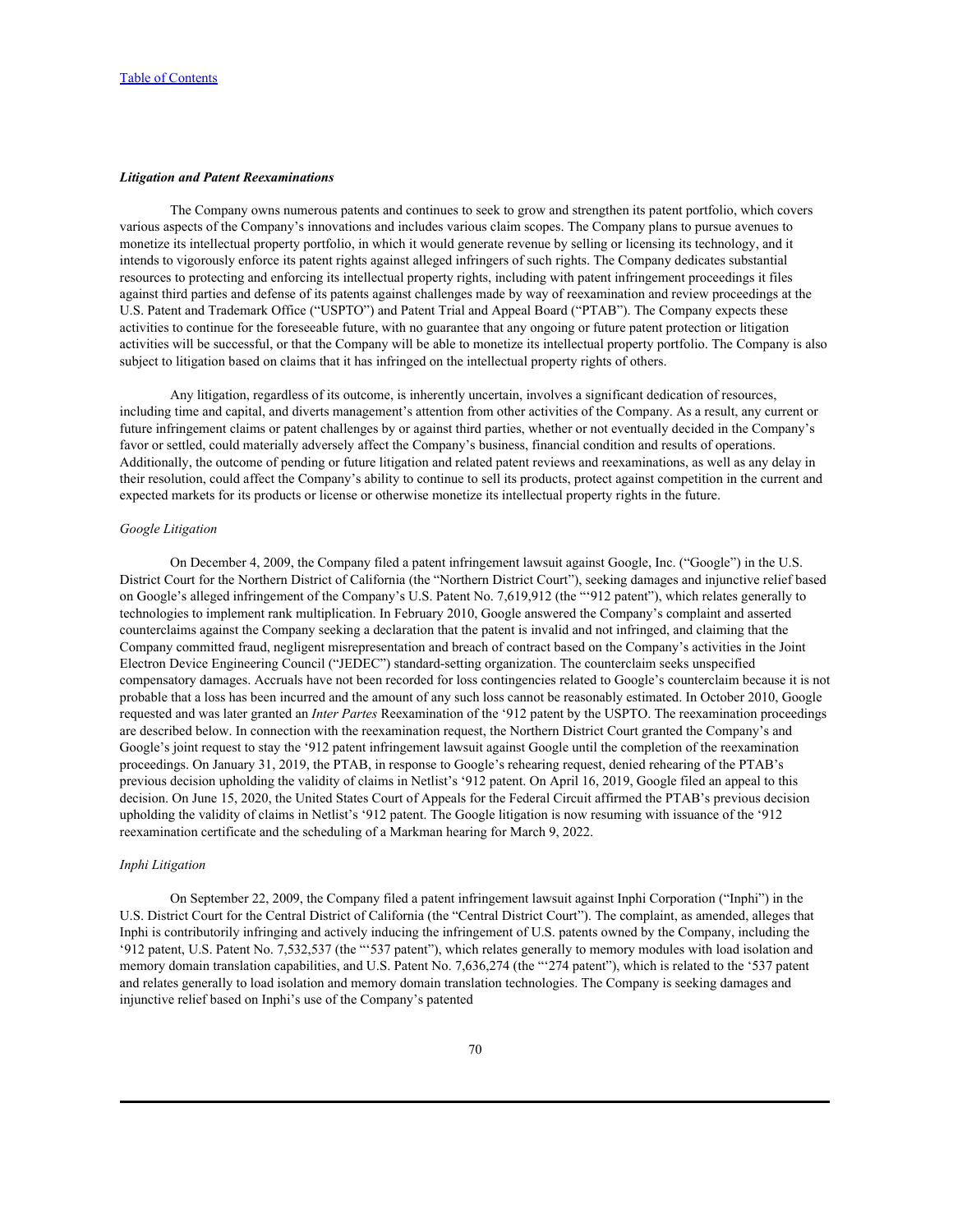### *Litigation and Patent Reexaminations*

The Company owns numerous patents and continues to seek to grow and strengthen its patent portfolio, which covers various aspects of the Company's innovations and includes various claim scopes. The Company plans to pursue avenues to monetize its intellectual property portfolio, in which it would generate revenue by selling or licensing its technology, and it intends to vigorously enforce its patent rights against alleged infringers of such rights. The Company dedicates substantial resources to protecting and enforcing its intellectual property rights, including with patent infringement proceedings it files against third parties and defense of its patents against challenges made by way of reexamination and review proceedings at the U.S. Patent and Trademark Office ("USPTO") and Patent Trial and Appeal Board ("PTAB"). The Company expects these activities to continue for the foreseeable future, with no guarantee that any ongoing or future patent protection or litigation activities will be successful, or that the Company will be able to monetize its intellectual property portfolio. The Company is also subject to litigation based on claims that it has infringed on the intellectual property rights of others.

Any litigation, regardless of its outcome, is inherently uncertain, involves a significant dedication of resources, including time and capital, and diverts management's attention from other activities of the Company. As a result, any current or future infringement claims or patent challenges by or against third parties, whether or not eventually decided in the Company's favor or settled, could materially adversely affect the Company's business, financial condition and results of operations. Additionally, the outcome of pending or future litigation and related patent reviews and reexaminations, as well as any delay in their resolution, could affect the Company's ability to continue to sell its products, protect against competition in the current and expected markets for its products or license or otherwise monetize its intellectual property rights in the future.

*Google Litigation*

On December 4, 2009, the Company filed a patent infringement lawsuit against Google, Inc. ("Google") in the U.S. District Court for the Northern District of California (the "Northern District Court"), seeking damages and injunctive relief based on Google's alleged infringement of the Company's U.S. Patent No. 7,619,912 (the "'912 patent"), which relates generally to technologies to implement rank multiplication. In February 2010, Google answered the Company's complaint and asserted counterclaims against the Company seeking a declaration that the patent is invalid and not infringed, and claiming that the Company committed fraud, negligent misrepresentation and breach of contract based on the Company's activities in the Joint Electron Device Engineering Council ("JEDEC") standard-setting organization. The counterclaim seeks unspecified compensatory damages. Accruals have not been recorded for loss contingencies related to Google's counterclaim because it is not probable that a loss has been incurred and the amount of any such loss cannot be reasonably estimated. In October 2010, Google requested and was later granted an *Inter Partes* Reexamination of the '912 patent by the USPTO. The reexamination proceedings are described below. In connection with the reexamination request, the Northern District Court granted the Company's and Google's joint request to stay the '912 patent infringement lawsuit against Google until the completion of the reexamination proceedings. On January 31, 2019, the PTAB, in response to Google's rehearing request, denied rehearing of the PTAB's previous decision upholding the validity of claims in Netlist's '912 patent. On April 16, 2019, Google filed an appeal to this decision. On June 15, 2020, the United States Court of Appeals for the Federal Circuit affirmed the PTAB's previous decision upholding the validity of claims in Netlist's '912 patent. The Google litigation is now resuming with issuance of the '912 reexamination certificate and the scheduling of a Markman hearing for March 9, 2022.

*Inphi Litigation*

On September 22, 2009, the Company filed a patent infringement lawsuit against Inphi Corporation ("Inphi") in the U.S. District Court for the Central District of California (the "Central District Court"). The complaint, as amended, alleges that Inphi is contributorily infringing and actively inducing the infringement of U.S. patents owned by the Company, including the '912 patent, U.S. Patent No. 7,532,537 (the "'537 patent"), which relates generally to memory modules with load isolation and memory domain translation capabilities, and U.S. Patent No. 7,636,274 (the "'274 patent"), which is related to the '537 patent and relates generally to load isolation and memory domain translation technologies. The Company is seeking damages and injunctive relief based on Inphi's use of the Company's patented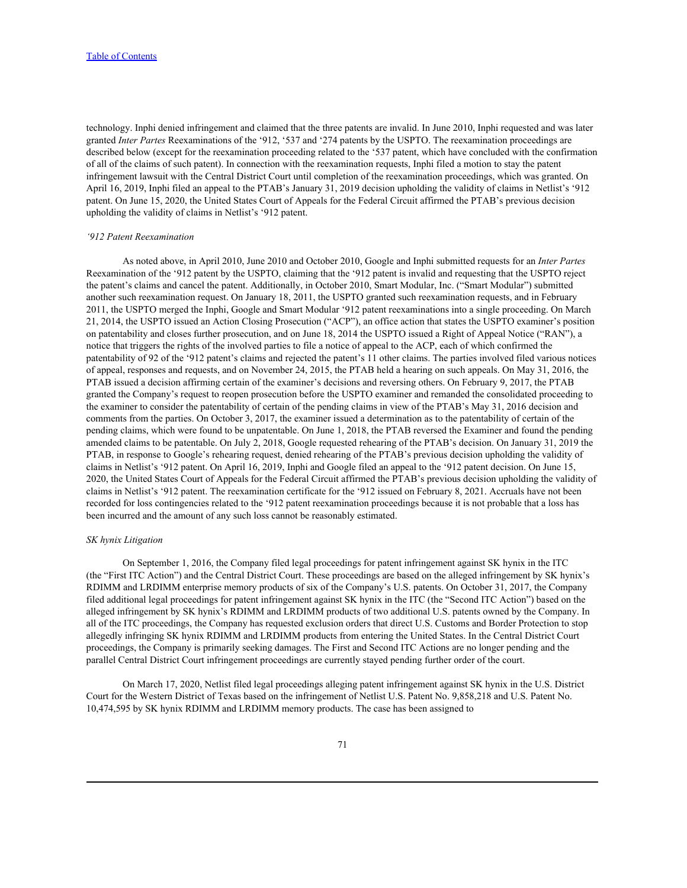technology. Inphi denied infringement and claimed that the three patents are invalid. In June 2010, Inphi requested and was later granted *Inter Partes* Reexaminations of the '912, '537 and '274 patents by the USPTO. The reexamination proceedings are described below (except for the reexamination proceeding related to the '537 patent, which have concluded with the confirmation of all of the claims of such patent). In connection with the reexamination requests, Inphi filed a motion to stay the patent infringement lawsuit with the Central District Court until completion of the reexamination proceedings, which was granted. On April 16, 2019, Inphi filed an appeal to the PTAB's January 31, 2019 decision upholding the validity of claims in Netlist's '912 patent. On June 15, 2020, the United States Court of Appeals for the Federal Circuit affirmed the PTAB's previous decision upholding the validity of claims in Netlist's '912 patent.

*'912 Patent Reexamination*

As noted above, in April 2010, June 2010 and October 2010, Google and Inphi submitted requests for an *Inter Partes* Reexamination of the '912 patent by the USPTO, claiming that the '912 patent is invalid and requesting that the USPTO reject the patent's claims and cancel the patent. Additionally, in October 2010, Smart Modular, Inc. ("Smart Modular") submitted another such reexamination request. On January 18, 2011, the USPTO granted such reexamination requests, and in February 2011, the USPTO merged the Inphi, Google and Smart Modular '912 patent reexaminations into a single proceeding. On March 21, 2014, the USPTO issued an Action Closing Prosecution ("ACP"), an office action that states the USPTO examiner's position on patentability and closes further prosecution, and on June 18, 2014 the USPTO issued a Right of Appeal Notice ("RAN"), a notice that triggers the rights of the involved parties to file a notice of appeal to the ACP, each of which confirmed the patentability of 92 of the '912 patent's claims and rejected the patent's 11 other claims. The parties involved filed various notices of appeal, responses and requests, and on November 24, 2015, the PTAB held a hearing on such appeals. On May 31, 2016, the PTAB issued a decision affirming certain of the examiner's decisions and reversing others. On February 9, 2017, the PTAB granted the Company's request to reopen prosecution before the USPTO examiner and remanded the consolidated proceeding to the examiner to consider the patentability of certain of the pending claims in view of the PTAB's May 31, 2016 decision and comments from the parties. On October 3, 2017, the examiner issued a determination as to the patentability of certain of the pending claims, which were found to be unpatentable. On June 1, 2018, the PTAB reversed the Examiner and found the pending amended claims to be patentable. On July 2, 2018, Google requested rehearing of the PTAB's decision. On January 31, 2019 the PTAB, in response to Google's rehearing request, denied rehearing of the PTAB's previous decision upholding the validity of claims in Netlist's '912 patent. On April 16, 2019, Inphi and Google filed an appeal to the '912 patent decision. On June 15, 2020, the United States Court of Appeals for the Federal Circuit affirmed the PTAB's previous decision upholding the validity of claims in Netlist's '912 patent. The reexamination certificate for the '912 issued on February 8, 2021. Accruals have not been recorded for loss contingencies related to the '912 patent reexamination proceedings because it is not probable that a loss has been incurred and the amount of any such loss cannot be reasonably estimated.

*SK hynix Litigation*

On September 1, 2016, the Company filed legal proceedings for patent infringement against SK hynix in the ITC (the "First ITC Action") and the Central District Court. These proceedings are based on the alleged infringement by SK hynix's RDIMM and LRDIMM enterprise memory products of six of the Company's U.S. patents. On October 31, 2017, the Company filed additional legal proceedings for patent infringement against SK hynix in the ITC (the "Second ITC Action") based on the alleged infringement by SK hynix's RDIMM and LRDIMM products of two additional U.S. patents owned by the Company. In all of the ITC proceedings, the Company has requested exclusion orders that direct U.S. Customs and Border Protection to stop allegedly infringing SK hynix RDIMM and LRDIMM products from entering the United States. In the Central District Court proceedings, the Company is primarily seeking damages. The First and Second ITC Actions are no longer pending and the parallel Central District Court infringement proceedings are currently stayed pending further order of the court.

On March 17, 2020, Netlist filed legal proceedings alleging patent infringement against SK hynix in the U.S. District Court for the Western District of Texas based on the infringement of Netlist U.S. Patent No. 9,858,218 and U.S. Patent No. 10,474,595 by SK hynix RDIMM and LRDIMM memory products. The case has been assigned to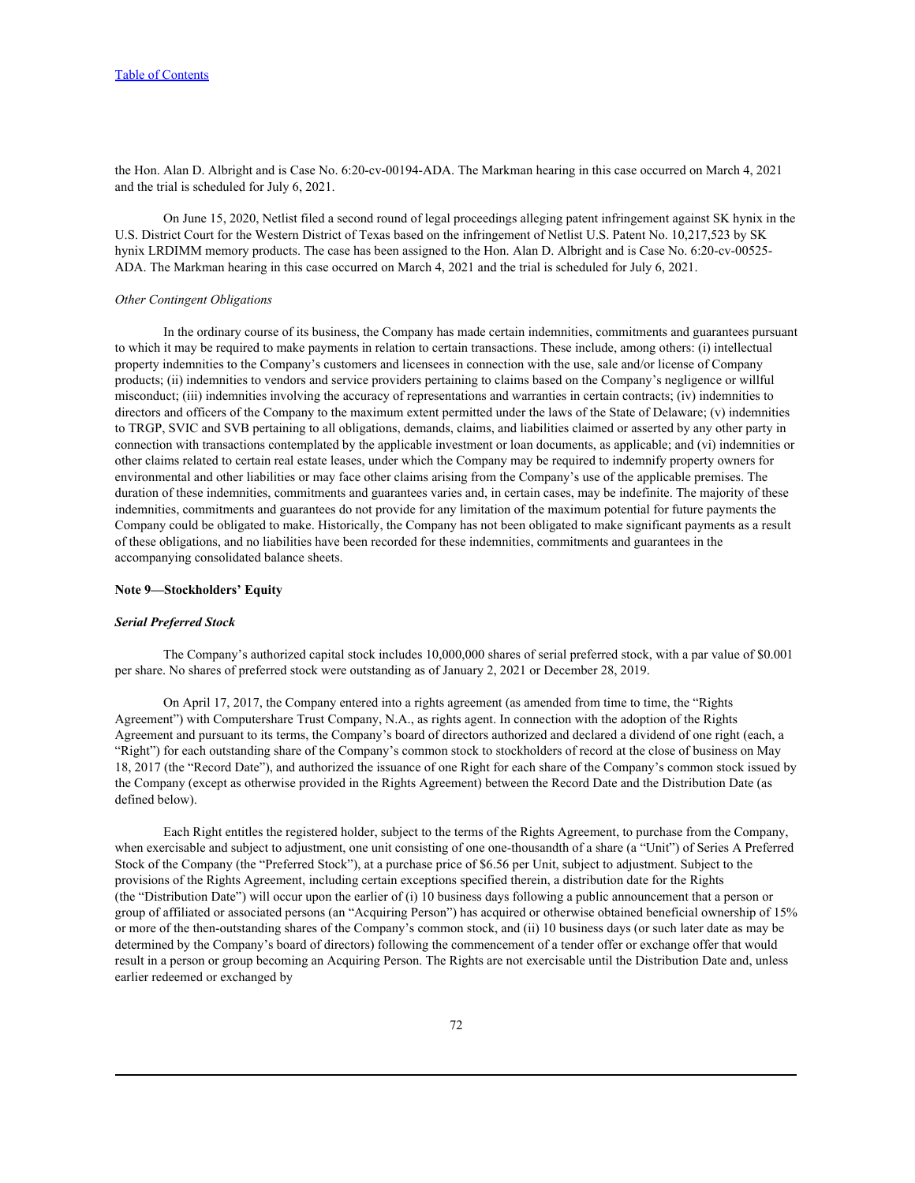the Hon. Alan D. Albright and is Case No. 6:20-cv-00194-ADA. The Markman hearing in this case occurred on March 4, 2021 and the trial is scheduled for July 6, 2021.

On June 15, 2020, Netlist filed a second round of legal proceedings alleging patent infringement against SK hynix in the U.S. District Court for the Western District of Texas based on the infringement of Netlist U.S. Patent No. 10,217,523 by SK hynix LRDIMM memory products. The case has been assigned to the Hon. Alan D. Albright and is Case No. 6:20-cv-00525-ADA. The Markman hearing in this case occurred on March 4, 2021 and the trial is scheduled for July 6, 2021.

*Other Contingent Obligations*

In the ordinary course of its business, the Company has made certain indemnities, commitments and guarantees pursuant to which it may be required to make payments in relation to certain transactions. These include, among others: (i) intellectual property indemnities to the Company's customers and licensees in connection with the use, sale and/or license of Company products; (ii) indemnities to vendors and service providers pertaining to claims based on the Company's negligence or willful misconduct; (iii) indemnities involving the accuracy of representations and warranties in certain contracts; (iv) indemnities to directors and officers of the Company to the maximum extent permitted under the laws of the State of Delaware; (v) indemnities to TRGP, SVIC and SVB pertaining to all obligations, demands, claims, and liabilities claimed or asserted by any other party in connection with transactions contemplated by the applicable investment or loan documents, as applicable; and (vi) indemnities or other claims related to certain real estate leases, under which the Company may be required to indemnify property owners for environmental and other liabilities or may face other claims arising from the Company's use of the applicable premises. The duration of these indemnities, commitments and guarantees varies and, in certain cases, may be indefinite. The majority of these indemnities, commitments and guarantees do not provide for any limitation of the maximum potential for future payments the Company could be obligated to make. Historically, the Company has not been obligated to make significant payments as a result of these obligations, and no liabilities have been recorded for these indemnities, commitments and guarantees in the accompanying consolidated balance sheets.

**Note 9—Stockholders' Equity**

***Serial Preferred Stock***

The Company's authorized capital stock includes 10,000,000 shares of serial preferred stock, with a par value of $0.001 per share. No shares of preferred stock were outstanding as of January 2, 2021 or December 28, 2019.

On April 17, 2017, the Company entered into a rights agreement (as amended from time to time, the "Rights Agreement") with Computershare Trust Company, N.A., as rights agent. In connection with the adoption of the Rights Agreement and pursuant to its terms, the Company's board of directors authorized and declared a dividend of one right (each, a "Right") for each outstanding share of the Company's common stock to stockholders of record at the close of business on May 18, 2017 (the "Record Date"), and authorized the issuance of one Right for each share of the Company's common stock issued by the Company (except as otherwise provided in the Rights Agreement) between the Record Date and the Distribution Date (as defined below).

Each Right entitles the registered holder, subject to the terms of the Rights Agreement, to purchase from the Company, when exercisable and subject to adjustment, one unit consisting of one one-thousandth of a share (a "Unit") of Series A Preferred Stock of the Company (the "Preferred Stock"), at a purchase price of $6.56 per Unit, subject to adjustment. Subject to the provisions of the Rights Agreement, including certain exceptions specified therein, a distribution date for the Rights (the "Distribution Date") will occur upon the earlier of (i) 10 business days following a public announcement that a person or group of affiliated or associated persons (an "Acquiring Person") has acquired or otherwise obtained beneficial ownership of 15% or more of the then-outstanding shares of the Company's common stock, and (ii) 10 business days (or such later date as may be determined by the Company's board of directors) following the commencement of a tender offer or exchange offer that would result in a person or group becoming an Acquiring Person. The Rights are not exercisable until the Distribution Date and, unless earlier redeemed or exchanged by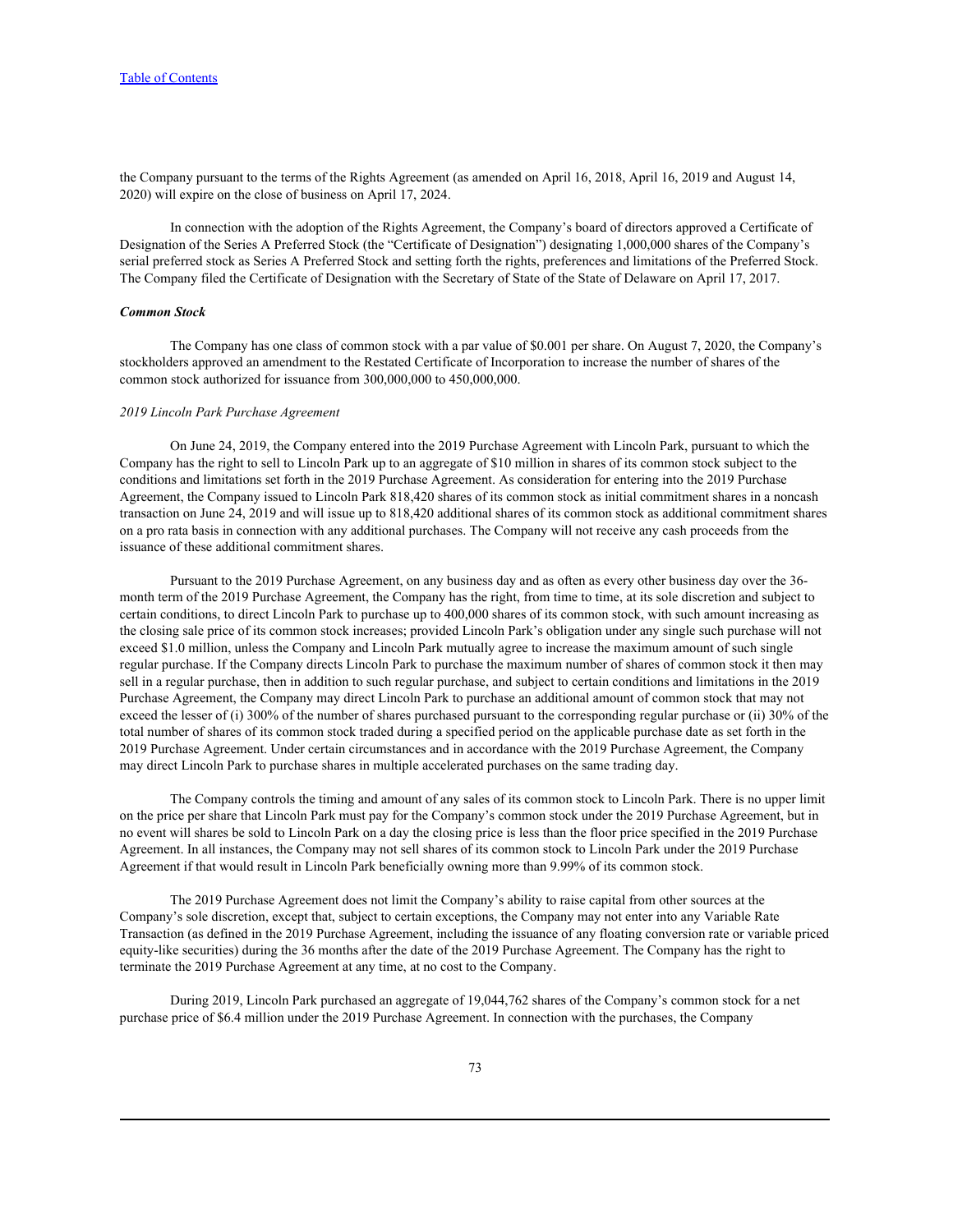the Company pursuant to the terms of the Rights Agreement (as amended on April 16, 2018, April 16, 2019 and August 14, 2020) will expire on the close of business on April 17, 2024.

In connection with the adoption of the Rights Agreement, the Company's board of directors approved a Certificate of Designation of the Series A Preferred Stock (the "Certificate of Designation") designating 1,000,000 shares of the Company's serial preferred stock as Series A Preferred Stock and setting forth the rights, preferences and limitations of the Preferred Stock. The Company filed the Certificate of Designation with the Secretary of State of the State of Delaware on April 17, 2017.

***Common Stock***

The Company has one class of common stock with a par value of $0.001 per share. On August 7, 2020, the Company's stockholders approved an amendment to the Restated Certificate of Incorporation to increase the number of shares of the common stock authorized for issuance from 300,000,000 to 450,000,000.

*2019 Lincoln Park Purchase Agreement*

On June 24, 2019, the Company entered into the 2019 Purchase Agreement with Lincoln Park, pursuant to which the Company has the right to sell to Lincoln Park up to an aggregate of $10 million in shares of its common stock subject to the conditions and limitations set forth in the 2019 Purchase Agreement. As consideration for entering into the 2019 Purchase Agreement, the Company issued to Lincoln Park 818,420 shares of its common stock as initial commitment shares in a noncash transaction on June 24, 2019 and will issue up to 818,420 additional shares of its common stock as additional commitment shares on a pro rata basis in connection with any additional purchases. The Company will not receive any cash proceeds from the issuance of these additional commitment shares.

Pursuant to the 2019 Purchase Agreement, on any business day and as often as every other business day over the 36-month term of the 2019 Purchase Agreement, the Company has the right, from time to time, at its sole discretion and subject to certain conditions, to direct Lincoln Park to purchase up to 400,000 shares of its common stock, with such amount increasing as the closing sale price of its common stock increases; provided Lincoln Park's obligation under any single such purchase will not exceed $1.0 million, unless the Company and Lincoln Park mutually agree to increase the maximum amount of such single regular purchase. If the Company directs Lincoln Park to purchase the maximum number of shares of common stock it then may sell in a regular purchase, then in addition to such regular purchase, and subject to certain conditions and limitations in the 2019 Purchase Agreement, the Company may direct Lincoln Park to purchase an additional amount of common stock that may not exceed the lesser of (i) 300% of the number of shares purchased pursuant to the corresponding regular purchase or (ii) 30% of the total number of shares of its common stock traded during a specified period on the applicable purchase date as set forth in the 2019 Purchase Agreement. Under certain circumstances and in accordance with the 2019 Purchase Agreement, the Company may direct Lincoln Park to purchase shares in multiple accelerated purchases on the same trading day.

The Company controls the timing and amount of any sales of its common stock to Lincoln Park. There is no upper limit on the price per share that Lincoln Park must pay for the Company's common stock under the 2019 Purchase Agreement, but in no event will shares be sold to Lincoln Park on a day the closing price is less than the floor price specified in the 2019 Purchase Agreement. In all instances, the Company may not sell shares of its common stock to Lincoln Park under the 2019 Purchase Agreement if that would result in Lincoln Park beneficially owning more than 9.99% of its common stock.

The 2019 Purchase Agreement does not limit the Company's ability to raise capital from other sources at the Company's sole discretion, except that, subject to certain exceptions, the Company may not enter into any Variable Rate Transaction (as defined in the 2019 Purchase Agreement, including the issuance of any floating conversion rate or variable priced equity-like securities) during the 36 months after the date of the 2019 Purchase Agreement. The Company has the right to terminate the 2019 Purchase Agreement at any time, at no cost to the Company.

During 2019, Lincoln Park purchased an aggregate of 19,044,762 shares of the Company's common stock for a net purchase price of $6.4 million under the 2019 Purchase Agreement. In connection with the purchases, the Company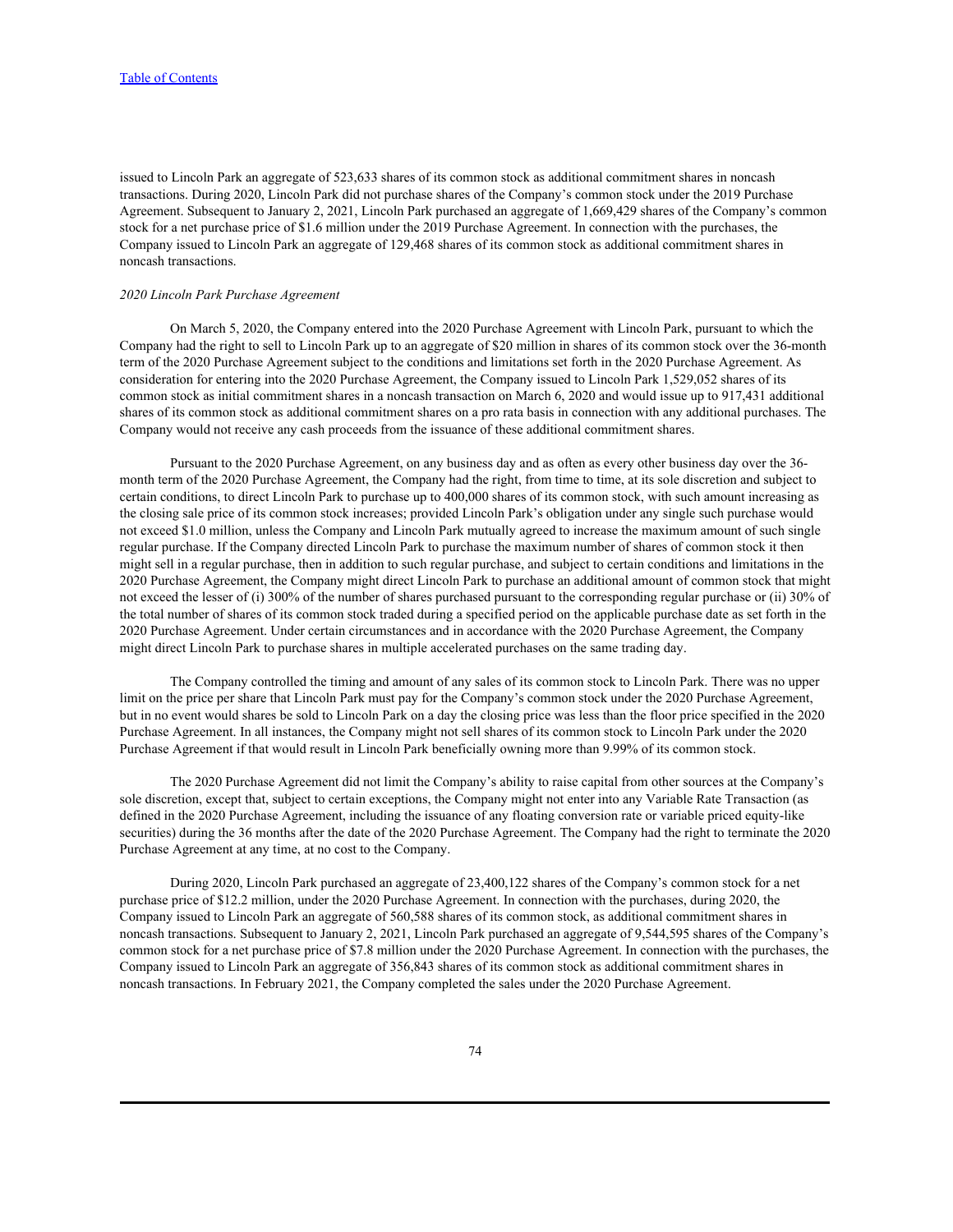issued to Lincoln Park an aggregate of 523,633 shares of its common stock as additional commitment shares in noncash transactions. During 2020, Lincoln Park did not purchase shares of the Company's common stock under the 2019 Purchase Agreement. Subsequent to January 2, 2021, Lincoln Park purchased an aggregate of 1,669,429 shares of the Company's common stock for a net purchase price of $1.6 million under the 2019 Purchase Agreement. In connection with the purchases, the Company issued to Lincoln Park an aggregate of 129,468 shares of its common stock as additional commitment shares in noncash transactions.

*2020 Lincoln Park Purchase Agreement*

On March 5, 2020, the Company entered into the 2020 Purchase Agreement with Lincoln Park, pursuant to which the Company had the right to sell to Lincoln Park up to an aggregate of $20 million in shares of its common stock over the 36-month term of the 2020 Purchase Agreement subject to the conditions and limitations set forth in the 2020 Purchase Agreement. As consideration for entering into the 2020 Purchase Agreement, the Company issued to Lincoln Park 1,529,052 shares of its common stock as initial commitment shares in a noncash transaction on March 6, 2020 and would issue up to 917,431 additional shares of its common stock as additional commitment shares on a pro rata basis in connection with any additional purchases. The Company would not receive any cash proceeds from the issuance of these additional commitment shares.

Pursuant to the 2020 Purchase Agreement, on any business day and as often as every other business day over the 36-month term of the 2020 Purchase Agreement, the Company had the right, from time to time, at its sole discretion and subject to certain conditions, to direct Lincoln Park to purchase up to 400,000 shares of its common stock, with such amount increasing as the closing sale price of its common stock increases; provided Lincoln Park's obligation under any single such purchase would not exceed $1.0 million, unless the Company and Lincoln Park mutually agreed to increase the maximum amount of such single regular purchase. If the Company directed Lincoln Park to purchase the maximum number of shares of common stock it then might sell in a regular purchase, then in addition to such regular purchase, and subject to certain conditions and limitations in the 2020 Purchase Agreement, the Company might direct Lincoln Park to purchase an additional amount of common stock that might not exceed the lesser of (i) 300% of the number of shares purchased pursuant to the corresponding regular purchase or (ii) 30% of the total number of shares of its common stock traded during a specified period on the applicable purchase date as set forth in the 2020 Purchase Agreement. Under certain circumstances and in accordance with the 2020 Purchase Agreement, the Company might direct Lincoln Park to purchase shares in multiple accelerated purchases on the same trading day.

The Company controlled the timing and amount of any sales of its common stock to Lincoln Park. There was no upper limit on the price per share that Lincoln Park must pay for the Company's common stock under the 2020 Purchase Agreement, but in no event would shares be sold to Lincoln Park on a day the closing price was less than the floor price specified in the 2020 Purchase Agreement. In all instances, the Company might not sell shares of its common stock to Lincoln Park under the 2020 Purchase Agreement if that would result in Lincoln Park beneficially owning more than 9.99% of its common stock.

The 2020 Purchase Agreement did not limit the Company's ability to raise capital from other sources at the Company's sole discretion, except that, subject to certain exceptions, the Company might not enter into any Variable Rate Transaction (as defined in the 2020 Purchase Agreement, including the issuance of any floating conversion rate or variable priced equity-like securities) during the 36 months after the date of the 2020 Purchase Agreement. The Company had the right to terminate the 2020 Purchase Agreement at any time, at no cost to the Company.

During 2020, Lincoln Park purchased an aggregate of 23,400,122 shares of the Company's common stock for a net purchase price of $12.2 million, under the 2020 Purchase Agreement. In connection with the purchases, during 2020, the Company issued to Lincoln Park an aggregate of 560,588 shares of its common stock, as additional commitment shares in noncash transactions. Subsequent to January 2, 2021, Lincoln Park purchased an aggregate of 9,544,595 shares of the Company's common stock for a net purchase price of $7.8 million under the 2020 Purchase Agreement. In connection with the purchases, the Company issued to Lincoln Park an aggregate of 356,843 shares of its common stock as additional commitment shares in noncash transactions. In February 2021, the Company completed the sales under the 2020 Purchase Agreement.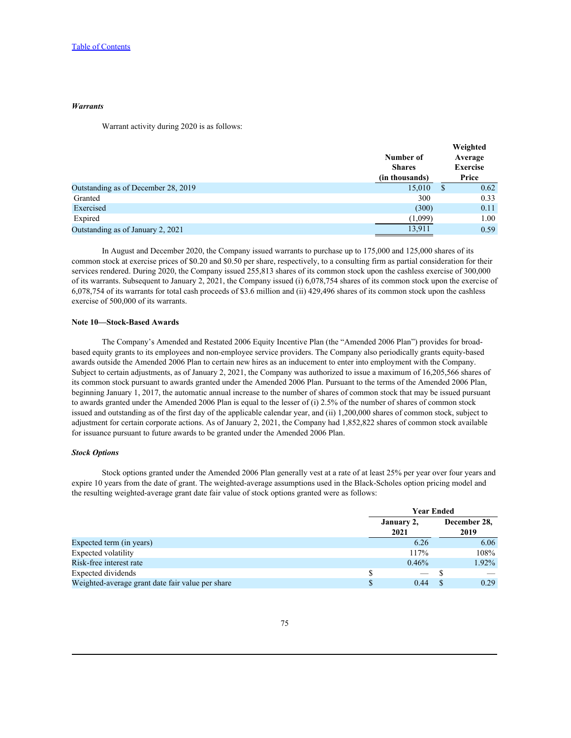### *Warrants*

Warrant activity during 2020 is as follows:

| | Number of Shares (in thousands) | Weighted Average Exercise Price |
|---|---|---|
| Outstanding as of December 28, 2019 | 15,010 | $ 0.62 |
| Granted | 300 | 0.33 |
| Exercised | (300) | 0.11 |
| Expired | (1,099) | 1.00 |
| Outstanding as of January 2, 2021 | 13,911 | 0.59 |

In August and December 2020, the Company issued warrants to purchase up to 175,000 and 125,000 shares of its common stock at exercise prices of $0.20 and $0.50 per share, respectively, to a consulting firm as partial consideration for their services rendered. During 2020, the Company issued 255,813 shares of its common stock upon the cashless exercise of 300,000 of its warrants. Subsequent to January 2, 2021, the Company issued (i) 6,078,754 shares of its common stock upon the exercise of 6,078,754 of its warrants for total cash proceeds of $3.6 million and (ii) 429,496 shares of its common stock upon the cashless exercise of 500,000 of its warrants.

## Note 10—Stock-Based Awards

The Company's Amended and Restated 2006 Equity Incentive Plan (the "Amended 2006 Plan") provides for broad-based equity grants to its employees and non-employee service providers. The Company also periodically grants equity-based awards outside the Amended 2006 Plan to certain new hires as an inducement to enter into employment with the Company. Subject to certain adjustments, as of January 2, 2021, the Company was authorized to issue a maximum of 16,205,566 shares of its common stock pursuant to awards granted under the Amended 2006 Plan. Pursuant to the terms of the Amended 2006 Plan, beginning January 1, 2017, the automatic annual increase to the number of shares of common stock that may be issued pursuant to awards granted under the Amended 2006 Plan is equal to the lesser of (i) 2.5% of the number of shares of common stock issued and outstanding as of the first day of the applicable calendar year, and (ii) 1,200,000 shares of common stock, subject to adjustment for certain corporate actions. As of January 2, 2021, the Company had 1,852,822 shares of common stock available for issuance pursuant to future awards to be granted under the Amended 2006 Plan.

### *Stock Options*

Stock options granted under the Amended 2006 Plan generally vest at a rate of at least 25% per year over four years and expire 10 years from the date of grant. The weighted-average assumptions used in the Black-Scholes option pricing model and the resulting weighted-average grant date fair value of stock options granted were as follows:

| | Year Ended | |
|---|---|---|
| | January 2, 2021 | December 28, 2019 |
| Expected term (in years) | 6.26 | 6.06 |
| Expected volatility | 117% | 108% |
| Risk-free interest rate | 0.46% | 1.92% |
| Expected dividends | $ — | $ — |
| Weighted-average grant date fair value per share | $ 0.44 | $ 0.29 |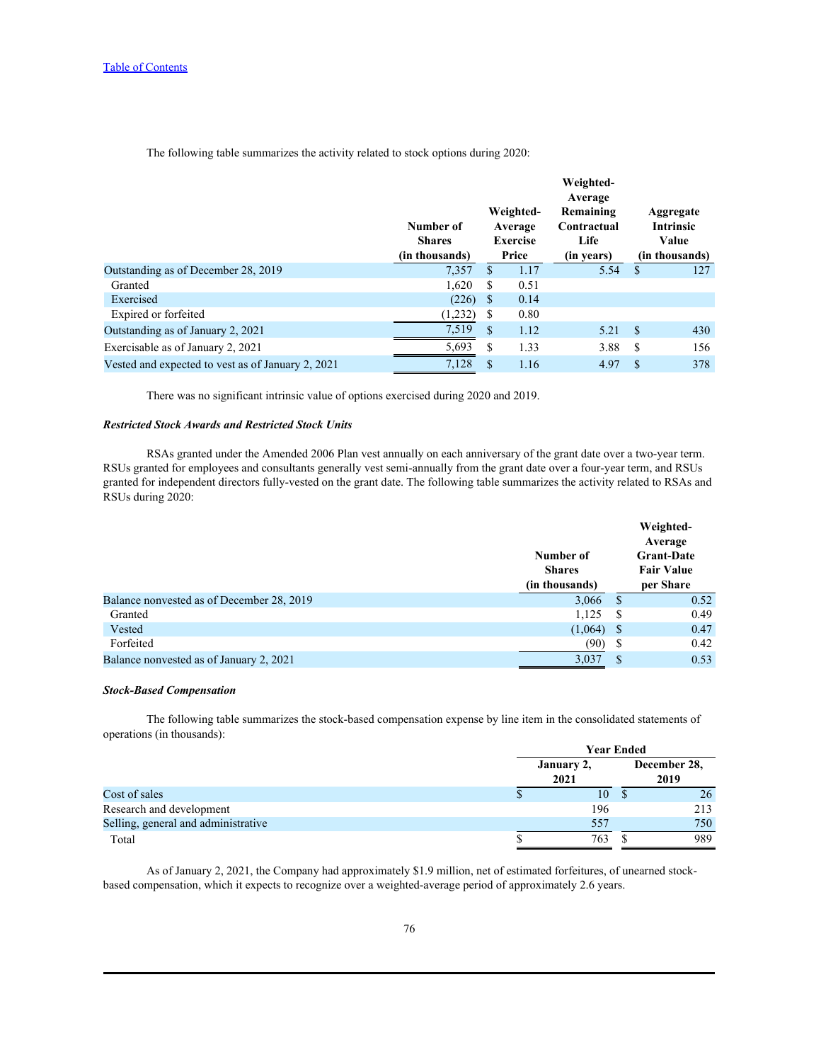The following table summarizes the activity related to stock options during 2020:

| | Number of Shares (in thousands) | Weighted-Average Exercise Price | Weighted-Average Remaining Contractual Life (in years) | Aggregate Intrinsic Value (in thousands) |
|---|---|---|---|---|
| Outstanding as of December 28, 2019 | 7,357 | $ 1.17 | 5.54 | $ 127 |
| Granted | 1,620 | $ 0.51 | | |
| Exercised | (226) | $ 0.14 | | |
| Expired or forfeited | (1,232) | $ 0.80 | | |
| Outstanding as of January 2, 2021 | 7,519 | $ 1.12 | 5.21 | $ 430 |
| Exercisable as of January 2, 2021 | 5,693 | $ 1.33 | 3.88 | $ 156 |
| Vested and expected to vest as of January 2, 2021 | 7,128 | $ 1.16 | 4.97 | $ 378 |

There was no significant intrinsic value of options exercised during 2020 and 2019.

***Restricted Stock Awards and Restricted Stock Units***

RSAs granted under the Amended 2006 Plan vest annually on each anniversary of the grant date over a two-year term. RSUs granted for employees and consultants generally vest semi-annually from the grant date over a four-year term, and RSUs granted for independent directors fully-vested on the grant date. The following table summarizes the activity related to RSAs and RSUs during 2020:

| | Number of Shares (in thousands) | Weighted-Average Grant-Date Fair Value per Share |
|---|---|---|
| Balance nonvested as of December 28, 2019 | 3,066 | $ 0.52 |
| Granted | 1,125 | $ 0.49 |
| Vested | (1,064) | $ 0.47 |
| Forfeited | (90) | $ 0.42 |
| Balance nonvested as of January 2, 2021 | 3,037 | $ 0.53 |

***Stock-Based Compensation***

The following table summarizes the stock-based compensation expense by line item in the consolidated statements of operations (in thousands):

| | Year Ended | |
|---|---|---|
| | January 2, 2021 | December 28, 2019 |
| Cost of sales | $ 10 | $ 26 |
| Research and development | 196 | 213 |
| Selling, general and administrative | 557 | 750 |
| Total | $ 763 | $ 989 |

As of January 2, 2021, the Company had approximately $1.9 million, net of estimated forfeitures, of unearned stock-based compensation, which it expects to recognize over a weighted-average period of approximately 2.6 years.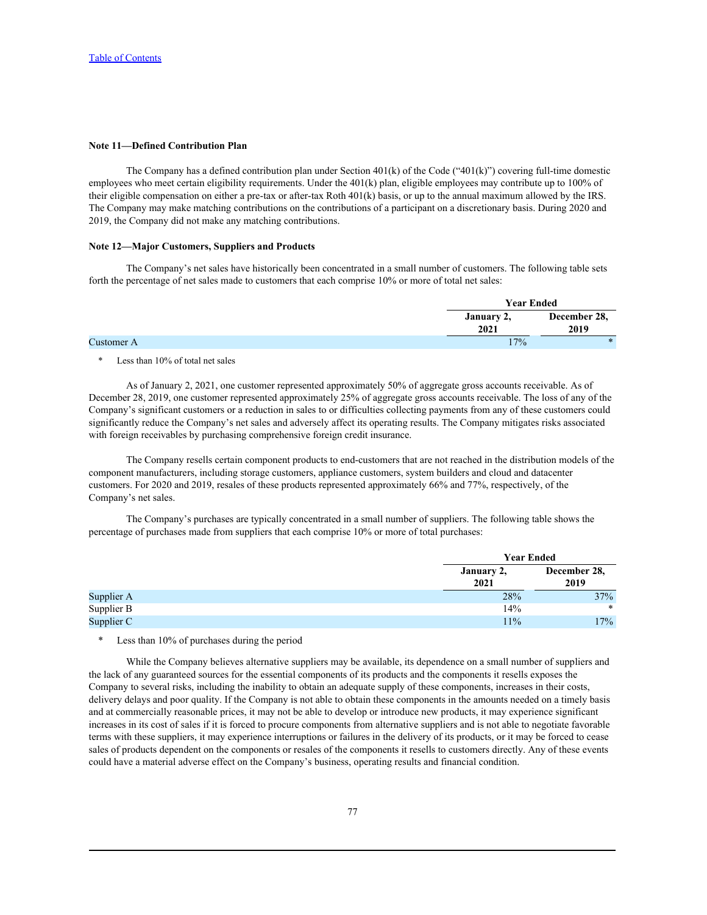[Table of Contents](#)

**Note 11—Defined Contribution Plan**

The Company has a defined contribution plan under Section 401(k) of the Code ("401(k)") covering full-time domestic employees who meet certain eligibility requirements. Under the 401(k) plan, eligible employees may contribute up to 100% of their eligible compensation on either a pre-tax or after-tax Roth 401(k) basis, or up to the annual maximum allowed by the IRS. The Company may make matching contributions on the contributions of a participant on a discretionary basis. During 2020 and 2019, the Company did not make any matching contributions.

**Note 12—Major Customers, Suppliers and Products**

The Company's net sales have historically been concentrated in a small number of customers. The following table sets forth the percentage of net sales made to customers that each comprise 10% or more of total net sales:

| | Year Ended | |
|---|---|---|
| | January 2, 2021 | December 28, 2019 |
| Customer A | 17% | * |

\* Less than 10% of total net sales

As of January 2, 2021, one customer represented approximately 50% of aggregate gross accounts receivable. As of December 28, 2019, one customer represented approximately 25% of aggregate gross accounts receivable. The loss of any of the Company's significant customers or a reduction in sales to or difficulties collecting payments from any of these customers could significantly reduce the Company's net sales and adversely affect its operating results. The Company mitigates risks associated with foreign receivables by purchasing comprehensive foreign credit insurance.

The Company resells certain component products to end-customers that are not reached in the distribution models of the component manufacturers, including storage customers, appliance customers, system builders and cloud and datacenter customers. For 2020 and 2019, resales of these products represented approximately 66% and 77%, respectively, of the Company's net sales.

The Company's purchases are typically concentrated in a small number of suppliers. The following table shows the percentage of purchases made from suppliers that each comprise 10% or more of total purchases:

| | Year Ended | |
|---|---|---|
| | January 2, 2021 | December 28, 2019 |
| Supplier A | 28% | 37% |
| Supplier B | 14% | * |
| Supplier C | 11% | 17% |

\* Less than 10% of purchases during the period

While the Company believes alternative suppliers may be available, its dependence on a small number of suppliers and the lack of any guaranteed sources for the essential components of its products and the components it resells exposes the Company to several risks, including the inability to obtain an adequate supply of these components, increases in their costs, delivery delays and poor quality. If the Company is not able to obtain these components in the amounts needed on a timely basis and at commercially reasonable prices, it may not be able to develop or introduce new products, it may experience significant increases in its cost of sales if it is forced to procure components from alternative suppliers and is not able to negotiate favorable terms with these suppliers, it may experience interruptions or failures in the delivery of its products, or it may be forced to cease sales of products dependent on the components or resales of the components it resells to customers directly. Any of these events could have a material adverse effect on the Company's business, operating results and financial condition.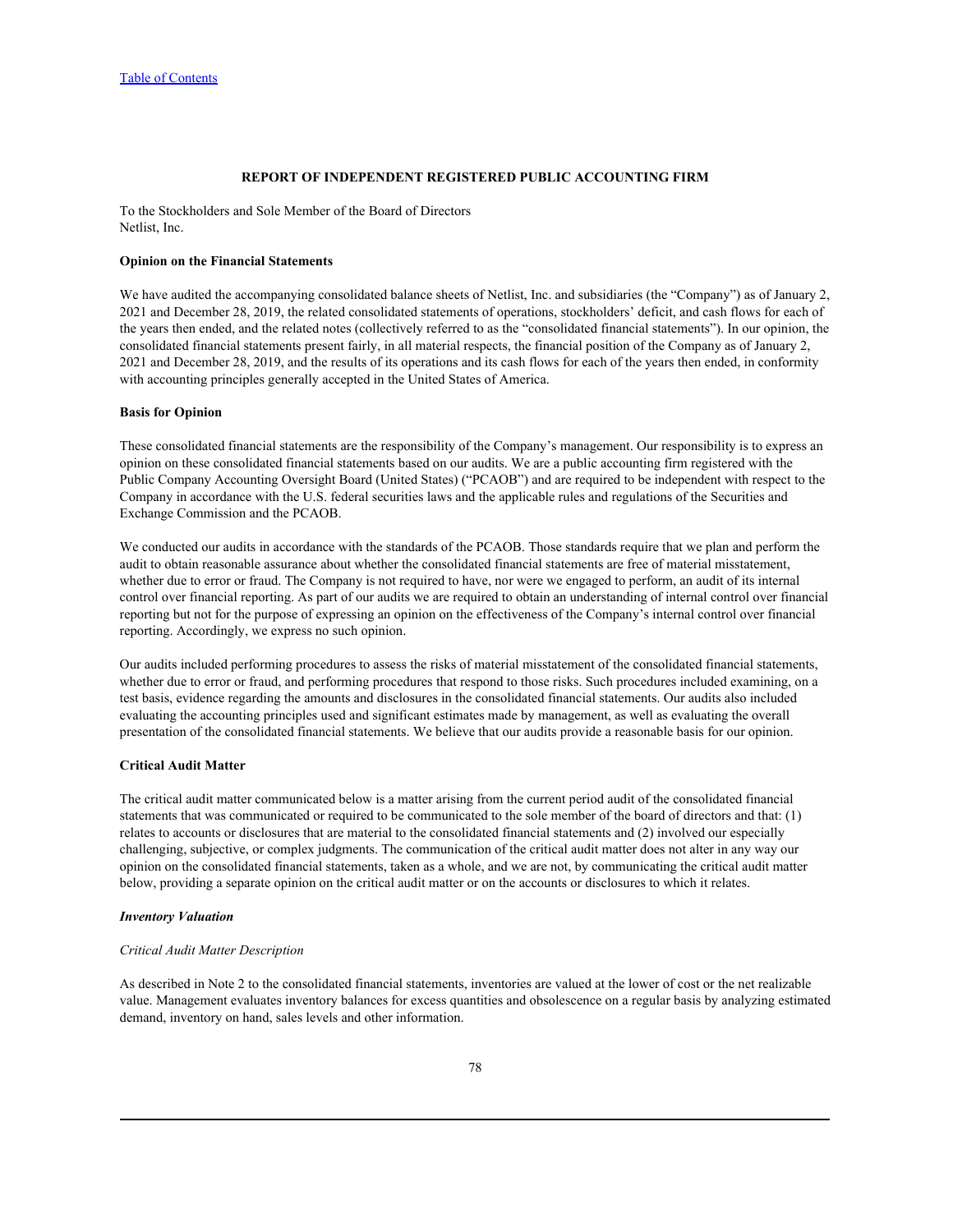[Table of Contents](#)

## REPORT OF INDEPENDENT REGISTERED PUBLIC ACCOUNTING FIRM

To the Stockholders and Sole Member of the Board of Directors
Netlist, Inc.

**Opinion on the Financial Statements**

We have audited the accompanying consolidated balance sheets of Netlist, Inc. and subsidiaries (the "Company") as of January 2, 2021 and December 28, 2019, the related consolidated statements of operations, stockholders' deficit, and cash flows for each of the years then ended, and the related notes (collectively referred to as the "consolidated financial statements"). In our opinion, the consolidated financial statements present fairly, in all material respects, the financial position of the Company as of January 2, 2021 and December 28, 2019, and the results of its operations and its cash flows for each of the years then ended, in conformity with accounting principles generally accepted in the United States of America.

**Basis for Opinion**

These consolidated financial statements are the responsibility of the Company's management. Our responsibility is to express an opinion on these consolidated financial statements based on our audits. We are a public accounting firm registered with the Public Company Accounting Oversight Board (United States) ("PCAOB") and are required to be independent with respect to the Company in accordance with the U.S. federal securities laws and the applicable rules and regulations of the Securities and Exchange Commission and the PCAOB.

We conducted our audits in accordance with the standards of the PCAOB. Those standards require that we plan and perform the audit to obtain reasonable assurance about whether the consolidated financial statements are free of material misstatement, whether due to error or fraud. The Company is not required to have, nor were we engaged to perform, an audit of its internal control over financial reporting. As part of our audits we are required to obtain an understanding of internal control over financial reporting but not for the purpose of expressing an opinion on the effectiveness of the Company's internal control over financial reporting. Accordingly, we express no such opinion.

Our audits included performing procedures to assess the risks of material misstatement of the consolidated financial statements, whether due to error or fraud, and performing procedures that respond to those risks. Such procedures included examining, on a test basis, evidence regarding the amounts and disclosures in the consolidated financial statements. Our audits also included evaluating the accounting principles used and significant estimates made by management, as well as evaluating the overall presentation of the consolidated financial statements. We believe that our audits provide a reasonable basis for our opinion.

**Critical Audit Matter**

The critical audit matter communicated below is a matter arising from the current period audit of the consolidated financial statements that was communicated or required to be communicated to the sole member of the board of directors and that: (1) relates to accounts or disclosures that are material to the consolidated financial statements and (2) involved our especially challenging, subjective, or complex judgments. The communication of the critical audit matter does not alter in any way our opinion on the consolidated financial statements, taken as a whole, and we are not, by communicating the critical audit matter below, providing a separate opinion on the critical audit matter or on the accounts or disclosures to which it relates.

***Inventory Valuation***

*Critical Audit Matter Description*

As described in Note 2 to the consolidated financial statements, inventories are valued at the lower of cost or the net realizable value. Management evaluates inventory balances for excess quantities and obsolescence on a regular basis by analyzing estimated demand, inventory on hand, sales levels and other information.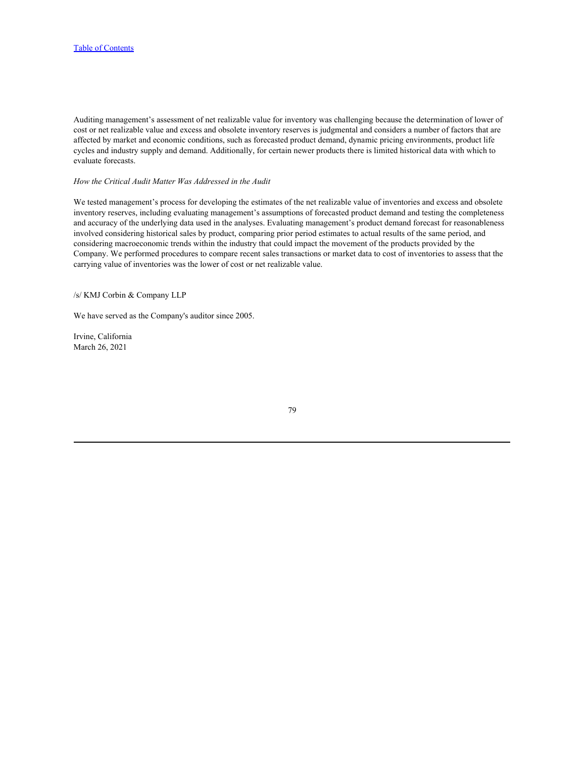Auditing management's assessment of net realizable value for inventory was challenging because the determination of lower of cost or net realizable value and excess and obsolete inventory reserves is judgmental and considers a number of factors that are affected by market and economic conditions, such as forecasted product demand, dynamic pricing environments, product life cycles and industry supply and demand. Additionally, for certain newer products there is limited historical data with which to evaluate forecasts.

*How the Critical Audit Matter Was Addressed in the Audit*

We tested management's process for developing the estimates of the net realizable value of inventories and excess and obsolete inventory reserves, including evaluating management's assumptions of forecasted product demand and testing the completeness and accuracy of the underlying data used in the analyses. Evaluating management's product demand forecast for reasonableness involved considering historical sales by product, comparing prior period estimates to actual results of the same period, and considering macroeconomic trends within the industry that could impact the movement of the products provided by the Company. We performed procedures to compare recent sales transactions or market data to cost of inventories to assess that the carrying value of inventories was the lower of cost or net realizable value.

/s/ KMJ Corbin & Company LLP

We have served as the Company's auditor since 2005.

Irvine, California
March 26, 2021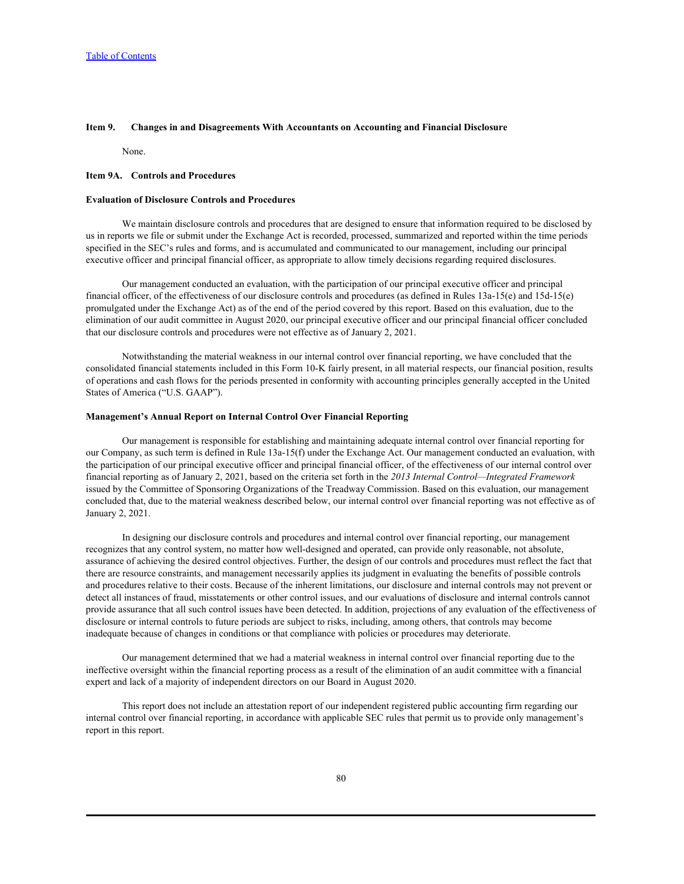## Item 9. Changes in and Disagreements With Accountants on Accounting and Financial Disclosure

None.

## Item 9A. Controls and Procedures

### Evaluation of Disclosure Controls and Procedures

We maintain disclosure controls and procedures that are designed to ensure that information required to be disclosed by us in reports we file or submit under the Exchange Act is recorded, processed, summarized and reported within the time periods specified in the SEC's rules and forms, and is accumulated and communicated to our management, including our principal executive officer and principal financial officer, as appropriate to allow timely decisions regarding required disclosures.

Our management conducted an evaluation, with the participation of our principal executive officer and principal financial officer, of the effectiveness of our disclosure controls and procedures (as defined in Rules 13a-15(e) and 15d-15(e) promulgated under the Exchange Act) as of the end of the period covered by this report. Based on this evaluation, due to the elimination of our audit committee in August 2020, our principal executive officer and our principal financial officer concluded that our disclosure controls and procedures were not effective as of January 2, 2021.

Notwithstanding the material weakness in our internal control over financial reporting, we have concluded that the consolidated financial statements included in this Form 10-K fairly present, in all material respects, our financial position, results of operations and cash flows for the periods presented in conformity with accounting principles generally accepted in the United States of America ("U.S. GAAP").

### Management's Annual Report on Internal Control Over Financial Reporting

Our management is responsible for establishing and maintaining adequate internal control over financial reporting for our Company, as such term is defined in Rule 13a-15(f) under the Exchange Act. Our management conducted an evaluation, with the participation of our principal executive officer and principal financial officer, of the effectiveness of our internal control over financial reporting as of January 2, 2021, based on the criteria set forth in the *2013 Internal Control—Integrated Framework* issued by the Committee of Sponsoring Organizations of the Treadway Commission. Based on this evaluation, our management concluded that, due to the material weakness described below, our internal control over financial reporting was not effective as of January 2, 2021.

In designing our disclosure controls and procedures and internal control over financial reporting, our management recognizes that any control system, no matter how well-designed and operated, can provide only reasonable, not absolute, assurance of achieving the desired control objectives. Further, the design of our controls and procedures must reflect the fact that there are resource constraints, and management necessarily applies its judgment in evaluating the benefits of possible controls and procedures relative to their costs. Because of the inherent limitations, our disclosure and internal controls may not prevent or detect all instances of fraud, misstatements or other control issues, and our evaluations of disclosure and internal controls cannot provide assurance that all such control issues have been detected. In addition, projections of any evaluation of the effectiveness of disclosure or internal controls to future periods are subject to risks, including, among others, that controls may become inadequate because of changes in conditions or that compliance with policies or procedures may deteriorate.

Our management determined that we had a material weakness in internal control over financial reporting due to the ineffective oversight within the financial reporting process as a result of the elimination of an audit committee with a financial expert and lack of a majority of independent directors on our Board in August 2020.

This report does not include an attestation report of our independent registered public accounting firm regarding our internal control over financial reporting, in accordance with applicable SEC rules that permit us to provide only management's report in this report.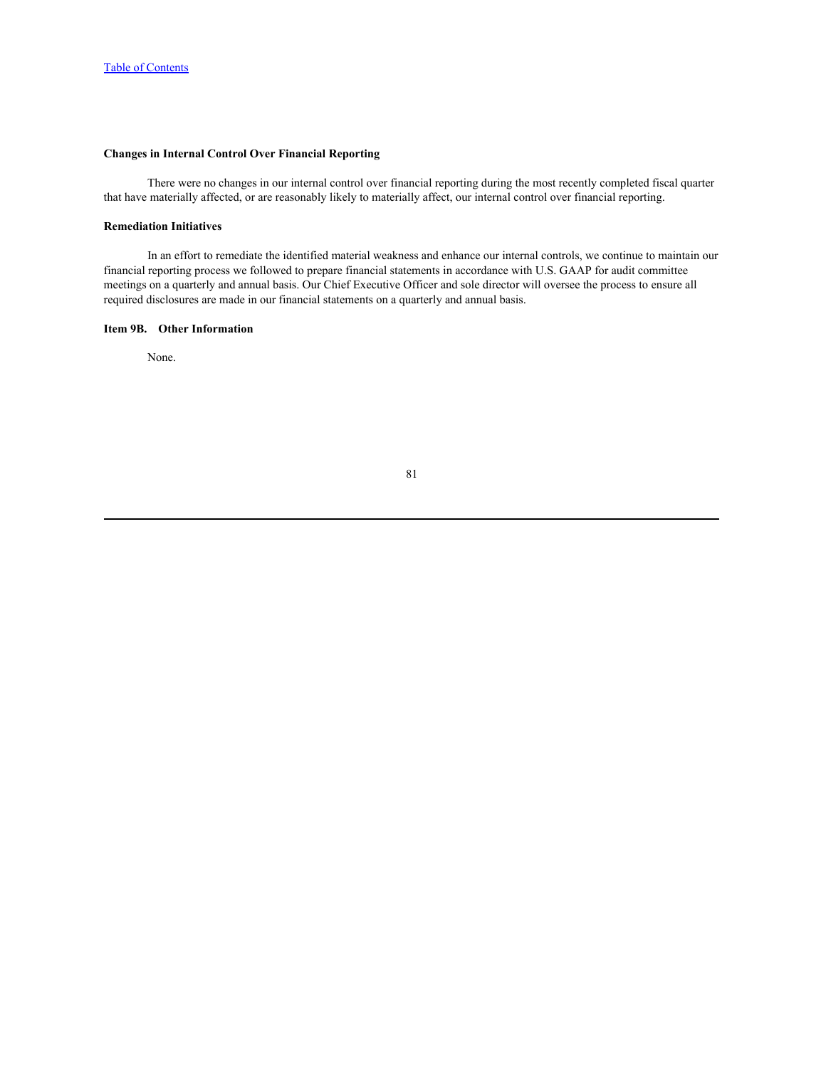#### Changes in Internal Control Over Financial Reporting

There were no changes in our internal control over financial reporting during the most recently completed fiscal quarter that have materially affected, or are reasonably likely to materially affect, our internal control over financial reporting.

#### Remediation Initiatives

In an effort to remediate the identified material weakness and enhance our internal controls, we continue to maintain our financial reporting process we followed to prepare financial statements in accordance with U.S. GAAP for audit committee meetings on a quarterly and annual basis. Our Chief Executive Officer and sole director will oversee the process to ensure all required disclosures are made in our financial statements on a quarterly and annual basis.

#### Item 9B. Other Information

None.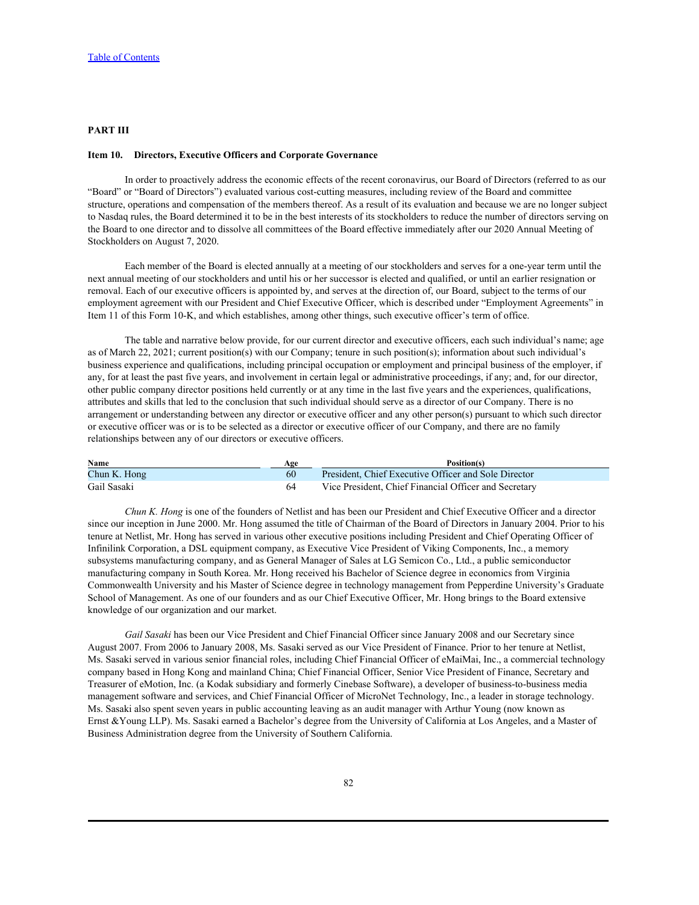## PART III

### Item 10. Directors, Executive Officers and Corporate Governance

In order to proactively address the economic effects of the recent coronavirus, our Board of Directors (referred to as our "Board" or "Board of Directors") evaluated various cost-cutting measures, including review of the Board and committee structure, operations and compensation of the members thereof. As a result of its evaluation and because we are no longer subject to Nasdaq rules, the Board determined it to be in the best interests of its stockholders to reduce the number of directors serving on the Board to one director and to dissolve all committees of the Board effective immediately after our 2020 Annual Meeting of Stockholders on August 7, 2020.

Each member of the Board is elected annually at a meeting of our stockholders and serves for a one-year term until the next annual meeting of our stockholders and until his or her successor is elected and qualified, or until an earlier resignation or removal. Each of our executive officers is appointed by, and serves at the direction of, our Board, subject to the terms of our employment agreement with our President and Chief Executive Officer, which is described under "Employment Agreements" in Item 11 of this Form 10-K, and which establishes, among other things, such executive officer's term of office.

The table and narrative below provide, for our current director and executive officers, each such individual's name; age as of March 22, 2021; current position(s) with our Company; tenure in such position(s); information about such individual's business experience and qualifications, including principal occupation or employment and principal business of the employer, if any, for at least the past five years, and involvement in certain legal or administrative proceedings, if any; and, for our director, other public company director positions held currently or at any time in the last five years and the experiences, qualifications, attributes and skills that led to the conclusion that such individual should serve as a director of our Company. There is no arrangement or understanding between any director or executive officer and any other person(s) pursuant to which such director or executive officer was or is to be selected as a director or executive officer of our Company, and there are no family relationships between any of our directors or executive officers.

| Name | Age | Position(s) |
|---|---|---|
| Chun K. Hong | 60 | President, Chief Executive Officer and Sole Director |
| Gail Sasaki | 64 | Vice President, Chief Financial Officer and Secretary |

*Chun K. Hong* is one of the founders of Netlist and has been our President and Chief Executive Officer and a director since our inception in June 2000. Mr. Hong assumed the title of Chairman of the Board of Directors in January 2004. Prior to his tenure at Netlist, Mr. Hong has served in various other executive positions including President and Chief Operating Officer of Infinilink Corporation, a DSL equipment company, as Executive Vice President of Viking Components, Inc., a memory subsystems manufacturing company, and as General Manager of Sales at LG Semicon Co., Ltd., a public semiconductor manufacturing company in South Korea. Mr. Hong received his Bachelor of Science degree in economics from Virginia Commonwealth University and his Master of Science degree in technology management from Pepperdine University's Graduate School of Management. As one of our founders and as our Chief Executive Officer, Mr. Hong brings to the Board extensive knowledge of our organization and our market.

*Gail Sasaki* has been our Vice President and Chief Financial Officer since January 2008 and our Secretary since August 2007. From 2006 to January 2008, Ms. Sasaki served as our Vice President of Finance. Prior to her tenure at Netlist, Ms. Sasaki served in various senior financial roles, including Chief Financial Officer of eMaiMai, Inc., a commercial technology company based in Hong Kong and mainland China; Chief Financial Officer, Senior Vice President of Finance, Secretary and Treasurer of eMotion, Inc. (a Kodak subsidiary and formerly Cinebase Software), a developer of business-to-business media management software and services, and Chief Financial Officer of MicroNet Technology, Inc., a leader in storage technology. Ms. Sasaki also spent seven years in public accounting leaving as an audit manager with Arthur Young (now known as Ernst &Young LLP). Ms. Sasaki earned a Bachelor's degree from the University of California at Los Angeles, and a Master of Business Administration degree from the University of Southern California.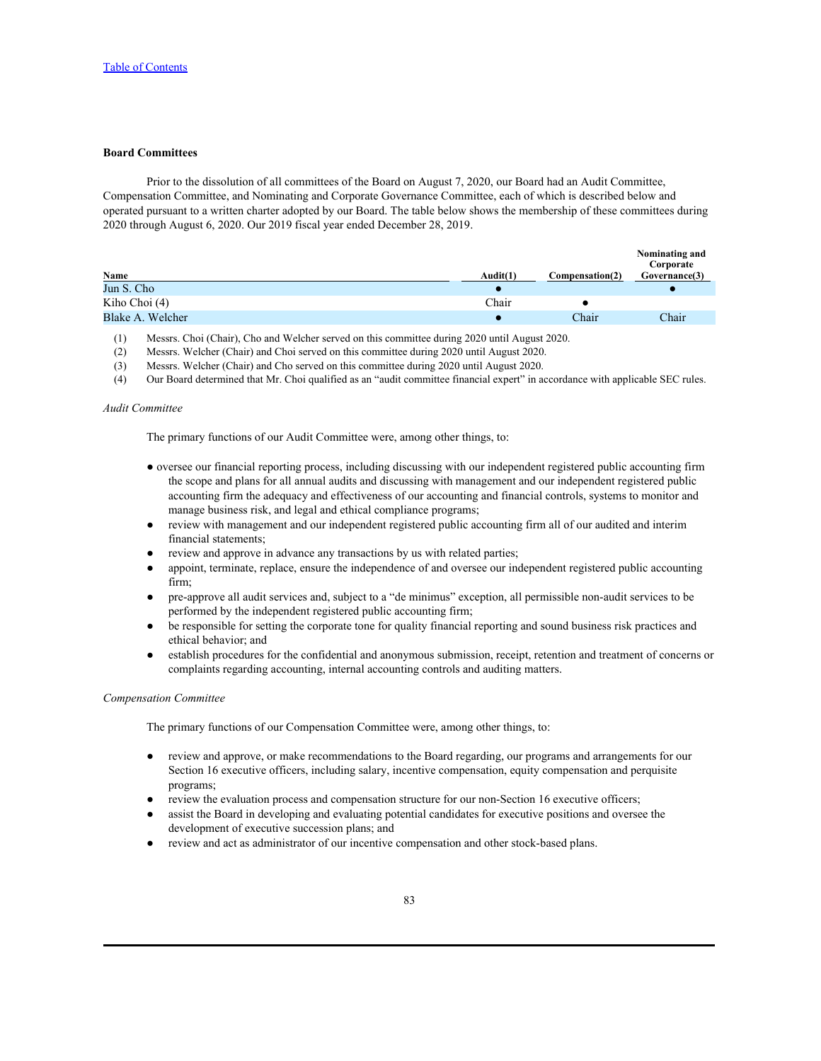[Table of Contents](#)

**Board Committees**

Prior to the dissolution of all committees of the Board on August 7, 2020, our Board had an Audit Committee, Compensation Committee, and Nominating and Corporate Governance Committee, each of which is described below and operated pursuant to a written charter adopted by our Board. The table below shows the membership of these committees during 2020 through August 6, 2020. Our 2019 fiscal year ended December 28, 2019.

| Name | Audit(1) | Compensation(2) | Nominating and Corporate Governance(3) |
|---|---|---|---|
| Jun S. Cho | ● | | ● |
| Kiho Choi (4) | Chair | ● | |
| Blake A. Welcher | ● | Chair | Chair |

(1) Messrs. Choi (Chair), Cho and Welcher served on this committee during 2020 until August 2020.

(2) Messrs. Welcher (Chair) and Choi served on this committee during 2020 until August 2020.

(3) Messrs. Welcher (Chair) and Cho served on this committee during 2020 until August 2020.

(4) Our Board determined that Mr. Choi qualified as an "audit committee financial expert" in accordance with applicable SEC rules.

*Audit Committee*

The primary functions of our Audit Committee were, among other things, to:

- oversee our financial reporting process, including discussing with our independent registered public accounting firm the scope and plans for all annual audits and discussing with management and our independent registered public accounting firm the adequacy and effectiveness of our accounting and financial controls, systems to monitor and manage business risk, and legal and ethical compliance programs;
- review with management and our independent registered public accounting firm all of our audited and interim financial statements;
- review and approve in advance any transactions by us with related parties;
- appoint, terminate, replace, ensure the independence of and oversee our independent registered public accounting firm;
- pre-approve all audit services and, subject to a "de minimus" exception, all permissible non-audit services to be performed by the independent registered public accounting firm;
- be responsible for setting the corporate tone for quality financial reporting and sound business risk practices and ethical behavior; and
- establish procedures for the confidential and anonymous submission, receipt, retention and treatment of concerns or complaints regarding accounting, internal accounting controls and auditing matters.

*Compensation Committee*

The primary functions of our Compensation Committee were, among other things, to:

- review and approve, or make recommendations to the Board regarding, our programs and arrangements for our Section 16 executive officers, including salary, incentive compensation, equity compensation and perquisite programs;
- review the evaluation process and compensation structure for our non-Section 16 executive officers;
- assist the Board in developing and evaluating potential candidates for executive positions and oversee the development of executive succession plans; and
- review and act as administrator of our incentive compensation and other stock-based plans.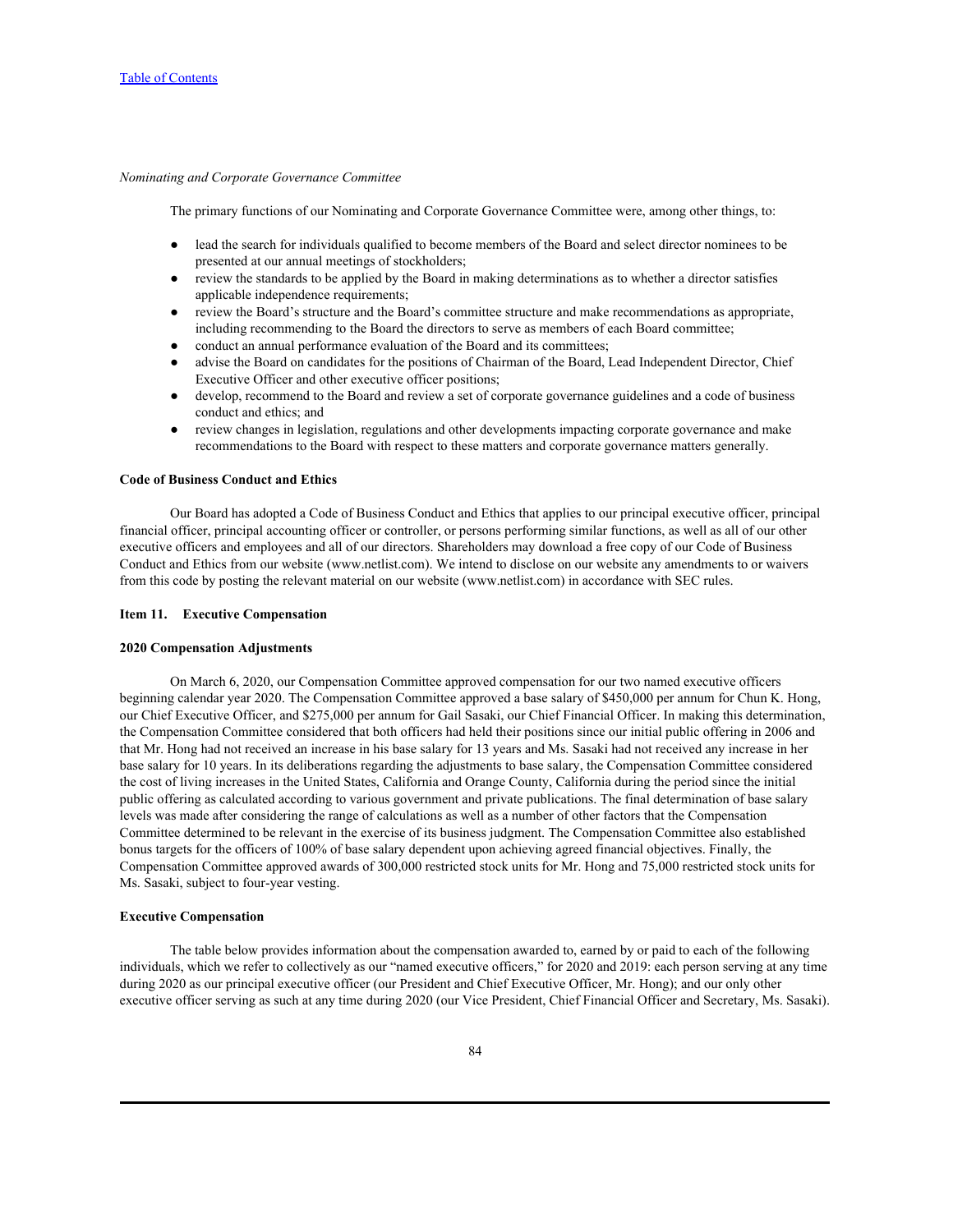*Nominating and Corporate Governance Committee*

The primary functions of our Nominating and Corporate Governance Committee were, among other things, to:

- lead the search for individuals qualified to become members of the Board and select director nominees to be presented at our annual meetings of stockholders;
- review the standards to be applied by the Board in making determinations as to whether a director satisfies applicable independence requirements;
- review the Board's structure and the Board's committee structure and make recommendations as appropriate, including recommending to the Board the directors to serve as members of each Board committee;
- conduct an annual performance evaluation of the Board and its committees;
- advise the Board on candidates for the positions of Chairman of the Board, Lead Independent Director, Chief Executive Officer and other executive officer positions;
- develop, recommend to the Board and review a set of corporate governance guidelines and a code of business conduct and ethics; and
- review changes in legislation, regulations and other developments impacting corporate governance and make recommendations to the Board with respect to these matters and corporate governance matters generally.

**Code of Business Conduct and Ethics**

Our Board has adopted a Code of Business Conduct and Ethics that applies to our principal executive officer, principal financial officer, principal accounting officer or controller, or persons performing similar functions, as well as all of our other executive officers and employees and all of our directors. Shareholders may download a free copy of our Code of Business Conduct and Ethics from our website (www.netlist.com). We intend to disclose on our website any amendments to or waivers from this code by posting the relevant material on our website (www.netlist.com) in accordance with SEC rules.

**Item 11. Executive Compensation**

**2020 Compensation Adjustments**

On March 6, 2020, our Compensation Committee approved compensation for our two named executive officers beginning calendar year 2020. The Compensation Committee approved a base salary of $450,000 per annum for Chun K. Hong, our Chief Executive Officer, and $275,000 per annum for Gail Sasaki, our Chief Financial Officer. In making this determination, the Compensation Committee considered that both officers had held their positions since our initial public offering in 2006 and that Mr. Hong had not received an increase in his base salary for 13 years and Ms. Sasaki had not received any increase in her base salary for 10 years. In its deliberations regarding the adjustments to base salary, the Compensation Committee considered the cost of living increases in the United States, California and Orange County, California during the period since the initial public offering as calculated according to various government and private publications. The final determination of base salary levels was made after considering the range of calculations as well as a number of other factors that the Compensation Committee determined to be relevant in the exercise of its business judgment. The Compensation Committee also established bonus targets for the officers of 100% of base salary dependent upon achieving agreed financial objectives. Finally, the Compensation Committee approved awards of 300,000 restricted stock units for Mr. Hong and 75,000 restricted stock units for Ms. Sasaki, subject to four-year vesting.

**Executive Compensation**

The table below provides information about the compensation awarded to, earned by or paid to each of the following individuals, which we refer to collectively as our "named executive officers," for 2020 and 2019: each person serving at any time during 2020 as our principal executive officer (our President and Chief Executive Officer, Mr. Hong); and our only other executive officer serving as such at any time during 2020 (our Vice President, Chief Financial Officer and Secretary, Ms. Sasaki).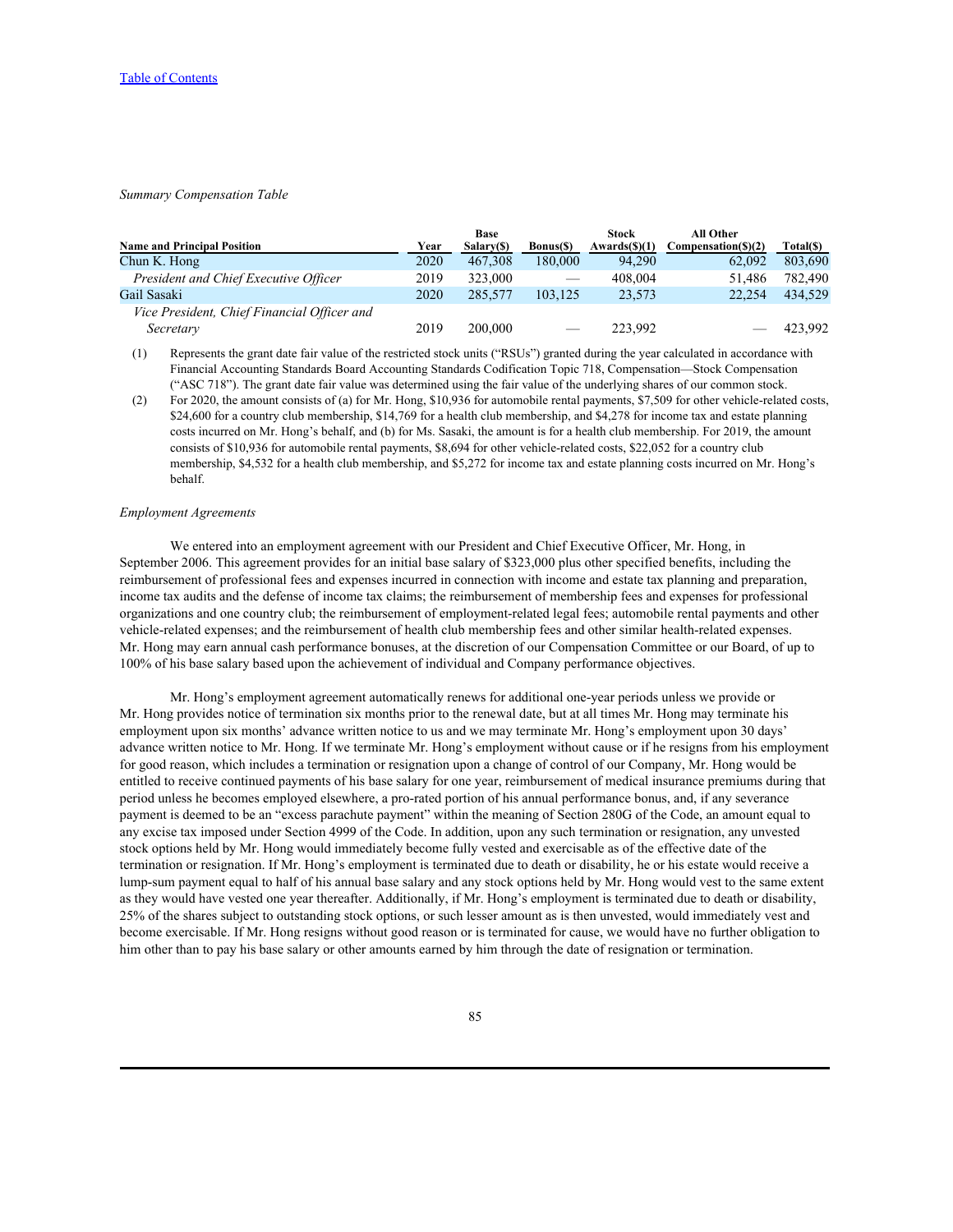[Table of Contents](#)

*Summary Compensation Table*

| Name and Principal Position | Year | Base Salary($) | Bonus($) | Stock Awards($)(1) | All Other Compensation($)(2) | Total($) |
|---|---|---|---|---|---|---|
| Chun K. Hong | 2020 | 467,308 | 180,000 | 94,290 | 62,092 | 803,690 |
| *President and Chief Executive Officer* | 2019 | 323,000 | — | 408,004 | 51,486 | 782,490 |
| Gail Sasaki | 2020 | 285,577 | 103,125 | 23,573 | 22,254 | 434,529 |
| *Vice President, Chief Financial Officer and Secretary* | 2019 | 200,000 | — | 223,992 | — | 423,992 |

(1) Represents the grant date fair value of the restricted stock units ("RSUs") granted during the year calculated in accordance with Financial Accounting Standards Board Accounting Standards Codification Topic 718, Compensation—Stock Compensation ("ASC 718"). The grant date fair value was determined using the fair value of the underlying shares of our common stock.

(2) For 2020, the amount consists of (a) for Mr. Hong, $10,936 for automobile rental payments, $7,509 for other vehicle-related costs, $24,600 for a country club membership, $14,769 for a health club membership, and $4,278 for income tax and estate planning costs incurred on Mr. Hong's behalf, and (b) for Ms. Sasaki, the amount is for a health club membership. For 2019, the amount consists of $10,936 for automobile rental payments, $8,694 for other vehicle-related costs, $22,052 for a country club membership, $4,532 for a health club membership, and $5,272 for income tax and estate planning costs incurred on Mr. Hong's behalf.

*Employment Agreements*

We entered into an employment agreement with our President and Chief Executive Officer, Mr. Hong, in September 2006. This agreement provides for an initial base salary of $323,000 plus other specified benefits, including the reimbursement of professional fees and expenses incurred in connection with income and estate tax planning and preparation, income tax audits and the defense of income tax claims; the reimbursement of membership fees and expenses for professional organizations and one country club; the reimbursement of employment-related legal fees; automobile rental payments and other vehicle-related expenses; and the reimbursement of health club membership fees and other similar health-related expenses. Mr. Hong may earn annual cash performance bonuses, at the discretion of our Compensation Committee or our Board, of up to 100% of his base salary based upon the achievement of individual and Company performance objectives.

Mr. Hong's employment agreement automatically renews for additional one-year periods unless we provide or Mr. Hong provides notice of termination six months prior to the renewal date, but at all times Mr. Hong may terminate his employment upon six months' advance written notice to us and we may terminate Mr. Hong's employment upon 30 days' advance written notice to Mr. Hong. If we terminate Mr. Hong's employment without cause or if he resigns from his employment for good reason, which includes a termination or resignation upon a change of control of our Company, Mr. Hong would be entitled to receive continued payments of his base salary for one year, reimbursement of medical insurance premiums during that period unless he becomes employed elsewhere, a pro-rated portion of his annual performance bonus, and, if any severance payment is deemed to be an "excess parachute payment" within the meaning of Section 280G of the Code, an amount equal to any excise tax imposed under Section 4999 of the Code. In addition, upon any such termination or resignation, any unvested stock options held by Mr. Hong would immediately become fully vested and exercisable as of the effective date of the termination or resignation. If Mr. Hong's employment is terminated due to death or disability, he or his estate would receive a lump-sum payment equal to half of his annual base salary and any stock options held by Mr. Hong would vest to the same extent as they would have vested one year thereafter. Additionally, if Mr. Hong's employment is terminated due to death or disability, 25% of the shares subject to outstanding stock options, or such lesser amount as is then unvested, would immediately vest and become exercisable. If Mr. Hong resigns without good reason or is terminated for cause, we would have no further obligation to him other than to pay his base salary or other amounts earned by him through the date of resignation or termination.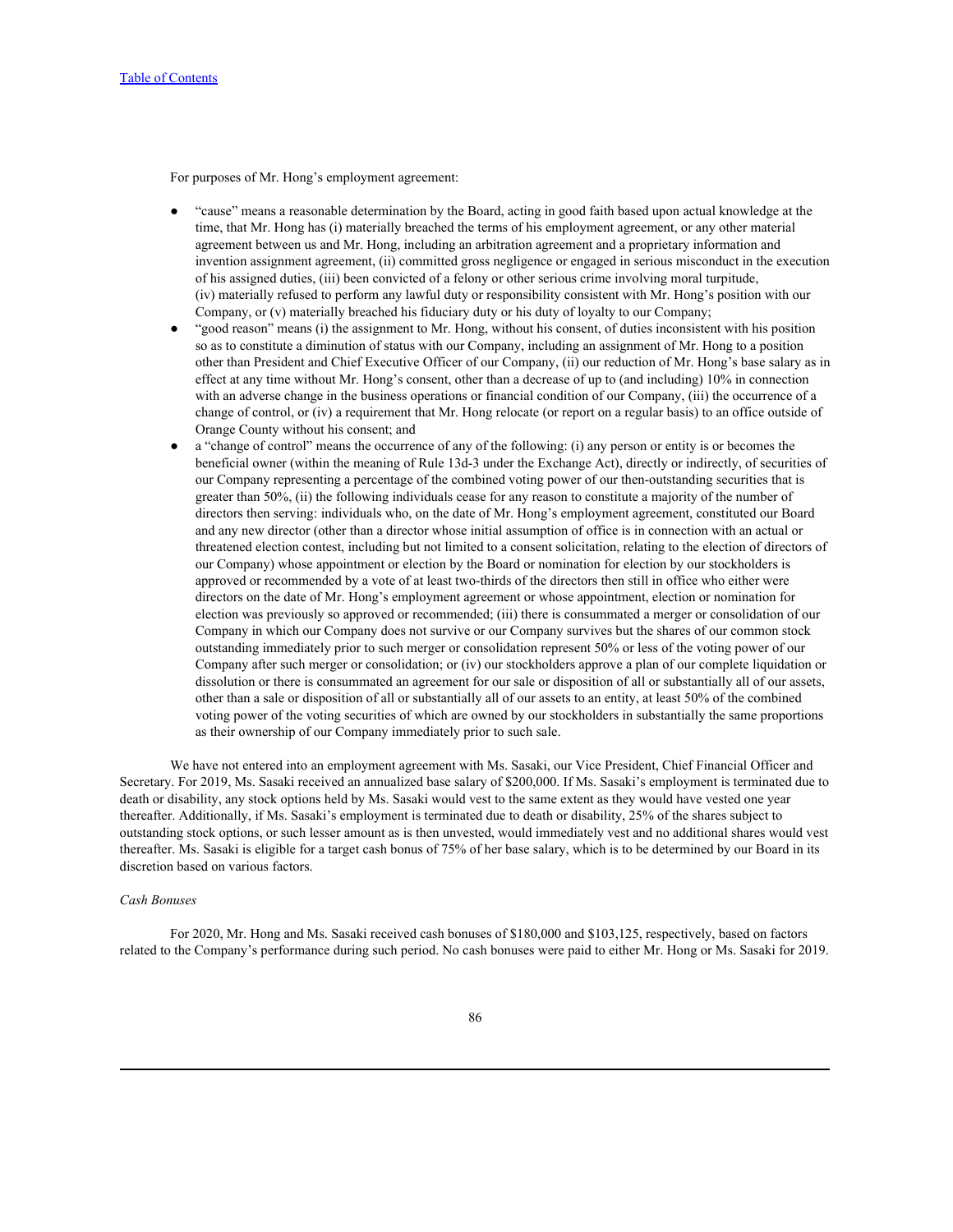For purposes of Mr. Hong's employment agreement:

- "cause" means a reasonable determination by the Board, acting in good faith based upon actual knowledge at the time, that Mr. Hong has (i) materially breached the terms of his employment agreement, or any other material agreement between us and Mr. Hong, including an arbitration agreement and a proprietary information and invention assignment agreement, (ii) committed gross negligence or engaged in serious misconduct in the execution of his assigned duties, (iii) been convicted of a felony or other serious crime involving moral turpitude, (iv) materially refused to perform any lawful duty or responsibility consistent with Mr. Hong's position with our Company, or (v) materially breached his fiduciary duty or his duty of loyalty to our Company;
- "good reason" means (i) the assignment to Mr. Hong, without his consent, of duties inconsistent with his position so as to constitute a diminution of status with our Company, including an assignment of Mr. Hong to a position other than President and Chief Executive Officer of our Company, (ii) our reduction of Mr. Hong's base salary as in effect at any time without Mr. Hong's consent, other than a decrease of up to (and including) 10% in connection with an adverse change in the business operations or financial condition of our Company, (iii) the occurrence of a change of control, or (iv) a requirement that Mr. Hong relocate (or report on a regular basis) to an office outside of Orange County without his consent; and
- a "change of control" means the occurrence of any of the following: (i) any person or entity is or becomes the beneficial owner (within the meaning of Rule 13d-3 under the Exchange Act), directly or indirectly, of securities of our Company representing a percentage of the combined voting power of our then-outstanding securities that is greater than 50%, (ii) the following individuals cease for any reason to constitute a majority of the number of directors then serving: individuals who, on the date of Mr. Hong's employment agreement, constituted our Board and any new director (other than a director whose initial assumption of office is in connection with an actual or threatened election contest, including but not limited to a consent solicitation, relating to the election of directors of our Company) whose appointment or election by the Board or nomination for election by our stockholders is approved or recommended by a vote of at least two-thirds of the directors then still in office who either were directors on the date of Mr. Hong's employment agreement or whose appointment, election or nomination for election was previously so approved or recommended; (iii) there is consummated a merger or consolidation of our Company in which our Company does not survive or our Company survives but the shares of our common stock outstanding immediately prior to such merger or consolidation represent 50% or less of the voting power of our Company after such merger or consolidation; or (iv) our stockholders approve a plan of our complete liquidation or dissolution or there is consummated an agreement for our sale or disposition of all or substantially all of our assets, other than a sale or disposition of all or substantially all of our assets to an entity, at least 50% of the combined voting power of the voting securities of which are owned by our stockholders in substantially the same proportions as their ownership of our Company immediately prior to such sale.

We have not entered into an employment agreement with Ms. Sasaki, our Vice President, Chief Financial Officer and Secretary. For 2019, Ms. Sasaki received an annualized base salary of $200,000. If Ms. Sasaki's employment is terminated due to death or disability, any stock options held by Ms. Sasaki would vest to the same extent as they would have vested one year thereafter. Additionally, if Ms. Sasaki's employment is terminated due to death or disability, 25% of the shares subject to outstanding stock options, or such lesser amount as is then unvested, would immediately vest and no additional shares would vest thereafter. Ms. Sasaki is eligible for a target cash bonus of 75% of her base salary, which is to be determined by our Board in its discretion based on various factors.

*Cash Bonuses*

For 2020, Mr. Hong and Ms. Sasaki received cash bonuses of $180,000 and $103,125, respectively, based on factors related to the Company's performance during such period. No cash bonuses were paid to either Mr. Hong or Ms. Sasaki for 2019.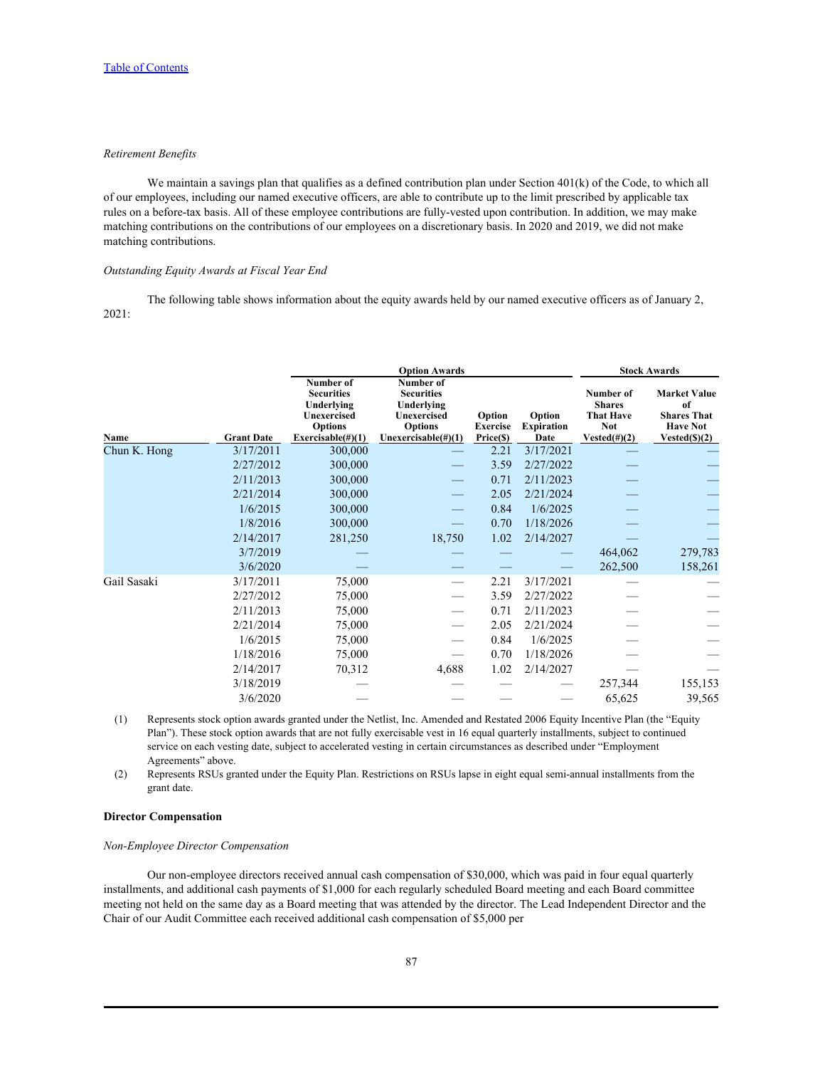*Retirement Benefits*

We maintain a savings plan that qualifies as a defined contribution plan under Section 401(k) of the Code, to which all of our employees, including our named executive officers, are able to contribute up to the limit prescribed by applicable tax rules on a before-tax basis. All of these employee contributions are fully-vested upon contribution. In addition, we may make matching contributions on the contributions of our employees on a discretionary basis. In 2020 and 2019, we did not make matching contributions.

*Outstanding Equity Awards at Fiscal Year End*

The following table shows information about the equity awards held by our named executive officers as of January 2, 2021:

| | | Option Awards | | | | Stock Awards | |
|---|---|---|---|---|---|---|---|
| **Name** | **Grant Date** | **Number of Securities Underlying Unexercised Options Exercisable(#)(1)** | **Number of Securities Underlying Unexercised Options Unexercisable(#)(1)** | **Option Exercise Price($)** | **Option Expiration Date** | **Number of Shares That Have Not Vested(#)(2)** | **Market Value of Shares That Have Not Vested($)(2)** |
| Chun K. Hong | 3/17/2011 | 300,000 | — | 2.21 | 3/17/2021 | — | — |
| | 2/27/2012 | 300,000 | — | 3.59 | 2/27/2022 | — | — |
| | 2/11/2013 | 300,000 | — | 0.71 | 2/11/2023 | — | — |
| | 2/21/2014 | 300,000 | — | 2.05 | 2/21/2024 | — | — |
| | 1/6/2015 | 300,000 | — | 0.84 | 1/6/2025 | — | — |
| | 1/8/2016 | 300,000 | — | 0.70 | 1/18/2026 | — | — |
| | 2/14/2017 | 281,250 | 18,750 | 1.02 | 2/14/2027 | — | — |
| | 3/7/2019 | — | — | — | — | 464,062 | 279,783 |
| | 3/6/2020 | — | — | — | — | 262,500 | 158,261 |
| Gail Sasaki | 3/17/2011 | 75,000 | — | 2.21 | 3/17/2021 | — | — |
| | 2/27/2012 | 75,000 | — | 3.59 | 2/27/2022 | — | — |
| | 2/11/2013 | 75,000 | — | 0.71 | 2/11/2023 | — | — |
| | 2/21/2014 | 75,000 | — | 2.05 | 2/21/2024 | — | — |
| | 1/6/2015 | 75,000 | — | 0.84 | 1/6/2025 | — | — |
| | 1/18/2016 | 75,000 | — | 0.70 | 1/18/2026 | — | — |
| | 2/14/2017 | 70,312 | 4,688 | 1.02 | 2/14/2027 | — | — |
| | 3/18/2019 | — | — | — | — | 257,344 | 155,153 |
| | 3/6/2020 | — | — | — | — | 65,625 | 39,565 |

(1) Represents stock option awards granted under the Netlist, Inc. Amended and Restated 2006 Equity Incentive Plan (the "Equity Plan"). These stock option awards that are not fully exercisable vest in 16 equal quarterly installments, subject to continued service on each vesting date, subject to accelerated vesting in certain circumstances as described under "Employment Agreements" above.

(2) Represents RSUs granted under the Equity Plan. Restrictions on RSUs lapse in eight equal semi-annual installments from the grant date.

**Director Compensation**

*Non-Employee Director Compensation*

Our non-employee directors received annual cash compensation of $30,000, which was paid in four equal quarterly installments, and additional cash payments of $1,000 for each regularly scheduled Board meeting and each Board committee meeting not held on the same day as a Board meeting that was attended by the director. The Lead Independent Director and the Chair of our Audit Committee each received additional cash compensation of $5,000 per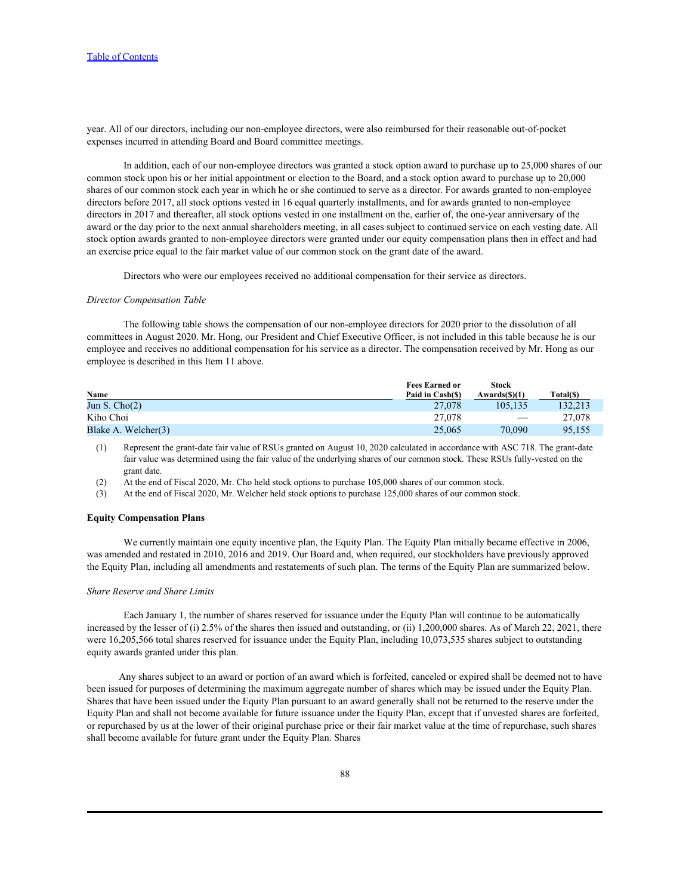year. All of our directors, including our non-employee directors, were also reimbursed for their reasonable out-of-pocket expenses incurred in attending Board and Board committee meetings.

In addition, each of our non-employee directors was granted a stock option award to purchase up to 25,000 shares of our common stock upon his or her initial appointment or election to the Board, and a stock option award to purchase up to 20,000 shares of our common stock each year in which he or she continued to serve as a director. For awards granted to non-employee directors before 2017, all stock options vested in 16 equal quarterly installments, and for awards granted to non-employee directors in 2017 and thereafter, all stock options vested in one installment on the, earlier of, the one-year anniversary of the award or the day prior to the next annual shareholders meeting, in all cases subject to continued service on each vesting date. All stock option awards granted to non-employee directors were granted under our equity compensation plans then in effect and had an exercise price equal to the fair market value of our common stock on the grant date of the award.

Directors who were our employees received no additional compensation for their service as directors.

*Director Compensation Table*

The following table shows the compensation of our non-employee directors for 2020 prior to the dissolution of all committees in August 2020. Mr. Hong, our President and Chief Executive Officer, is not included in this table because he is our employee and receives no additional compensation for his service as a director. The compensation received by Mr. Hong as our employee is described in this Item 11 above.

| Name | Fees Earned or Paid in Cash($) | Stock Awards($)(1) | Total($) |
|---|---|---|---|
| Jun S. Cho(2) | 27,078 | 105,135 | 132,213 |
| Kiho Choi | 27,078 | — | 27,078 |
| Blake A. Welcher(3) | 25,065 | 70,090 | 95,155 |

(1) Represent the grant-date fair value of RSUs granted on August 10, 2020 calculated in accordance with ASC 718. The grant-date fair value was determined using the fair value of the underlying shares of our common stock. These RSUs fully-vested on the grant date.

(2) At the end of Fiscal 2020, Mr. Cho held stock options to purchase 105,000 shares of our common stock.

(3) At the end of Fiscal 2020, Mr. Welcher held stock options to purchase 125,000 shares of our common stock.

**Equity Compensation Plans**

We currently maintain one equity incentive plan, the Equity Plan. The Equity Plan initially became effective in 2006, was amended and restated in 2010, 2016 and 2019. Our Board and, when required, our stockholders have previously approved the Equity Plan, including all amendments and restatements of such plan. The terms of the Equity Plan are summarized below.

*Share Reserve and Share Limits*

Each January 1, the number of shares reserved for issuance under the Equity Plan will continue to be automatically increased by the lesser of (i) 2.5% of the shares then issued and outstanding, or (ii) 1,200,000 shares. As of March 22, 2021, there were 16,205,566 total shares reserved for issuance under the Equity Plan, including 10,073,535 shares subject to outstanding equity awards granted under this plan.

Any shares subject to an award or portion of an award which is forfeited, canceled or expired shall be deemed not to have been issued for purposes of determining the maximum aggregate number of shares which may be issued under the Equity Plan. Shares that have been issued under the Equity Plan pursuant to an award generally shall not be returned to the reserve under the Equity Plan and shall not become available for future issuance under the Equity Plan, except that if unvested shares are forfeited, or repurchased by us at the lower of their original purchase price or their fair market value at the time of repurchase, such shares shall become available for future grant under the Equity Plan. Shares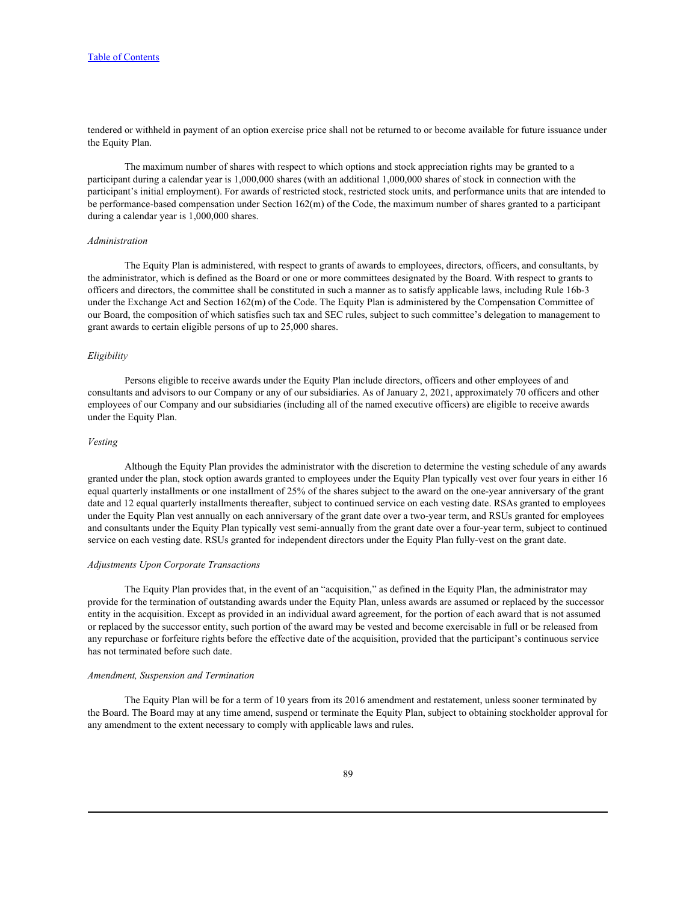tendered or withheld in payment of an option exercise price shall not be returned to or become available for future issuance under the Equity Plan.

The maximum number of shares with respect to which options and stock appreciation rights may be granted to a participant during a calendar year is 1,000,000 shares (with an additional 1,000,000 shares of stock in connection with the participant's initial employment). For awards of restricted stock, restricted stock units, and performance units that are intended to be performance-based compensation under Section 162(m) of the Code, the maximum number of shares granted to a participant during a calendar year is 1,000,000 shares.

*Administration*

The Equity Plan is administered, with respect to grants of awards to employees, directors, officers, and consultants, by the administrator, which is defined as the Board or one or more committees designated by the Board. With respect to grants to officers and directors, the committee shall be constituted in such a manner as to satisfy applicable laws, including Rule 16b-3 under the Exchange Act and Section 162(m) of the Code. The Equity Plan is administered by the Compensation Committee of our Board, the composition of which satisfies such tax and SEC rules, subject to such committee's delegation to management to grant awards to certain eligible persons of up to 25,000 shares.

*Eligibility*

Persons eligible to receive awards under the Equity Plan include directors, officers and other employees of and consultants and advisors to our Company or any of our subsidiaries. As of January 2, 2021, approximately 70 officers and other employees of our Company and our subsidiaries (including all of the named executive officers) are eligible to receive awards under the Equity Plan.

*Vesting*

Although the Equity Plan provides the administrator with the discretion to determine the vesting schedule of any awards granted under the plan, stock option awards granted to employees under the Equity Plan typically vest over four years in either 16 equal quarterly installments or one installment of 25% of the shares subject to the award on the one-year anniversary of the grant date and 12 equal quarterly installments thereafter, subject to continued service on each vesting date. RSAs granted to employees under the Equity Plan vest annually on each anniversary of the grant date over a two-year term, and RSUs granted for employees and consultants under the Equity Plan typically vest semi-annually from the grant date over a four-year term, subject to continued service on each vesting date. RSUs granted for independent directors under the Equity Plan fully-vest on the grant date.

*Adjustments Upon Corporate Transactions*

The Equity Plan provides that, in the event of an "acquisition," as defined in the Equity Plan, the administrator may provide for the termination of outstanding awards under the Equity Plan, unless awards are assumed or replaced by the successor entity in the acquisition. Except as provided in an individual award agreement, for the portion of each award that is not assumed or replaced by the successor entity, such portion of the award may be vested and become exercisable in full or be released from any repurchase or forfeiture rights before the effective date of the acquisition, provided that the participant's continuous service has not terminated before such date.

*Amendment, Suspension and Termination*

The Equity Plan will be for a term of 10 years from its 2016 amendment and restatement, unless sooner terminated by the Board. The Board may at any time amend, suspend or terminate the Equity Plan, subject to obtaining stockholder approval for any amendment to the extent necessary to comply with applicable laws and rules.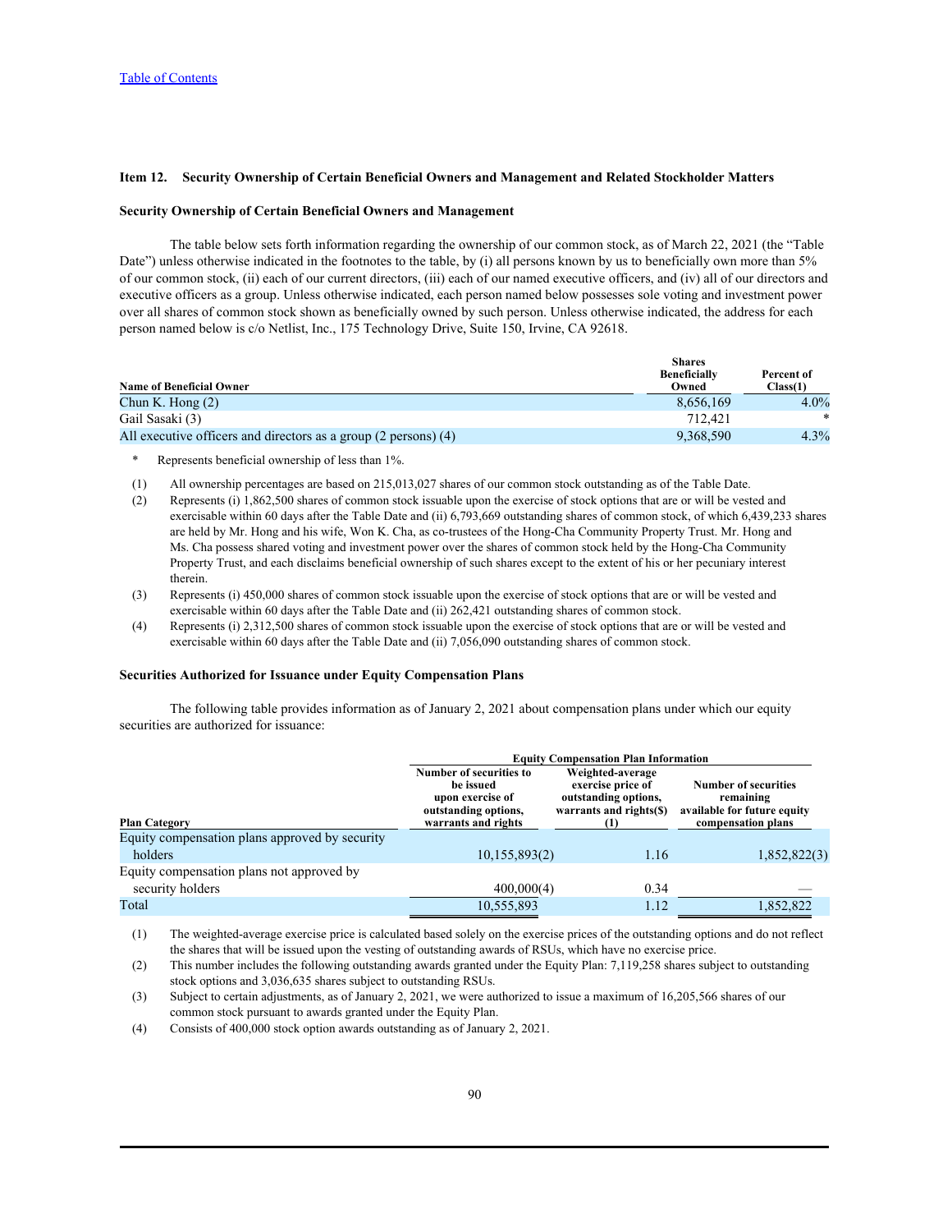[Table of Contents](#)

## Item 12. Security Ownership of Certain Beneficial Owners and Management and Related Stockholder Matters

### Security Ownership of Certain Beneficial Owners and Management

The table below sets forth information regarding the ownership of our common stock, as of March 22, 2021 (the "Table Date") unless otherwise indicated in the footnotes to the table, by (i) all persons known by us to beneficially own more than 5% of our common stock, (ii) each of our current directors, (iii) each of our named executive officers, and (iv) all of our directors and executive officers as a group. Unless otherwise indicated, each person named below possesses sole voting and investment power over all shares of common stock shown as beneficially owned by such person. Unless otherwise indicated, the address for each person named below is c/o Netlist, Inc., 175 Technology Drive, Suite 150, Irvine, CA 92618.

| Name of Beneficial Owner | Shares Beneficially Owned | Percent of Class(1) |
|---|---|---|
| Chun K. Hong (2) | 8,656,169 | 4.0% |
| Gail Sasaki (3) | 712,421 | * |
| All executive officers and directors as a group (2 persons) (4) | 9,368,590 | 4.3% |

\* Represents beneficial ownership of less than 1%.

(1) All ownership percentages are based on 215,013,027 shares of our common stock outstanding as of the Table Date.

(2) Represents (i) 1,862,500 shares of common stock issuable upon the exercise of stock options that are or will be vested and exercisable within 60 days after the Table Date and (ii) 6,793,669 outstanding shares of common stock, of which 6,439,233 shares are held by Mr. Hong and his wife, Won K. Cha, as co-trustees of the Hong-Cha Community Property Trust. Mr. Hong and Ms. Cha possess shared voting and investment power over the shares of common stock held by the Hong-Cha Community Property Trust, and each disclaims beneficial ownership of such shares except to the extent of his or her pecuniary interest therein.

(3) Represents (i) 450,000 shares of common stock issuable upon the exercise of stock options that are or will be vested and exercisable within 60 days after the Table Date and (ii) 262,421 outstanding shares of common stock.

(4) Represents (i) 2,312,500 shares of common stock issuable upon the exercise of stock options that are or will be vested and exercisable within 60 days after the Table Date and (ii) 7,056,090 outstanding shares of common stock.

### Securities Authorized for Issuance under Equity Compensation Plans

The following table provides information as of January 2, 2021 about compensation plans under which our equity securities are authorized for issuance:

| | Equity Compensation Plan Information | | |
|---|---|---|---|
| Plan Category | Number of securities to be issued upon exercise of outstanding options, warrants and rights | Weighted-average exercise price of outstanding options, warrants and rights($) (1) | Number of securities remaining available for future equity compensation plans |
| Equity compensation plans approved by security holders | 10,155,893(2) | 1.16 | 1,852,822(3) |
| Equity compensation plans not approved by security holders | 400,000(4) | 0.34 | — |
| Total | 10,555,893 | 1.12 | 1,852,822 |

(1) The weighted-average exercise price is calculated based solely on the exercise prices of the outstanding options and do not reflect the shares that will be issued upon the vesting of outstanding awards of RSUs, which have no exercise price.

(2) This number includes the following outstanding awards granted under the Equity Plan: 7,119,258 shares subject to outstanding stock options and 3,036,635 shares subject to outstanding RSUs.

(3) Subject to certain adjustments, as of January 2, 2021, we were authorized to issue a maximum of 16,205,566 shares of our common stock pursuant to awards granted under the Equity Plan.

(4) Consists of 400,000 stock option awards outstanding as of January 2, 2021.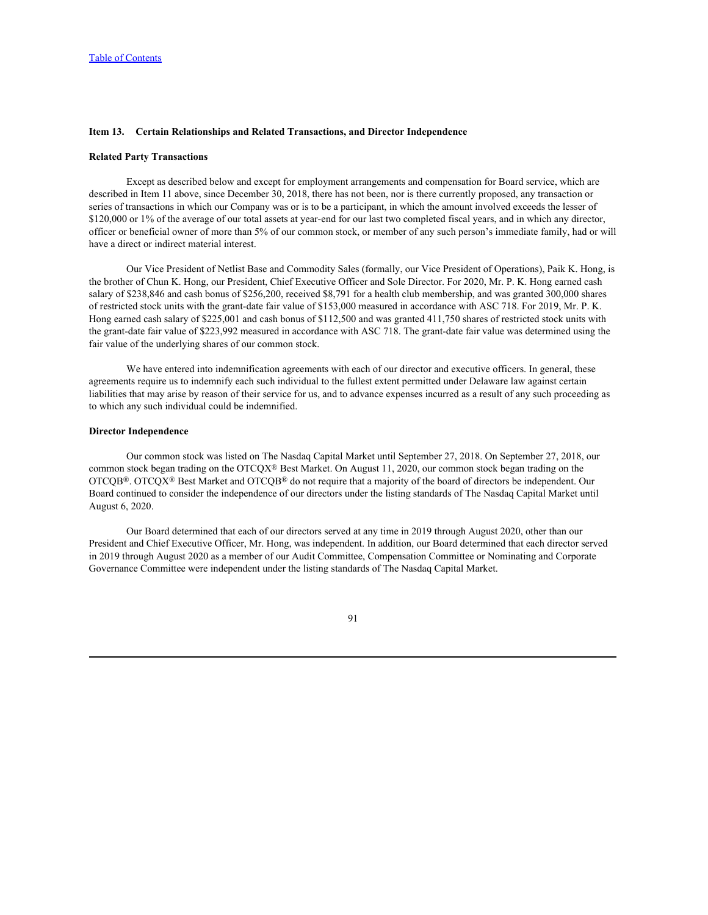## Item 13. Certain Relationships and Related Transactions, and Director Independence

### Related Party Transactions

Except as described below and except for employment arrangements and compensation for Board service, which are described in Item 11 above, since December 30, 2018, there has not been, nor is there currently proposed, any transaction or series of transactions in which our Company was or is to be a participant, in which the amount involved exceeds the lesser of $120,000 or 1% of the average of our total assets at year-end for our last two completed fiscal years, and in which any director, officer or beneficial owner of more than 5% of our common stock, or member of any such person's immediate family, had or will have a direct or indirect material interest.

Our Vice President of Netlist Base and Commodity Sales (formally, our Vice President of Operations), Paik K. Hong, is the brother of Chun K. Hong, our President, Chief Executive Officer and Sole Director. For 2020, Mr. P. K. Hong earned cash salary of $238,846 and cash bonus of $256,200, received $8,791 for a health club membership, and was granted 300,000 shares of restricted stock units with the grant-date fair value of $153,000 measured in accordance with ASC 718. For 2019, Mr. P. K. Hong earned cash salary of $225,001 and cash bonus of $112,500 and was granted 411,750 shares of restricted stock units with the grant-date fair value of $223,992 measured in accordance with ASC 718. The grant-date fair value was determined using the fair value of the underlying shares of our common stock.

We have entered into indemnification agreements with each of our director and executive officers. In general, these agreements require us to indemnify each such individual to the fullest extent permitted under Delaware law against certain liabilities that may arise by reason of their service for us, and to advance expenses incurred as a result of any such proceeding as to which any such individual could be indemnified.

### Director Independence

Our common stock was listed on The Nasdaq Capital Market until September 27, 2018. On September 27, 2018, our common stock began trading on the OTCQX® Best Market. On August 11, 2020, our common stock began trading on the OTCQB®. OTCQX® Best Market and OTCQB® do not require that a majority of the board of directors be independent. Our Board continued to consider the independence of our directors under the listing standards of The Nasdaq Capital Market until August 6, 2020.

Our Board determined that each of our directors served at any time in 2019 through August 2020, other than our President and Chief Executive Officer, Mr. Hong, was independent. In addition, our Board determined that each director served in 2019 through August 2020 as a member of our Audit Committee, Compensation Committee or Nominating and Corporate Governance Committee were independent under the listing standards of The Nasdaq Capital Market.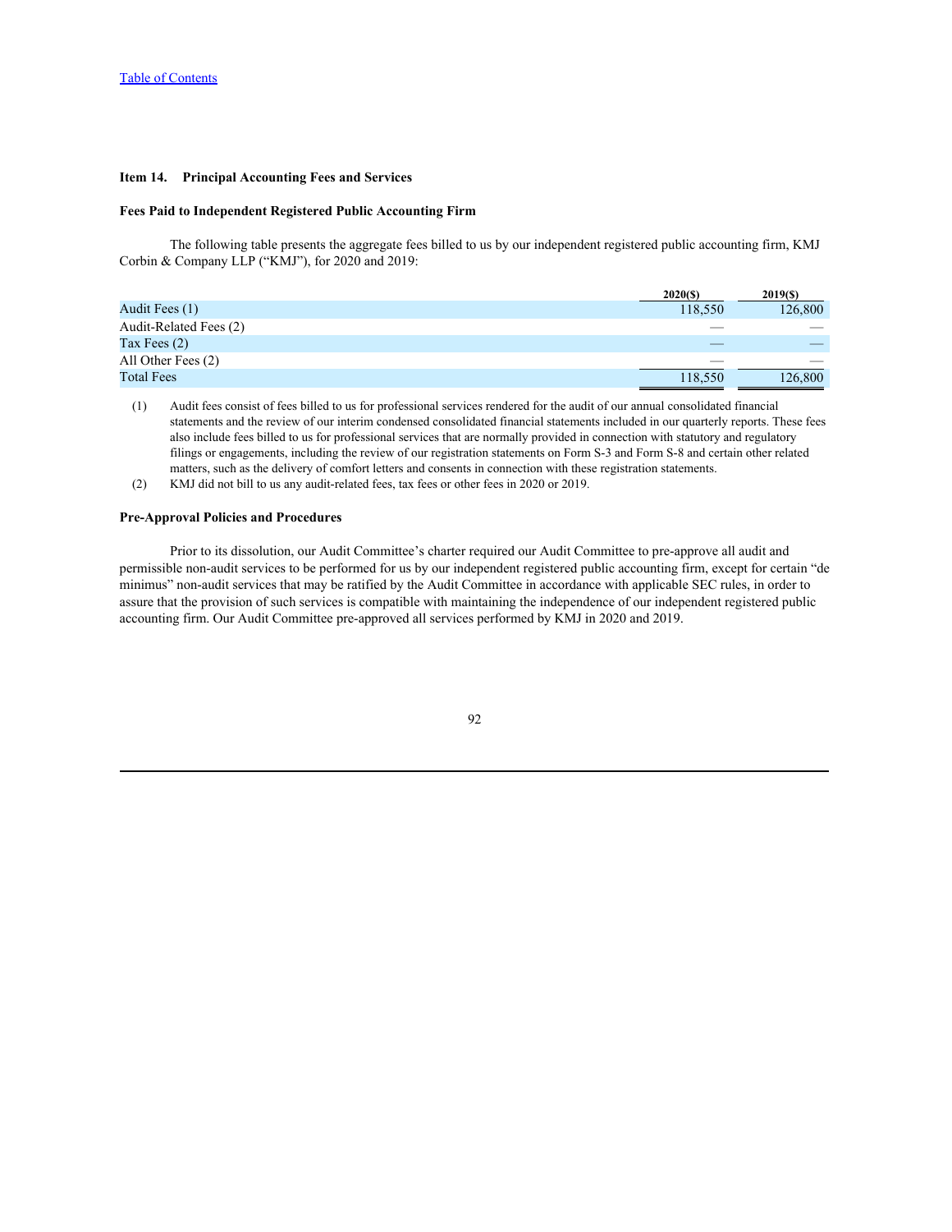**Item 14. Principal Accounting Fees and Services**

**Fees Paid to Independent Registered Public Accounting Firm**

The following table presents the aggregate fees billed to us by our independent registered public accounting firm, KMJ Corbin & Company LLP ("KMJ"), for 2020 and 2019:

| | 2020($) | 2019($) |
|---|---|---|
| Audit Fees (1) | 118,550 | 126,800 |
| Audit-Related Fees (2) | — | — |
| Tax Fees (2) | — | — |
| All Other Fees (2) | — | — |
| Total Fees | 118,550 | 126,800 |

(1) Audit fees consist of fees billed to us for professional services rendered for the audit of our annual consolidated financial statements and the review of our interim condensed consolidated financial statements included in our quarterly reports. These fees also include fees billed to us for professional services that are normally provided in connection with statutory and regulatory filings or engagements, including the review of our registration statements on Form S-3 and Form S-8 and certain other related matters, such as the delivery of comfort letters and consents in connection with these registration statements.

(2) KMJ did not bill to us any audit-related fees, tax fees or other fees in 2020 or 2019.

**Pre-Approval Policies and Procedures**

Prior to its dissolution, our Audit Committee's charter required our Audit Committee to pre-approve all audit and permissible non-audit services to be performed for us by our independent registered public accounting firm, except for certain "de minimus" non-audit services that may be ratified by the Audit Committee in accordance with applicable SEC rules, in order to assure that the provision of such services is compatible with maintaining the independence of our independent registered public accounting firm. Our Audit Committee pre-approved all services performed by KMJ in 2020 and 2019.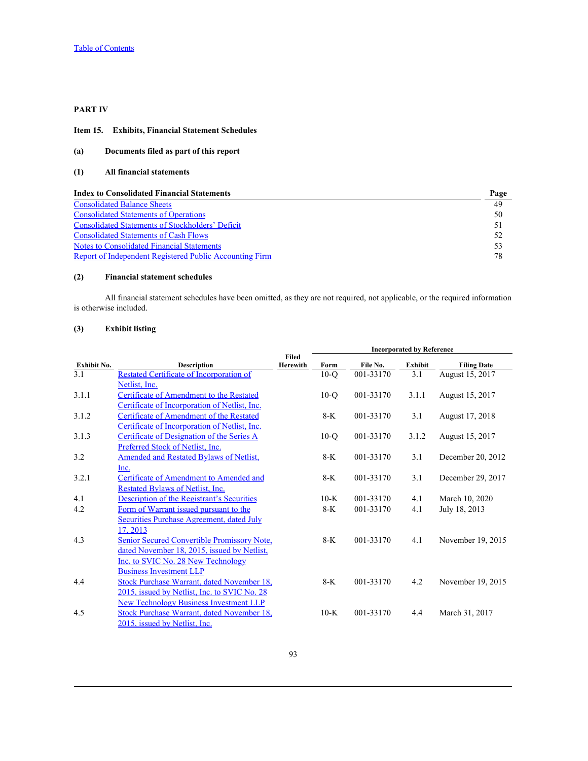[Table of Contents](#)

# PART IV

## Item 15. Exhibits, Financial Statement Schedules

**(a) Documents filed as part of this report**

**(1) All financial statements**

| Index to Consolidated Financial Statements | Page |
|---|---|
| Consolidated Balance Sheets | 49 |
| Consolidated Statements of Operations | 50 |
| Consolidated Statements of Stockholders' Deficit | 51 |
| Consolidated Statements of Cash Flows | 52 |
| Notes to Consolidated Financial Statements | 53 |
| Report of Independent Registered Public Accounting Firm | 78 |

**(2) Financial statement schedules**

All financial statement schedules have been omitted, as they are not required, not applicable, or the required information is otherwise included.

**(3) Exhibit listing**

| | | | Incorporated by Reference | | | |
|---|---|---|---|---|---|---|
| **Exhibit No.** | **Description** | **Filed Herewith** | **Form** | **File No.** | **Exhibit** | **Filing Date** |
| 3.1 | Restated Certificate of Incorporation of Netlist, Inc. | | 10-Q | 001-33170 | 3.1 | August 15, 2017 |
| 3.1.1 | Certificate of Amendment to the Restated Certificate of Incorporation of Netlist, Inc. | | 10-Q | 001-33170 | 3.1.1 | August 15, 2017 |
| 3.1.2 | Certificate of Amendment of the Restated Certificate of Incorporation of Netlist, Inc. | | 8-K | 001-33170 | 3.1 | August 17, 2018 |
| 3.1.3 | Certificate of Designation of the Series A Preferred Stock of Netlist, Inc. | | 10-Q | 001-33170 | 3.1.2 | August 15, 2017 |
| 3.2 | Amended and Restated Bylaws of Netlist, Inc. | | 8-K | 001-33170 | 3.1 | December 20, 2012 |
| 3.2.1 | Certificate of Amendment to Amended and Restated Bylaws of Netlist, Inc. | | 8-K | 001-33170 | 3.1 | December 29, 2017 |
| 4.1 | Description of the Registrant's Securities | | 10-K | 001-33170 | 4.1 | March 10, 2020 |
| 4.2 | Form of Warrant issued pursuant to the Securities Purchase Agreement, dated July 17, 2013 | | 8-K | 001-33170 | 4.1 | July 18, 2013 |
| 4.3 | Senior Secured Convertible Promissory Note, dated November 18, 2015, issued by Netlist, Inc. to SVIC No. 28 New Technology Business Investment LLP | | 8-K | 001-33170 | 4.1 | November 19, 2015 |
| 4.4 | Stock Purchase Warrant, dated November 18, 2015, issued by Netlist, Inc. to SVIC No. 28 New Technology Business Investment LLP | | 8-K | 001-33170 | 4.2 | November 19, 2015 |
| 4.5 | Stock Purchase Warrant, dated November 18, 2015, issued by Netlist, Inc. | | 10-K | 001-33170 | 4.4 | March 31, 2017 |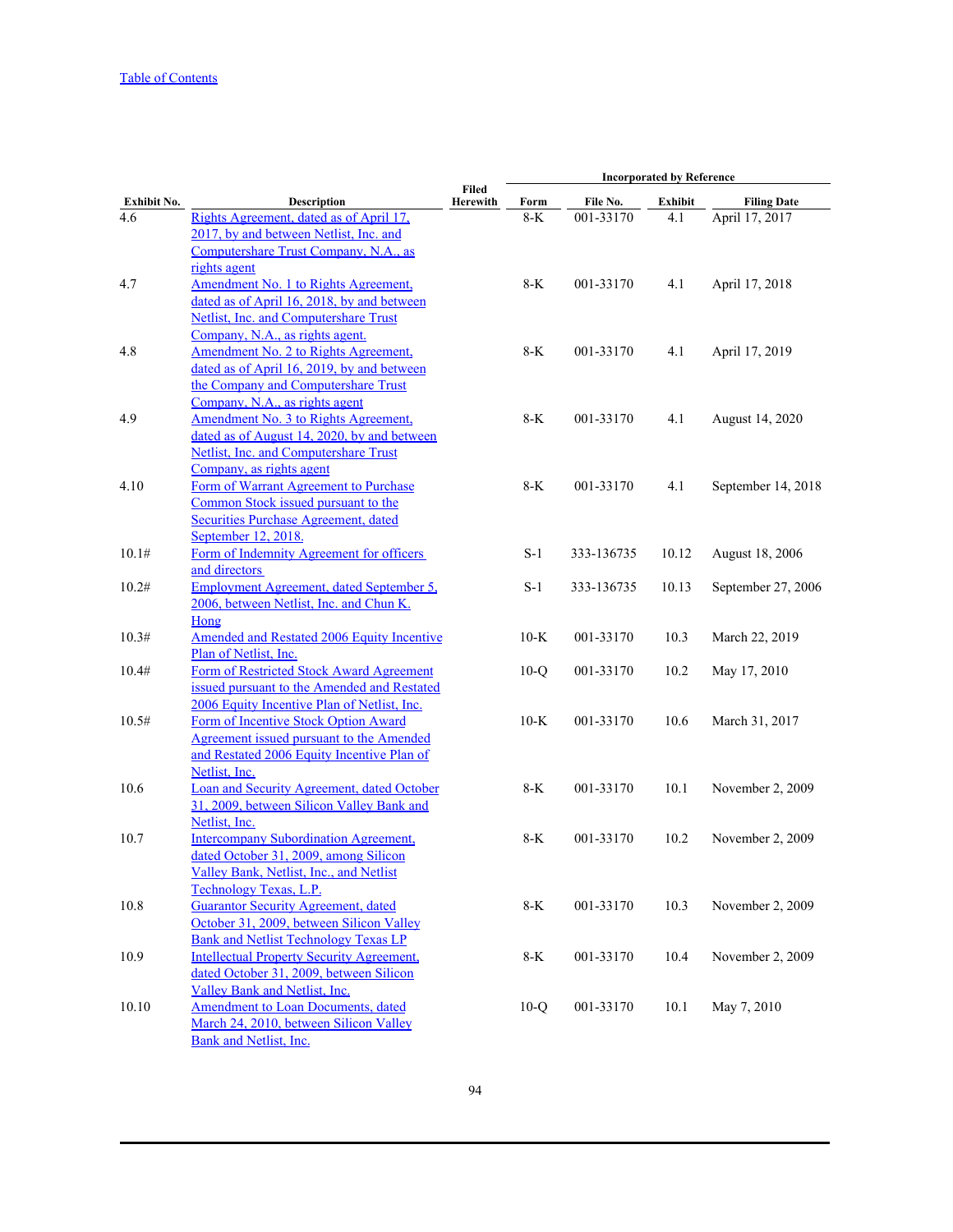[Table of Contents](#)

| Exhibit No. | Description | Filed Herewith | Incorporated by Reference | | | |
|---|---|---|---|---|---|---|
| | | | Form | File No. | Exhibit | Filing Date |
| 4.6 | Rights Agreement, dated as of April 17, 2017, by and between Netlist, Inc. and Computershare Trust Company, N.A., as rights agent | | 8-K | 001-33170 | 4.1 | April 17, 2017 |
| 4.7 | Amendment No. 1 to Rights Agreement, dated as of April 16, 2018, by and between Netlist, Inc. and Computershare Trust Company, N.A., as rights agent. | | 8-K | 001-33170 | 4.1 | April 17, 2018 |
| 4.8 | Amendment No. 2 to Rights Agreement, dated as of April 16, 2019, by and between the Company and Computershare Trust Company, N.A., as rights agent | | 8-K | 001-33170 | 4.1 | April 17, 2019 |
| 4.9 | Amendment No. 3 to Rights Agreement, dated as of August 14, 2020, by and between Netlist, Inc. and Computershare Trust Company, as rights agent | | 8-K | 001-33170 | 4.1 | August 14, 2020 |
| 4.10 | Form of Warrant Agreement to Purchase Common Stock issued pursuant to the Securities Purchase Agreement, dated September 12, 2018. | | 8-K | 001-33170 | 4.1 | September 14, 2018 |
| 10.1# | Form of Indemnity Agreement for officers and directors | | S-1 | 333-136735 | 10.12 | August 18, 2006 |
| 10.2# | Employment Agreement, dated September 5, 2006, between Netlist, Inc. and Chun K. Hong | | S-1 | 333-136735 | 10.13 | September 27, 2006 |
| 10.3# | Amended and Restated 2006 Equity Incentive Plan of Netlist, Inc. | | 10-K | 001-33170 | 10.3 | March 22, 2019 |
| 10.4# | Form of Restricted Stock Award Agreement issued pursuant to the Amended and Restated 2006 Equity Incentive Plan of Netlist, Inc. | | 10-Q | 001-33170 | 10.2 | May 17, 2010 |
| 10.5# | Form of Incentive Stock Option Award Agreement issued pursuant to the Amended and Restated 2006 Equity Incentive Plan of Netlist, Inc. | | 10-K | 001-33170 | 10.6 | March 31, 2017 |
| 10.6 | Loan and Security Agreement, dated October 31, 2009, between Silicon Valley Bank and Netlist, Inc. | | 8-K | 001-33170 | 10.1 | November 2, 2009 |
| 10.7 | Intercompany Subordination Agreement, dated October 31, 2009, among Silicon Valley Bank, Netlist, Inc., and Netlist Technology Texas, L.P. | | 8-K | 001-33170 | 10.2 | November 2, 2009 |
| 10.8 | Guarantor Security Agreement, dated October 31, 2009, between Silicon Valley Bank and Netlist Technology Texas LP | | 8-K | 001-33170 | 10.3 | November 2, 2009 |
| 10.9 | Intellectual Property Security Agreement, dated October 31, 2009, between Silicon Valley Bank and Netlist, Inc. | | 8-K | 001-33170 | 10.4 | November 2, 2009 |
| 10.10 | Amendment to Loan Documents, dated March 24, 2010, between Silicon Valley Bank and Netlist, Inc. | | 10-Q | 001-33170 | 10.1 | May 7, 2010 |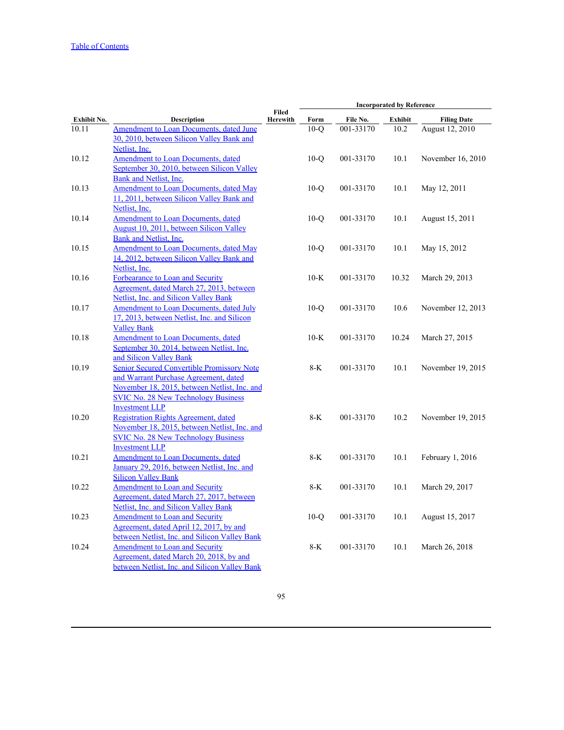[Table of Contents](#)

| Exhibit No. | Description | Filed Herewith | Incorporated by Reference | | | |
|---|---|---|---|---|---|---|
| | | | Form | File No. | Exhibit | Filing Date |
| 10.11 | Amendment to Loan Documents, dated June 30, 2010, between Silicon Valley Bank and Netlist, Inc. | | 10-Q | 001-33170 | 10.2 | August 12, 2010 |
| 10.12 | Amendment to Loan Documents, dated September 30, 2010, between Silicon Valley Bank and Netlist, Inc. | | 10-Q | 001-33170 | 10.1 | November 16, 2010 |
| 10.13 | Amendment to Loan Documents, dated May 11, 2011, between Silicon Valley Bank and Netlist, Inc. | | 10-Q | 001-33170 | 10.1 | May 12, 2011 |
| 10.14 | Amendment to Loan Documents, dated August 10, 2011, between Silicon Valley Bank and Netlist, Inc. | | 10-Q | 001-33170 | 10.1 | August 15, 2011 |
| 10.15 | Amendment to Loan Documents, dated May 14, 2012, between Silicon Valley Bank and Netlist, Inc. | | 10-Q | 001-33170 | 10.1 | May 15, 2012 |
| 10.16 | Forbearance to Loan and Security Agreement, dated March 27, 2013, between Netlist, Inc. and Silicon Valley Bank | | 10-K | 001-33170 | 10.32 | March 29, 2013 |
| 10.17 | Amendment to Loan Documents, dated July 17, 2013, between Netlist, Inc. and Silicon Valley Bank | | 10-Q | 001-33170 | 10.6 | November 12, 2013 |
| 10.18 | Amendment to Loan Documents, dated September 30, 2014, between Netlist, Inc. and Silicon Valley Bank | | 10-K | 001-33170 | 10.24 | March 27, 2015 |
| 10.19 | Senior Secured Convertible Promissory Note and Warrant Purchase Agreement, dated November 18, 2015, between Netlist, Inc. and SVIC No. 28 New Technology Business Investment LLP | | 8-K | 001-33170 | 10.1 | November 19, 2015 |
| 10.20 | Registration Rights Agreement, dated November 18, 2015, between Netlist, Inc. and SVIC No. 28 New Technology Business Investment LLP | | 8-K | 001-33170 | 10.2 | November 19, 2015 |
| 10.21 | Amendment to Loan Documents, dated January 29, 2016, between Netlist, Inc. and Silicon Valley Bank | | 8-K | 001-33170 | 10.1 | February 1, 2016 |
| 10.22 | Amendment to Loan and Security Agreement, dated March 27, 2017, between Netlist, Inc. and Silicon Valley Bank | | 8-K | 001-33170 | 10.1 | March 29, 2017 |
| 10.23 | Amendment to Loan and Security Agreement, dated April 12, 2017, by and between Netlist, Inc. and Silicon Valley Bank | | 10-Q | 001-33170 | 10.1 | August 15, 2017 |
| 10.24 | Amendment to Loan and Security Agreement, dated March 20, 2018, by and between Netlist, Inc. and Silicon Valley Bank | | 8-K | 001-33170 | 10.1 | March 26, 2018 |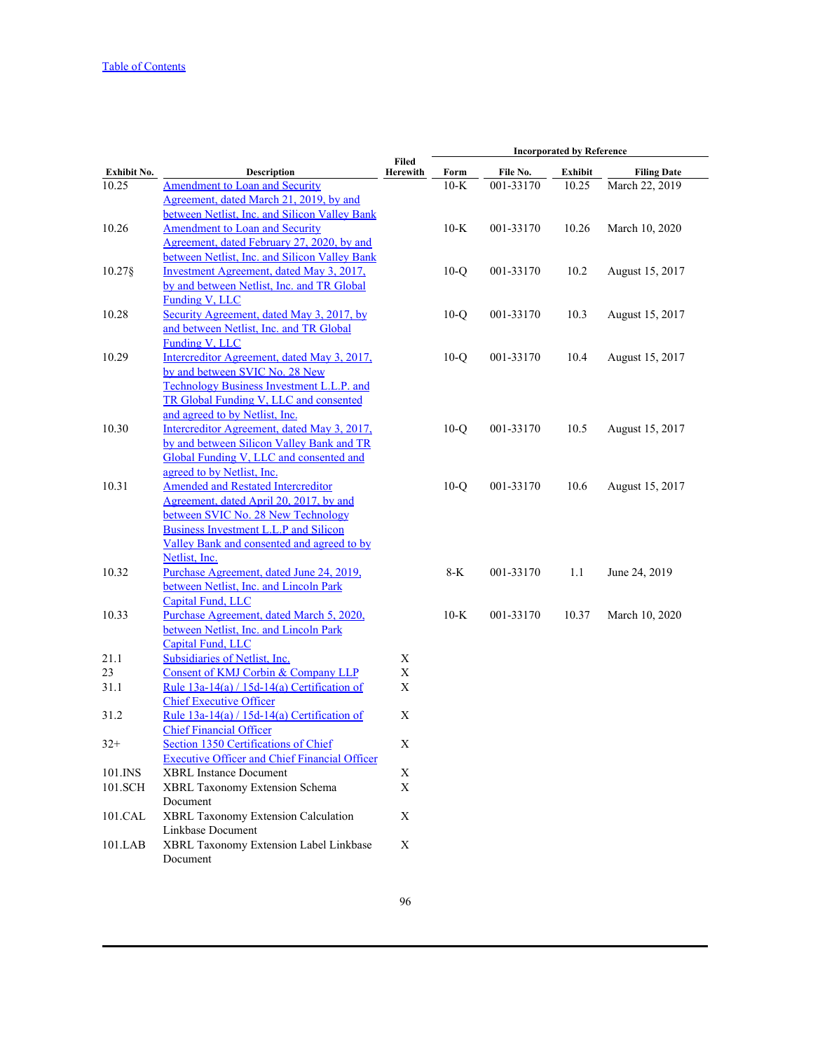[Table of Contents](#)

| Exhibit No. | Description | Filed Herewith | Incorporated by Reference | | | |
|---|---|---|---|---|---|---|
| | | | Form | File No. | Exhibit | Filing Date |
| 10.25 | Amendment to Loan and Security Agreement, dated March 21, 2019, by and between Netlist, Inc. and Silicon Valley Bank | | 10-K | 001-33170 | 10.25 | March 22, 2019 |
| 10.26 | Amendment to Loan and Security Agreement, dated February 27, 2020, by and between Netlist, Inc. and Silicon Valley Bank | | 10-K | 001-33170 | 10.26 | March 10, 2020 |
| 10.27§ | Investment Agreement, dated May 3, 2017, by and between Netlist, Inc. and TR Global Funding V, LLC | | 10-Q | 001-33170 | 10.2 | August 15, 2017 |
| 10.28 | Security Agreement, dated May 3, 2017, by and between Netlist, Inc. and TR Global Funding V, LLC | | 10-Q | 001-33170 | 10.3 | August 15, 2017 |
| 10.29 | Intercreditor Agreement, dated May 3, 2017, by and between SVIC No. 28 New Technology Business Investment L.L.P. and TR Global Funding V, LLC and consented and agreed to by Netlist, Inc. | | 10-Q | 001-33170 | 10.4 | August 15, 2017 |
| 10.30 | Intercreditor Agreement, dated May 3, 2017, by and between Silicon Valley Bank and TR Global Funding V, LLC and consented and agreed to by Netlist, Inc. | | 10-Q | 001-33170 | 10.5 | August 15, 2017 |
| 10.31 | Amended and Restated Intercreditor Agreement, dated April 20, 2017, by and between SVIC No. 28 New Technology Business Investment L.L.P and Silicon Valley Bank and consented and agreed to by Netlist, Inc. | | 10-Q | 001-33170 | 10.6 | August 15, 2017 |
| 10.32 | Purchase Agreement, dated June 24, 2019, between Netlist, Inc. and Lincoln Park Capital Fund, LLC | | 8-K | 001-33170 | 1.1 | June 24, 2019 |
| 10.33 | Purchase Agreement, dated March 5, 2020, between Netlist, Inc. and Lincoln Park Capital Fund, LLC | | 10-K | 001-33170 | 10.37 | March 10, 2020 |
| 21.1 | Subsidiaries of Netlist, Inc. | X | | | | |
| 23 | Consent of KMJ Corbin & Company LLP | X | | | | |
| 31.1 | Rule 13a-14(a) / 15d-14(a) Certification of Chief Executive Officer | X | | | | |
| 31.2 | Rule 13a-14(a) / 15d-14(a) Certification of Chief Financial Officer | X | | | | |
| 32+ | Section 1350 Certifications of Chief Executive Officer and Chief Financial Officer | X | | | | |
| 101.INS | XBRL Instance Document | X | | | | |
| 101.SCH | XBRL Taxonomy Extension Schema Document | X | | | | |
| 101.CAL | XBRL Taxonomy Extension Calculation Linkbase Document | X | | | | |
| 101.LAB | XBRL Taxonomy Extension Label Linkbase Document | X | | | | |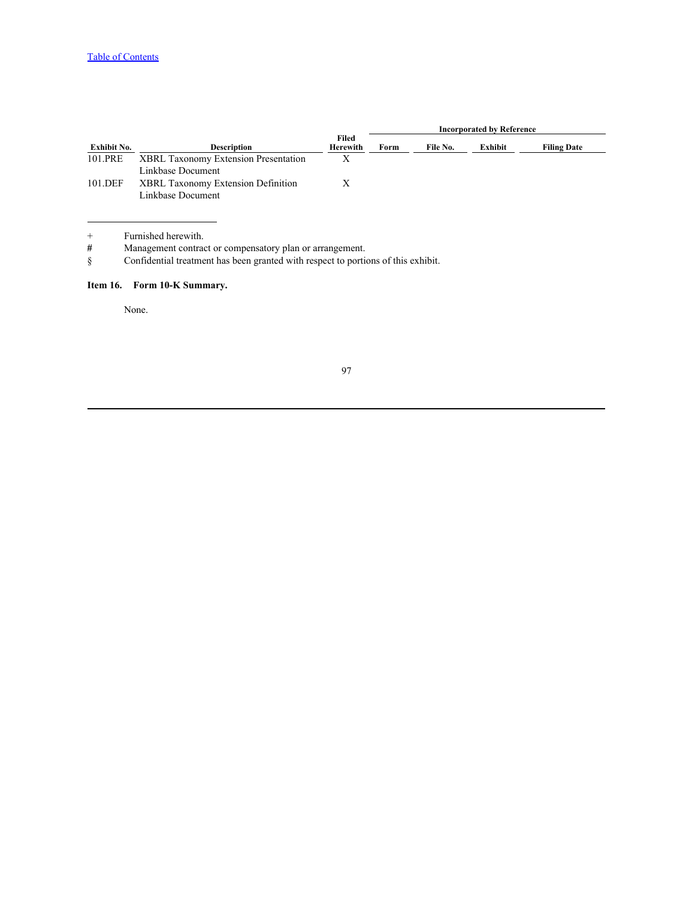| Exhibit No. | Description | Filed Herewith | Incorporated by Reference | | | |
|---|---|---|---|---|---|---|
| | | | Form | File No. | Exhibit | Filing Date |
| 101.PRE | XBRL Taxonomy Extension Presentation Linkbase Document | X | | | | |
| 101.DEF | XBRL Taxonomy Extension Definition Linkbase Document | X | | | | |

+ Furnished herewith.

# Management contract or compensatory plan or arrangement.

§ Confidential treatment has been granted with respect to portions of this exhibit.

**Item 16. Form 10-K Summary.**

None.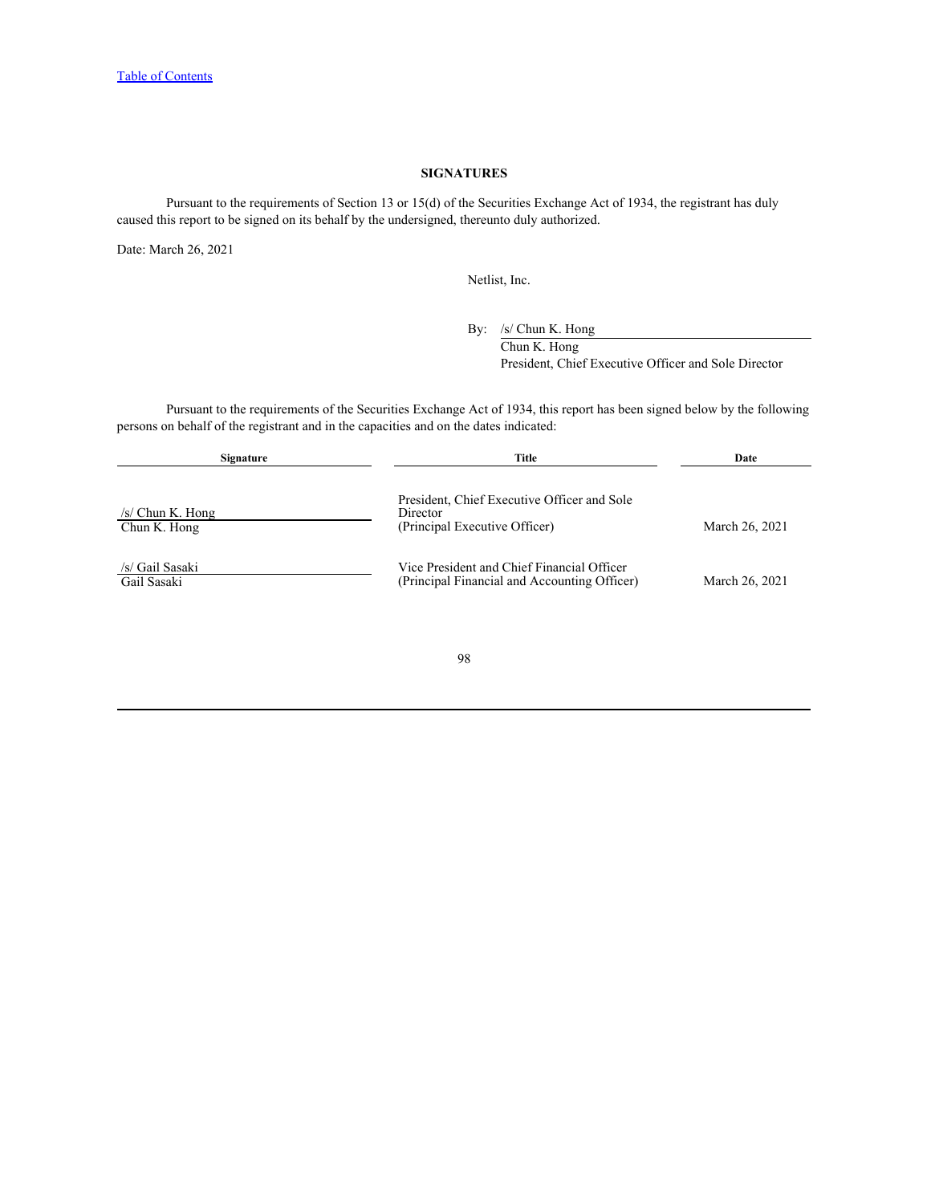Table of Contents

## SIGNATURES

Pursuant to the requirements of Section 13 or 15(d) of the Securities Exchange Act of 1934, the registrant has duly caused this report to be signed on its behalf by the undersigned, thereunto duly authorized.

Date: March 26, 2021

Netlist, Inc.

By: /s/ Chun K. Hong
Chun K. Hong
President, Chief Executive Officer and Sole Director

Pursuant to the requirements of the Securities Exchange Act of 1934, this report has been signed below by the following persons on behalf of the registrant and in the capacities and on the dates indicated:

| Signature | Title | Date |
|---|---|---|
| /s/ Chun K. Hong<br>Chun K. Hong | President, Chief Executive Officer and Sole Director<br>(Principal Executive Officer) | March 26, 2021 |
| /s/ Gail Sasaki<br>Gail Sasaki | Vice President and Chief Financial Officer<br>(Principal Financial and Accounting Officer) | March 26, 2021 |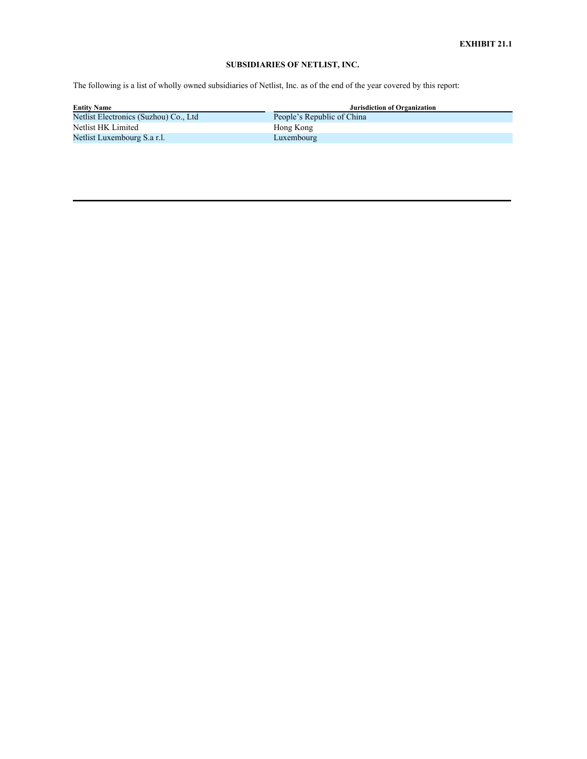**EXHIBIT 21.1**

**SUBSIDIARIES OF NETLIST, INC.**

The following is a list of wholly owned subsidiaries of Netlist, Inc. as of the end of the year covered by this report:

| Entity Name | Jurisdiction of Organization |
|---|---|
| Netlist Electronics (Suzhou) Co., Ltd | People’s Republic of China |
| Netlist HK Limited | Hong Kong |
| Netlist Luxembourg S.a r.l. | Luxembourg |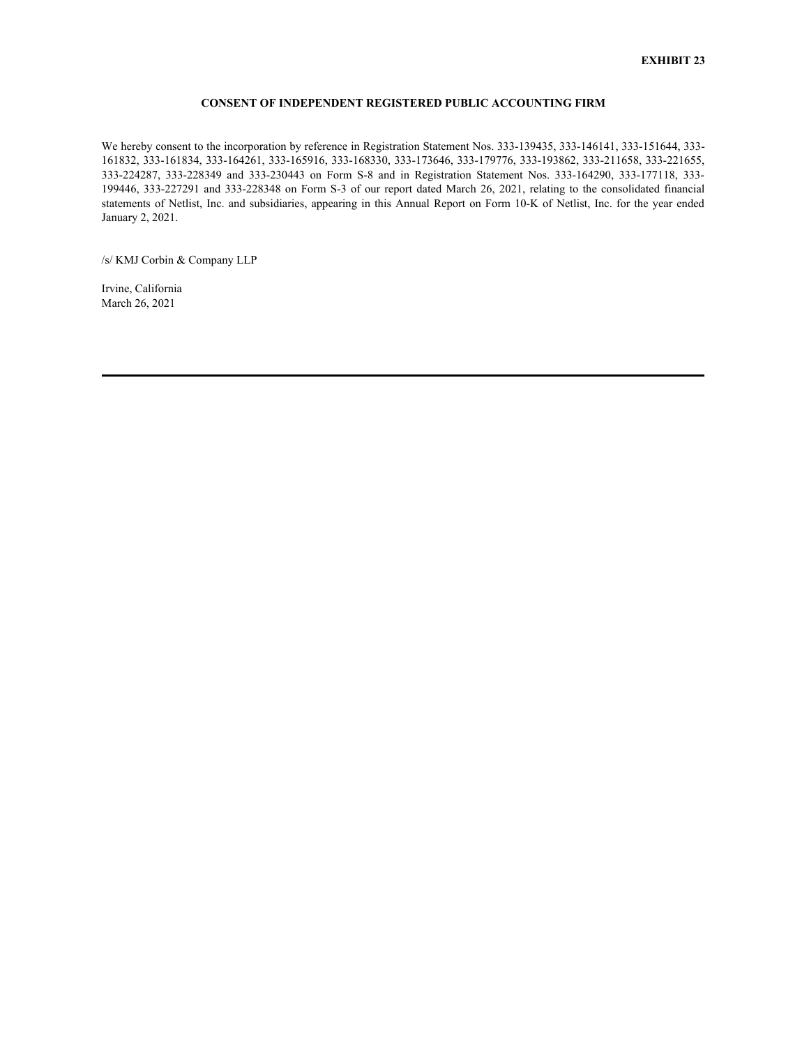**EXHIBIT 23**

**CONSENT OF INDEPENDENT REGISTERED PUBLIC ACCOUNTING FIRM**

We hereby consent to the incorporation by reference in Registration Statement Nos. 333-139435, 333-146141, 333-151644, 333-161832, 333-161834, 333-164261, 333-165916, 333-168330, 333-173646, 333-179776, 333-193862, 333-211658, 333-221655, 333-224287, 333-228349 and 333-230443 on Form S-8 and in Registration Statement Nos. 333-164290, 333-177118, 333-199446, 333-227291 and 333-228348 on Form S-3 of our report dated March 26, 2021, relating to the consolidated financial statements of Netlist, Inc. and subsidiaries, appearing in this Annual Report on Form 10-K of Netlist, Inc. for the year ended January 2, 2021.

/s/ KMJ Corbin & Company LLP

Irvine, California
March 26, 2021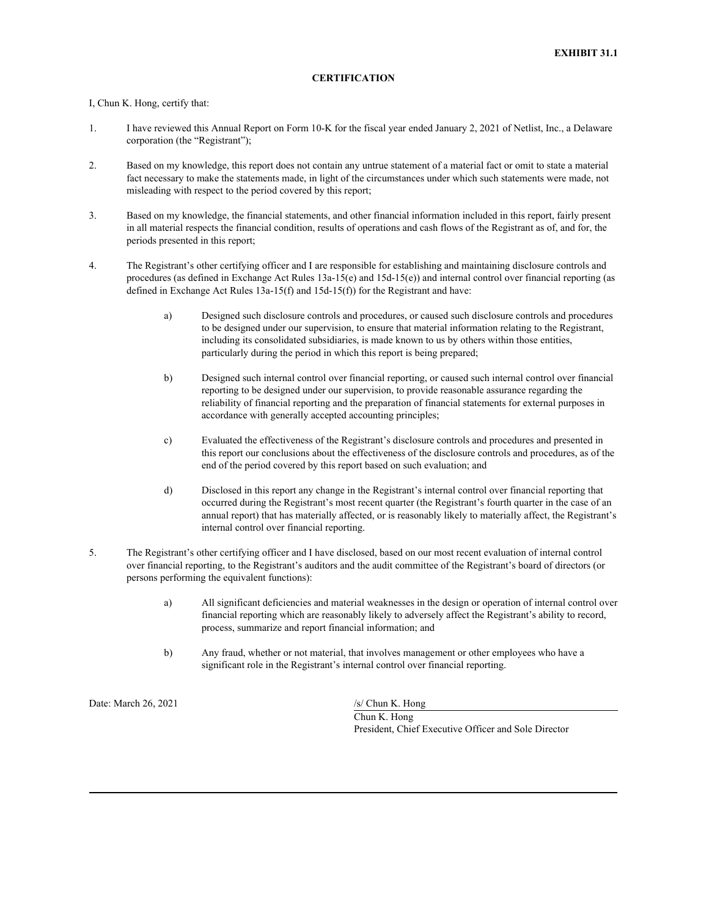**EXHIBIT 31.1**

**CERTIFICATION**

I, Chun K. Hong, certify that:

1. I have reviewed this Annual Report on Form 10-K for the fiscal year ended January 2, 2021 of Netlist, Inc., a Delaware corporation (the "Registrant");

2. Based on my knowledge, this report does not contain any untrue statement of a material fact or omit to state a material fact necessary to make the statements made, in light of the circumstances under which such statements were made, not misleading with respect to the period covered by this report;

3. Based on my knowledge, the financial statements, and other financial information included in this report, fairly present in all material respects the financial condition, results of operations and cash flows of the Registrant as of, and for, the periods presented in this report;

4. The Registrant's other certifying officer and I are responsible for establishing and maintaining disclosure controls and procedures (as defined in Exchange Act Rules 13a-15(e) and 15d-15(e)) and internal control over financial reporting (as defined in Exchange Act Rules 13a-15(f) and 15d-15(f)) for the Registrant and have:

   a) Designed such disclosure controls and procedures, or caused such disclosure controls and procedures to be designed under our supervision, to ensure that material information relating to the Registrant, including its consolidated subsidiaries, is made known to us by others within those entities, particularly during the period in which this report is being prepared;

   b) Designed such internal control over financial reporting, or caused such internal control over financial reporting to be designed under our supervision, to provide reasonable assurance regarding the reliability of financial reporting and the preparation of financial statements for external purposes in accordance with generally accepted accounting principles;

   c) Evaluated the effectiveness of the Registrant's disclosure controls and procedures and presented in this report our conclusions about the effectiveness of the disclosure controls and procedures, as of the end of the period covered by this report based on such evaluation; and

   d) Disclosed in this report any change in the Registrant's internal control over financial reporting that occurred during the Registrant's most recent quarter (the Registrant's fourth quarter in the case of an annual report) that has materially affected, or is reasonably likely to materially affect, the Registrant's internal control over financial reporting.

5. The Registrant's other certifying officer and I have disclosed, based on our most recent evaluation of internal control over financial reporting, to the Registrant's auditors and the audit committee of the Registrant's board of directors (or persons performing the equivalent functions):

   a) All significant deficiencies and material weaknesses in the design or operation of internal control over financial reporting which are reasonably likely to adversely affect the Registrant's ability to record, process, summarize and report financial information; and

   b) Any fraud, whether or not material, that involves management or other employees who have a significant role in the Registrant's internal control over financial reporting.

Date: March 26, 2021

/s/ Chun K. Hong

Chun K. Hong
President, Chief Executive Officer and Sole Director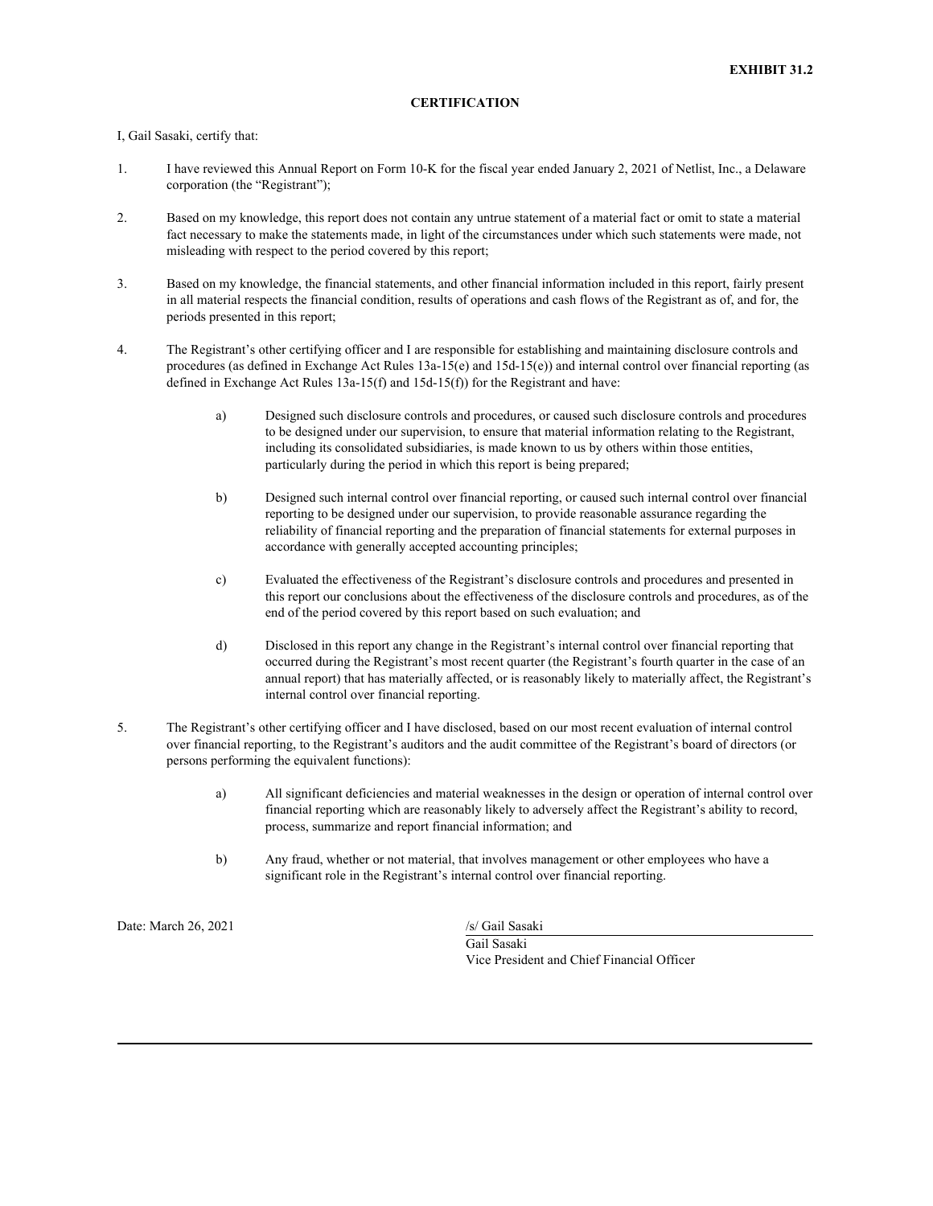**EXHIBIT 31.2**

**CERTIFICATION**

I, Gail Sasaki, certify that:

1. I have reviewed this Annual Report on Form 10-K for the fiscal year ended January 2, 2021 of Netlist, Inc., a Delaware corporation (the "Registrant");

2. Based on my knowledge, this report does not contain any untrue statement of a material fact or omit to state a material fact necessary to make the statements made, in light of the circumstances under which such statements were made, not misleading with respect to the period covered by this report;

3. Based on my knowledge, the financial statements, and other financial information included in this report, fairly present in all material respects the financial condition, results of operations and cash flows of the Registrant as of, and for, the periods presented in this report;

4. The Registrant's other certifying officer and I are responsible for establishing and maintaining disclosure controls and procedures (as defined in Exchange Act Rules 13a-15(e) and 15d-15(e)) and internal control over financial reporting (as defined in Exchange Act Rules 13a-15(f) and 15d-15(f)) for the Registrant and have:

   a) Designed such disclosure controls and procedures, or caused such disclosure controls and procedures to be designed under our supervision, to ensure that material information relating to the Registrant, including its consolidated subsidiaries, is made known to us by others within those entities, particularly during the period in which this report is being prepared;

   b) Designed such internal control over financial reporting, or caused such internal control over financial reporting to be designed under our supervision, to provide reasonable assurance regarding the reliability of financial reporting and the preparation of financial statements for external purposes in accordance with generally accepted accounting principles;

   c) Evaluated the effectiveness of the Registrant's disclosure controls and procedures and presented in this report our conclusions about the effectiveness of the disclosure controls and procedures, as of the end of the period covered by this report based on such evaluation; and

   d) Disclosed in this report any change in the Registrant's internal control over financial reporting that occurred during the Registrant's most recent quarter (the Registrant's fourth quarter in the case of an annual report) that has materially affected, or is reasonably likely to materially affect, the Registrant's internal control over financial reporting.

5. The Registrant's other certifying officer and I have disclosed, based on our most recent evaluation of internal control over financial reporting, to the Registrant's auditors and the audit committee of the Registrant's board of directors (or persons performing the equivalent functions):

   a) All significant deficiencies and material weaknesses in the design or operation of internal control over financial reporting which are reasonably likely to adversely affect the Registrant's ability to record, process, summarize and report financial information; and

   b) Any fraud, whether or not material, that involves management or other employees who have a significant role in the Registrant's internal control over financial reporting.

Date: March 26, 2021

/s/ Gail Sasaki
Gail Sasaki
Vice President and Chief Financial Officer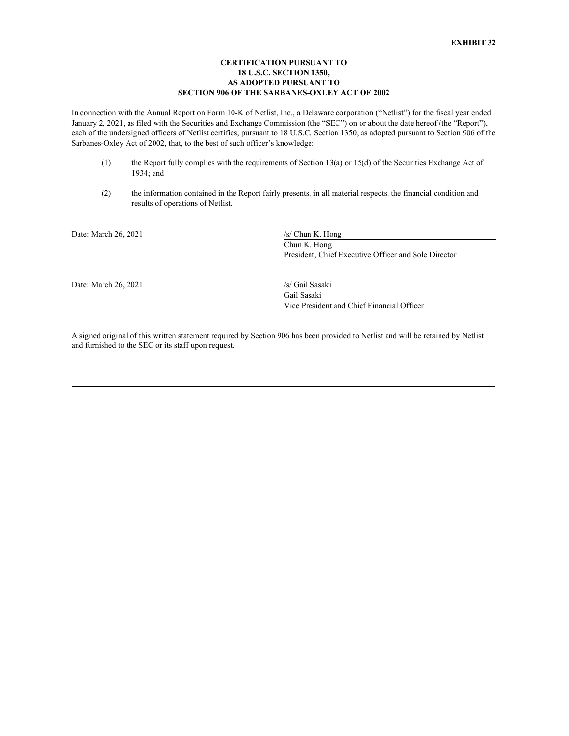**EXHIBIT 32**

**CERTIFICATION PURSUANT TO**
**18 U.S.C. SECTION 1350,**
**AS ADOPTED PURSUANT TO**
**SECTION 906 OF THE SARBANES-OXLEY ACT OF 2002**

In connection with the Annual Report on Form 10-K of Netlist, Inc., a Delaware corporation ("Netlist") for the fiscal year ended January 2, 2021, as filed with the Securities and Exchange Commission (the "SEC") on or about the date hereof (the "Report"), each of the undersigned officers of Netlist certifies, pursuant to 18 U.S.C. Section 1350, as adopted pursuant to Section 906 of the Sarbanes-Oxley Act of 2002, that, to the best of such officer's knowledge:

(1) the Report fully complies with the requirements of Section 13(a) or 15(d) of the Securities Exchange Act of 1934; and

(2) the information contained in the Report fairly presents, in all material respects, the financial condition and results of operations of Netlist.

Date: March 26, 2021

/s/ Chun K. Hong
Chun K. Hong
President, Chief Executive Officer and Sole Director

Date: March 26, 2021

/s/ Gail Sasaki
Gail Sasaki
Vice President and Chief Financial Officer

A signed original of this written statement required by Section 906 has been provided to Netlist and will be retained by Netlist and furnished to the SEC or its staff upon request.